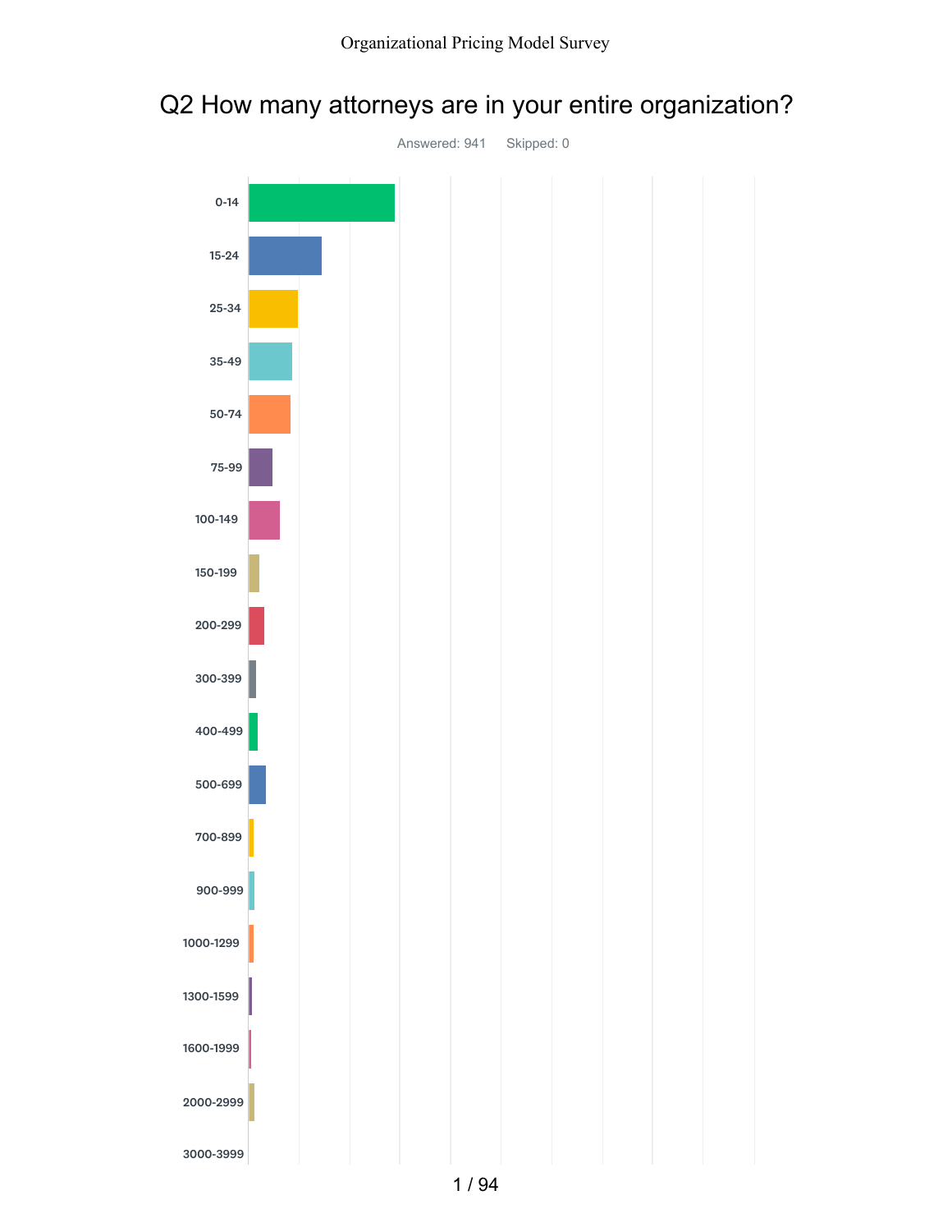# Q2 How many attorneys are in your entire organization?

Answered: 941 Skipped: 0

0-14

15-24

25-34

35-49

50-74

75-99

100-149

150-199

200-299

300-399

400-499

500-699

700-899

900-999

1000-1299

1300-1599

1600-1999

2000-2999

3000-3999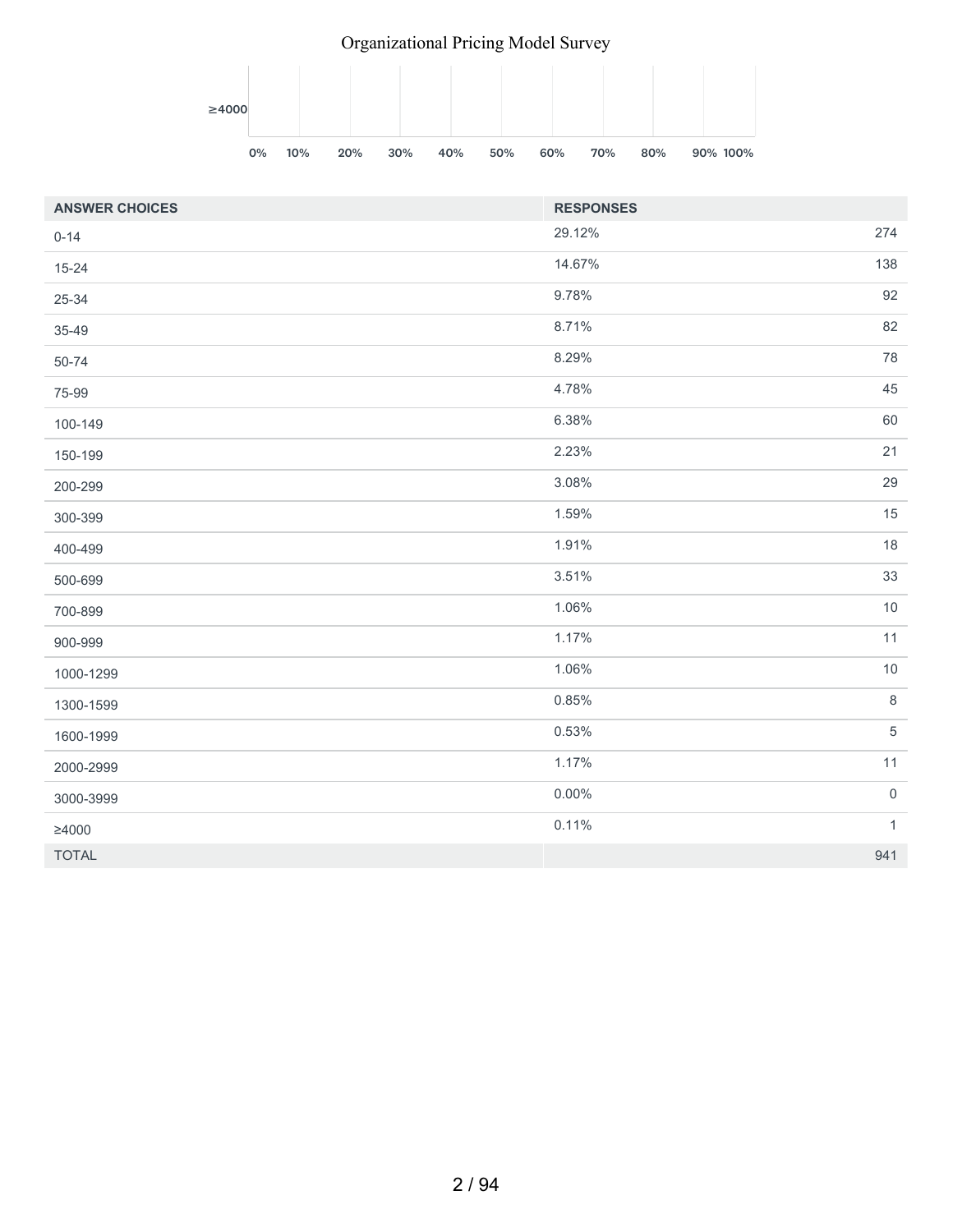| ANSWER CHOICES | RESPONSES | |
|---|---|---|
| 0-14 | 29.12% | 274 |
| 15-24 | 14.67% | 138 |
| 25-34 | 9.78% | 92 |
| 35-49 | 8.71% | 82 |
| 50-74 | 8.29% | 78 |
| 75-99 | 4.78% | 45 |
| 100-149 | 6.38% | 60 |
| 150-199 | 2.23% | 21 |
| 200-299 | 3.08% | 29 |
| 300-399 | 1.59% | 15 |
| 400-499 | 1.91% | 18 |
| 500-699 | 3.51% | 33 |
| 700-899 | 1.06% | 10 |
| 900-999 | 1.17% | 11 |
| 1000-1299 | 1.06% | 10 |
| 1300-1599 | 0.85% | 8 |
| 1600-1999 | 0.53% | 5 |
| 2000-2999 | 1.17% | 11 |
| 3000-3999 | 0.00% | 0 |
| ≥4000 | 0.11% | 1 |
| TOTAL | | 941 |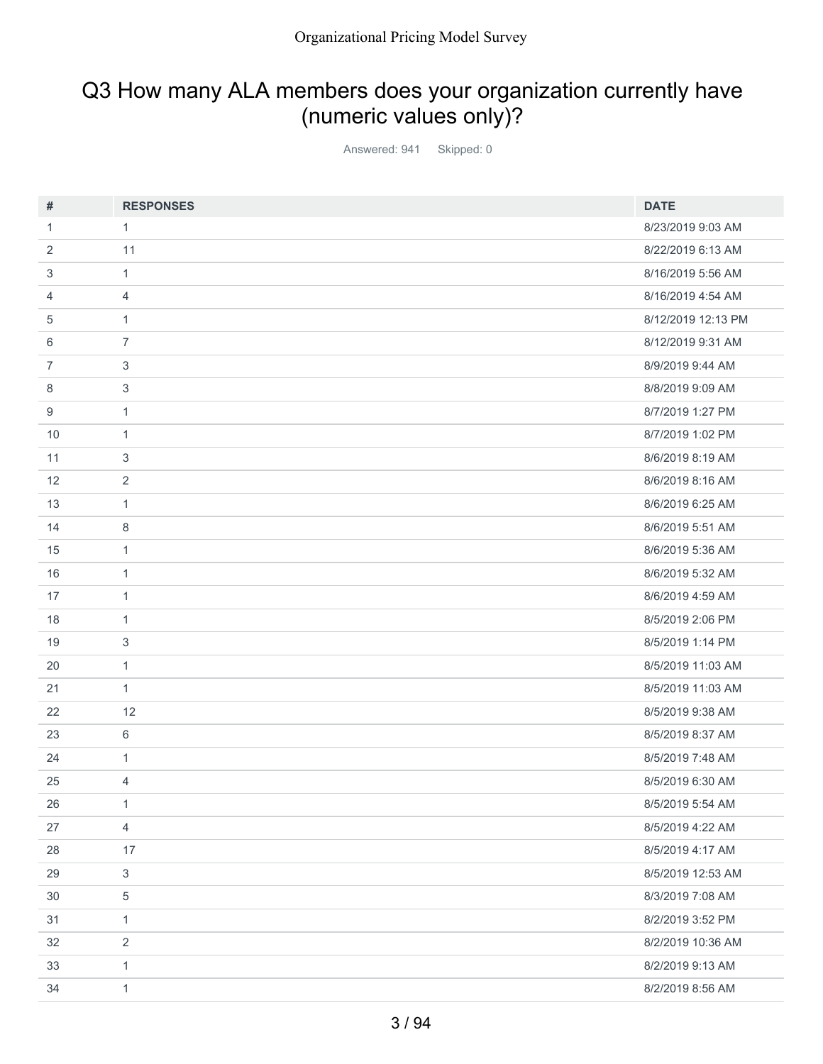## Q3 How many ALA members does your organization currently have (numeric values only)?

Answered: 941 Skipped: 0

| # | RESPONSES | DATE |
|---|---|---|
| 1 | 1 | 8/23/2019 9:03 AM |
| 2 | 11 | 8/22/2019 6:13 AM |
| 3 | 1 | 8/16/2019 5:56 AM |
| 4 | 4 | 8/16/2019 4:54 AM |
| 5 | 1 | 8/12/2019 12:13 PM |
| 6 | 7 | 8/12/2019 9:31 AM |
| 7 | 3 | 8/9/2019 9:44 AM |
| 8 | 3 | 8/8/2019 9:09 AM |
| 9 | 1 | 8/7/2019 1:27 PM |
| 10 | 1 | 8/7/2019 1:02 PM |
| 11 | 3 | 8/6/2019 8:19 AM |
| 12 | 2 | 8/6/2019 8:16 AM |
| 13 | 1 | 8/6/2019 6:25 AM |
| 14 | 8 | 8/6/2019 5:51 AM |
| 15 | 1 | 8/6/2019 5:36 AM |
| 16 | 1 | 8/6/2019 5:32 AM |
| 17 | 1 | 8/6/2019 4:59 AM |
| 18 | 1 | 8/5/2019 2:06 PM |
| 19 | 3 | 8/5/2019 1:14 PM |
| 20 | 1 | 8/5/2019 11:03 AM |
| 21 | 1 | 8/5/2019 11:03 AM |
| 22 | 12 | 8/5/2019 9:38 AM |
| 23 | 6 | 8/5/2019 8:37 AM |
| 24 | 1 | 8/5/2019 7:48 AM |
| 25 | 4 | 8/5/2019 6:30 AM |
| 26 | 1 | 8/5/2019 5:54 AM |
| 27 | 4 | 8/5/2019 4:22 AM |
| 28 | 17 | 8/5/2019 4:17 AM |
| 29 | 3 | 8/5/2019 12:53 AM |
| 30 | 5 | 8/3/2019 7:08 AM |
| 31 | 1 | 8/2/2019 3:52 PM |
| 32 | 2 | 8/2/2019 10:36 AM |
| 33 | 1 | 8/2/2019 9:13 AM |
| 34 | 1 | 8/2/2019 8:56 AM |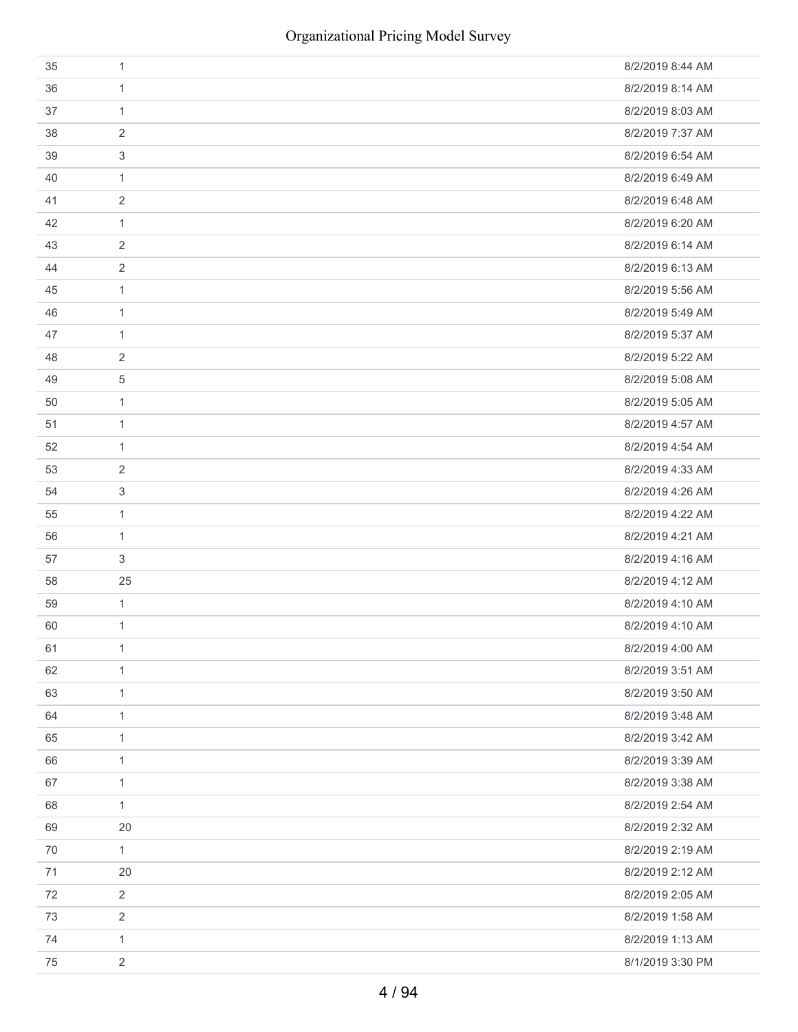| | | |
|---|---|---|
| 35 | 1 | 8/2/2019 8:44 AM |
| 36 | 1 | 8/2/2019 8:14 AM |
| 37 | 1 | 8/2/2019 8:03 AM |
| 38 | 2 | 8/2/2019 7:37 AM |
| 39 | 3 | 8/2/2019 6:54 AM |
| 40 | 1 | 8/2/2019 6:49 AM |
| 41 | 2 | 8/2/2019 6:48 AM |
| 42 | 1 | 8/2/2019 6:20 AM |
| 43 | 2 | 8/2/2019 6:14 AM |
| 44 | 2 | 8/2/2019 6:13 AM |
| 45 | 1 | 8/2/2019 5:56 AM |
| 46 | 1 | 8/2/2019 5:49 AM |
| 47 | 1 | 8/2/2019 5:37 AM |
| 48 | 2 | 8/2/2019 5:22 AM |
| 49 | 5 | 8/2/2019 5:08 AM |
| 50 | 1 | 8/2/2019 5:05 AM |
| 51 | 1 | 8/2/2019 4:57 AM |
| 52 | 1 | 8/2/2019 4:54 AM |
| 53 | 2 | 8/2/2019 4:33 AM |
| 54 | 3 | 8/2/2019 4:26 AM |
| 55 | 1 | 8/2/2019 4:22 AM |
| 56 | 1 | 8/2/2019 4:21 AM |
| 57 | 3 | 8/2/2019 4:16 AM |
| 58 | 25 | 8/2/2019 4:12 AM |
| 59 | 1 | 8/2/2019 4:10 AM |
| 60 | 1 | 8/2/2019 4:10 AM |
| 61 | 1 | 8/2/2019 4:00 AM |
| 62 | 1 | 8/2/2019 3:51 AM |
| 63 | 1 | 8/2/2019 3:50 AM |
| 64 | 1 | 8/2/2019 3:48 AM |
| 65 | 1 | 8/2/2019 3:42 AM |
| 66 | 1 | 8/2/2019 3:39 AM |
| 67 | 1 | 8/2/2019 3:38 AM |
| 68 | 1 | 8/2/2019 2:54 AM |
| 69 | 20 | 8/2/2019 2:32 AM |
| 70 | 1 | 8/2/2019 2:19 AM |
| 71 | 20 | 8/2/2019 2:12 AM |
| 72 | 2 | 8/2/2019 2:05 AM |
| 73 | 2 | 8/2/2019 1:58 AM |
| 74 | 1 | 8/2/2019 1:13 AM |
| 75 | 2 | 8/1/2019 3:30 PM |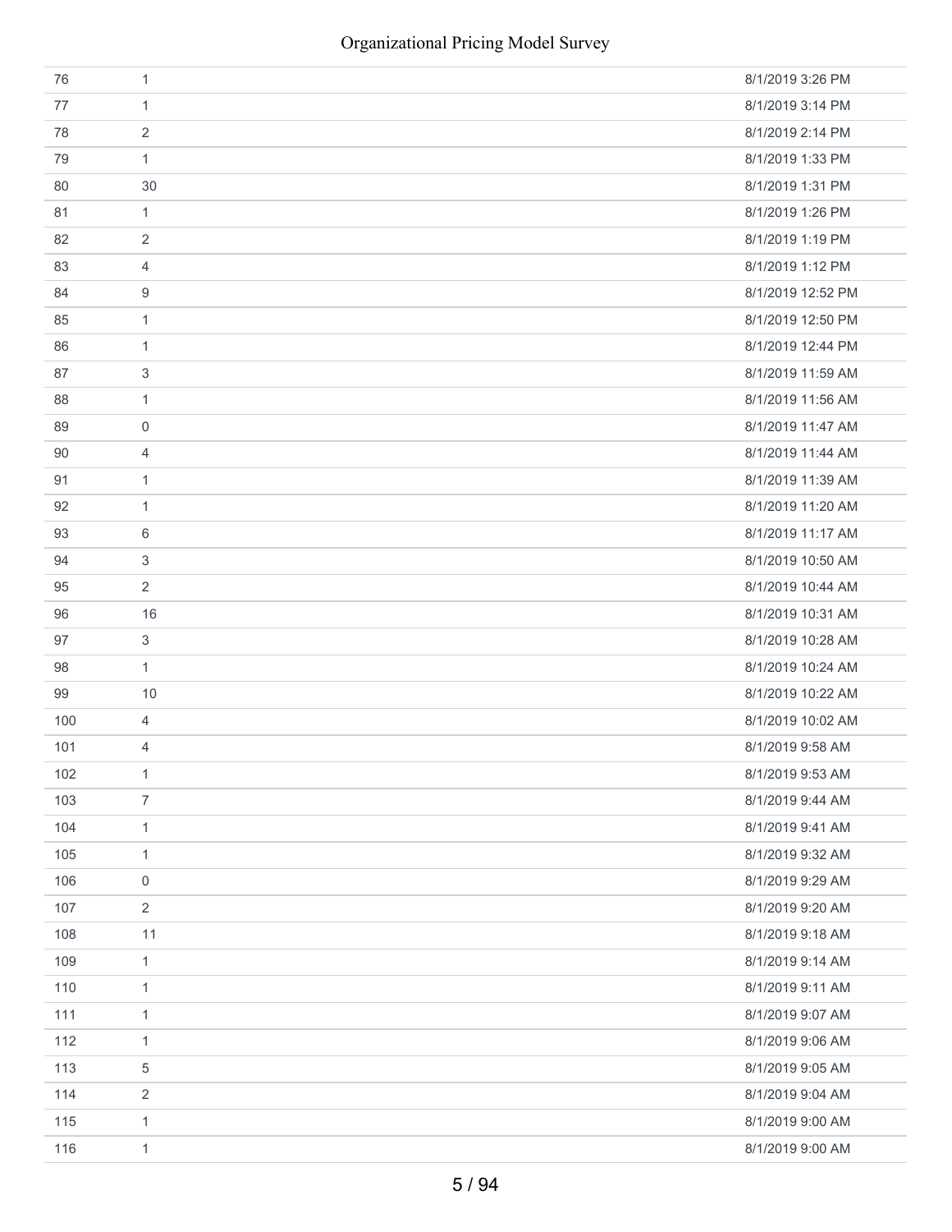| | | |
|---|---|---|
| 76 | 1 | 8/1/2019 3:26 PM |
| 77 | 1 | 8/1/2019 3:14 PM |
| 78 | 2 | 8/1/2019 2:14 PM |
| 79 | 1 | 8/1/2019 1:33 PM |
| 80 | 30 | 8/1/2019 1:31 PM |
| 81 | 1 | 8/1/2019 1:26 PM |
| 82 | 2 | 8/1/2019 1:19 PM |
| 83 | 4 | 8/1/2019 1:12 PM |
| 84 | 9 | 8/1/2019 12:52 PM |
| 85 | 1 | 8/1/2019 12:50 PM |
| 86 | 1 | 8/1/2019 12:44 PM |
| 87 | 3 | 8/1/2019 11:59 AM |
| 88 | 1 | 8/1/2019 11:56 AM |
| 89 | 0 | 8/1/2019 11:47 AM |
| 90 | 4 | 8/1/2019 11:44 AM |
| 91 | 1 | 8/1/2019 11:39 AM |
| 92 | 1 | 8/1/2019 11:20 AM |
| 93 | 6 | 8/1/2019 11:17 AM |
| 94 | 3 | 8/1/2019 10:50 AM |
| 95 | 2 | 8/1/2019 10:44 AM |
| 96 | 16 | 8/1/2019 10:31 AM |
| 97 | 3 | 8/1/2019 10:28 AM |
| 98 | 1 | 8/1/2019 10:24 AM |
| 99 | 10 | 8/1/2019 10:22 AM |
| 100 | 4 | 8/1/2019 10:02 AM |
| 101 | 4 | 8/1/2019 9:58 AM |
| 102 | 1 | 8/1/2019 9:53 AM |
| 103 | 7 | 8/1/2019 9:44 AM |
| 104 | 1 | 8/1/2019 9:41 AM |
| 105 | 1 | 8/1/2019 9:32 AM |
| 106 | 0 | 8/1/2019 9:29 AM |
| 107 | 2 | 8/1/2019 9:20 AM |
| 108 | 11 | 8/1/2019 9:18 AM |
| 109 | 1 | 8/1/2019 9:14 AM |
| 110 | 1 | 8/1/2019 9:11 AM |
| 111 | 1 | 8/1/2019 9:07 AM |
| 112 | 1 | 8/1/2019 9:06 AM |
| 113 | 5 | 8/1/2019 9:05 AM |
| 114 | 2 | 8/1/2019 9:04 AM |
| 115 | 1 | 8/1/2019 9:00 AM |
| 116 | 1 | 8/1/2019 9:00 AM |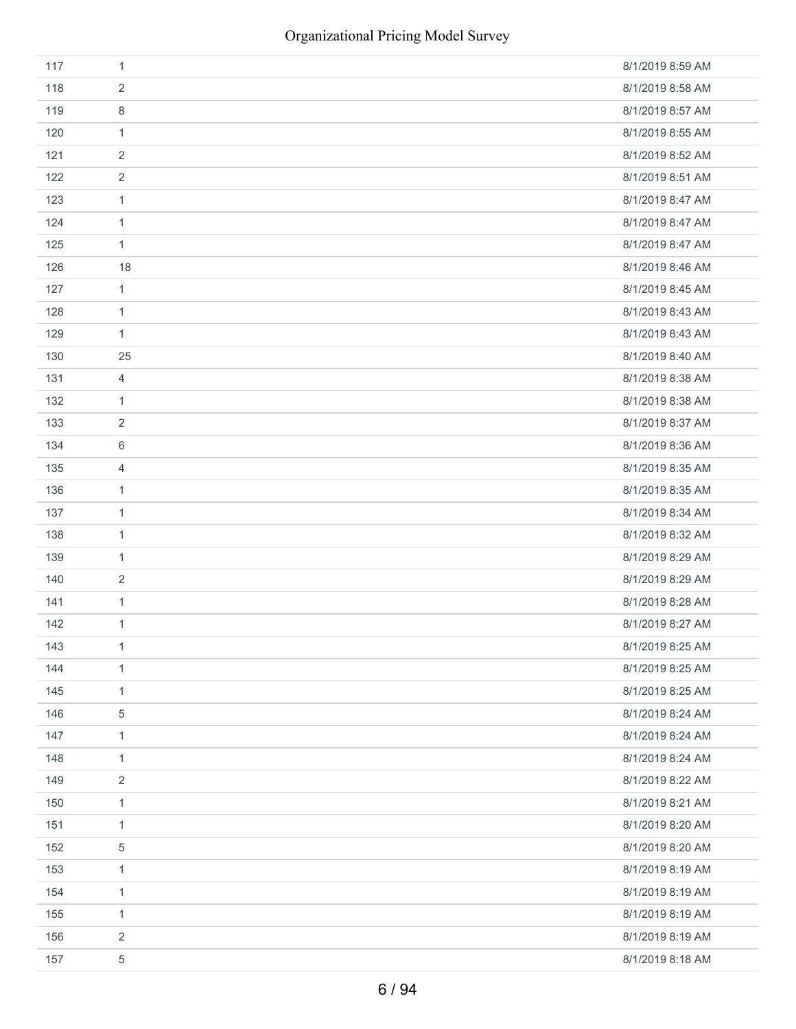| | | |
|---|---|---|
| 117 | 1 | 8/1/2019 8:59 AM |
| 118 | 2 | 8/1/2019 8:58 AM |
| 119 | 8 | 8/1/2019 8:57 AM |
| 120 | 1 | 8/1/2019 8:55 AM |
| 121 | 2 | 8/1/2019 8:52 AM |
| 122 | 2 | 8/1/2019 8:51 AM |
| 123 | 1 | 8/1/2019 8:47 AM |
| 124 | 1 | 8/1/2019 8:47 AM |
| 125 | 1 | 8/1/2019 8:47 AM |
| 126 | 18 | 8/1/2019 8:46 AM |
| 127 | 1 | 8/1/2019 8:45 AM |
| 128 | 1 | 8/1/2019 8:43 AM |
| 129 | 1 | 8/1/2019 8:43 AM |
| 130 | 25 | 8/1/2019 8:40 AM |
| 131 | 4 | 8/1/2019 8:38 AM |
| 132 | 1 | 8/1/2019 8:38 AM |
| 133 | 2 | 8/1/2019 8:37 AM |
| 134 | 6 | 8/1/2019 8:36 AM |
| 135 | 4 | 8/1/2019 8:35 AM |
| 136 | 1 | 8/1/2019 8:35 AM |
| 137 | 1 | 8/1/2019 8:34 AM |
| 138 | 1 | 8/1/2019 8:32 AM |
| 139 | 1 | 8/1/2019 8:29 AM |
| 140 | 2 | 8/1/2019 8:29 AM |
| 141 | 1 | 8/1/2019 8:28 AM |
| 142 | 1 | 8/1/2019 8:27 AM |
| 143 | 1 | 8/1/2019 8:25 AM |
| 144 | 1 | 8/1/2019 8:25 AM |
| 145 | 1 | 8/1/2019 8:25 AM |
| 146 | 5 | 8/1/2019 8:24 AM |
| 147 | 1 | 8/1/2019 8:24 AM |
| 148 | 1 | 8/1/2019 8:24 AM |
| 149 | 2 | 8/1/2019 8:22 AM |
| 150 | 1 | 8/1/2019 8:21 AM |
| 151 | 1 | 8/1/2019 8:20 AM |
| 152 | 5 | 8/1/2019 8:20 AM |
| 153 | 1 | 8/1/2019 8:19 AM |
| 154 | 1 | 8/1/2019 8:19 AM |
| 155 | 1 | 8/1/2019 8:19 AM |
| 156 | 2 | 8/1/2019 8:19 AM |
| 157 | 5 | 8/1/2019 8:18 AM |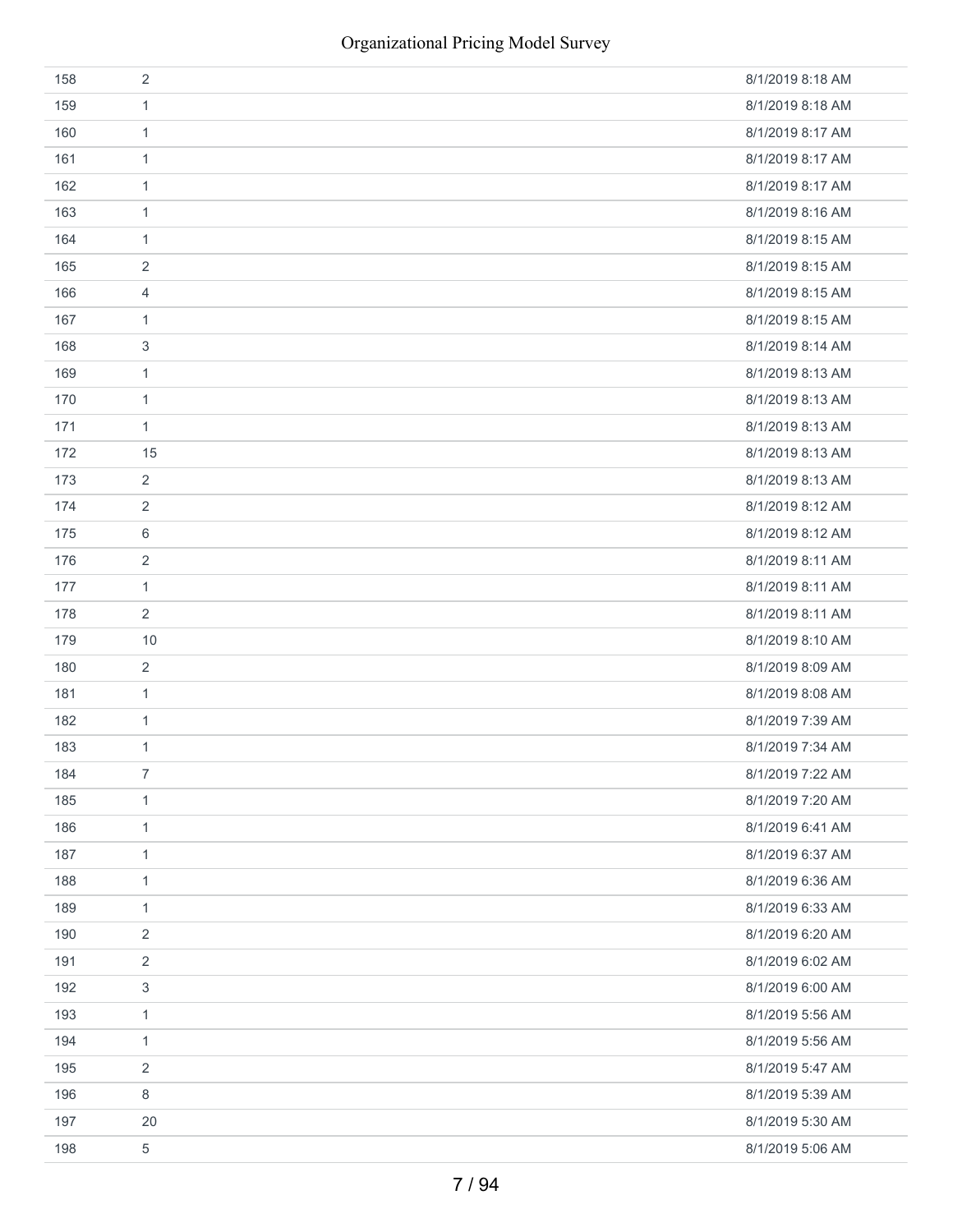| | | |
|---|---|---|
| 158 | 2 | 8/1/2019 8:18 AM |
| 159 | 1 | 8/1/2019 8:18 AM |
| 160 | 1 | 8/1/2019 8:17 AM |
| 161 | 1 | 8/1/2019 8:17 AM |
| 162 | 1 | 8/1/2019 8:17 AM |
| 163 | 1 | 8/1/2019 8:16 AM |
| 164 | 1 | 8/1/2019 8:15 AM |
| 165 | 2 | 8/1/2019 8:15 AM |
| 166 | 4 | 8/1/2019 8:15 AM |
| 167 | 1 | 8/1/2019 8:15 AM |
| 168 | 3 | 8/1/2019 8:14 AM |
| 169 | 1 | 8/1/2019 8:13 AM |
| 170 | 1 | 8/1/2019 8:13 AM |
| 171 | 1 | 8/1/2019 8:13 AM |
| 172 | 15 | 8/1/2019 8:13 AM |
| 173 | 2 | 8/1/2019 8:13 AM |
| 174 | 2 | 8/1/2019 8:12 AM |
| 175 | 6 | 8/1/2019 8:12 AM |
| 176 | 2 | 8/1/2019 8:11 AM |
| 177 | 1 | 8/1/2019 8:11 AM |
| 178 | 2 | 8/1/2019 8:11 AM |
| 179 | 10 | 8/1/2019 8:10 AM |
| 180 | 2 | 8/1/2019 8:09 AM |
| 181 | 1 | 8/1/2019 8:08 AM |
| 182 | 1 | 8/1/2019 7:39 AM |
| 183 | 1 | 8/1/2019 7:34 AM |
| 184 | 7 | 8/1/2019 7:22 AM |
| 185 | 1 | 8/1/2019 7:20 AM |
| 186 | 1 | 8/1/2019 6:41 AM |
| 187 | 1 | 8/1/2019 6:37 AM |
| 188 | 1 | 8/1/2019 6:36 AM |
| 189 | 1 | 8/1/2019 6:33 AM |
| 190 | 2 | 8/1/2019 6:20 AM |
| 191 | 2 | 8/1/2019 6:02 AM |
| 192 | 3 | 8/1/2019 6:00 AM |
| 193 | 1 | 8/1/2019 5:56 AM |
| 194 | 1 | 8/1/2019 5:56 AM |
| 195 | 2 | 8/1/2019 5:47 AM |
| 196 | 8 | 8/1/2019 5:39 AM |
| 197 | 20 | 8/1/2019 5:30 AM |
| 198 | 5 | 8/1/2019 5:06 AM |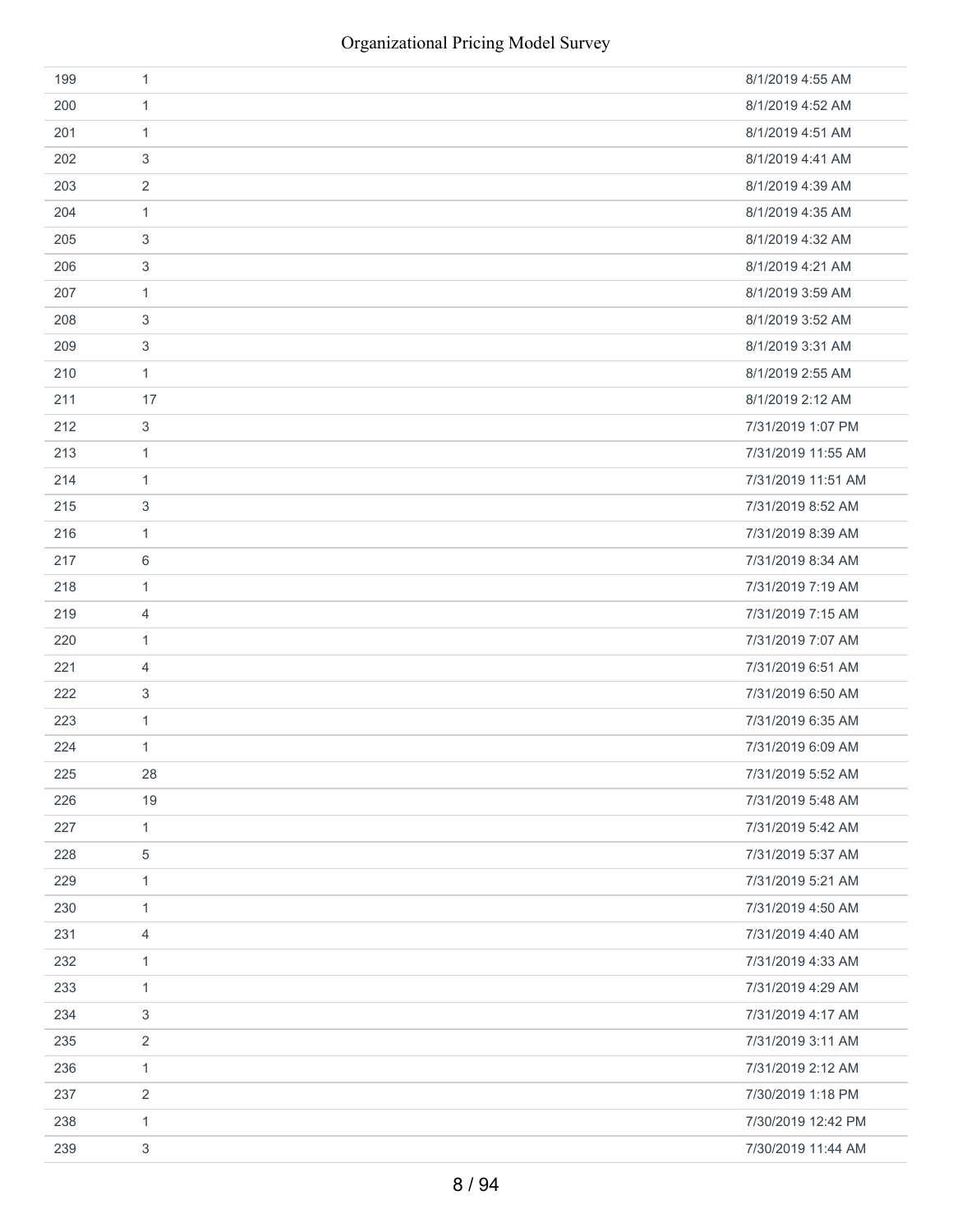| | | |
|---|---|---|
| 199 | 1 | 8/1/2019 4:55 AM |
| 200 | 1 | 8/1/2019 4:52 AM |
| 201 | 1 | 8/1/2019 4:51 AM |
| 202 | 3 | 8/1/2019 4:41 AM |
| 203 | 2 | 8/1/2019 4:39 AM |
| 204 | 1 | 8/1/2019 4:35 AM |
| 205 | 3 | 8/1/2019 4:32 AM |
| 206 | 3 | 8/1/2019 4:21 AM |
| 207 | 1 | 8/1/2019 3:59 AM |
| 208 | 3 | 8/1/2019 3:52 AM |
| 209 | 3 | 8/1/2019 3:31 AM |
| 210 | 1 | 8/1/2019 2:55 AM |
| 211 | 17 | 8/1/2019 2:12 AM |
| 212 | 3 | 7/31/2019 1:07 PM |
| 213 | 1 | 7/31/2019 11:55 AM |
| 214 | 1 | 7/31/2019 11:51 AM |
| 215 | 3 | 7/31/2019 8:52 AM |
| 216 | 1 | 7/31/2019 8:39 AM |
| 217 | 6 | 7/31/2019 8:34 AM |
| 218 | 1 | 7/31/2019 7:19 AM |
| 219 | 4 | 7/31/2019 7:15 AM |
| 220 | 1 | 7/31/2019 7:07 AM |
| 221 | 4 | 7/31/2019 6:51 AM |
| 222 | 3 | 7/31/2019 6:50 AM |
| 223 | 1 | 7/31/2019 6:35 AM |
| 224 | 1 | 7/31/2019 6:09 AM |
| 225 | 28 | 7/31/2019 5:52 AM |
| 226 | 19 | 7/31/2019 5:48 AM |
| 227 | 1 | 7/31/2019 5:42 AM |
| 228 | 5 | 7/31/2019 5:37 AM |
| 229 | 1 | 7/31/2019 5:21 AM |
| 230 | 1 | 7/31/2019 4:50 AM |
| 231 | 4 | 7/31/2019 4:40 AM |
| 232 | 1 | 7/31/2019 4:33 AM |
| 233 | 1 | 7/31/2019 4:29 AM |
| 234 | 3 | 7/31/2019 4:17 AM |
| 235 | 2 | 7/31/2019 3:11 AM |
| 236 | 1 | 7/31/2019 2:12 AM |
| 237 | 2 | 7/30/2019 1:18 PM |
| 238 | 1 | 7/30/2019 12:42 PM |
| 239 | 3 | 7/30/2019 11:44 AM |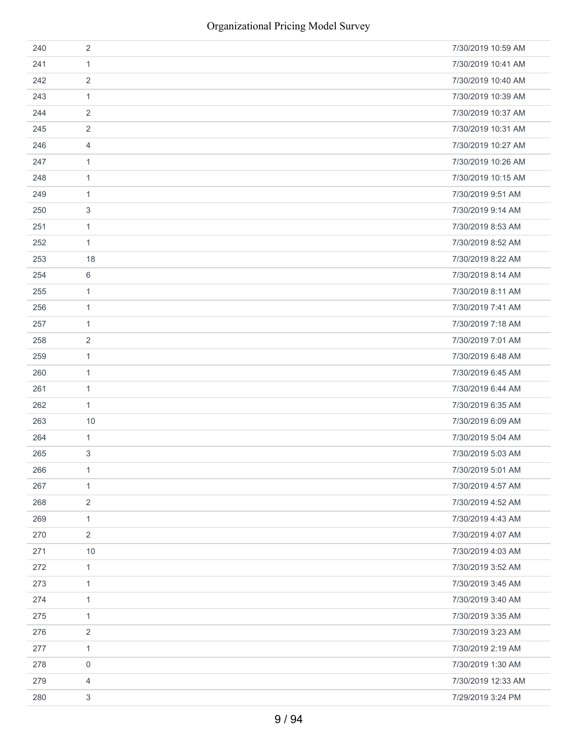| | | |
|---|---|---|
| 240 | 2 | 7/30/2019 10:59 AM |
| 241 | 1 | 7/30/2019 10:41 AM |
| 242 | 2 | 7/30/2019 10:40 AM |
| 243 | 1 | 7/30/2019 10:39 AM |
| 244 | 2 | 7/30/2019 10:37 AM |
| 245 | 2 | 7/30/2019 10:31 AM |
| 246 | 4 | 7/30/2019 10:27 AM |
| 247 | 1 | 7/30/2019 10:26 AM |
| 248 | 1 | 7/30/2019 10:15 AM |
| 249 | 1 | 7/30/2019 9:51 AM |
| 250 | 3 | 7/30/2019 9:14 AM |
| 251 | 1 | 7/30/2019 8:53 AM |
| 252 | 1 | 7/30/2019 8:52 AM |
| 253 | 18 | 7/30/2019 8:22 AM |
| 254 | 6 | 7/30/2019 8:14 AM |
| 255 | 1 | 7/30/2019 8:11 AM |
| 256 | 1 | 7/30/2019 7:41 AM |
| 257 | 1 | 7/30/2019 7:18 AM |
| 258 | 2 | 7/30/2019 7:01 AM |
| 259 | 1 | 7/30/2019 6:48 AM |
| 260 | 1 | 7/30/2019 6:45 AM |
| 261 | 1 | 7/30/2019 6:44 AM |
| 262 | 1 | 7/30/2019 6:35 AM |
| 263 | 10 | 7/30/2019 6:09 AM |
| 264 | 1 | 7/30/2019 5:04 AM |
| 265 | 3 | 7/30/2019 5:03 AM |
| 266 | 1 | 7/30/2019 5:01 AM |
| 267 | 1 | 7/30/2019 4:57 AM |
| 268 | 2 | 7/30/2019 4:52 AM |
| 269 | 1 | 7/30/2019 4:43 AM |
| 270 | 2 | 7/30/2019 4:07 AM |
| 271 | 10 | 7/30/2019 4:03 AM |
| 272 | 1 | 7/30/2019 3:52 AM |
| 273 | 1 | 7/30/2019 3:45 AM |
| 274 | 1 | 7/30/2019 3:40 AM |
| 275 | 1 | 7/30/2019 3:35 AM |
| 276 | 2 | 7/30/2019 3:23 AM |
| 277 | 1 | 7/30/2019 2:19 AM |
| 278 | 0 | 7/30/2019 1:30 AM |
| 279 | 4 | 7/30/2019 12:33 AM |
| 280 | 3 | 7/29/2019 3:24 PM |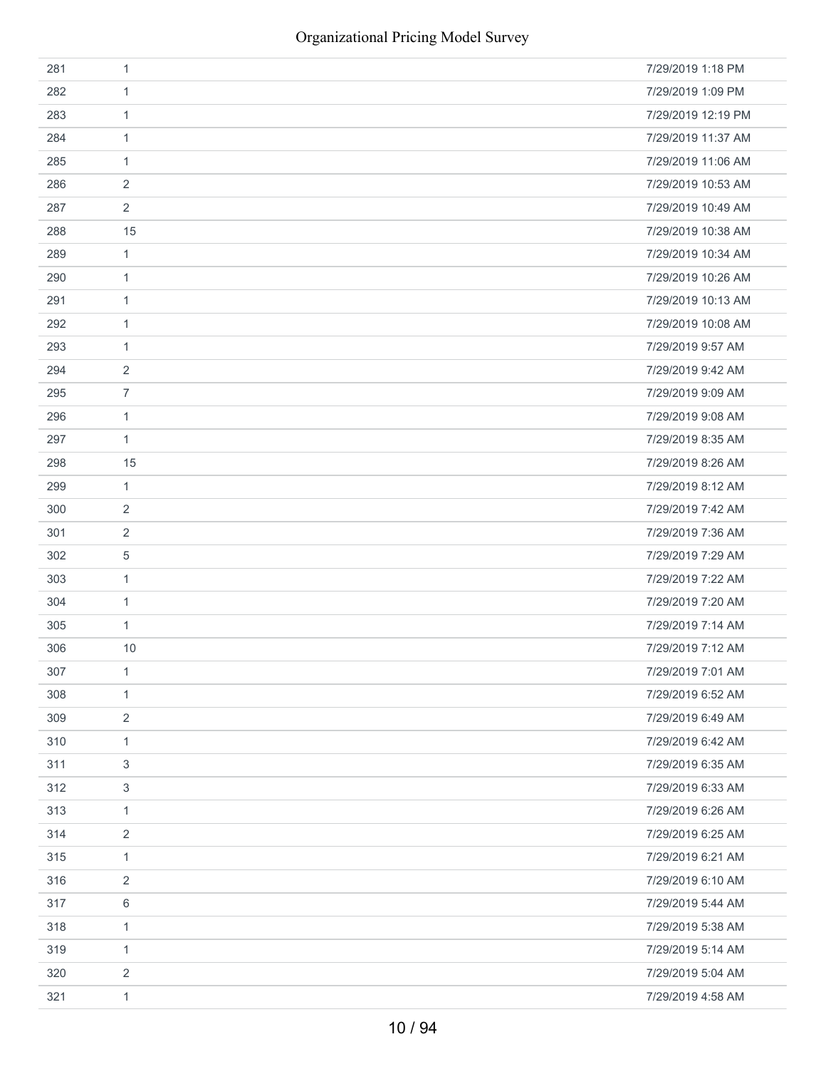| | | |
|---|---|---|
| 281 | 1 | 7/29/2019 1:18 PM |
| 282 | 1 | 7/29/2019 1:09 PM |
| 283 | 1 | 7/29/2019 12:19 PM |
| 284 | 1 | 7/29/2019 11:37 AM |
| 285 | 1 | 7/29/2019 11:06 AM |
| 286 | 2 | 7/29/2019 10:53 AM |
| 287 | 2 | 7/29/2019 10:49 AM |
| 288 | 15 | 7/29/2019 10:38 AM |
| 289 | 1 | 7/29/2019 10:34 AM |
| 290 | 1 | 7/29/2019 10:26 AM |
| 291 | 1 | 7/29/2019 10:13 AM |
| 292 | 1 | 7/29/2019 10:08 AM |
| 293 | 1 | 7/29/2019 9:57 AM |
| 294 | 2 | 7/29/2019 9:42 AM |
| 295 | 7 | 7/29/2019 9:09 AM |
| 296 | 1 | 7/29/2019 9:08 AM |
| 297 | 1 | 7/29/2019 8:35 AM |
| 298 | 15 | 7/29/2019 8:26 AM |
| 299 | 1 | 7/29/2019 8:12 AM |
| 300 | 2 | 7/29/2019 7:42 AM |
| 301 | 2 | 7/29/2019 7:36 AM |
| 302 | 5 | 7/29/2019 7:29 AM |
| 303 | 1 | 7/29/2019 7:22 AM |
| 304 | 1 | 7/29/2019 7:20 AM |
| 305 | 1 | 7/29/2019 7:14 AM |
| 306 | 10 | 7/29/2019 7:12 AM |
| 307 | 1 | 7/29/2019 7:01 AM |
| 308 | 1 | 7/29/2019 6:52 AM |
| 309 | 2 | 7/29/2019 6:49 AM |
| 310 | 1 | 7/29/2019 6:42 AM |
| 311 | 3 | 7/29/2019 6:35 AM |
| 312 | 3 | 7/29/2019 6:33 AM |
| 313 | 1 | 7/29/2019 6:26 AM |
| 314 | 2 | 7/29/2019 6:25 AM |
| 315 | 1 | 7/29/2019 6:21 AM |
| 316 | 2 | 7/29/2019 6:10 AM |
| 317 | 6 | 7/29/2019 5:44 AM |
| 318 | 1 | 7/29/2019 5:38 AM |
| 319 | 1 | 7/29/2019 5:14 AM |
| 320 | 2 | 7/29/2019 5:04 AM |
| 321 | 1 | 7/29/2019 4:58 AM |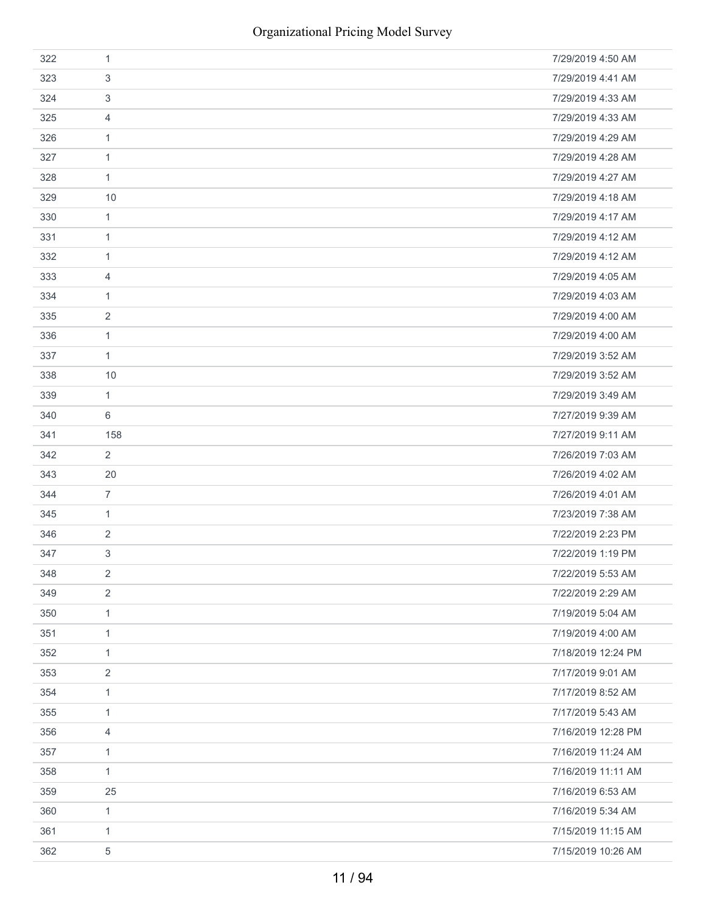| | | |
|---|---|---|
| 322 | 1 | 7/29/2019 4:50 AM |
| 323 | 3 | 7/29/2019 4:41 AM |
| 324 | 3 | 7/29/2019 4:33 AM |
| 325 | 4 | 7/29/2019 4:33 AM |
| 326 | 1 | 7/29/2019 4:29 AM |
| 327 | 1 | 7/29/2019 4:28 AM |
| 328 | 1 | 7/29/2019 4:27 AM |
| 329 | 10 | 7/29/2019 4:18 AM |
| 330 | 1 | 7/29/2019 4:17 AM |
| 331 | 1 | 7/29/2019 4:12 AM |
| 332 | 1 | 7/29/2019 4:12 AM |
| 333 | 4 | 7/29/2019 4:05 AM |
| 334 | 1 | 7/29/2019 4:03 AM |
| 335 | 2 | 7/29/2019 4:00 AM |
| 336 | 1 | 7/29/2019 4:00 AM |
| 337 | 1 | 7/29/2019 3:52 AM |
| 338 | 10 | 7/29/2019 3:52 AM |
| 339 | 1 | 7/29/2019 3:49 AM |
| 340 | 6 | 7/27/2019 9:39 AM |
| 341 | 158 | 7/27/2019 9:11 AM |
| 342 | 2 | 7/26/2019 7:03 AM |
| 343 | 20 | 7/26/2019 4:02 AM |
| 344 | 7 | 7/26/2019 4:01 AM |
| 345 | 1 | 7/23/2019 7:38 AM |
| 346 | 2 | 7/22/2019 2:23 PM |
| 347 | 3 | 7/22/2019 1:19 PM |
| 348 | 2 | 7/22/2019 5:53 AM |
| 349 | 2 | 7/22/2019 2:29 AM |
| 350 | 1 | 7/19/2019 5:04 AM |
| 351 | 1 | 7/19/2019 4:00 AM |
| 352 | 1 | 7/18/2019 12:24 PM |
| 353 | 2 | 7/17/2019 9:01 AM |
| 354 | 1 | 7/17/2019 8:52 AM |
| 355 | 1 | 7/17/2019 5:43 AM |
| 356 | 4 | 7/16/2019 12:28 PM |
| 357 | 1 | 7/16/2019 11:24 AM |
| 358 | 1 | 7/16/2019 11:11 AM |
| 359 | 25 | 7/16/2019 6:53 AM |
| 360 | 1 | 7/16/2019 5:34 AM |
| 361 | 1 | 7/15/2019 11:15 AM |
| 362 | 5 | 7/15/2019 10:26 AM |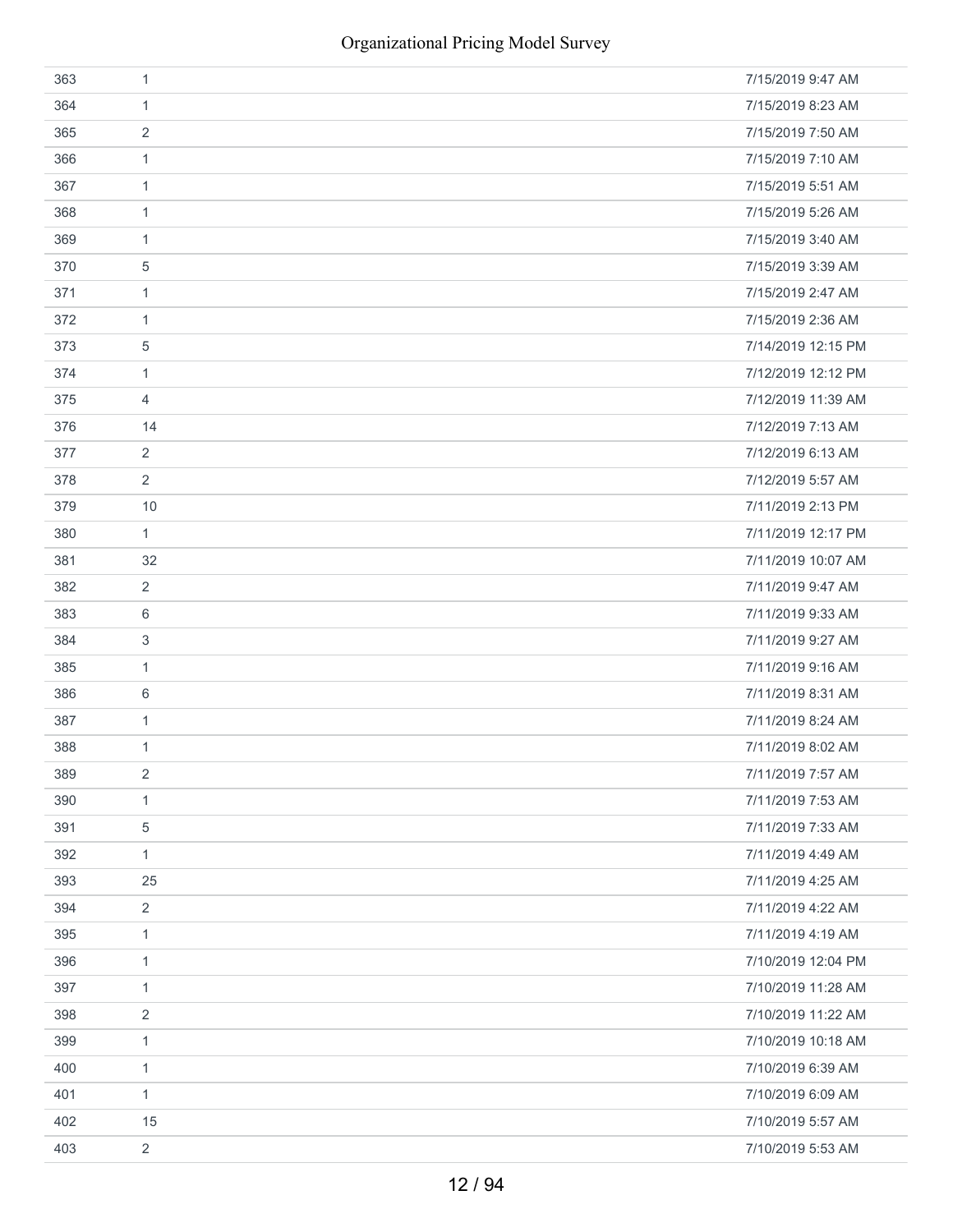| | | |
|---|---|---|
| 363 | 1 | 7/15/2019 9:47 AM |
| 364 | 1 | 7/15/2019 8:23 AM |
| 365 | 2 | 7/15/2019 7:50 AM |
| 366 | 1 | 7/15/2019 7:10 AM |
| 367 | 1 | 7/15/2019 5:51 AM |
| 368 | 1 | 7/15/2019 5:26 AM |
| 369 | 1 | 7/15/2019 3:40 AM |
| 370 | 5 | 7/15/2019 3:39 AM |
| 371 | 1 | 7/15/2019 2:47 AM |
| 372 | 1 | 7/15/2019 2:36 AM |
| 373 | 5 | 7/14/2019 12:15 PM |
| 374 | 1 | 7/12/2019 12:12 PM |
| 375 | 4 | 7/12/2019 11:39 AM |
| 376 | 14 | 7/12/2019 7:13 AM |
| 377 | 2 | 7/12/2019 6:13 AM |
| 378 | 2 | 7/12/2019 5:57 AM |
| 379 | 10 | 7/11/2019 2:13 PM |
| 380 | 1 | 7/11/2019 12:17 PM |
| 381 | 32 | 7/11/2019 10:07 AM |
| 382 | 2 | 7/11/2019 9:47 AM |
| 383 | 6 | 7/11/2019 9:33 AM |
| 384 | 3 | 7/11/2019 9:27 AM |
| 385 | 1 | 7/11/2019 9:16 AM |
| 386 | 6 | 7/11/2019 8:31 AM |
| 387 | 1 | 7/11/2019 8:24 AM |
| 388 | 1 | 7/11/2019 8:02 AM |
| 389 | 2 | 7/11/2019 7:57 AM |
| 390 | 1 | 7/11/2019 7:53 AM |
| 391 | 5 | 7/11/2019 7:33 AM |
| 392 | 1 | 7/11/2019 4:49 AM |
| 393 | 25 | 7/11/2019 4:25 AM |
| 394 | 2 | 7/11/2019 4:22 AM |
| 395 | 1 | 7/11/2019 4:19 AM |
| 396 | 1 | 7/10/2019 12:04 PM |
| 397 | 1 | 7/10/2019 11:28 AM |
| 398 | 2 | 7/10/2019 11:22 AM |
| 399 | 1 | 7/10/2019 10:18 AM |
| 400 | 1 | 7/10/2019 6:39 AM |
| 401 | 1 | 7/10/2019 6:09 AM |
| 402 | 15 | 7/10/2019 5:57 AM |
| 403 | 2 | 7/10/2019 5:53 AM |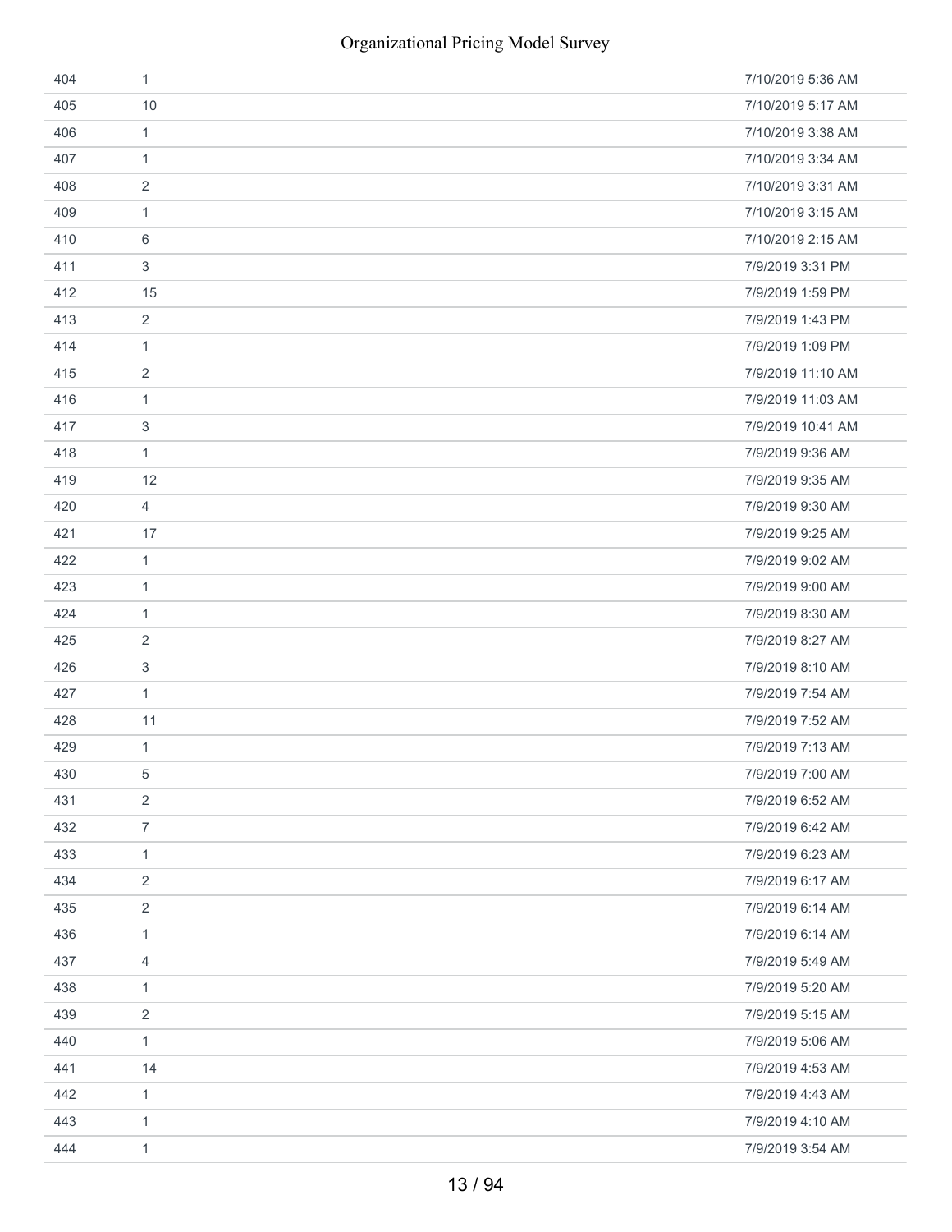| | | |
|---|---|---|
| 404 | 1 | 7/10/2019 5:36 AM |
| 405 | 10 | 7/10/2019 5:17 AM |
| 406 | 1 | 7/10/2019 3:38 AM |
| 407 | 1 | 7/10/2019 3:34 AM |
| 408 | 2 | 7/10/2019 3:31 AM |
| 409 | 1 | 7/10/2019 3:15 AM |
| 410 | 6 | 7/10/2019 2:15 AM |
| 411 | 3 | 7/9/2019 3:31 PM |
| 412 | 15 | 7/9/2019 1:59 PM |
| 413 | 2 | 7/9/2019 1:43 PM |
| 414 | 1 | 7/9/2019 1:09 PM |
| 415 | 2 | 7/9/2019 11:10 AM |
| 416 | 1 | 7/9/2019 11:03 AM |
| 417 | 3 | 7/9/2019 10:41 AM |
| 418 | 1 | 7/9/2019 9:36 AM |
| 419 | 12 | 7/9/2019 9:35 AM |
| 420 | 4 | 7/9/2019 9:30 AM |
| 421 | 17 | 7/9/2019 9:25 AM |
| 422 | 1 | 7/9/2019 9:02 AM |
| 423 | 1 | 7/9/2019 9:00 AM |
| 424 | 1 | 7/9/2019 8:30 AM |
| 425 | 2 | 7/9/2019 8:27 AM |
| 426 | 3 | 7/9/2019 8:10 AM |
| 427 | 1 | 7/9/2019 7:54 AM |
| 428 | 11 | 7/9/2019 7:52 AM |
| 429 | 1 | 7/9/2019 7:13 AM |
| 430 | 5 | 7/9/2019 7:00 AM |
| 431 | 2 | 7/9/2019 6:52 AM |
| 432 | 7 | 7/9/2019 6:42 AM |
| 433 | 1 | 7/9/2019 6:23 AM |
| 434 | 2 | 7/9/2019 6:17 AM |
| 435 | 2 | 7/9/2019 6:14 AM |
| 436 | 1 | 7/9/2019 6:14 AM |
| 437 | 4 | 7/9/2019 5:49 AM |
| 438 | 1 | 7/9/2019 5:20 AM |
| 439 | 2 | 7/9/2019 5:15 AM |
| 440 | 1 | 7/9/2019 5:06 AM |
| 441 | 14 | 7/9/2019 4:53 AM |
| 442 | 1 | 7/9/2019 4:43 AM |
| 443 | 1 | 7/9/2019 4:10 AM |
| 444 | 1 | 7/9/2019 3:54 AM |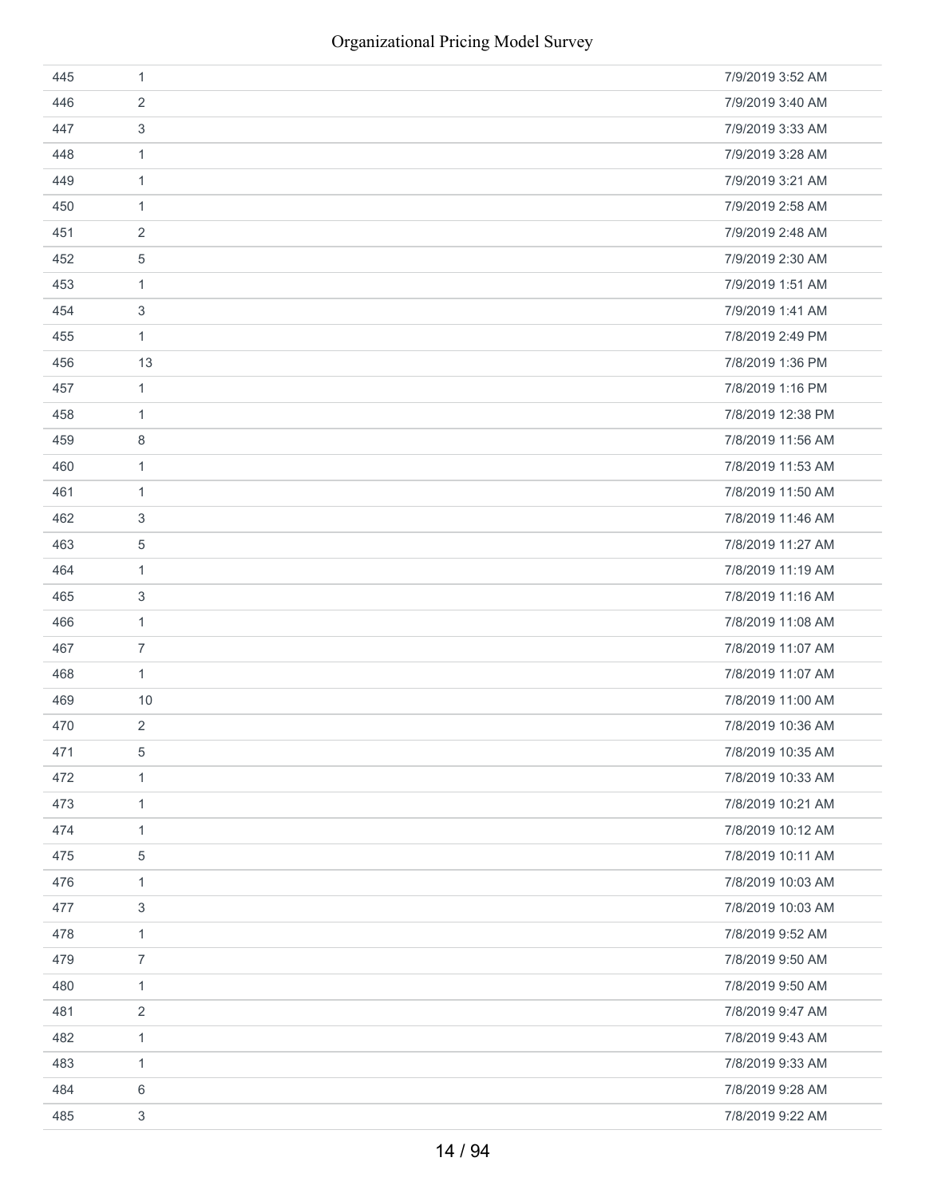| | | |
|---|---|---|
| 445 | 1 | 7/9/2019 3:52 AM |
| 446 | 2 | 7/9/2019 3:40 AM |
| 447 | 3 | 7/9/2019 3:33 AM |
| 448 | 1 | 7/9/2019 3:28 AM |
| 449 | 1 | 7/9/2019 3:21 AM |
| 450 | 1 | 7/9/2019 2:58 AM |
| 451 | 2 | 7/9/2019 2:48 AM |
| 452 | 5 | 7/9/2019 2:30 AM |
| 453 | 1 | 7/9/2019 1:51 AM |
| 454 | 3 | 7/9/2019 1:41 AM |
| 455 | 1 | 7/8/2019 2:49 PM |
| 456 | 13 | 7/8/2019 1:36 PM |
| 457 | 1 | 7/8/2019 1:16 PM |
| 458 | 1 | 7/8/2019 12:38 PM |
| 459 | 8 | 7/8/2019 11:56 AM |
| 460 | 1 | 7/8/2019 11:53 AM |
| 461 | 1 | 7/8/2019 11:50 AM |
| 462 | 3 | 7/8/2019 11:46 AM |
| 463 | 5 | 7/8/2019 11:27 AM |
| 464 | 1 | 7/8/2019 11:19 AM |
| 465 | 3 | 7/8/2019 11:16 AM |
| 466 | 1 | 7/8/2019 11:08 AM |
| 467 | 7 | 7/8/2019 11:07 AM |
| 468 | 1 | 7/8/2019 11:07 AM |
| 469 | 10 | 7/8/2019 11:00 AM |
| 470 | 2 | 7/8/2019 10:36 AM |
| 471 | 5 | 7/8/2019 10:35 AM |
| 472 | 1 | 7/8/2019 10:33 AM |
| 473 | 1 | 7/8/2019 10:21 AM |
| 474 | 1 | 7/8/2019 10:12 AM |
| 475 | 5 | 7/8/2019 10:11 AM |
| 476 | 1 | 7/8/2019 10:03 AM |
| 477 | 3 | 7/8/2019 10:03 AM |
| 478 | 1 | 7/8/2019 9:52 AM |
| 479 | 7 | 7/8/2019 9:50 AM |
| 480 | 1 | 7/8/2019 9:50 AM |
| 481 | 2 | 7/8/2019 9:47 AM |
| 482 | 1 | 7/8/2019 9:43 AM |
| 483 | 1 | 7/8/2019 9:33 AM |
| 484 | 6 | 7/8/2019 9:28 AM |
| 485 | 3 | 7/8/2019 9:22 AM |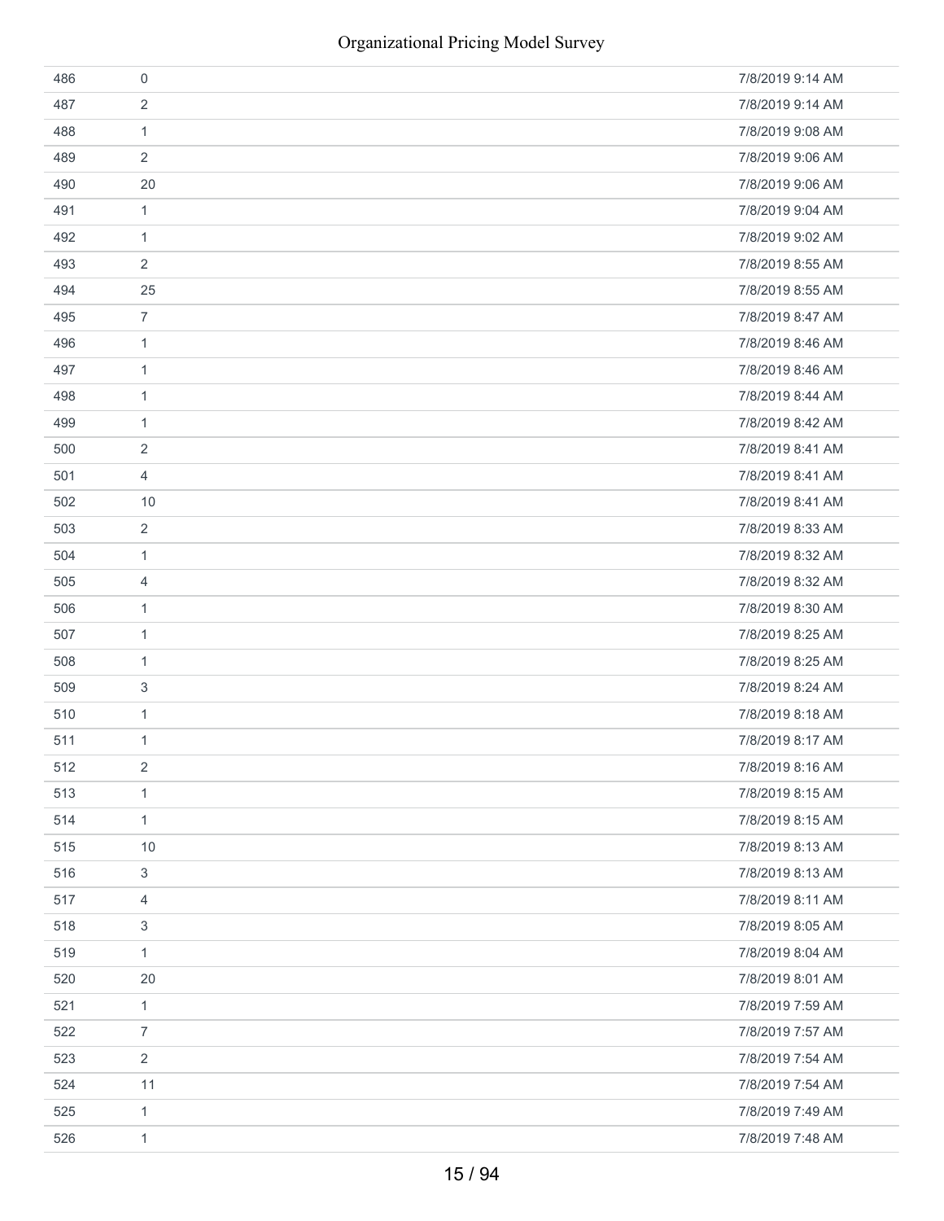| | | |
|---|---|---|
| 486 | 0 | 7/8/2019 9:14 AM |
| 487 | 2 | 7/8/2019 9:14 AM |
| 488 | 1 | 7/8/2019 9:08 AM |
| 489 | 2 | 7/8/2019 9:06 AM |
| 490 | 20 | 7/8/2019 9:06 AM |
| 491 | 1 | 7/8/2019 9:04 AM |
| 492 | 1 | 7/8/2019 9:02 AM |
| 493 | 2 | 7/8/2019 8:55 AM |
| 494 | 25 | 7/8/2019 8:55 AM |
| 495 | 7 | 7/8/2019 8:47 AM |
| 496 | 1 | 7/8/2019 8:46 AM |
| 497 | 1 | 7/8/2019 8:46 AM |
| 498 | 1 | 7/8/2019 8:44 AM |
| 499 | 1 | 7/8/2019 8:42 AM |
| 500 | 2 | 7/8/2019 8:41 AM |
| 501 | 4 | 7/8/2019 8:41 AM |
| 502 | 10 | 7/8/2019 8:41 AM |
| 503 | 2 | 7/8/2019 8:33 AM |
| 504 | 1 | 7/8/2019 8:32 AM |
| 505 | 4 | 7/8/2019 8:32 AM |
| 506 | 1 | 7/8/2019 8:30 AM |
| 507 | 1 | 7/8/2019 8:25 AM |
| 508 | 1 | 7/8/2019 8:25 AM |
| 509 | 3 | 7/8/2019 8:24 AM |
| 510 | 1 | 7/8/2019 8:18 AM |
| 511 | 1 | 7/8/2019 8:17 AM |
| 512 | 2 | 7/8/2019 8:16 AM |
| 513 | 1 | 7/8/2019 8:15 AM |
| 514 | 1 | 7/8/2019 8:15 AM |
| 515 | 10 | 7/8/2019 8:13 AM |
| 516 | 3 | 7/8/2019 8:13 AM |
| 517 | 4 | 7/8/2019 8:11 AM |
| 518 | 3 | 7/8/2019 8:05 AM |
| 519 | 1 | 7/8/2019 8:04 AM |
| 520 | 20 | 7/8/2019 8:01 AM |
| 521 | 1 | 7/8/2019 7:59 AM |
| 522 | 7 | 7/8/2019 7:57 AM |
| 523 | 2 | 7/8/2019 7:54 AM |
| 524 | 11 | 7/8/2019 7:54 AM |
| 525 | 1 | 7/8/2019 7:49 AM |
| 526 | 1 | 7/8/2019 7:48 AM |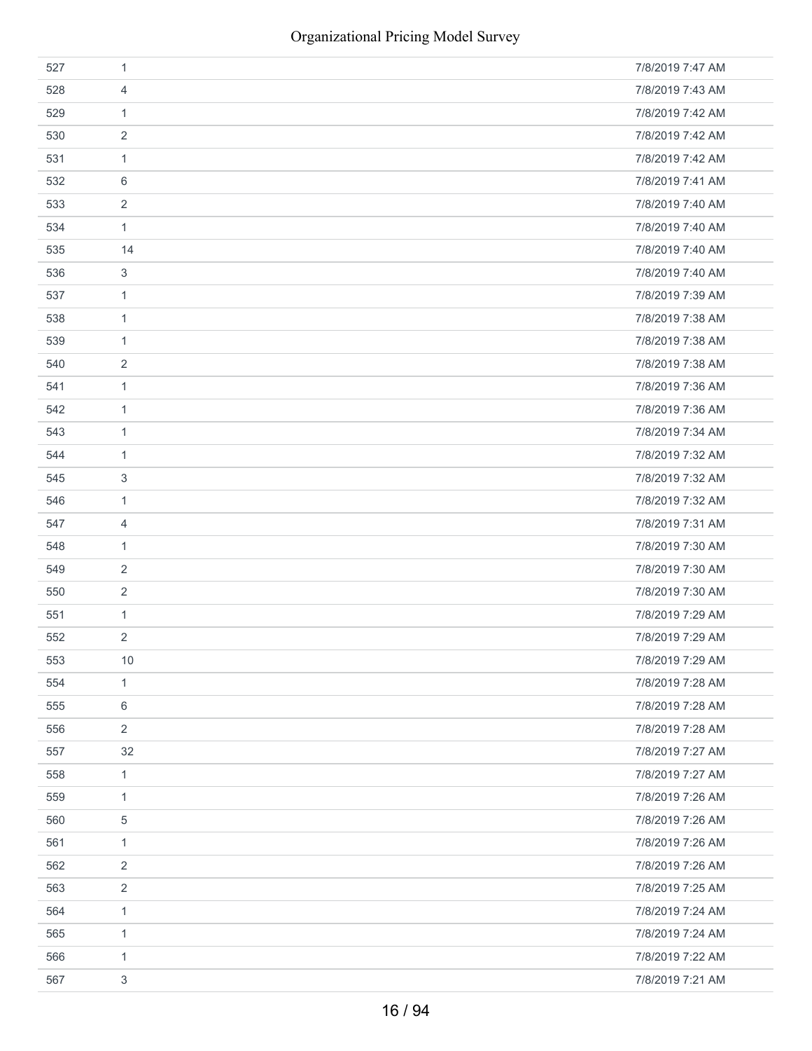| | | |
|---|---|---|
| 527 | 1 | 7/8/2019 7:47 AM |
| 528 | 4 | 7/8/2019 7:43 AM |
| 529 | 1 | 7/8/2019 7:42 AM |
| 530 | 2 | 7/8/2019 7:42 AM |
| 531 | 1 | 7/8/2019 7:42 AM |
| 532 | 6 | 7/8/2019 7:41 AM |
| 533 | 2 | 7/8/2019 7:40 AM |
| 534 | 1 | 7/8/2019 7:40 AM |
| 535 | 14 | 7/8/2019 7:40 AM |
| 536 | 3 | 7/8/2019 7:40 AM |
| 537 | 1 | 7/8/2019 7:39 AM |
| 538 | 1 | 7/8/2019 7:38 AM |
| 539 | 1 | 7/8/2019 7:38 AM |
| 540 | 2 | 7/8/2019 7:38 AM |
| 541 | 1 | 7/8/2019 7:36 AM |
| 542 | 1 | 7/8/2019 7:36 AM |
| 543 | 1 | 7/8/2019 7:34 AM |
| 544 | 1 | 7/8/2019 7:32 AM |
| 545 | 3 | 7/8/2019 7:32 AM |
| 546 | 1 | 7/8/2019 7:32 AM |
| 547 | 4 | 7/8/2019 7:31 AM |
| 548 | 1 | 7/8/2019 7:30 AM |
| 549 | 2 | 7/8/2019 7:30 AM |
| 550 | 2 | 7/8/2019 7:30 AM |
| 551 | 1 | 7/8/2019 7:29 AM |
| 552 | 2 | 7/8/2019 7:29 AM |
| 553 | 10 | 7/8/2019 7:29 AM |
| 554 | 1 | 7/8/2019 7:28 AM |
| 555 | 6 | 7/8/2019 7:28 AM |
| 556 | 2 | 7/8/2019 7:28 AM |
| 557 | 32 | 7/8/2019 7:27 AM |
| 558 | 1 | 7/8/2019 7:27 AM |
| 559 | 1 | 7/8/2019 7:26 AM |
| 560 | 5 | 7/8/2019 7:26 AM |
| 561 | 1 | 7/8/2019 7:26 AM |
| 562 | 2 | 7/8/2019 7:26 AM |
| 563 | 2 | 7/8/2019 7:25 AM |
| 564 | 1 | 7/8/2019 7:24 AM |
| 565 | 1 | 7/8/2019 7:24 AM |
| 566 | 1 | 7/8/2019 7:22 AM |
| 567 | 3 | 7/8/2019 7:21 AM |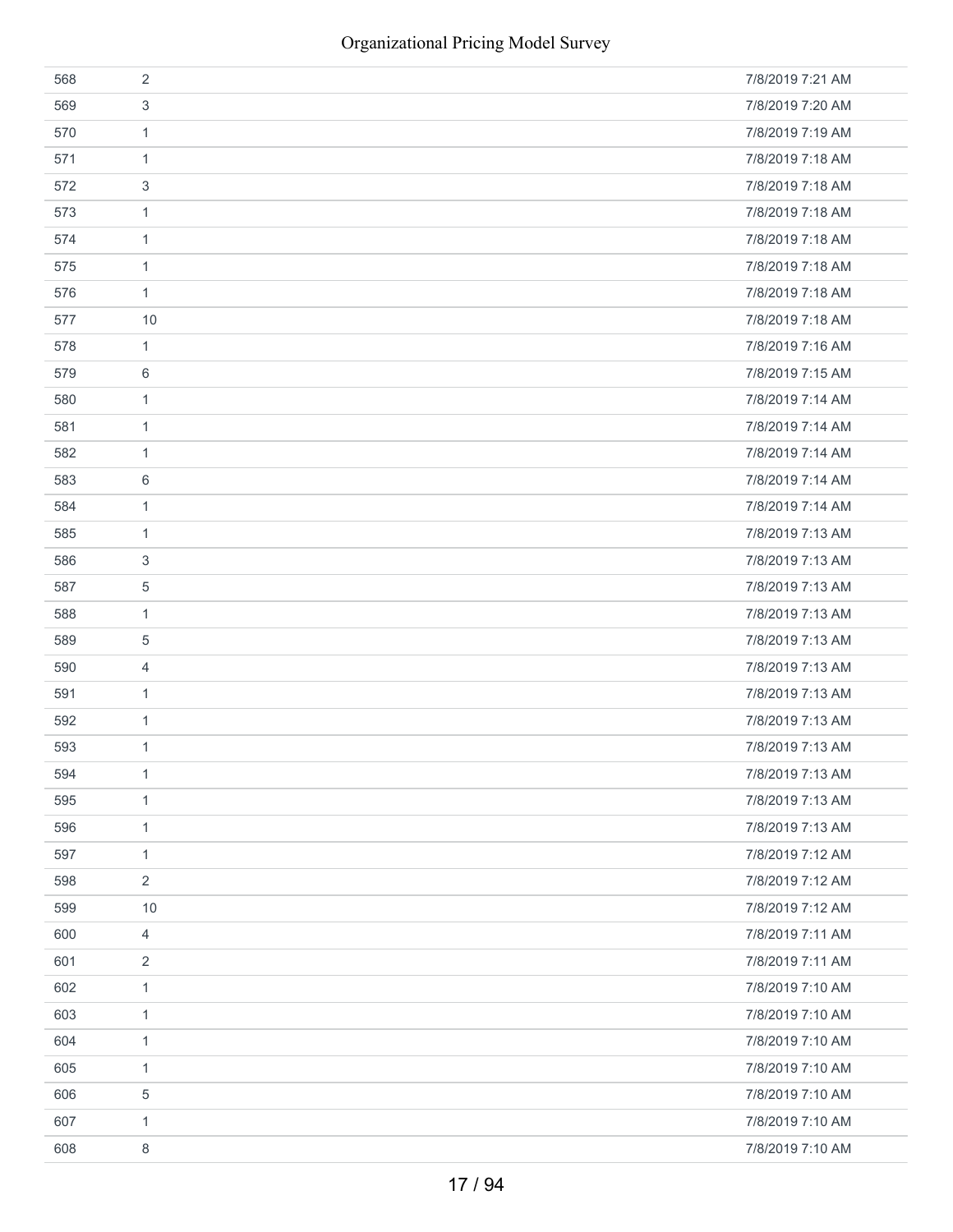| | | |
|---|---|---|
| 568 | 2 | 7/8/2019 7:21 AM |
| 569 | 3 | 7/8/2019 7:20 AM |
| 570 | 1 | 7/8/2019 7:19 AM |
| 571 | 1 | 7/8/2019 7:18 AM |
| 572 | 3 | 7/8/2019 7:18 AM |
| 573 | 1 | 7/8/2019 7:18 AM |
| 574 | 1 | 7/8/2019 7:18 AM |
| 575 | 1 | 7/8/2019 7:18 AM |
| 576 | 1 | 7/8/2019 7:18 AM |
| 577 | 10 | 7/8/2019 7:18 AM |
| 578 | 1 | 7/8/2019 7:16 AM |
| 579 | 6 | 7/8/2019 7:15 AM |
| 580 | 1 | 7/8/2019 7:14 AM |
| 581 | 1 | 7/8/2019 7:14 AM |
| 582 | 1 | 7/8/2019 7:14 AM |
| 583 | 6 | 7/8/2019 7:14 AM |
| 584 | 1 | 7/8/2019 7:14 AM |
| 585 | 1 | 7/8/2019 7:13 AM |
| 586 | 3 | 7/8/2019 7:13 AM |
| 587 | 5 | 7/8/2019 7:13 AM |
| 588 | 1 | 7/8/2019 7:13 AM |
| 589 | 5 | 7/8/2019 7:13 AM |
| 590 | 4 | 7/8/2019 7:13 AM |
| 591 | 1 | 7/8/2019 7:13 AM |
| 592 | 1 | 7/8/2019 7:13 AM |
| 593 | 1 | 7/8/2019 7:13 AM |
| 594 | 1 | 7/8/2019 7:13 AM |
| 595 | 1 | 7/8/2019 7:13 AM |
| 596 | 1 | 7/8/2019 7:13 AM |
| 597 | 1 | 7/8/2019 7:12 AM |
| 598 | 2 | 7/8/2019 7:12 AM |
| 599 | 10 | 7/8/2019 7:12 AM |
| 600 | 4 | 7/8/2019 7:11 AM |
| 601 | 2 | 7/8/2019 7:11 AM |
| 602 | 1 | 7/8/2019 7:10 AM |
| 603 | 1 | 7/8/2019 7:10 AM |
| 604 | 1 | 7/8/2019 7:10 AM |
| 605 | 1 | 7/8/2019 7:10 AM |
| 606 | 5 | 7/8/2019 7:10 AM |
| 607 | 1 | 7/8/2019 7:10 AM |
| 608 | 8 | 7/8/2019 7:10 AM |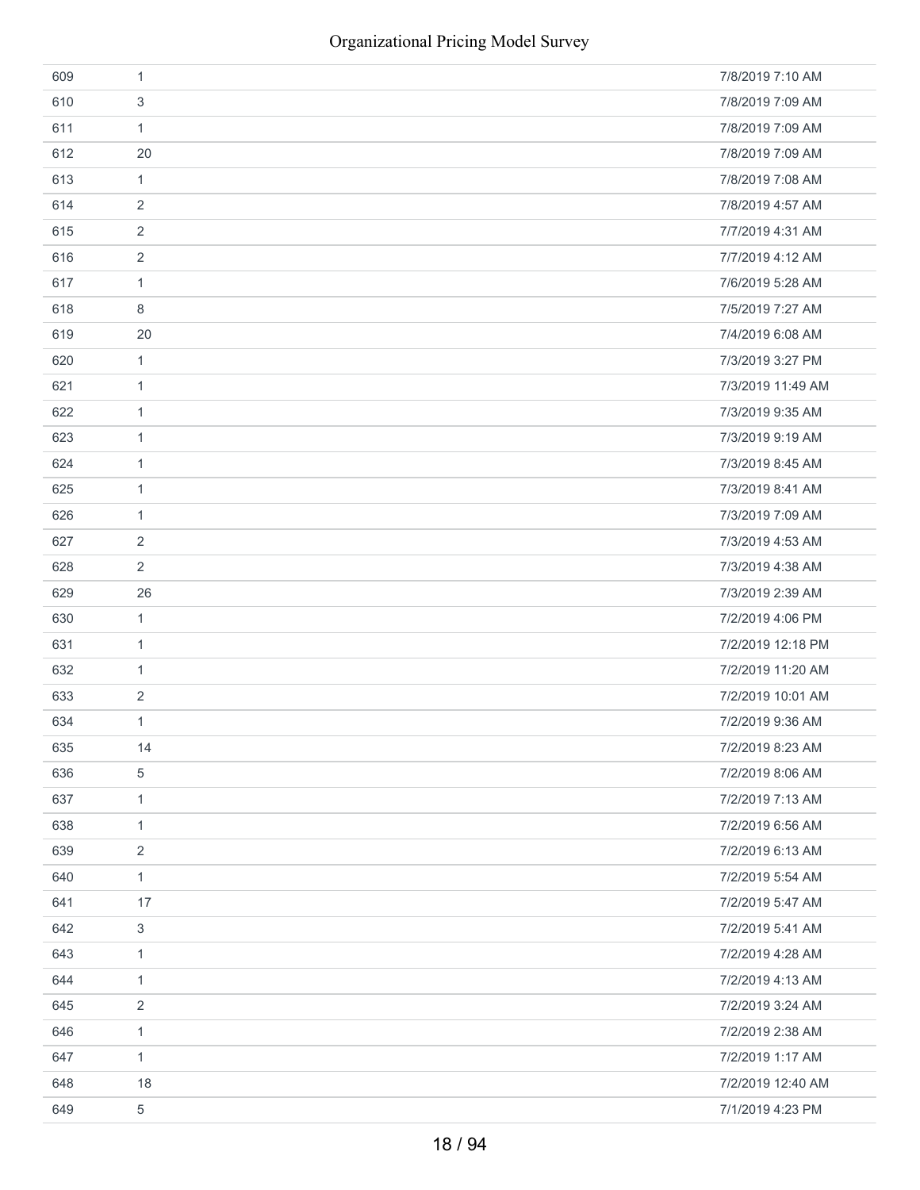| | | |
|---|---|---|
| 609 | 1 | 7/8/2019 7:10 AM |
| 610 | 3 | 7/8/2019 7:09 AM |
| 611 | 1 | 7/8/2019 7:09 AM |
| 612 | 20 | 7/8/2019 7:09 AM |
| 613 | 1 | 7/8/2019 7:08 AM |
| 614 | 2 | 7/8/2019 4:57 AM |
| 615 | 2 | 7/7/2019 4:31 AM |
| 616 | 2 | 7/7/2019 4:12 AM |
| 617 | 1 | 7/6/2019 5:28 AM |
| 618 | 8 | 7/5/2019 7:27 AM |
| 619 | 20 | 7/4/2019 6:08 AM |
| 620 | 1 | 7/3/2019 3:27 PM |
| 621 | 1 | 7/3/2019 11:49 AM |
| 622 | 1 | 7/3/2019 9:35 AM |
| 623 | 1 | 7/3/2019 9:19 AM |
| 624 | 1 | 7/3/2019 8:45 AM |
| 625 | 1 | 7/3/2019 8:41 AM |
| 626 | 1 | 7/3/2019 7:09 AM |
| 627 | 2 | 7/3/2019 4:53 AM |
| 628 | 2 | 7/3/2019 4:38 AM |
| 629 | 26 | 7/3/2019 2:39 AM |
| 630 | 1 | 7/2/2019 4:06 PM |
| 631 | 1 | 7/2/2019 12:18 PM |
| 632 | 1 | 7/2/2019 11:20 AM |
| 633 | 2 | 7/2/2019 10:01 AM |
| 634 | 1 | 7/2/2019 9:36 AM |
| 635 | 14 | 7/2/2019 8:23 AM |
| 636 | 5 | 7/2/2019 8:06 AM |
| 637 | 1 | 7/2/2019 7:13 AM |
| 638 | 1 | 7/2/2019 6:56 AM |
| 639 | 2 | 7/2/2019 6:13 AM |
| 640 | 1 | 7/2/2019 5:54 AM |
| 641 | 17 | 7/2/2019 5:47 AM |
| 642 | 3 | 7/2/2019 5:41 AM |
| 643 | 1 | 7/2/2019 4:28 AM |
| 644 | 1 | 7/2/2019 4:13 AM |
| 645 | 2 | 7/2/2019 3:24 AM |
| 646 | 1 | 7/2/2019 2:38 AM |
| 647 | 1 | 7/2/2019 1:17 AM |
| 648 | 18 | 7/2/2019 12:40 AM |
| 649 | 5 | 7/1/2019 4:23 PM |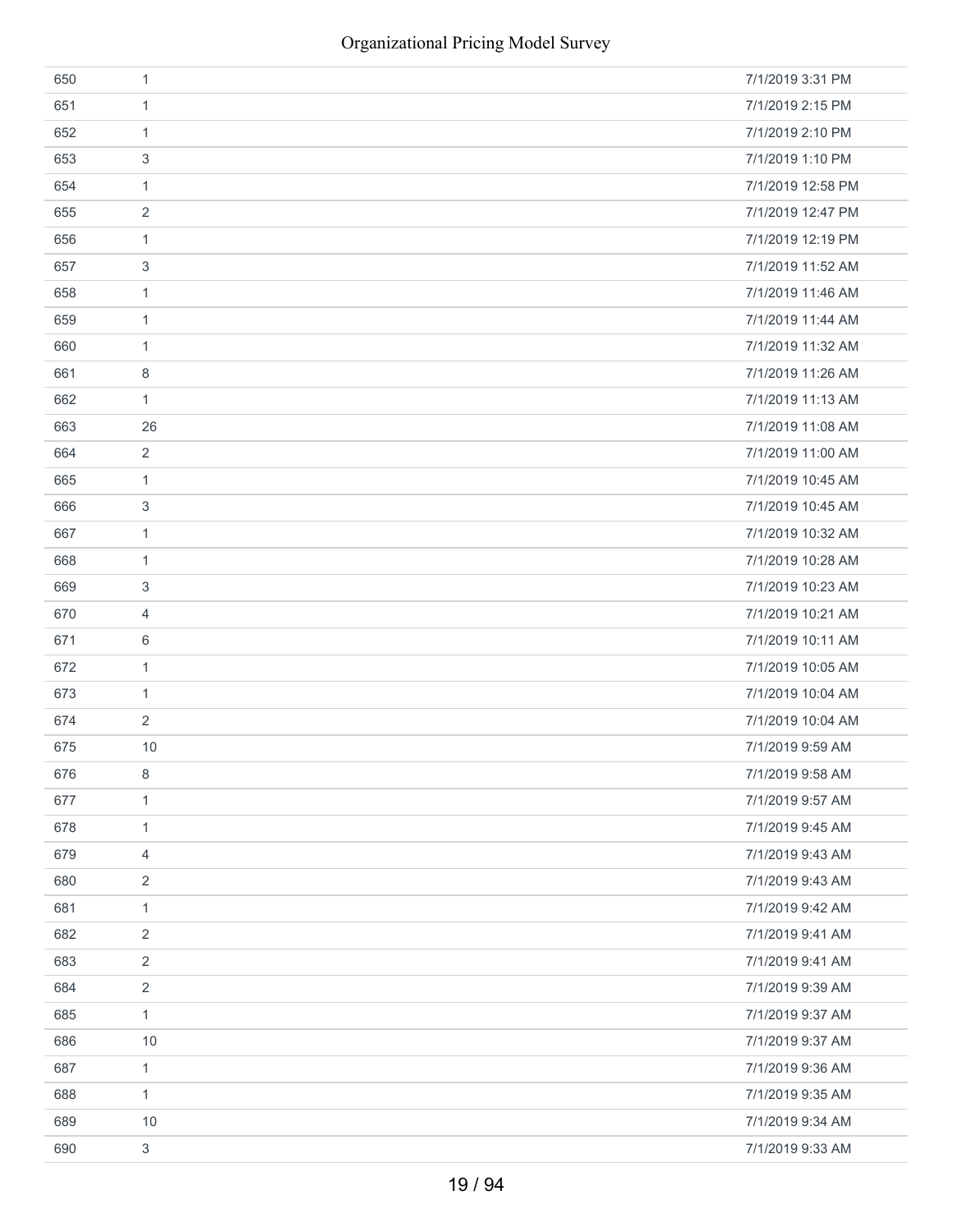| | | |
|---|---|---|
| 650 | 1 | 7/1/2019 3:31 PM |
| 651 | 1 | 7/1/2019 2:15 PM |
| 652 | 1 | 7/1/2019 2:10 PM |
| 653 | 3 | 7/1/2019 1:10 PM |
| 654 | 1 | 7/1/2019 12:58 PM |
| 655 | 2 | 7/1/2019 12:47 PM |
| 656 | 1 | 7/1/2019 12:19 PM |
| 657 | 3 | 7/1/2019 11:52 AM |
| 658 | 1 | 7/1/2019 11:46 AM |
| 659 | 1 | 7/1/2019 11:44 AM |
| 660 | 1 | 7/1/2019 11:32 AM |
| 661 | 8 | 7/1/2019 11:26 AM |
| 662 | 1 | 7/1/2019 11:13 AM |
| 663 | 26 | 7/1/2019 11:08 AM |
| 664 | 2 | 7/1/2019 11:00 AM |
| 665 | 1 | 7/1/2019 10:45 AM |
| 666 | 3 | 7/1/2019 10:45 AM |
| 667 | 1 | 7/1/2019 10:32 AM |
| 668 | 1 | 7/1/2019 10:28 AM |
| 669 | 3 | 7/1/2019 10:23 AM |
| 670 | 4 | 7/1/2019 10:21 AM |
| 671 | 6 | 7/1/2019 10:11 AM |
| 672 | 1 | 7/1/2019 10:05 AM |
| 673 | 1 | 7/1/2019 10:04 AM |
| 674 | 2 | 7/1/2019 10:04 AM |
| 675 | 10 | 7/1/2019 9:59 AM |
| 676 | 8 | 7/1/2019 9:58 AM |
| 677 | 1 | 7/1/2019 9:57 AM |
| 678 | 1 | 7/1/2019 9:45 AM |
| 679 | 4 | 7/1/2019 9:43 AM |
| 680 | 2 | 7/1/2019 9:43 AM |
| 681 | 1 | 7/1/2019 9:42 AM |
| 682 | 2 | 7/1/2019 9:41 AM |
| 683 | 2 | 7/1/2019 9:41 AM |
| 684 | 2 | 7/1/2019 9:39 AM |
| 685 | 1 | 7/1/2019 9:37 AM |
| 686 | 10 | 7/1/2019 9:37 AM |
| 687 | 1 | 7/1/2019 9:36 AM |
| 688 | 1 | 7/1/2019 9:35 AM |
| 689 | 10 | 7/1/2019 9:34 AM |
| 690 | 3 | 7/1/2019 9:33 AM |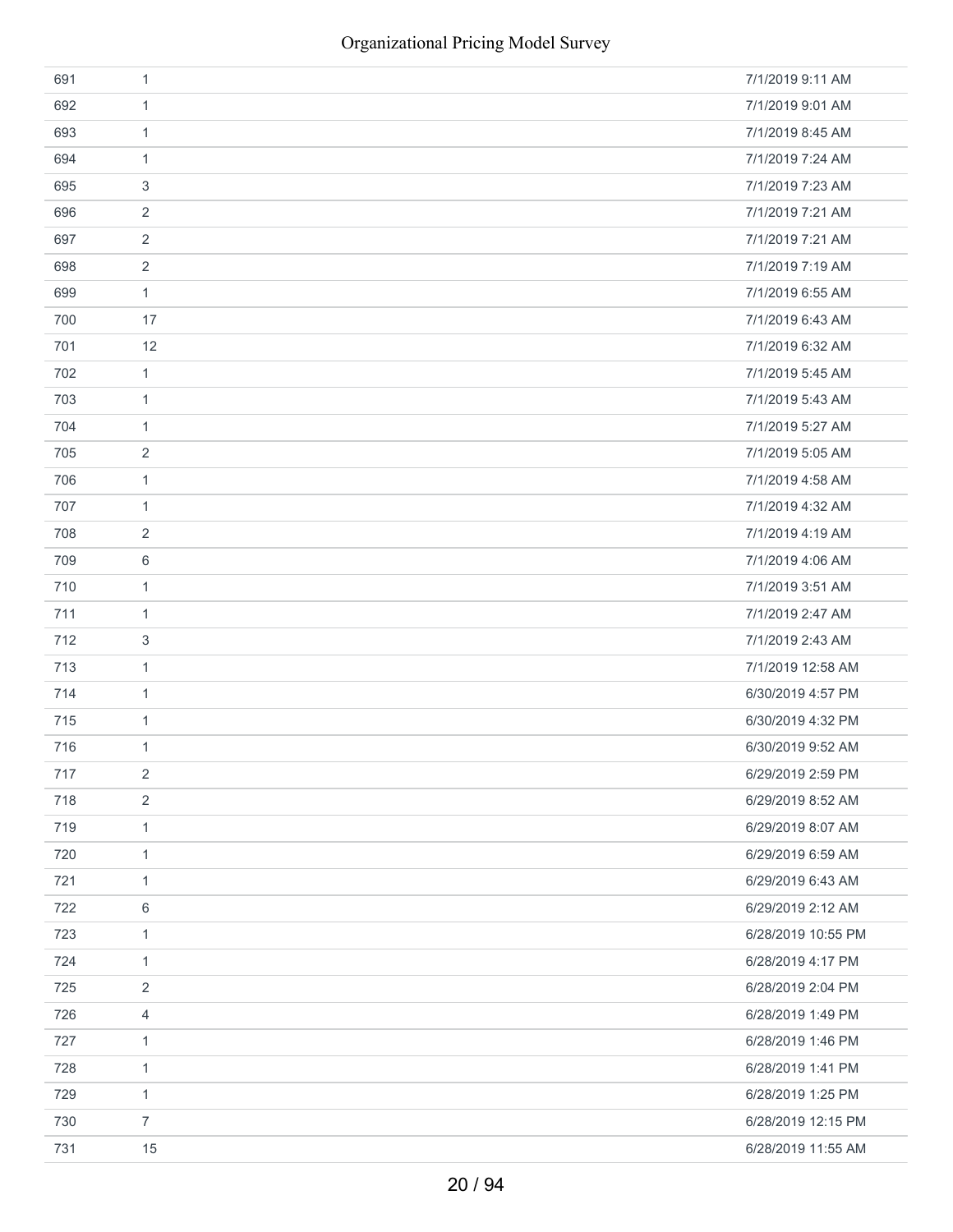| | | |
|---|---|---|
| 691 | 1 | 7/1/2019 9:11 AM |
| 692 | 1 | 7/1/2019 9:01 AM |
| 693 | 1 | 7/1/2019 8:45 AM |
| 694 | 1 | 7/1/2019 7:24 AM |
| 695 | 3 | 7/1/2019 7:23 AM |
| 696 | 2 | 7/1/2019 7:21 AM |
| 697 | 2 | 7/1/2019 7:21 AM |
| 698 | 2 | 7/1/2019 7:19 AM |
| 699 | 1 | 7/1/2019 6:55 AM |
| 700 | 17 | 7/1/2019 6:43 AM |
| 701 | 12 | 7/1/2019 6:32 AM |
| 702 | 1 | 7/1/2019 5:45 AM |
| 703 | 1 | 7/1/2019 5:43 AM |
| 704 | 1 | 7/1/2019 5:27 AM |
| 705 | 2 | 7/1/2019 5:05 AM |
| 706 | 1 | 7/1/2019 4:58 AM |
| 707 | 1 | 7/1/2019 4:32 AM |
| 708 | 2 | 7/1/2019 4:19 AM |
| 709 | 6 | 7/1/2019 4:06 AM |
| 710 | 1 | 7/1/2019 3:51 AM |
| 711 | 1 | 7/1/2019 2:47 AM |
| 712 | 3 | 7/1/2019 2:43 AM |
| 713 | 1 | 7/1/2019 12:58 AM |
| 714 | 1 | 6/30/2019 4:57 PM |
| 715 | 1 | 6/30/2019 4:32 PM |
| 716 | 1 | 6/30/2019 9:52 AM |
| 717 | 2 | 6/29/2019 2:59 PM |
| 718 | 2 | 6/29/2019 8:52 AM |
| 719 | 1 | 6/29/2019 8:07 AM |
| 720 | 1 | 6/29/2019 6:59 AM |
| 721 | 1 | 6/29/2019 6:43 AM |
| 722 | 6 | 6/29/2019 2:12 AM |
| 723 | 1 | 6/28/2019 10:55 PM |
| 724 | 1 | 6/28/2019 4:17 PM |
| 725 | 2 | 6/28/2019 2:04 PM |
| 726 | 4 | 6/28/2019 1:49 PM |
| 727 | 1 | 6/28/2019 1:46 PM |
| 728 | 1 | 6/28/2019 1:41 PM |
| 729 | 1 | 6/28/2019 1:25 PM |
| 730 | 7 | 6/28/2019 12:15 PM |
| 731 | 15 | 6/28/2019 11:55 AM |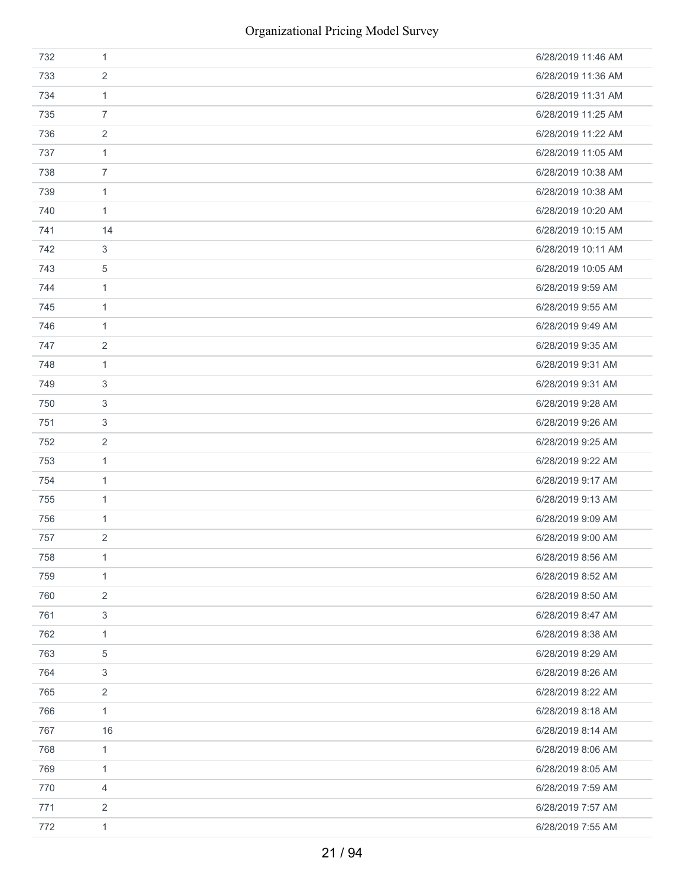| | | |
|---|---|---|
| 732 | 1 | 6/28/2019 11:46 AM |
| 733 | 2 | 6/28/2019 11:36 AM |
| 734 | 1 | 6/28/2019 11:31 AM |
| 735 | 7 | 6/28/2019 11:25 AM |
| 736 | 2 | 6/28/2019 11:22 AM |
| 737 | 1 | 6/28/2019 11:05 AM |
| 738 | 7 | 6/28/2019 10:38 AM |
| 739 | 1 | 6/28/2019 10:38 AM |
| 740 | 1 | 6/28/2019 10:20 AM |
| 741 | 14 | 6/28/2019 10:15 AM |
| 742 | 3 | 6/28/2019 10:11 AM |
| 743 | 5 | 6/28/2019 10:05 AM |
| 744 | 1 | 6/28/2019 9:59 AM |
| 745 | 1 | 6/28/2019 9:55 AM |
| 746 | 1 | 6/28/2019 9:49 AM |
| 747 | 2 | 6/28/2019 9:35 AM |
| 748 | 1 | 6/28/2019 9:31 AM |
| 749 | 3 | 6/28/2019 9:31 AM |
| 750 | 3 | 6/28/2019 9:28 AM |
| 751 | 3 | 6/28/2019 9:26 AM |
| 752 | 2 | 6/28/2019 9:25 AM |
| 753 | 1 | 6/28/2019 9:22 AM |
| 754 | 1 | 6/28/2019 9:17 AM |
| 755 | 1 | 6/28/2019 9:13 AM |
| 756 | 1 | 6/28/2019 9:09 AM |
| 757 | 2 | 6/28/2019 9:00 AM |
| 758 | 1 | 6/28/2019 8:56 AM |
| 759 | 1 | 6/28/2019 8:52 AM |
| 760 | 2 | 6/28/2019 8:50 AM |
| 761 | 3 | 6/28/2019 8:47 AM |
| 762 | 1 | 6/28/2019 8:38 AM |
| 763 | 5 | 6/28/2019 8:29 AM |
| 764 | 3 | 6/28/2019 8:26 AM |
| 765 | 2 | 6/28/2019 8:22 AM |
| 766 | 1 | 6/28/2019 8:18 AM |
| 767 | 16 | 6/28/2019 8:14 AM |
| 768 | 1 | 6/28/2019 8:06 AM |
| 769 | 1 | 6/28/2019 8:05 AM |
| 770 | 4 | 6/28/2019 7:59 AM |
| 771 | 2 | 6/28/2019 7:57 AM |
| 772 | 1 | 6/28/2019 7:55 AM |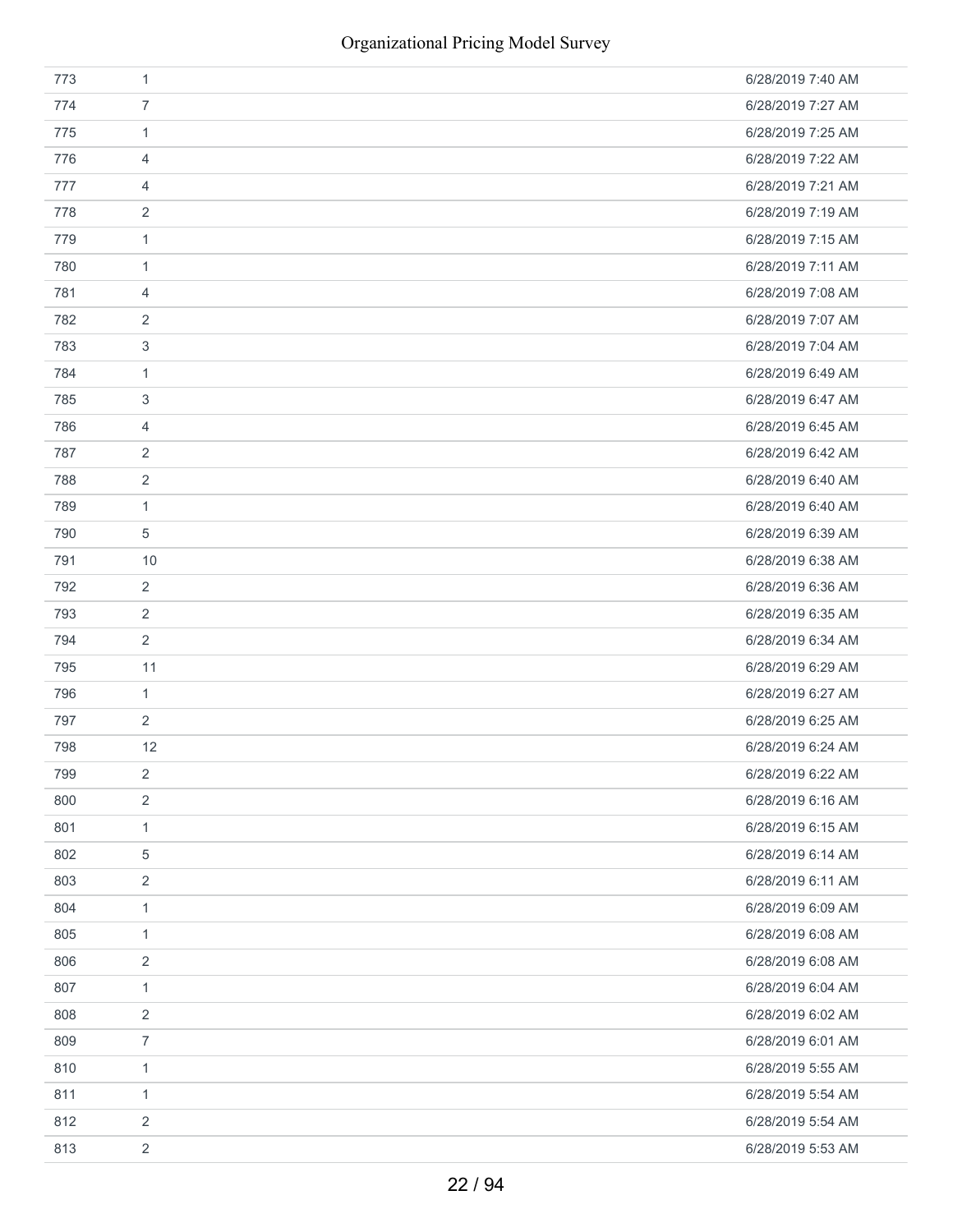| | | |
|---|---|---|
| 773 | 1 | 6/28/2019 7:40 AM |
| 774 | 7 | 6/28/2019 7:27 AM |
| 775 | 1 | 6/28/2019 7:25 AM |
| 776 | 4 | 6/28/2019 7:22 AM |
| 777 | 4 | 6/28/2019 7:21 AM |
| 778 | 2 | 6/28/2019 7:19 AM |
| 779 | 1 | 6/28/2019 7:15 AM |
| 780 | 1 | 6/28/2019 7:11 AM |
| 781 | 4 | 6/28/2019 7:08 AM |
| 782 | 2 | 6/28/2019 7:07 AM |
| 783 | 3 | 6/28/2019 7:04 AM |
| 784 | 1 | 6/28/2019 6:49 AM |
| 785 | 3 | 6/28/2019 6:47 AM |
| 786 | 4 | 6/28/2019 6:45 AM |
| 787 | 2 | 6/28/2019 6:42 AM |
| 788 | 2 | 6/28/2019 6:40 AM |
| 789 | 1 | 6/28/2019 6:40 AM |
| 790 | 5 | 6/28/2019 6:39 AM |
| 791 | 10 | 6/28/2019 6:38 AM |
| 792 | 2 | 6/28/2019 6:36 AM |
| 793 | 2 | 6/28/2019 6:35 AM |
| 794 | 2 | 6/28/2019 6:34 AM |
| 795 | 11 | 6/28/2019 6:29 AM |
| 796 | 1 | 6/28/2019 6:27 AM |
| 797 | 2 | 6/28/2019 6:25 AM |
| 798 | 12 | 6/28/2019 6:24 AM |
| 799 | 2 | 6/28/2019 6:22 AM |
| 800 | 2 | 6/28/2019 6:16 AM |
| 801 | 1 | 6/28/2019 6:15 AM |
| 802 | 5 | 6/28/2019 6:14 AM |
| 803 | 2 | 6/28/2019 6:11 AM |
| 804 | 1 | 6/28/2019 6:09 AM |
| 805 | 1 | 6/28/2019 6:08 AM |
| 806 | 2 | 6/28/2019 6:08 AM |
| 807 | 1 | 6/28/2019 6:04 AM |
| 808 | 2 | 6/28/2019 6:02 AM |
| 809 | 7 | 6/28/2019 6:01 AM |
| 810 | 1 | 6/28/2019 5:55 AM |
| 811 | 1 | 6/28/2019 5:54 AM |
| 812 | 2 | 6/28/2019 5:54 AM |
| 813 | 2 | 6/28/2019 5:53 AM |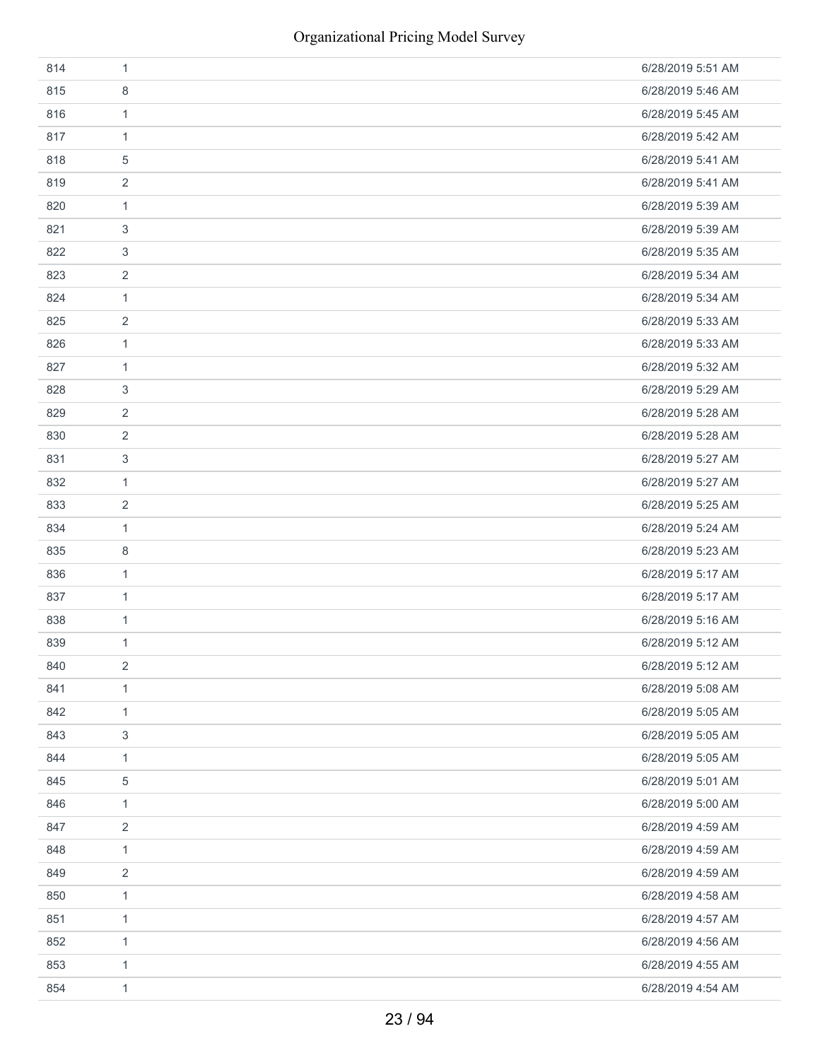| | | |
|---|---|---|
| 814 | 1 | 6/28/2019 5:51 AM |
| 815 | 8 | 6/28/2019 5:46 AM |
| 816 | 1 | 6/28/2019 5:45 AM |
| 817 | 1 | 6/28/2019 5:42 AM |
| 818 | 5 | 6/28/2019 5:41 AM |
| 819 | 2 | 6/28/2019 5:41 AM |
| 820 | 1 | 6/28/2019 5:39 AM |
| 821 | 3 | 6/28/2019 5:39 AM |
| 822 | 3 | 6/28/2019 5:35 AM |
| 823 | 2 | 6/28/2019 5:34 AM |
| 824 | 1 | 6/28/2019 5:34 AM |
| 825 | 2 | 6/28/2019 5:33 AM |
| 826 | 1 | 6/28/2019 5:33 AM |
| 827 | 1 | 6/28/2019 5:32 AM |
| 828 | 3 | 6/28/2019 5:29 AM |
| 829 | 2 | 6/28/2019 5:28 AM |
| 830 | 2 | 6/28/2019 5:28 AM |
| 831 | 3 | 6/28/2019 5:27 AM |
| 832 | 1 | 6/28/2019 5:27 AM |
| 833 | 2 | 6/28/2019 5:25 AM |
| 834 | 1 | 6/28/2019 5:24 AM |
| 835 | 8 | 6/28/2019 5:23 AM |
| 836 | 1 | 6/28/2019 5:17 AM |
| 837 | 1 | 6/28/2019 5:17 AM |
| 838 | 1 | 6/28/2019 5:16 AM |
| 839 | 1 | 6/28/2019 5:12 AM |
| 840 | 2 | 6/28/2019 5:12 AM |
| 841 | 1 | 6/28/2019 5:08 AM |
| 842 | 1 | 6/28/2019 5:05 AM |
| 843 | 3 | 6/28/2019 5:05 AM |
| 844 | 1 | 6/28/2019 5:05 AM |
| 845 | 5 | 6/28/2019 5:01 AM |
| 846 | 1 | 6/28/2019 5:00 AM |
| 847 | 2 | 6/28/2019 4:59 AM |
| 848 | 1 | 6/28/2019 4:59 AM |
| 849 | 2 | 6/28/2019 4:59 AM |
| 850 | 1 | 6/28/2019 4:58 AM |
| 851 | 1 | 6/28/2019 4:57 AM |
| 852 | 1 | 6/28/2019 4:56 AM |
| 853 | 1 | 6/28/2019 4:55 AM |
| 854 | 1 | 6/28/2019 4:54 AM |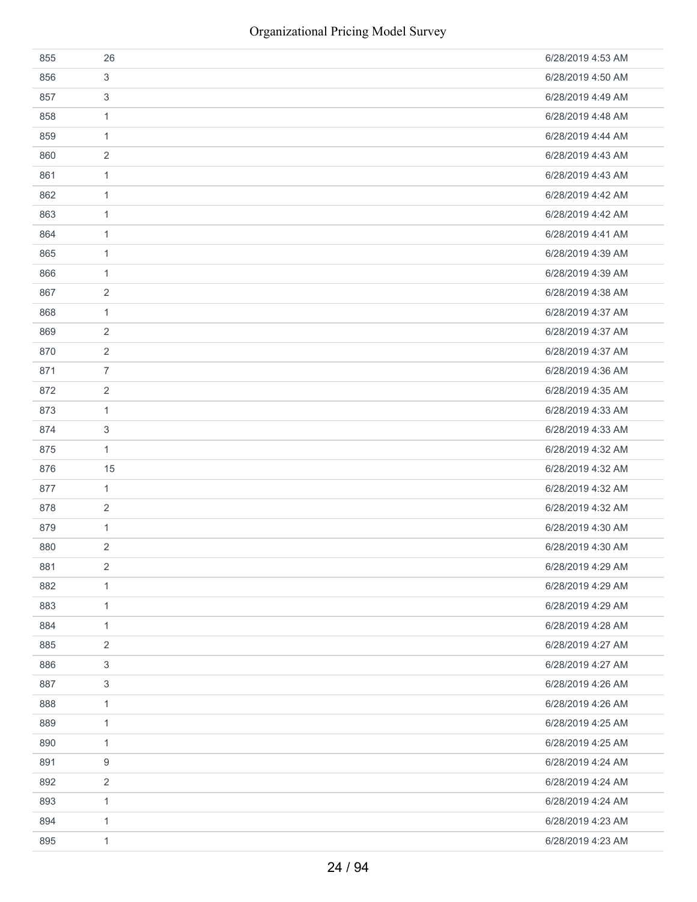| | | |
|---|---|---|
| 855 | 26 | 6/28/2019 4:53 AM |
| 856 | 3 | 6/28/2019 4:50 AM |
| 857 | 3 | 6/28/2019 4:49 AM |
| 858 | 1 | 6/28/2019 4:48 AM |
| 859 | 1 | 6/28/2019 4:44 AM |
| 860 | 2 | 6/28/2019 4:43 AM |
| 861 | 1 | 6/28/2019 4:43 AM |
| 862 | 1 | 6/28/2019 4:42 AM |
| 863 | 1 | 6/28/2019 4:42 AM |
| 864 | 1 | 6/28/2019 4:41 AM |
| 865 | 1 | 6/28/2019 4:39 AM |
| 866 | 1 | 6/28/2019 4:39 AM |
| 867 | 2 | 6/28/2019 4:38 AM |
| 868 | 1 | 6/28/2019 4:37 AM |
| 869 | 2 | 6/28/2019 4:37 AM |
| 870 | 2 | 6/28/2019 4:37 AM |
| 871 | 7 | 6/28/2019 4:36 AM |
| 872 | 2 | 6/28/2019 4:35 AM |
| 873 | 1 | 6/28/2019 4:33 AM |
| 874 | 3 | 6/28/2019 4:33 AM |
| 875 | 1 | 6/28/2019 4:32 AM |
| 876 | 15 | 6/28/2019 4:32 AM |
| 877 | 1 | 6/28/2019 4:32 AM |
| 878 | 2 | 6/28/2019 4:32 AM |
| 879 | 1 | 6/28/2019 4:30 AM |
| 880 | 2 | 6/28/2019 4:30 AM |
| 881 | 2 | 6/28/2019 4:29 AM |
| 882 | 1 | 6/28/2019 4:29 AM |
| 883 | 1 | 6/28/2019 4:29 AM |
| 884 | 1 | 6/28/2019 4:28 AM |
| 885 | 2 | 6/28/2019 4:27 AM |
| 886 | 3 | 6/28/2019 4:27 AM |
| 887 | 3 | 6/28/2019 4:26 AM |
| 888 | 1 | 6/28/2019 4:26 AM |
| 889 | 1 | 6/28/2019 4:25 AM |
| 890 | 1 | 6/28/2019 4:25 AM |
| 891 | 9 | 6/28/2019 4:24 AM |
| 892 | 2 | 6/28/2019 4:24 AM |
| 893 | 1 | 6/28/2019 4:24 AM |
| 894 | 1 | 6/28/2019 4:23 AM |
| 895 | 1 | 6/28/2019 4:23 AM |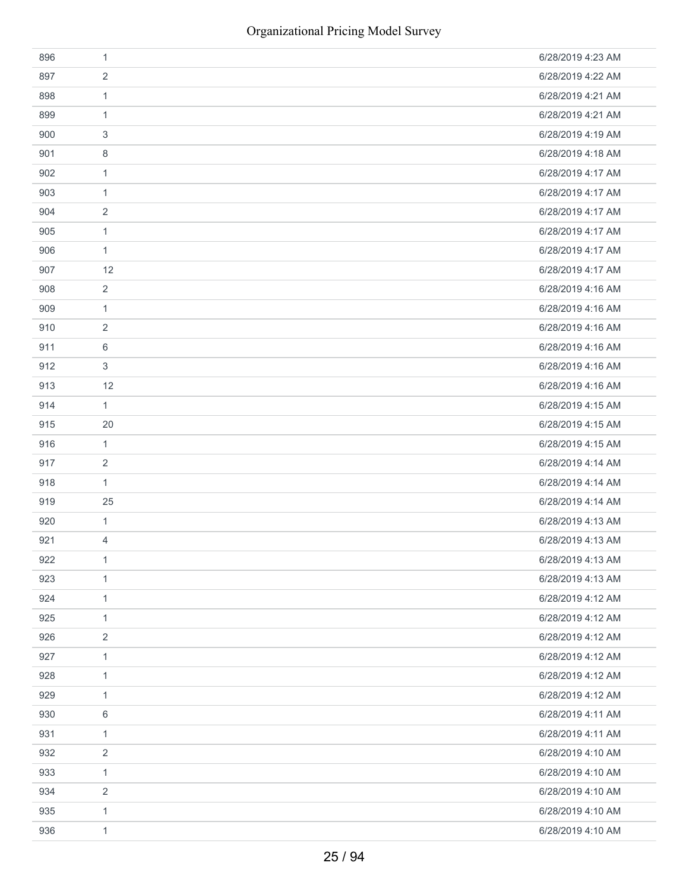| | | |
|---|---|---|
| 896 | 1 | 6/28/2019 4:23 AM |
| 897 | 2 | 6/28/2019 4:22 AM |
| 898 | 1 | 6/28/2019 4:21 AM |
| 899 | 1 | 6/28/2019 4:21 AM |
| 900 | 3 | 6/28/2019 4:19 AM |
| 901 | 8 | 6/28/2019 4:18 AM |
| 902 | 1 | 6/28/2019 4:17 AM |
| 903 | 1 | 6/28/2019 4:17 AM |
| 904 | 2 | 6/28/2019 4:17 AM |
| 905 | 1 | 6/28/2019 4:17 AM |
| 906 | 1 | 6/28/2019 4:17 AM |
| 907 | 12 | 6/28/2019 4:17 AM |
| 908 | 2 | 6/28/2019 4:16 AM |
| 909 | 1 | 6/28/2019 4:16 AM |
| 910 | 2 | 6/28/2019 4:16 AM |
| 911 | 6 | 6/28/2019 4:16 AM |
| 912 | 3 | 6/28/2019 4:16 AM |
| 913 | 12 | 6/28/2019 4:16 AM |
| 914 | 1 | 6/28/2019 4:15 AM |
| 915 | 20 | 6/28/2019 4:15 AM |
| 916 | 1 | 6/28/2019 4:15 AM |
| 917 | 2 | 6/28/2019 4:14 AM |
| 918 | 1 | 6/28/2019 4:14 AM |
| 919 | 25 | 6/28/2019 4:14 AM |
| 920 | 1 | 6/28/2019 4:13 AM |
| 921 | 4 | 6/28/2019 4:13 AM |
| 922 | 1 | 6/28/2019 4:13 AM |
| 923 | 1 | 6/28/2019 4:13 AM |
| 924 | 1 | 6/28/2019 4:12 AM |
| 925 | 1 | 6/28/2019 4:12 AM |
| 926 | 2 | 6/28/2019 4:12 AM |
| 927 | 1 | 6/28/2019 4:12 AM |
| 928 | 1 | 6/28/2019 4:12 AM |
| 929 | 1 | 6/28/2019 4:12 AM |
| 930 | 6 | 6/28/2019 4:11 AM |
| 931 | 1 | 6/28/2019 4:11 AM |
| 932 | 2 | 6/28/2019 4:10 AM |
| 933 | 1 | 6/28/2019 4:10 AM |
| 934 | 2 | 6/28/2019 4:10 AM |
| 935 | 1 | 6/28/2019 4:10 AM |
| 936 | 1 | 6/28/2019 4:10 AM |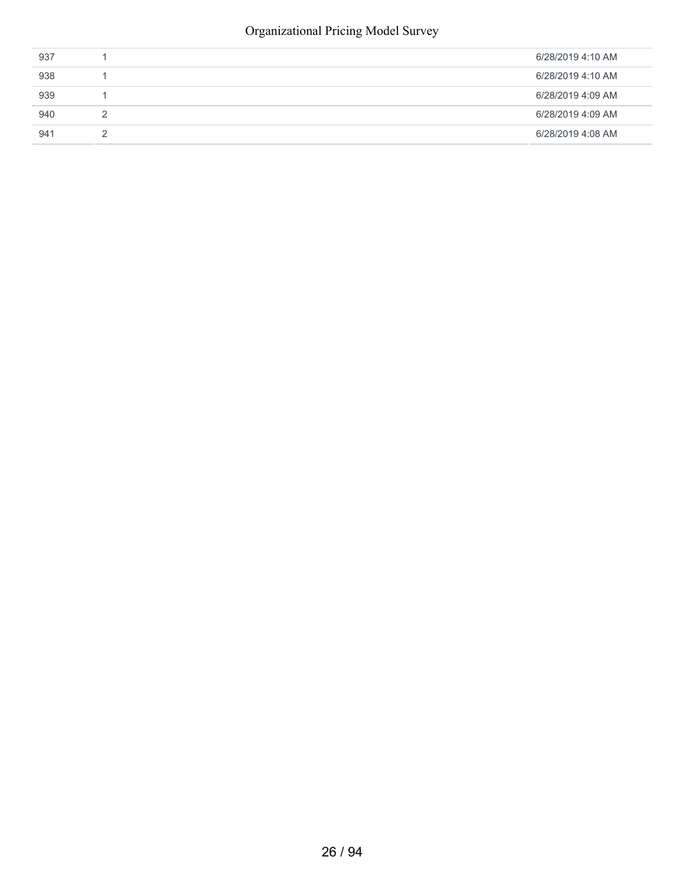| | | |
|---|---|---|
| 937 | 1 | 6/28/2019 4:10 AM |
| 938 | 1 | 6/28/2019 4:10 AM |
| 939 | 1 | 6/28/2019 4:09 AM |
| 940 | 2 | 6/28/2019 4:09 AM |
| 941 | 2 | 6/28/2019 4:08 AM |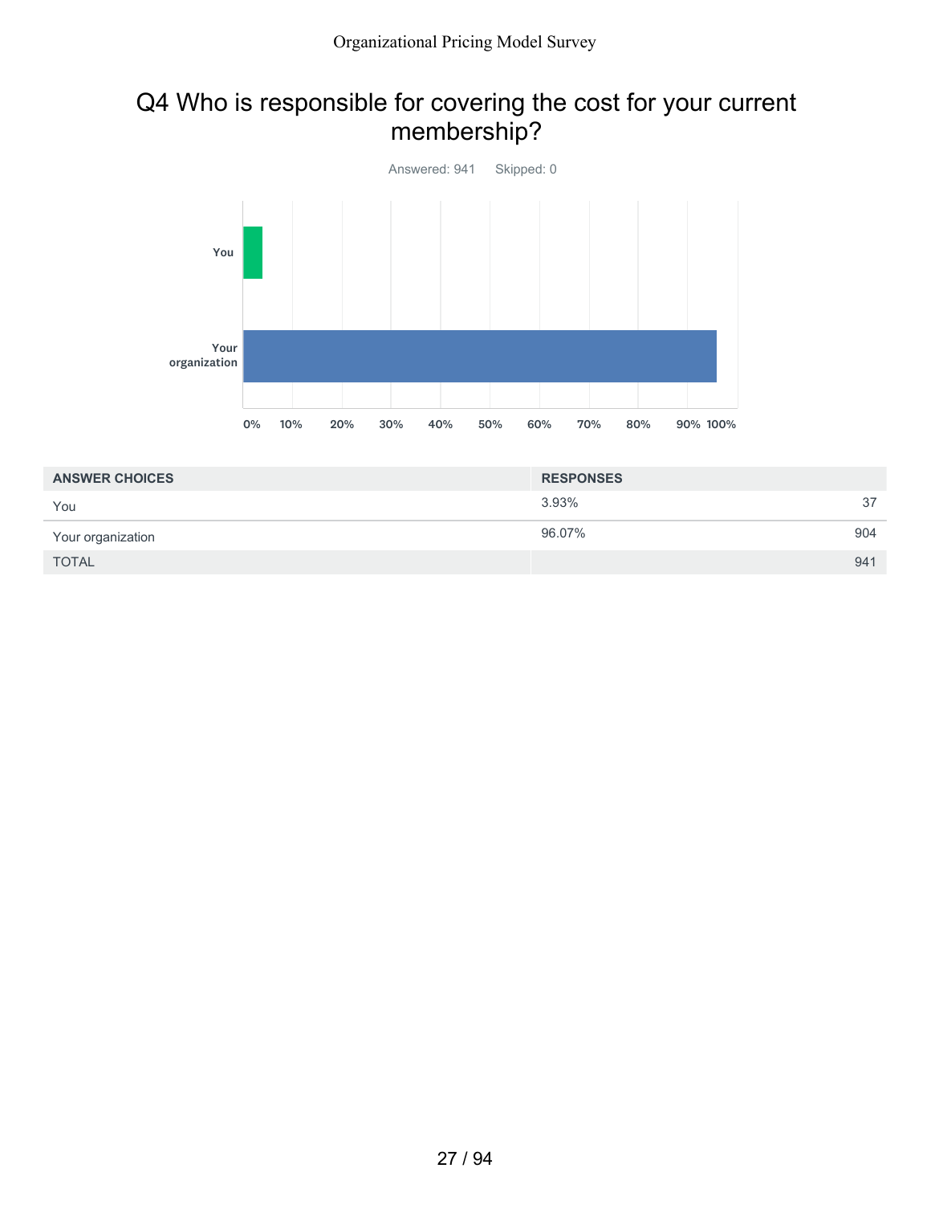## Q4 Who is responsible for covering the cost for your current membership?

Answered: 941 Skipped: 0

| ANSWER CHOICES | RESPONSES | |
|---|---|---|
| You | 3.93% | 37 |
| Your organization | 96.07% | 904 |
| TOTAL | | 941 |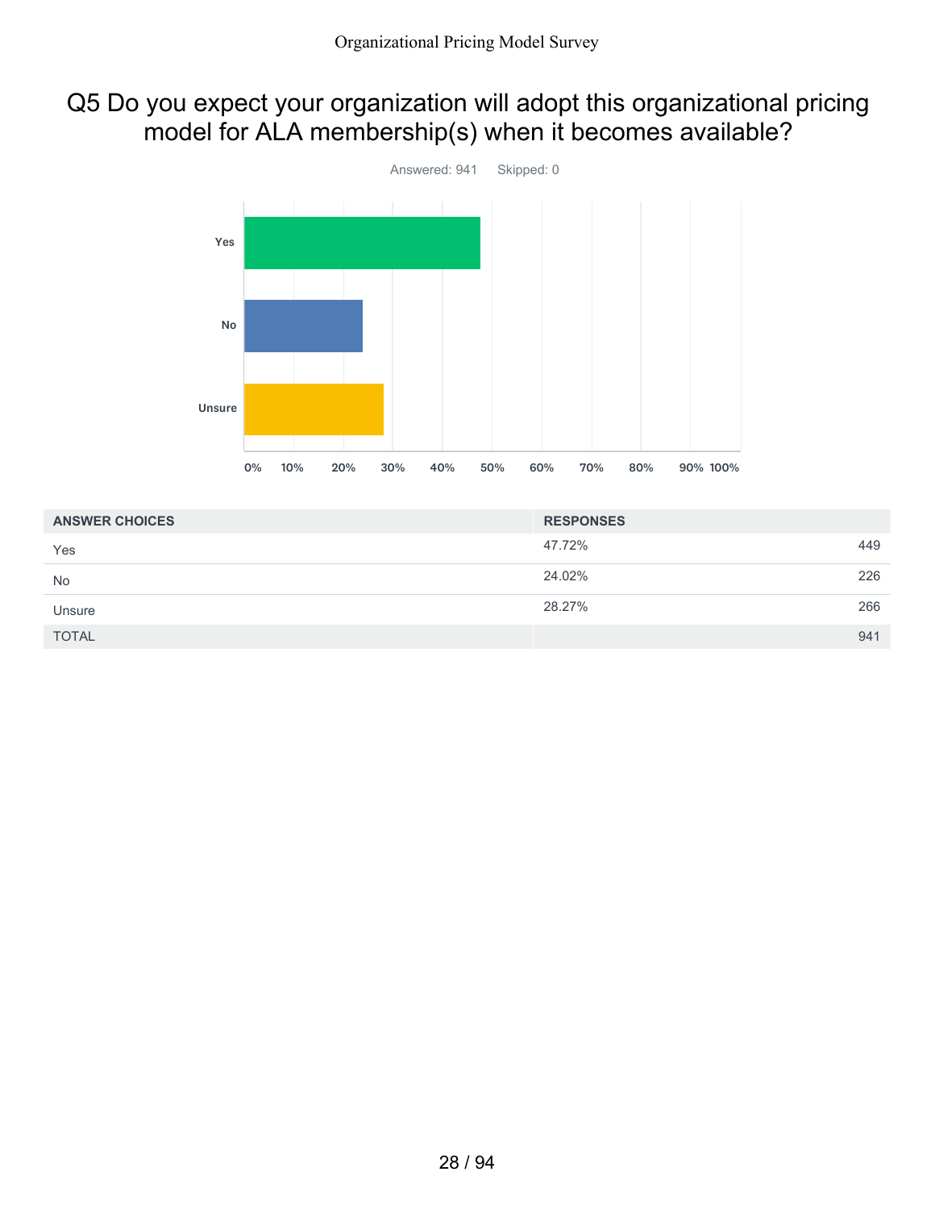# Q5 Do you expect your organization will adopt this organizational pricing model for ALA membership(s) when it becomes available?

Answered: 941 Skipped: 0

| ANSWER CHOICES | RESPONSES | |
|---|---|---|
| Yes | 47.72% | 449 |
| No | 24.02% | 226 |
| Unsure | 28.27% | 266 |
| TOTAL | | 941 |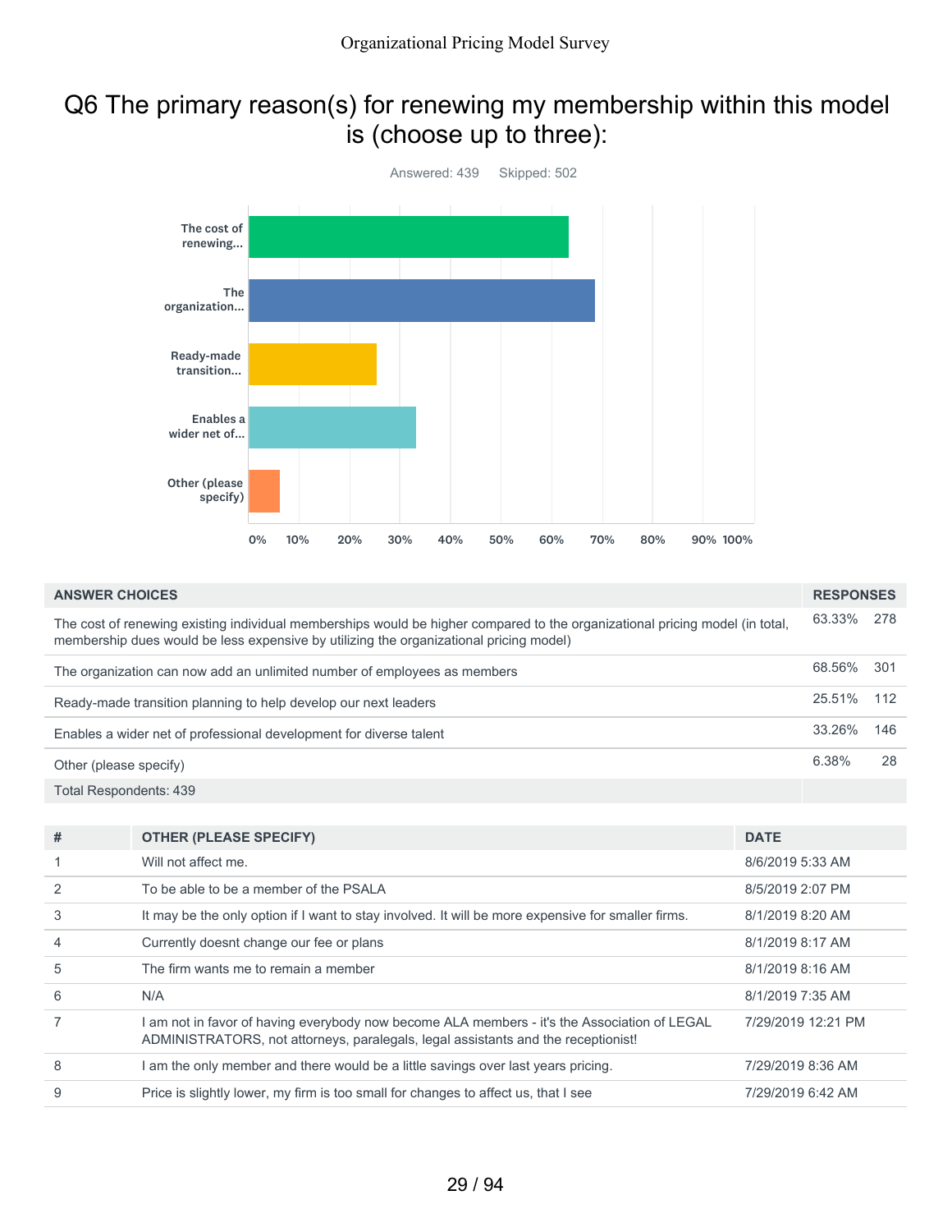# Q6 The primary reason(s) for renewing my membership within this model is (choose up to three):

Answered: 439 Skipped: 502

| ANSWER CHOICES | RESPONSES | |
|---|---|---|
| The cost of renewing existing individual memberships would be higher compared to the organizational pricing model (in total, membership dues would be less expensive by utilizing the organizational pricing model) | 63.33% | 278 |
| The organization can now add an unlimited number of employees as members | 68.56% | 301 |
| Ready-made transition planning to help develop our next leaders | 25.51% | 112 |
| Enables a wider net of professional development for diverse talent | 33.26% | 146 |
| Other (please specify) | 6.38% | 28 |
| Total Respondents: 439 | | |

| # | OTHER (PLEASE SPECIFY) | DATE |
|---|---|---|
| 1 | Will not affect me. | 8/6/2019 5:33 AM |
| 2 | To be able to be a member of the PSALA | 8/5/2019 2:07 PM |
| 3 | It may be the only option if I want to stay involved. It will be more expensive for smaller firms. | 8/1/2019 8:20 AM |
| 4 | Currently doesnt change our fee or plans | 8/1/2019 8:17 AM |
| 5 | The firm wants me to remain a member | 8/1/2019 8:16 AM |
| 6 | N/A | 8/1/2019 7:35 AM |
| 7 | I am not in favor of having everybody now become ALA members - it's the Association of LEGAL ADMINISTRATORS, not attorneys, paralegals, legal assistants and the receptionist! | 7/29/2019 12:21 PM |
| 8 | I am the only member and there would be a little savings over last years pricing. | 7/29/2019 8:36 AM |
| 9 | Price is slightly lower, my firm is too small for changes to affect us, that I see | 7/29/2019 6:42 AM |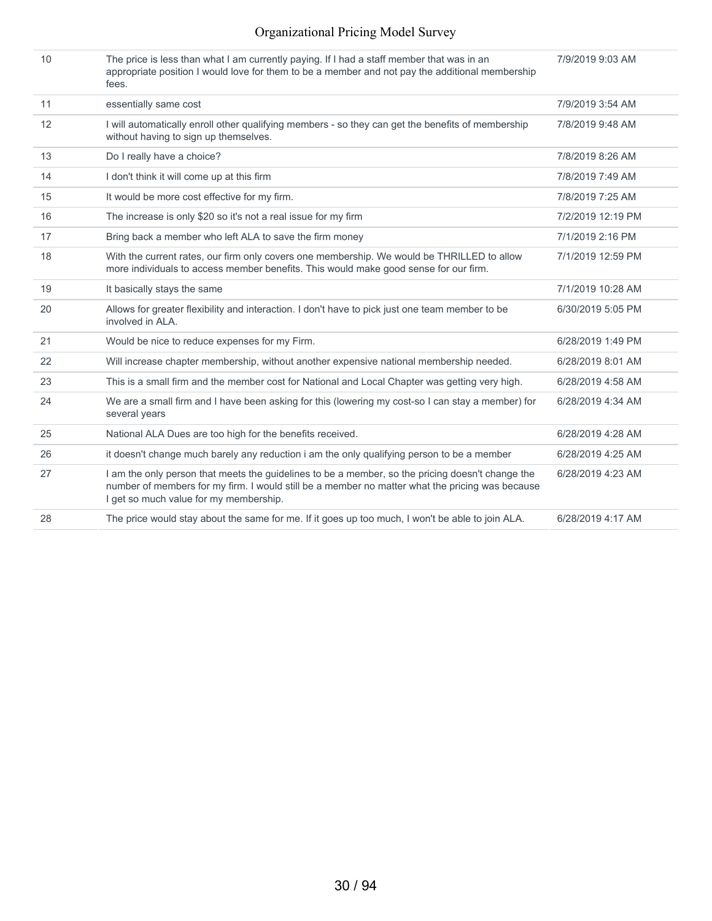| | | |
|---|---|---|
| 10 | The price is less than what I am currently paying. If I had a staff member that was in an appropriate position I would love for them to be a member and not pay the additional membership fees. | 7/9/2019 9:03 AM |
| 11 | essentially same cost | 7/9/2019 3:54 AM |
| 12 | I will automatically enroll other qualifying members - so they can get the benefits of membership without having to sign up themselves. | 7/8/2019 9:48 AM |
| 13 | Do I really have a choice? | 7/8/2019 8:26 AM |
| 14 | I don't think it will come up at this firm | 7/8/2019 7:49 AM |
| 15 | It would be more cost effective for my firm. | 7/8/2019 7:25 AM |
| 16 | The increase is only $20 so it's not a real issue for my firm | 7/2/2019 12:19 PM |
| 17 | Bring back a member who left ALA to save the firm money | 7/1/2019 2:16 PM |
| 18 | With the current rates, our firm only covers one membership. We would be THRILLED to allow more individuals to access member benefits. This would make good sense for our firm. | 7/1/2019 12:59 PM |
| 19 | It basically stays the same | 7/1/2019 10:28 AM |
| 20 | Allows for greater flexibility and interaction. I don't have to pick just one team member to be involved in ALA. | 6/30/2019 5:05 PM |
| 21 | Would be nice to reduce expenses for my Firm. | 6/28/2019 1:49 PM |
| 22 | Will increase chapter membership, without another expensive national membership needed. | 6/28/2019 8:01 AM |
| 23 | This is a small firm and the member cost for National and Local Chapter was getting very high. | 6/28/2019 4:58 AM |
| 24 | We are a small firm and I have been asking for this (lowering my cost-so I can stay a member) for several years | 6/28/2019 4:34 AM |
| 25 | National ALA Dues are too high for the benefits received. | 6/28/2019 4:28 AM |
| 26 | it doesn't change much barely any reduction i am the only qualifying person to be a member | 6/28/2019 4:25 AM |
| 27 | I am the only person that meets the guidelines to be a member, so the pricing doesn't change the number of members for my firm. I would still be a member no matter what the pricing was because I get so much value for my membership. | 6/28/2019 4:23 AM |
| 28 | The price would stay about the same for me. If it goes up too much, I won't be able to join ALA. | 6/28/2019 4:17 AM |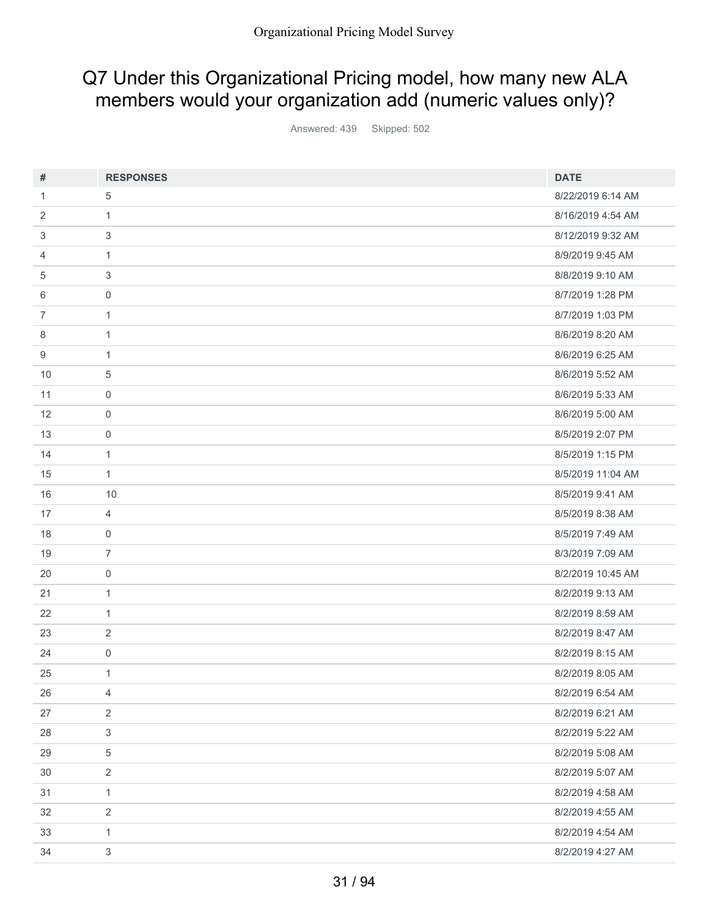## Q7 Under this Organizational Pricing model, how many new ALA members would your organization add (numeric values only)?

Answered: 439 Skipped: 502

| # | RESPONSES | DATE |
|---|---|---|
| 1 | 5 | 8/22/2019 6:14 AM |
| 2 | 1 | 8/16/2019 4:54 AM |
| 3 | 3 | 8/12/2019 9:32 AM |
| 4 | 1 | 8/9/2019 9:45 AM |
| 5 | 3 | 8/8/2019 9:10 AM |
| 6 | 0 | 8/7/2019 1:28 PM |
| 7 | 1 | 8/7/2019 1:03 PM |
| 8 | 1 | 8/6/2019 8:20 AM |
| 9 | 1 | 8/6/2019 6:25 AM |
| 10 | 5 | 8/6/2019 5:52 AM |
| 11 | 0 | 8/6/2019 5:33 AM |
| 12 | 0 | 8/6/2019 5:00 AM |
| 13 | 0 | 8/5/2019 2:07 PM |
| 14 | 1 | 8/5/2019 1:15 PM |
| 15 | 1 | 8/5/2019 11:04 AM |
| 16 | 10 | 8/5/2019 9:41 AM |
| 17 | 4 | 8/5/2019 8:38 AM |
| 18 | 0 | 8/5/2019 7:49 AM |
| 19 | 7 | 8/3/2019 7:09 AM |
| 20 | 0 | 8/2/2019 10:45 AM |
| 21 | 1 | 8/2/2019 9:13 AM |
| 22 | 1 | 8/2/2019 8:59 AM |
| 23 | 2 | 8/2/2019 8:47 AM |
| 24 | 0 | 8/2/2019 8:15 AM |
| 25 | 1 | 8/2/2019 8:05 AM |
| 26 | 4 | 8/2/2019 6:54 AM |
| 27 | 2 | 8/2/2019 6:21 AM |
| 28 | 3 | 8/2/2019 5:22 AM |
| 29 | 5 | 8/2/2019 5:08 AM |
| 30 | 2 | 8/2/2019 5:07 AM |
| 31 | 1 | 8/2/2019 4:58 AM |
| 32 | 2 | 8/2/2019 4:55 AM |
| 33 | 1 | 8/2/2019 4:54 AM |
| 34 | 3 | 8/2/2019 4:27 AM |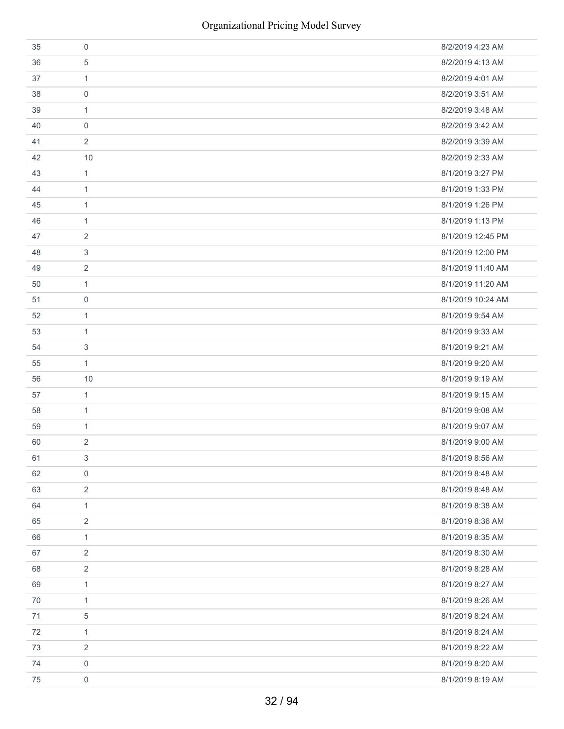| | | |
|---|---|---|
| 35 | 0 | 8/2/2019 4:23 AM |
| 36 | 5 | 8/2/2019 4:13 AM |
| 37 | 1 | 8/2/2019 4:01 AM |
| 38 | 0 | 8/2/2019 3:51 AM |
| 39 | 1 | 8/2/2019 3:48 AM |
| 40 | 0 | 8/2/2019 3:42 AM |
| 41 | 2 | 8/2/2019 3:39 AM |
| 42 | 10 | 8/2/2019 2:33 AM |
| 43 | 1 | 8/1/2019 3:27 PM |
| 44 | 1 | 8/1/2019 1:33 PM |
| 45 | 1 | 8/1/2019 1:26 PM |
| 46 | 1 | 8/1/2019 1:13 PM |
| 47 | 2 | 8/1/2019 12:45 PM |
| 48 | 3 | 8/1/2019 12:00 PM |
| 49 | 2 | 8/1/2019 11:40 AM |
| 50 | 1 | 8/1/2019 11:20 AM |
| 51 | 0 | 8/1/2019 10:24 AM |
| 52 | 1 | 8/1/2019 9:54 AM |
| 53 | 1 | 8/1/2019 9:33 AM |
| 54 | 3 | 8/1/2019 9:21 AM |
| 55 | 1 | 8/1/2019 9:20 AM |
| 56 | 10 | 8/1/2019 9:19 AM |
| 57 | 1 | 8/1/2019 9:15 AM |
| 58 | 1 | 8/1/2019 9:08 AM |
| 59 | 1 | 8/1/2019 9:07 AM |
| 60 | 2 | 8/1/2019 9:00 AM |
| 61 | 3 | 8/1/2019 8:56 AM |
| 62 | 0 | 8/1/2019 8:48 AM |
| 63 | 2 | 8/1/2019 8:48 AM |
| 64 | 1 | 8/1/2019 8:38 AM |
| 65 | 2 | 8/1/2019 8:36 AM |
| 66 | 1 | 8/1/2019 8:35 AM |
| 67 | 2 | 8/1/2019 8:30 AM |
| 68 | 2 | 8/1/2019 8:28 AM |
| 69 | 1 | 8/1/2019 8:27 AM |
| 70 | 1 | 8/1/2019 8:26 AM |
| 71 | 5 | 8/1/2019 8:24 AM |
| 72 | 1 | 8/1/2019 8:24 AM |
| 73 | 2 | 8/1/2019 8:22 AM |
| 74 | 0 | 8/1/2019 8:20 AM |
| 75 | 0 | 8/1/2019 8:19 AM |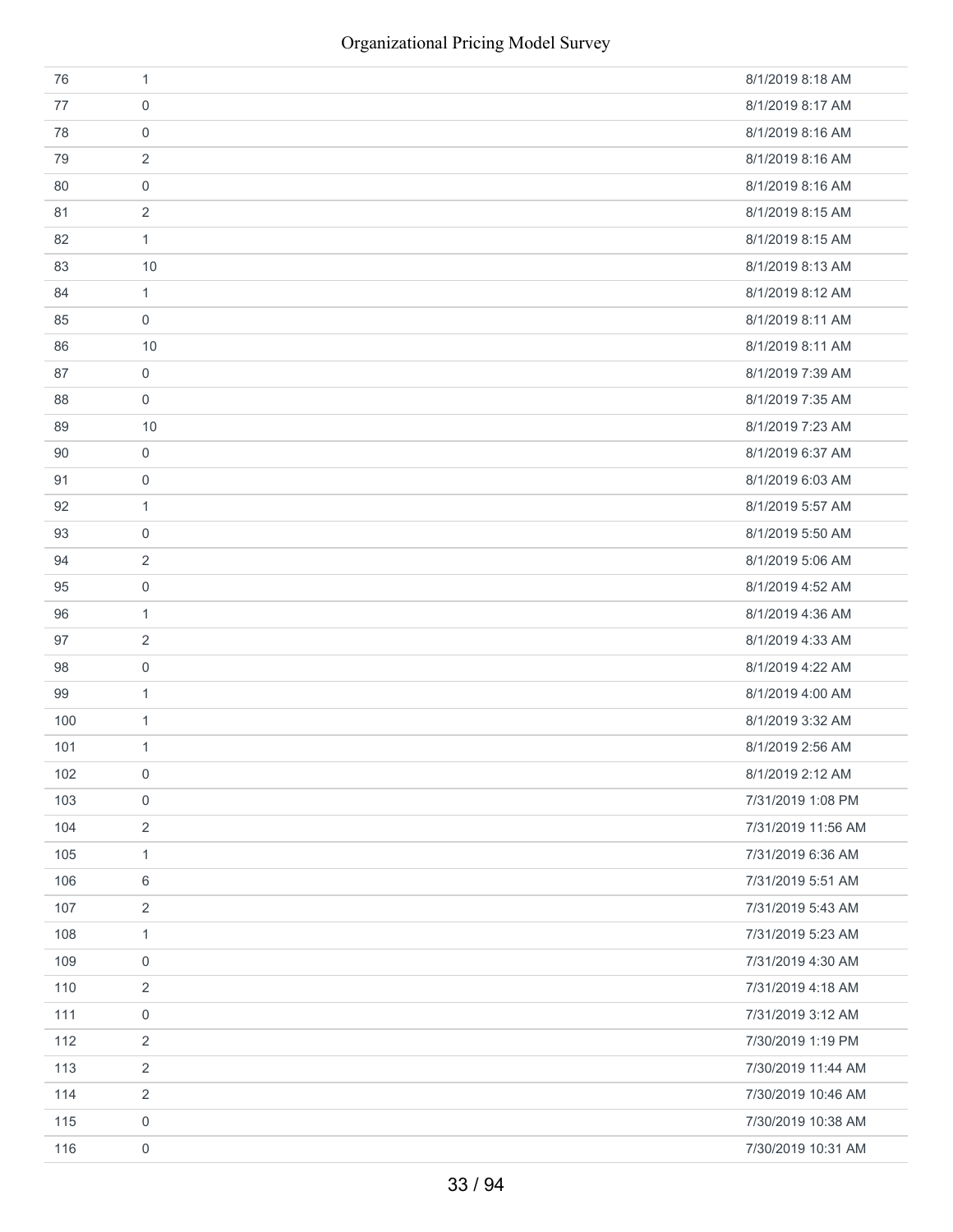| | | |
|---|---|---|
| 76 | 1 | 8/1/2019 8:18 AM |
| 77 | 0 | 8/1/2019 8:17 AM |
| 78 | 0 | 8/1/2019 8:16 AM |
| 79 | 2 | 8/1/2019 8:16 AM |
| 80 | 0 | 8/1/2019 8:16 AM |
| 81 | 2 | 8/1/2019 8:15 AM |
| 82 | 1 | 8/1/2019 8:15 AM |
| 83 | 10 | 8/1/2019 8:13 AM |
| 84 | 1 | 8/1/2019 8:12 AM |
| 85 | 0 | 8/1/2019 8:11 AM |
| 86 | 10 | 8/1/2019 8:11 AM |
| 87 | 0 | 8/1/2019 7:39 AM |
| 88 | 0 | 8/1/2019 7:35 AM |
| 89 | 10 | 8/1/2019 7:23 AM |
| 90 | 0 | 8/1/2019 6:37 AM |
| 91 | 0 | 8/1/2019 6:03 AM |
| 92 | 1 | 8/1/2019 5:57 AM |
| 93 | 0 | 8/1/2019 5:50 AM |
| 94 | 2 | 8/1/2019 5:06 AM |
| 95 | 0 | 8/1/2019 4:52 AM |
| 96 | 1 | 8/1/2019 4:36 AM |
| 97 | 2 | 8/1/2019 4:33 AM |
| 98 | 0 | 8/1/2019 4:22 AM |
| 99 | 1 | 8/1/2019 4:00 AM |
| 100 | 1 | 8/1/2019 3:32 AM |
| 101 | 1 | 8/1/2019 2:56 AM |
| 102 | 0 | 8/1/2019 2:12 AM |
| 103 | 0 | 7/31/2019 1:08 PM |
| 104 | 2 | 7/31/2019 11:56 AM |
| 105 | 1 | 7/31/2019 6:36 AM |
| 106 | 6 | 7/31/2019 5:51 AM |
| 107 | 2 | 7/31/2019 5:43 AM |
| 108 | 1 | 7/31/2019 5:23 AM |
| 109 | 0 | 7/31/2019 4:30 AM |
| 110 | 2 | 7/31/2019 4:18 AM |
| 111 | 0 | 7/31/2019 3:12 AM |
| 112 | 2 | 7/30/2019 1:19 PM |
| 113 | 2 | 7/30/2019 11:44 AM |
| 114 | 2 | 7/30/2019 10:46 AM |
| 115 | 0 | 7/30/2019 10:38 AM |
| 116 | 0 | 7/30/2019 10:31 AM |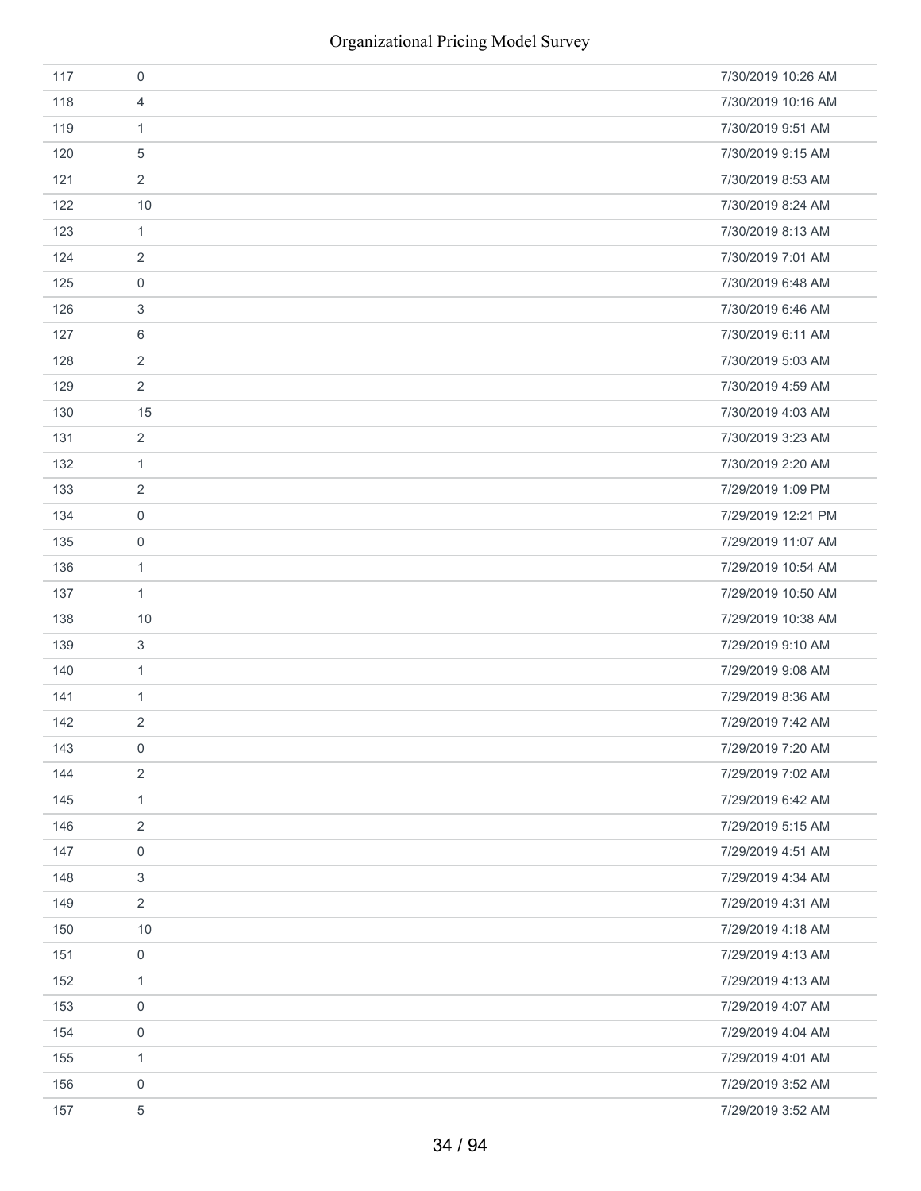| | | |
|---|---|---|
| 117 | 0 | 7/30/2019 10:26 AM |
| 118 | 4 | 7/30/2019 10:16 AM |
| 119 | 1 | 7/30/2019 9:51 AM |
| 120 | 5 | 7/30/2019 9:15 AM |
| 121 | 2 | 7/30/2019 8:53 AM |
| 122 | 10 | 7/30/2019 8:24 AM |
| 123 | 1 | 7/30/2019 8:13 AM |
| 124 | 2 | 7/30/2019 7:01 AM |
| 125 | 0 | 7/30/2019 6:48 AM |
| 126 | 3 | 7/30/2019 6:46 AM |
| 127 | 6 | 7/30/2019 6:11 AM |
| 128 | 2 | 7/30/2019 5:03 AM |
| 129 | 2 | 7/30/2019 4:59 AM |
| 130 | 15 | 7/30/2019 4:03 AM |
| 131 | 2 | 7/30/2019 3:23 AM |
| 132 | 1 | 7/30/2019 2:20 AM |
| 133 | 2 | 7/29/2019 1:09 PM |
| 134 | 0 | 7/29/2019 12:21 PM |
| 135 | 0 | 7/29/2019 11:07 AM |
| 136 | 1 | 7/29/2019 10:54 AM |
| 137 | 1 | 7/29/2019 10:50 AM |
| 138 | 10 | 7/29/2019 10:38 AM |
| 139 | 3 | 7/29/2019 9:10 AM |
| 140 | 1 | 7/29/2019 9:08 AM |
| 141 | 1 | 7/29/2019 8:36 AM |
| 142 | 2 | 7/29/2019 7:42 AM |
| 143 | 0 | 7/29/2019 7:20 AM |
| 144 | 2 | 7/29/2019 7:02 AM |
| 145 | 1 | 7/29/2019 6:42 AM |
| 146 | 2 | 7/29/2019 5:15 AM |
| 147 | 0 | 7/29/2019 4:51 AM |
| 148 | 3 | 7/29/2019 4:34 AM |
| 149 | 2 | 7/29/2019 4:31 AM |
| 150 | 10 | 7/29/2019 4:18 AM |
| 151 | 0 | 7/29/2019 4:13 AM |
| 152 | 1 | 7/29/2019 4:13 AM |
| 153 | 0 | 7/29/2019 4:07 AM |
| 154 | 0 | 7/29/2019 4:04 AM |
| 155 | 1 | 7/29/2019 4:01 AM |
| 156 | 0 | 7/29/2019 3:52 AM |
| 157 | 5 | 7/29/2019 3:52 AM |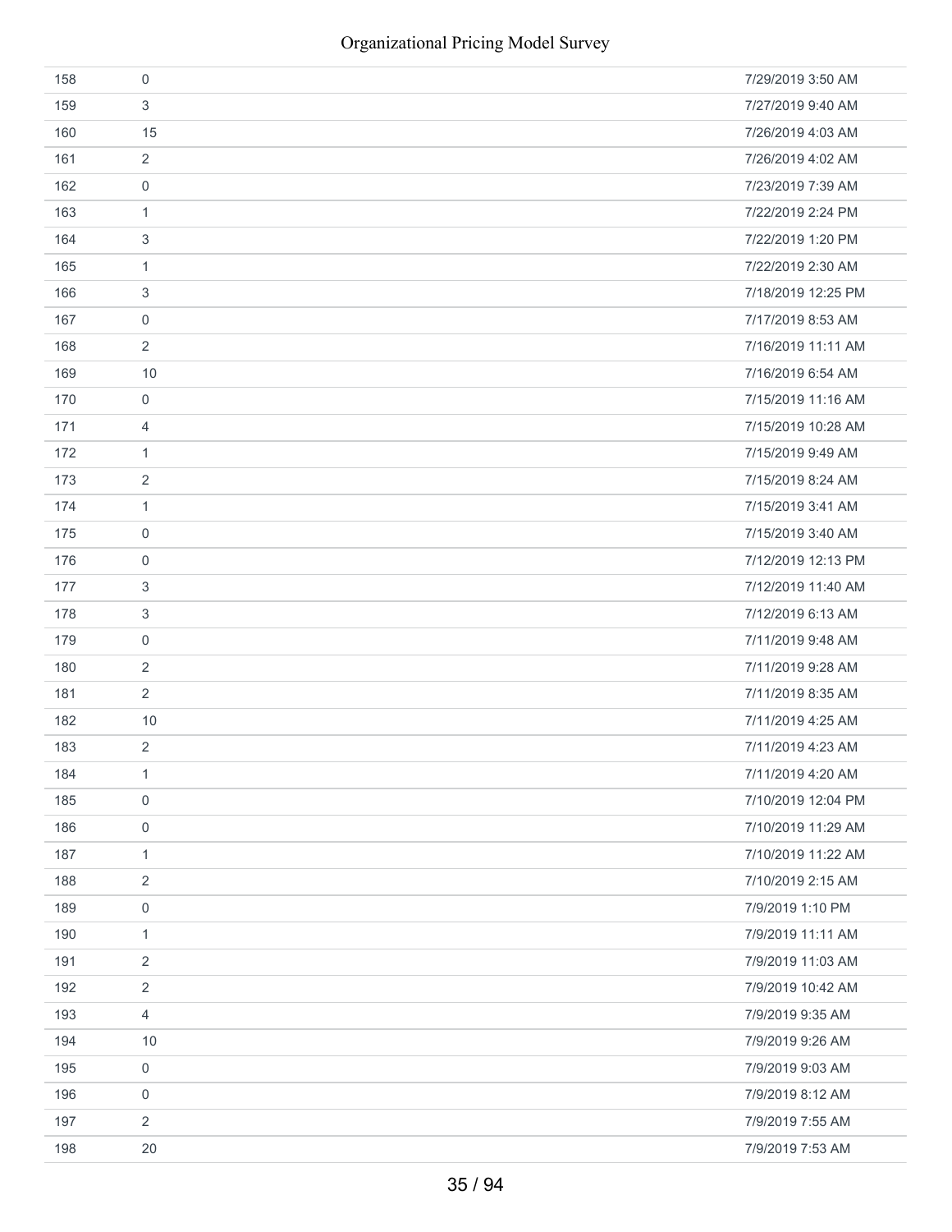| | | |
|---|---|---|
| 158 | 0 | 7/29/2019 3:50 AM |
| 159 | 3 | 7/27/2019 9:40 AM |
| 160 | 15 | 7/26/2019 4:03 AM |
| 161 | 2 | 7/26/2019 4:02 AM |
| 162 | 0 | 7/23/2019 7:39 AM |
| 163 | 1 | 7/22/2019 2:24 PM |
| 164 | 3 | 7/22/2019 1:20 PM |
| 165 | 1 | 7/22/2019 2:30 AM |
| 166 | 3 | 7/18/2019 12:25 PM |
| 167 | 0 | 7/17/2019 8:53 AM |
| 168 | 2 | 7/16/2019 11:11 AM |
| 169 | 10 | 7/16/2019 6:54 AM |
| 170 | 0 | 7/15/2019 11:16 AM |
| 171 | 4 | 7/15/2019 10:28 AM |
| 172 | 1 | 7/15/2019 9:49 AM |
| 173 | 2 | 7/15/2019 8:24 AM |
| 174 | 1 | 7/15/2019 3:41 AM |
| 175 | 0 | 7/15/2019 3:40 AM |
| 176 | 0 | 7/12/2019 12:13 PM |
| 177 | 3 | 7/12/2019 11:40 AM |
| 178 | 3 | 7/12/2019 6:13 AM |
| 179 | 0 | 7/11/2019 9:48 AM |
| 180 | 2 | 7/11/2019 9:28 AM |
| 181 | 2 | 7/11/2019 8:35 AM |
| 182 | 10 | 7/11/2019 4:25 AM |
| 183 | 2 | 7/11/2019 4:23 AM |
| 184 | 1 | 7/11/2019 4:20 AM |
| 185 | 0 | 7/10/2019 12:04 PM |
| 186 | 0 | 7/10/2019 11:29 AM |
| 187 | 1 | 7/10/2019 11:22 AM |
| 188 | 2 | 7/10/2019 2:15 AM |
| 189 | 0 | 7/9/2019 1:10 PM |
| 190 | 1 | 7/9/2019 11:11 AM |
| 191 | 2 | 7/9/2019 11:03 AM |
| 192 | 2 | 7/9/2019 10:42 AM |
| 193 | 4 | 7/9/2019 9:35 AM |
| 194 | 10 | 7/9/2019 9:26 AM |
| 195 | 0 | 7/9/2019 9:03 AM |
| 196 | 0 | 7/9/2019 8:12 AM |
| 197 | 2 | 7/9/2019 7:55 AM |
| 198 | 20 | 7/9/2019 7:53 AM |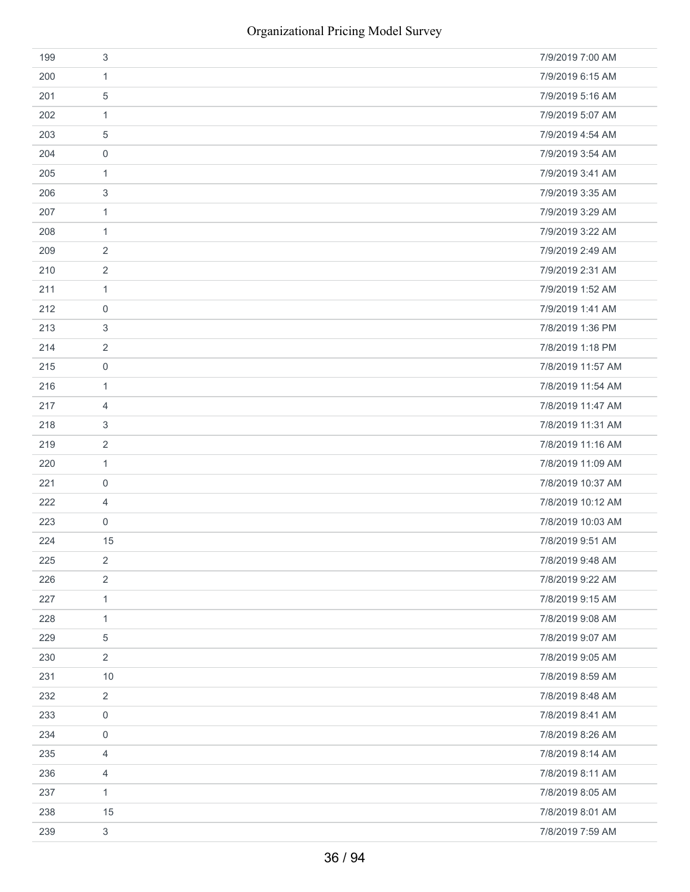| | | |
|---|---|---|
| 199 | 3 | 7/9/2019 7:00 AM |
| 200 | 1 | 7/9/2019 6:15 AM |
| 201 | 5 | 7/9/2019 5:16 AM |
| 202 | 1 | 7/9/2019 5:07 AM |
| 203 | 5 | 7/9/2019 4:54 AM |
| 204 | 0 | 7/9/2019 3:54 AM |
| 205 | 1 | 7/9/2019 3:41 AM |
| 206 | 3 | 7/9/2019 3:35 AM |
| 207 | 1 | 7/9/2019 3:29 AM |
| 208 | 1 | 7/9/2019 3:22 AM |
| 209 | 2 | 7/9/2019 2:49 AM |
| 210 | 2 | 7/9/2019 2:31 AM |
| 211 | 1 | 7/9/2019 1:52 AM |
| 212 | 0 | 7/9/2019 1:41 AM |
| 213 | 3 | 7/8/2019 1:36 PM |
| 214 | 2 | 7/8/2019 1:18 PM |
| 215 | 0 | 7/8/2019 11:57 AM |
| 216 | 1 | 7/8/2019 11:54 AM |
| 217 | 4 | 7/8/2019 11:47 AM |
| 218 | 3 | 7/8/2019 11:31 AM |
| 219 | 2 | 7/8/2019 11:16 AM |
| 220 | 1 | 7/8/2019 11:09 AM |
| 221 | 0 | 7/8/2019 10:37 AM |
| 222 | 4 | 7/8/2019 10:12 AM |
| 223 | 0 | 7/8/2019 10:03 AM |
| 224 | 15 | 7/8/2019 9:51 AM |
| 225 | 2 | 7/8/2019 9:48 AM |
| 226 | 2 | 7/8/2019 9:22 AM |
| 227 | 1 | 7/8/2019 9:15 AM |
| 228 | 1 | 7/8/2019 9:08 AM |
| 229 | 5 | 7/8/2019 9:07 AM |
| 230 | 2 | 7/8/2019 9:05 AM |
| 231 | 10 | 7/8/2019 8:59 AM |
| 232 | 2 | 7/8/2019 8:48 AM |
| 233 | 0 | 7/8/2019 8:41 AM |
| 234 | 0 | 7/8/2019 8:26 AM |
| 235 | 4 | 7/8/2019 8:14 AM |
| 236 | 4 | 7/8/2019 8:11 AM |
| 237 | 1 | 7/8/2019 8:05 AM |
| 238 | 15 | 7/8/2019 8:01 AM |
| 239 | 3 | 7/8/2019 7:59 AM |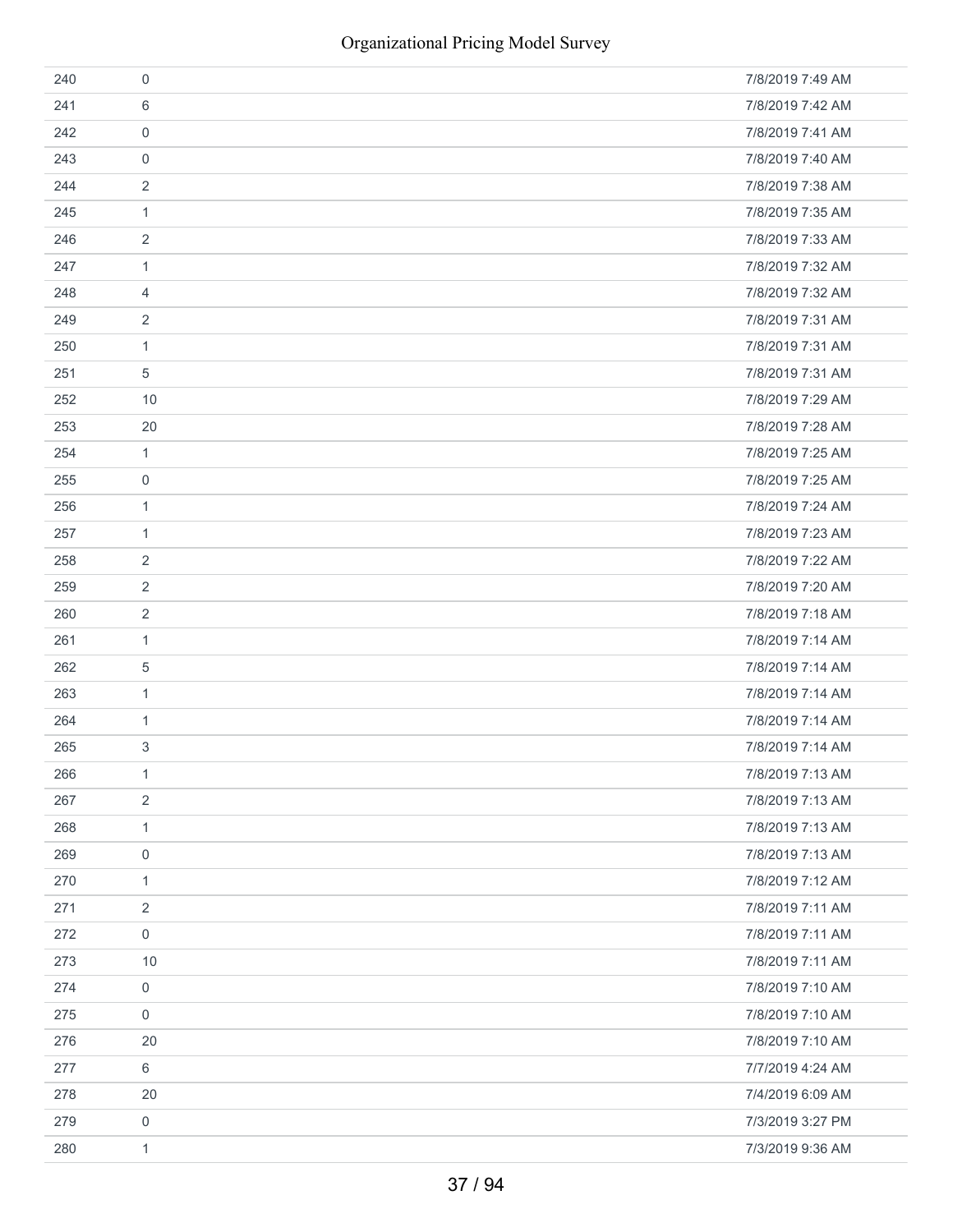| | | |
|---|---|---|
| 240 | 0 | 7/8/2019 7:49 AM |
| 241 | 6 | 7/8/2019 7:42 AM |
| 242 | 0 | 7/8/2019 7:41 AM |
| 243 | 0 | 7/8/2019 7:40 AM |
| 244 | 2 | 7/8/2019 7:38 AM |
| 245 | 1 | 7/8/2019 7:35 AM |
| 246 | 2 | 7/8/2019 7:33 AM |
| 247 | 1 | 7/8/2019 7:32 AM |
| 248 | 4 | 7/8/2019 7:32 AM |
| 249 | 2 | 7/8/2019 7:31 AM |
| 250 | 1 | 7/8/2019 7:31 AM |
| 251 | 5 | 7/8/2019 7:31 AM |
| 252 | 10 | 7/8/2019 7:29 AM |
| 253 | 20 | 7/8/2019 7:28 AM |
| 254 | 1 | 7/8/2019 7:25 AM |
| 255 | 0 | 7/8/2019 7:25 AM |
| 256 | 1 | 7/8/2019 7:24 AM |
| 257 | 1 | 7/8/2019 7:23 AM |
| 258 | 2 | 7/8/2019 7:22 AM |
| 259 | 2 | 7/8/2019 7:20 AM |
| 260 | 2 | 7/8/2019 7:18 AM |
| 261 | 1 | 7/8/2019 7:14 AM |
| 262 | 5 | 7/8/2019 7:14 AM |
| 263 | 1 | 7/8/2019 7:14 AM |
| 264 | 1 | 7/8/2019 7:14 AM |
| 265 | 3 | 7/8/2019 7:14 AM |
| 266 | 1 | 7/8/2019 7:13 AM |
| 267 | 2 | 7/8/2019 7:13 AM |
| 268 | 1 | 7/8/2019 7:13 AM |
| 269 | 0 | 7/8/2019 7:13 AM |
| 270 | 1 | 7/8/2019 7:12 AM |
| 271 | 2 | 7/8/2019 7:11 AM |
| 272 | 0 | 7/8/2019 7:11 AM |
| 273 | 10 | 7/8/2019 7:11 AM |
| 274 | 0 | 7/8/2019 7:10 AM |
| 275 | 0 | 7/8/2019 7:10 AM |
| 276 | 20 | 7/8/2019 7:10 AM |
| 277 | 6 | 7/7/2019 4:24 AM |
| 278 | 20 | 7/4/2019 6:09 AM |
| 279 | 0 | 7/3/2019 3:27 PM |
| 280 | 1 | 7/3/2019 9:36 AM |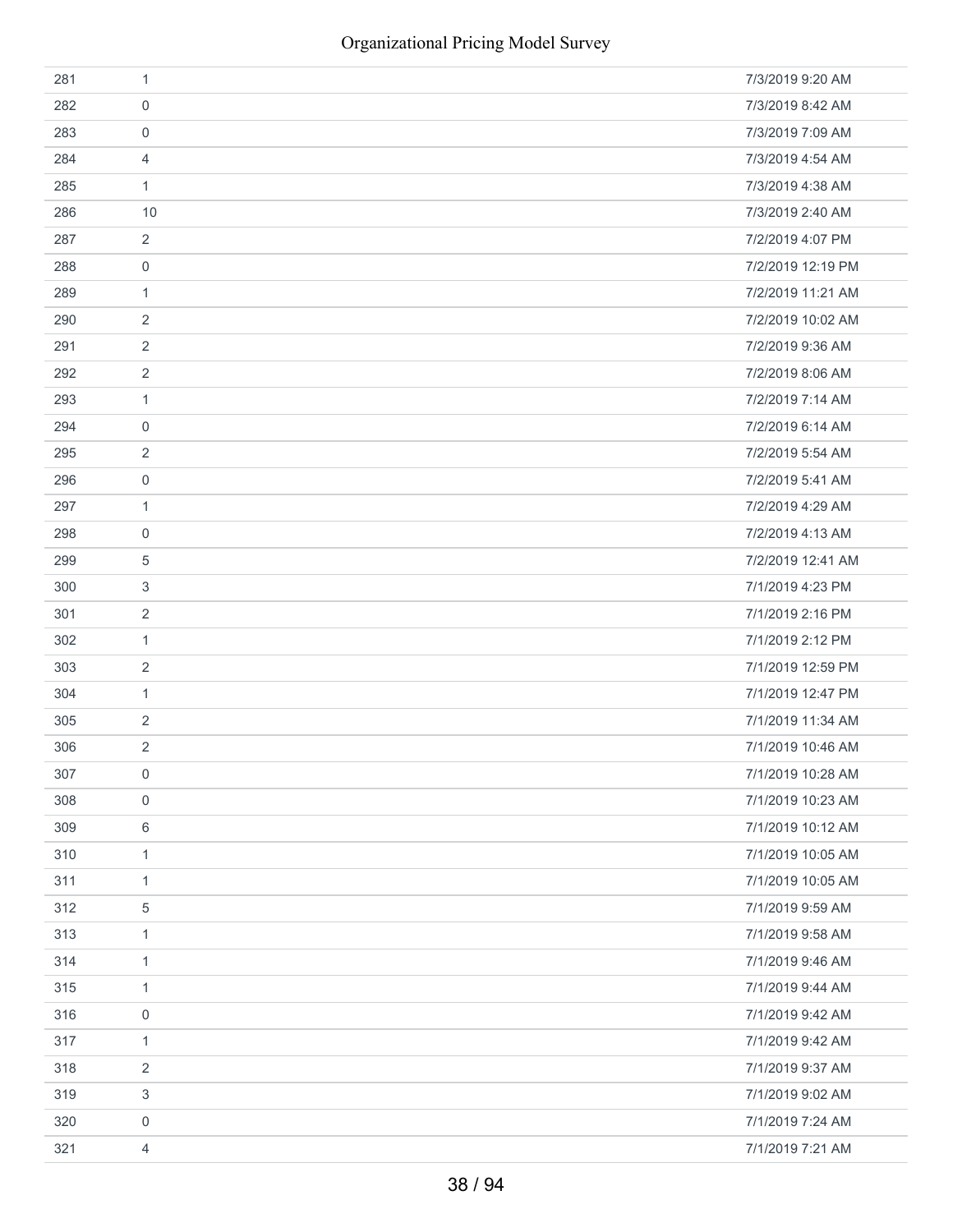| | | |
|---|---|---|
| 281 | 1 | 7/3/2019 9:20 AM |
| 282 | 0 | 7/3/2019 8:42 AM |
| 283 | 0 | 7/3/2019 7:09 AM |
| 284 | 4 | 7/3/2019 4:54 AM |
| 285 | 1 | 7/3/2019 4:38 AM |
| 286 | 10 | 7/3/2019 2:40 AM |
| 287 | 2 | 7/2/2019 4:07 PM |
| 288 | 0 | 7/2/2019 12:19 PM |
| 289 | 1 | 7/2/2019 11:21 AM |
| 290 | 2 | 7/2/2019 10:02 AM |
| 291 | 2 | 7/2/2019 9:36 AM |
| 292 | 2 | 7/2/2019 8:06 AM |
| 293 | 1 | 7/2/2019 7:14 AM |
| 294 | 0 | 7/2/2019 6:14 AM |
| 295 | 2 | 7/2/2019 5:54 AM |
| 296 | 0 | 7/2/2019 5:41 AM |
| 297 | 1 | 7/2/2019 4:29 AM |
| 298 | 0 | 7/2/2019 4:13 AM |
| 299 | 5 | 7/2/2019 12:41 AM |
| 300 | 3 | 7/1/2019 4:23 PM |
| 301 | 2 | 7/1/2019 2:16 PM |
| 302 | 1 | 7/1/2019 2:12 PM |
| 303 | 2 | 7/1/2019 12:59 PM |
| 304 | 1 | 7/1/2019 12:47 PM |
| 305 | 2 | 7/1/2019 11:34 AM |
| 306 | 2 | 7/1/2019 10:46 AM |
| 307 | 0 | 7/1/2019 10:28 AM |
| 308 | 0 | 7/1/2019 10:23 AM |
| 309 | 6 | 7/1/2019 10:12 AM |
| 310 | 1 | 7/1/2019 10:05 AM |
| 311 | 1 | 7/1/2019 10:05 AM |
| 312 | 5 | 7/1/2019 9:59 AM |
| 313 | 1 | 7/1/2019 9:58 AM |
| 314 | 1 | 7/1/2019 9:46 AM |
| 315 | 1 | 7/1/2019 9:44 AM |
| 316 | 0 | 7/1/2019 9:42 AM |
| 317 | 1 | 7/1/2019 9:42 AM |
| 318 | 2 | 7/1/2019 9:37 AM |
| 319 | 3 | 7/1/2019 9:02 AM |
| 320 | 0 | 7/1/2019 7:24 AM |
| 321 | 4 | 7/1/2019 7:21 AM |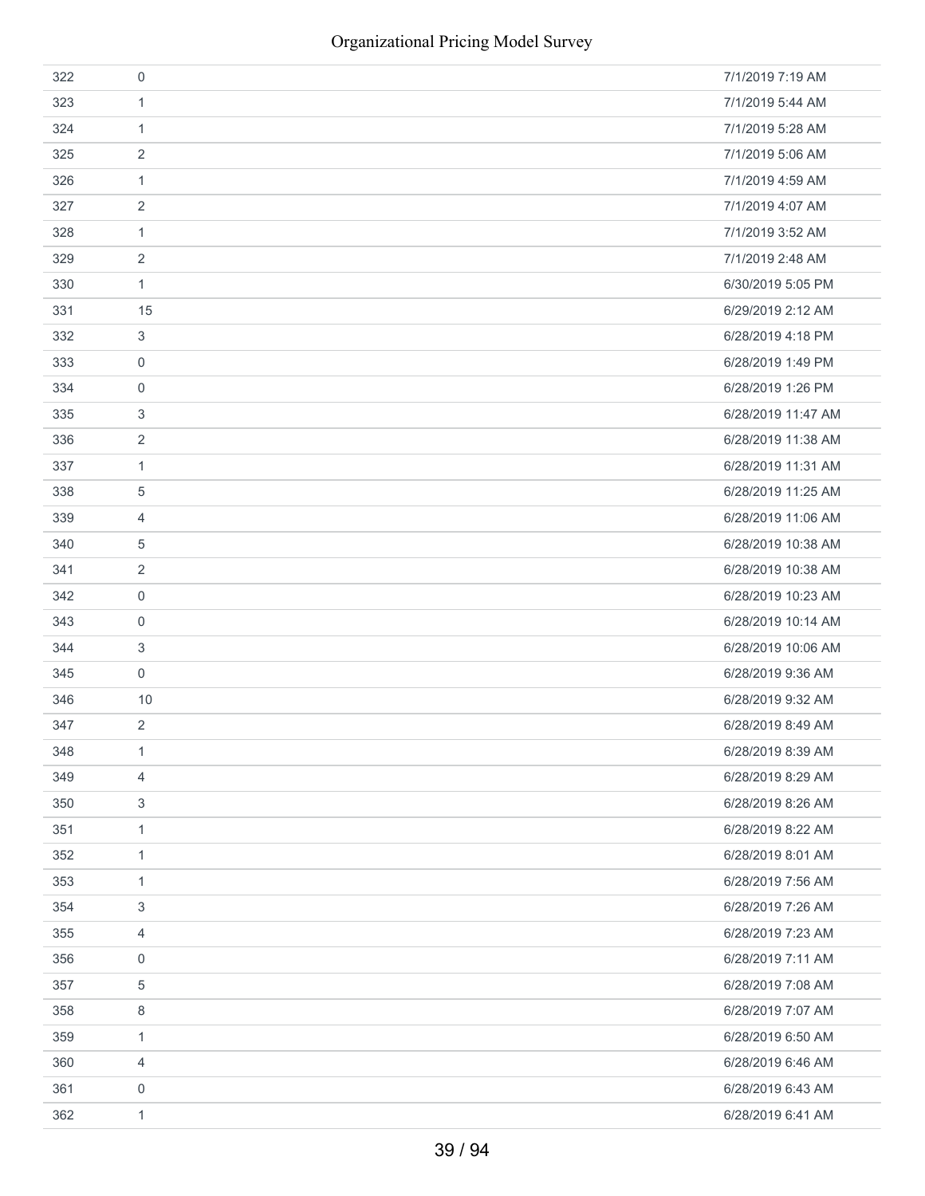| | | |
|---|---|---|
| 322 | 0 | 7/1/2019 7:19 AM |
| 323 | 1 | 7/1/2019 5:44 AM |
| 324 | 1 | 7/1/2019 5:28 AM |
| 325 | 2 | 7/1/2019 5:06 AM |
| 326 | 1 | 7/1/2019 4:59 AM |
| 327 | 2 | 7/1/2019 4:07 AM |
| 328 | 1 | 7/1/2019 3:52 AM |
| 329 | 2 | 7/1/2019 2:48 AM |
| 330 | 1 | 6/30/2019 5:05 PM |
| 331 | 15 | 6/29/2019 2:12 AM |
| 332 | 3 | 6/28/2019 4:18 PM |
| 333 | 0 | 6/28/2019 1:49 PM |
| 334 | 0 | 6/28/2019 1:26 PM |
| 335 | 3 | 6/28/2019 11:47 AM |
| 336 | 2 | 6/28/2019 11:38 AM |
| 337 | 1 | 6/28/2019 11:31 AM |
| 338 | 5 | 6/28/2019 11:25 AM |
| 339 | 4 | 6/28/2019 11:06 AM |
| 340 | 5 | 6/28/2019 10:38 AM |
| 341 | 2 | 6/28/2019 10:38 AM |
| 342 | 0 | 6/28/2019 10:23 AM |
| 343 | 0 | 6/28/2019 10:14 AM |
| 344 | 3 | 6/28/2019 10:06 AM |
| 345 | 0 | 6/28/2019 9:36 AM |
| 346 | 10 | 6/28/2019 9:32 AM |
| 347 | 2 | 6/28/2019 8:49 AM |
| 348 | 1 | 6/28/2019 8:39 AM |
| 349 | 4 | 6/28/2019 8:29 AM |
| 350 | 3 | 6/28/2019 8:26 AM |
| 351 | 1 | 6/28/2019 8:22 AM |
| 352 | 1 | 6/28/2019 8:01 AM |
| 353 | 1 | 6/28/2019 7:56 AM |
| 354 | 3 | 6/28/2019 7:26 AM |
| 355 | 4 | 6/28/2019 7:23 AM |
| 356 | 0 | 6/28/2019 7:11 AM |
| 357 | 5 | 6/28/2019 7:08 AM |
| 358 | 8 | 6/28/2019 7:07 AM |
| 359 | 1 | 6/28/2019 6:50 AM |
| 360 | 4 | 6/28/2019 6:46 AM |
| 361 | 0 | 6/28/2019 6:43 AM |
| 362 | 1 | 6/28/2019 6:41 AM |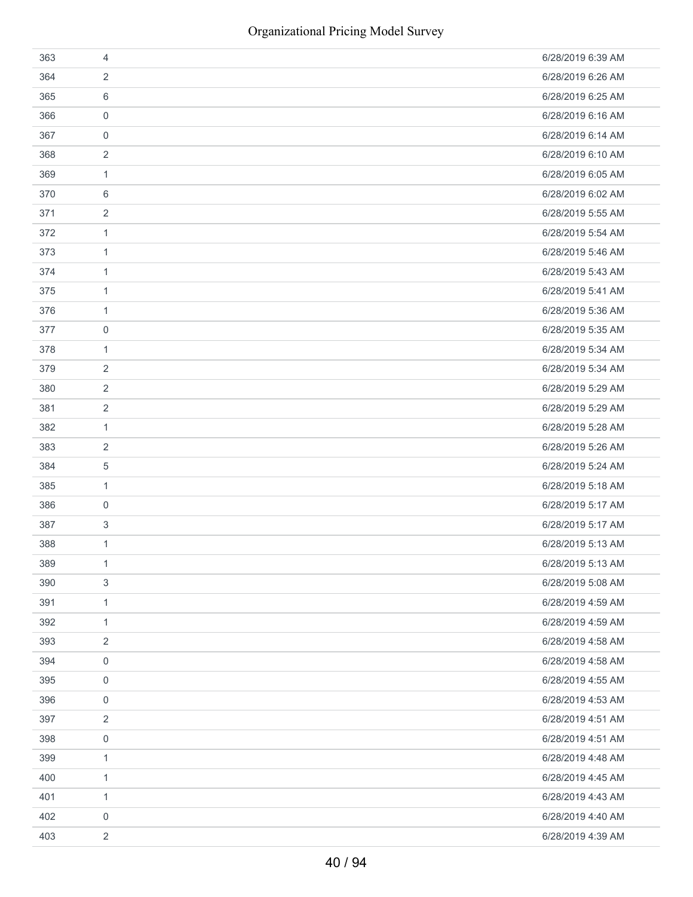| | | |
|---|---|---|
| 363 | 4 | 6/28/2019 6:39 AM |
| 364 | 2 | 6/28/2019 6:26 AM |
| 365 | 6 | 6/28/2019 6:25 AM |
| 366 | 0 | 6/28/2019 6:16 AM |
| 367 | 0 | 6/28/2019 6:14 AM |
| 368 | 2 | 6/28/2019 6:10 AM |
| 369 | 1 | 6/28/2019 6:05 AM |
| 370 | 6 | 6/28/2019 6:02 AM |
| 371 | 2 | 6/28/2019 5:55 AM |
| 372 | 1 | 6/28/2019 5:54 AM |
| 373 | 1 | 6/28/2019 5:46 AM |
| 374 | 1 | 6/28/2019 5:43 AM |
| 375 | 1 | 6/28/2019 5:41 AM |
| 376 | 1 | 6/28/2019 5:36 AM |
| 377 | 0 | 6/28/2019 5:35 AM |
| 378 | 1 | 6/28/2019 5:34 AM |
| 379 | 2 | 6/28/2019 5:34 AM |
| 380 | 2 | 6/28/2019 5:29 AM |
| 381 | 2 | 6/28/2019 5:29 AM |
| 382 | 1 | 6/28/2019 5:28 AM |
| 383 | 2 | 6/28/2019 5:26 AM |
| 384 | 5 | 6/28/2019 5:24 AM |
| 385 | 1 | 6/28/2019 5:18 AM |
| 386 | 0 | 6/28/2019 5:17 AM |
| 387 | 3 | 6/28/2019 5:17 AM |
| 388 | 1 | 6/28/2019 5:13 AM |
| 389 | 1 | 6/28/2019 5:13 AM |
| 390 | 3 | 6/28/2019 5:08 AM |
| 391 | 1 | 6/28/2019 4:59 AM |
| 392 | 1 | 6/28/2019 4:59 AM |
| 393 | 2 | 6/28/2019 4:58 AM |
| 394 | 0 | 6/28/2019 4:58 AM |
| 395 | 0 | 6/28/2019 4:55 AM |
| 396 | 0 | 6/28/2019 4:53 AM |
| 397 | 2 | 6/28/2019 4:51 AM |
| 398 | 0 | 6/28/2019 4:51 AM |
| 399 | 1 | 6/28/2019 4:48 AM |
| 400 | 1 | 6/28/2019 4:45 AM |
| 401 | 1 | 6/28/2019 4:43 AM |
| 402 | 0 | 6/28/2019 4:40 AM |
| 403 | 2 | 6/28/2019 4:39 AM |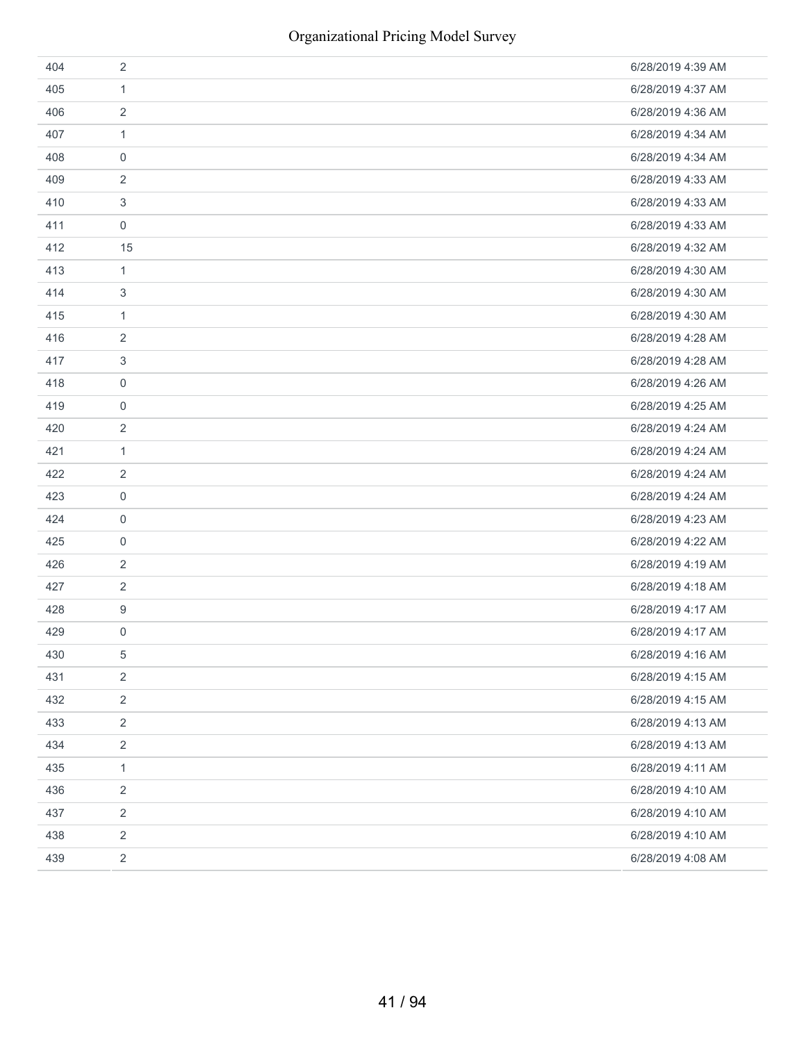| | | |
|---|---|---|
| 404 | 2 | 6/28/2019 4:39 AM |
| 405 | 1 | 6/28/2019 4:37 AM |
| 406 | 2 | 6/28/2019 4:36 AM |
| 407 | 1 | 6/28/2019 4:34 AM |
| 408 | 0 | 6/28/2019 4:34 AM |
| 409 | 2 | 6/28/2019 4:33 AM |
| 410 | 3 | 6/28/2019 4:33 AM |
| 411 | 0 | 6/28/2019 4:33 AM |
| 412 | 15 | 6/28/2019 4:32 AM |
| 413 | 1 | 6/28/2019 4:30 AM |
| 414 | 3 | 6/28/2019 4:30 AM |
| 415 | 1 | 6/28/2019 4:30 AM |
| 416 | 2 | 6/28/2019 4:28 AM |
| 417 | 3 | 6/28/2019 4:28 AM |
| 418 | 0 | 6/28/2019 4:26 AM |
| 419 | 0 | 6/28/2019 4:25 AM |
| 420 | 2 | 6/28/2019 4:24 AM |
| 421 | 1 | 6/28/2019 4:24 AM |
| 422 | 2 | 6/28/2019 4:24 AM |
| 423 | 0 | 6/28/2019 4:24 AM |
| 424 | 0 | 6/28/2019 4:23 AM |
| 425 | 0 | 6/28/2019 4:22 AM |
| 426 | 2 | 6/28/2019 4:19 AM |
| 427 | 2 | 6/28/2019 4:18 AM |
| 428 | 9 | 6/28/2019 4:17 AM |
| 429 | 0 | 6/28/2019 4:17 AM |
| 430 | 5 | 6/28/2019 4:16 AM |
| 431 | 2 | 6/28/2019 4:15 AM |
| 432 | 2 | 6/28/2019 4:15 AM |
| 433 | 2 | 6/28/2019 4:13 AM |
| 434 | 2 | 6/28/2019 4:13 AM |
| 435 | 1 | 6/28/2019 4:11 AM |
| 436 | 2 | 6/28/2019 4:10 AM |
| 437 | 2 | 6/28/2019 4:10 AM |
| 438 | 2 | 6/28/2019 4:10 AM |
| 439 | 2 | 6/28/2019 4:08 AM |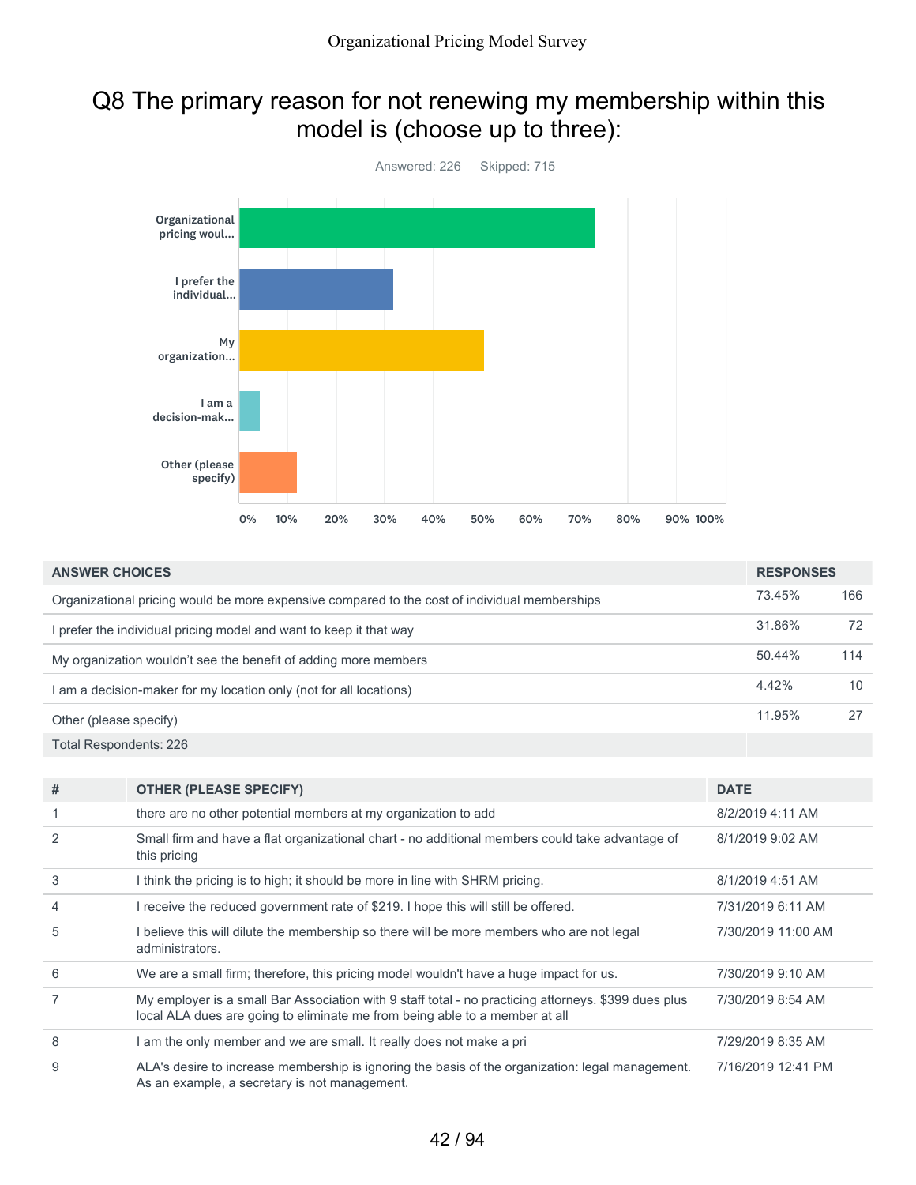# Q8 The primary reason for not renewing my membership within this model is (choose up to three):

Answered: 226 Skipped: 715

| ANSWER CHOICES | RESPONSES | |
|---|---|---|
| Organizational pricing would be more expensive compared to the cost of individual memberships | 73.45% | 166 |
| I prefer the individual pricing model and want to keep it that way | 31.86% | 72 |
| My organization wouldn't see the benefit of adding more members | 50.44% | 114 |
| I am a decision-maker for my location only (not for all locations) | 4.42% | 10 |
| Other (please specify) | 11.95% | 27 |
| Total Respondents: 226 | | |

| # | OTHER (PLEASE SPECIFY) | DATE |
|---|---|---|
| 1 | there are no other potential members at my organization to add | 8/2/2019 4:11 AM |
| 2 | Small firm and have a flat organizational chart - no additional members could take advantage of this pricing | 8/1/2019 9:02 AM |
| 3 | I think the pricing is to high; it should be more in line with SHRM pricing. | 8/1/2019 4:51 AM |
| 4 | I receive the reduced government rate of $219. I hope this will still be offered. | 7/31/2019 6:11 AM |
| 5 | I believe this will dilute the membership so there will be more members who are not legal administrators. | 7/30/2019 11:00 AM |
| 6 | We are a small firm; therefore, this pricing model wouldn't have a huge impact for us. | 7/30/2019 9:10 AM |
| 7 | My employer is a small Bar Association with 9 staff total - no practicing attorneys. $399 dues plus local ALA dues are going to eliminate me from being able to a member at all | 7/30/2019 8:54 AM |
| 8 | I am the only member and we are small. It really does not make a pri | 7/29/2019 8:35 AM |
| 9 | ALA's desire to increase membership is ignoring the basis of the organization: legal management. As an example, a secretary is not management. | 7/16/2019 12:41 PM |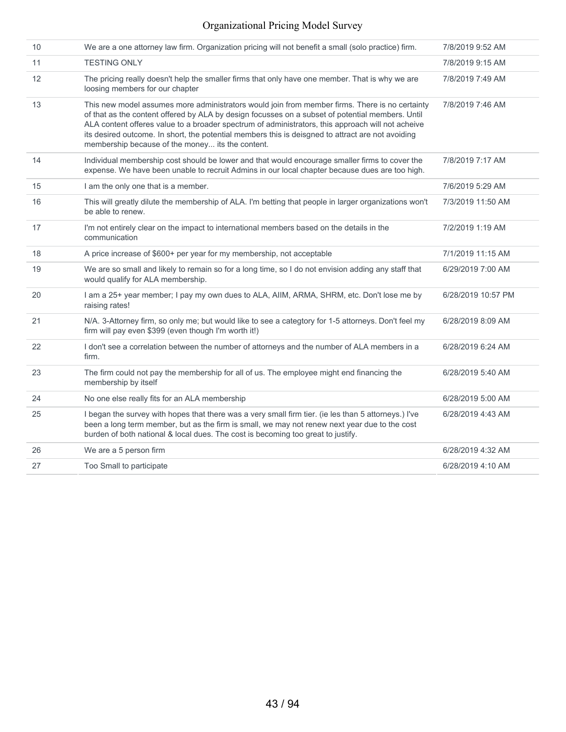| 10 | We are a one attorney law firm. Organization pricing will not benefit a small (solo practice) firm. | 7/8/2019 9:52 AM |
|---|---|---|
| 11 | TESTING ONLY | 7/8/2019 9:15 AM |
| 12 | The pricing really doesn't help the smaller firms that only have one member. That is why we are loosing members for our chapter | 7/8/2019 7:49 AM |
| 13 | This new model assumes more administrators would join from member firms. There is no certainty of that as the content offered by ALA by design focusses on a subset of potential members. Until ALA content offeres value to a broader spectrum of administrators, this approach will not acheive its desired outcome. In short, the potential members this is deisgned to attract are not avoiding membership because of the money... its the content. | 7/8/2019 7:46 AM |
| 14 | Individual membership cost should be lower and that would encourage smaller firms to cover the expense. We have been unable to recruit Admins in our local chapter because dues are too high. | 7/8/2019 7:17 AM |
| 15 | I am the only one that is a member. | 7/6/2019 5:29 AM |
| 16 | This will greatly dilute the membership of ALA. I'm betting that people in larger organizations won't be able to renew. | 7/3/2019 11:50 AM |
| 17 | I'm not entirely clear on the impact to international members based on the details in the communication | 7/2/2019 1:19 AM |
| 18 | A price increase of $600+ per year for my membership, not acceptable | 7/1/2019 11:15 AM |
| 19 | We are so small and likely to remain so for a long time, so I do not envision adding any staff that would qualify for ALA membership. | 6/29/2019 7:00 AM |
| 20 | I am a 25+ year member; I pay my own dues to ALA, AIIM, ARMA, SHRM, etc. Don't lose me by raising rates! | 6/28/2019 10:57 PM |
| 21 | N/A. 3-Attorney firm, so only me; but would like to see a categtory for 1-5 attorneys. Don't feel my firm will pay even $399 (even though I'm worth it!) | 6/28/2019 8:09 AM |
| 22 | I don't see a correlation between the number of attorneys and the number of ALA members in a firm. | 6/28/2019 6:24 AM |
| 23 | The firm could not pay the membership for all of us. The employee might end financing the membership by itself | 6/28/2019 5:40 AM |
| 24 | No one else really fits for an ALA membership | 6/28/2019 5:00 AM |
| 25 | I began the survey with hopes that there was a very small firm tier. (ie les than 5 attorneys.) I've been a long term member, but as the firm is small, we may not renew next year due to the cost burden of both national & local dues. The cost is becoming too great to justify. | 6/28/2019 4:43 AM |
| 26 | We are a 5 person firm | 6/28/2019 4:32 AM |
| 27 | Too Small to participate | 6/28/2019 4:10 AM |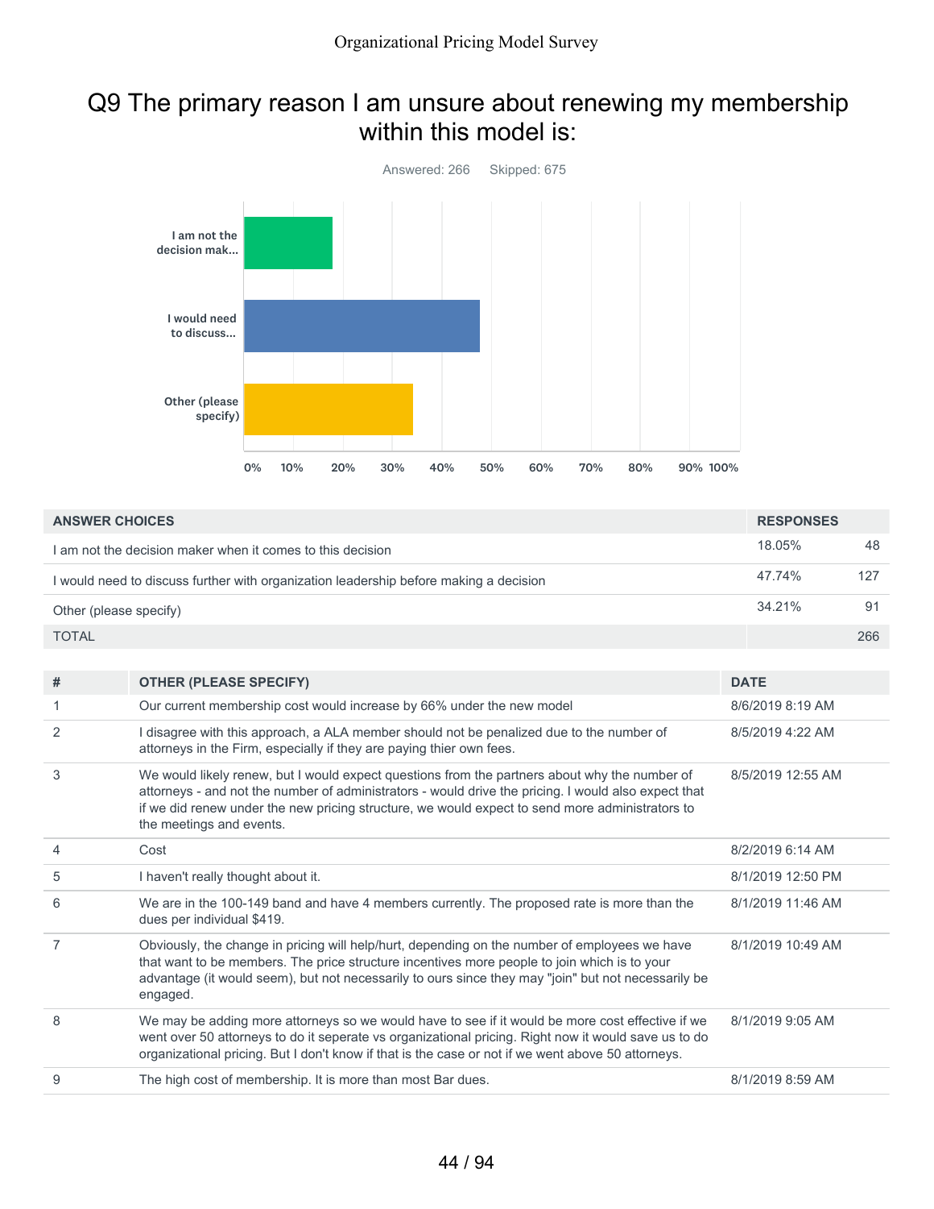# Q9 The primary reason I am unsure about renewing my membership within this model is:

Answered: 266 Skipped: 675

| ANSWER CHOICES | RESPONSES | |
|---|---|---|
| I am not the decision maker when it comes to this decision | 18.05% | 48 |
| I would need to discuss further with organization leadership before making a decision | 47.74% | 127 |
| Other (please specify) | 34.21% | 91 |
| TOTAL | | 266 |

| # | OTHER (PLEASE SPECIFY) | DATE |
|---|---|---|
| 1 | Our current membership cost would increase by 66% under the new model | 8/6/2019 8:19 AM |
| 2 | I disagree with this approach, a ALA member should not be penalized due to the number of attorneys in the Firm, especially if they are paying thier own fees. | 8/5/2019 4:22 AM |
| 3 | We would likely renew, but I would expect questions from the partners about why the number of attorneys - and not the number of administrators - would drive the pricing. I would also expect that if we did renew under the new pricing structure, we would expect to send more administrators to the meetings and events. | 8/5/2019 12:55 AM |
| 4 | Cost | 8/2/2019 6:14 AM |
| 5 | I haven't really thought about it. | 8/1/2019 12:50 PM |
| 6 | We are in the 100-149 band and have 4 members currently. The proposed rate is more than the dues per individual $419. | 8/1/2019 11:46 AM |
| 7 | Obviously, the change in pricing will help/hurt, depending on the number of employees we have that want to be members. The price structure incentives more people to join which is to your advantage (it would seem), but not necessarily to ours since they may "join" but not necessarily be engaged. | 8/1/2019 10:49 AM |
| 8 | We may be adding more attorneys so we would have to see if it would be more cost effective if we went over 50 attorneys to do it seperate vs organizational pricing. Right now it would save us to do organizational pricing. But I don't know if that is the case or not if we went above 50 attorneys. | 8/1/2019 9:05 AM |
| 9 | The high cost of membership. It is more than most Bar dues. | 8/1/2019 8:59 AM |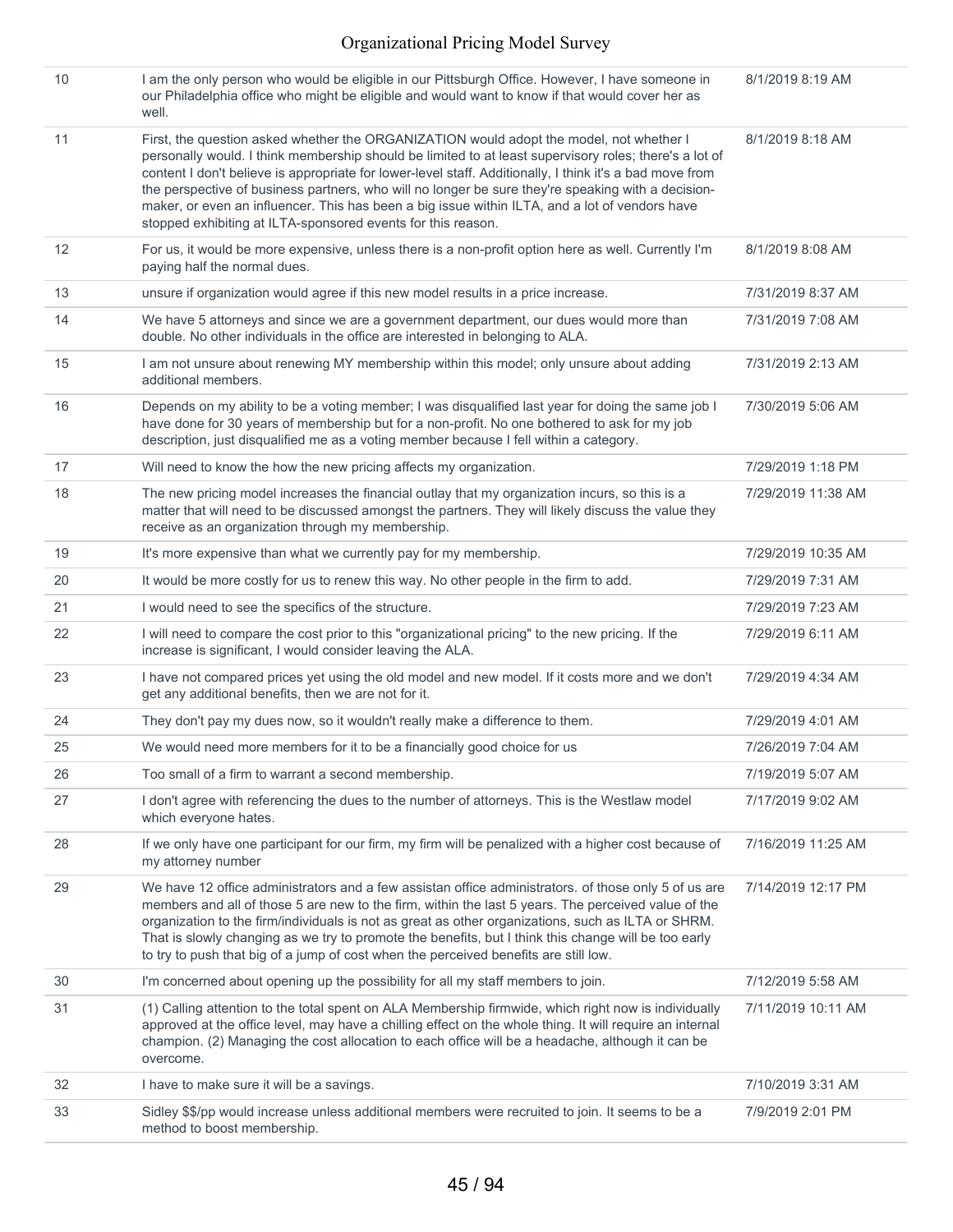| | | |
|---|---|---|
| 10 | I am the only person who would be eligible in our Pittsburgh Office. However, I have someone in our Philadelphia office who might be eligible and would want to know if that would cover her as well. | 8/1/2019 8:19 AM |
| 11 | First, the question asked whether the ORGANIZATION would adopt the model, not whether I personally would. I think membership should be limited to at least supervisory roles; there's a lot of content I don't believe is appropriate for lower-level staff. Additionally, I think it's a bad move from the perspective of business partners, who will no longer be sure they're speaking with a decision-maker, or even an influencer. This has been a big issue within ILTA, and a lot of vendors have stopped exhibiting at ILTA-sponsored events for this reason. | 8/1/2019 8:18 AM |
| 12 | For us, it would be more expensive, unless there is a non-profit option here as well. Currently I'm paying half the normal dues. | 8/1/2019 8:08 AM |
| 13 | unsure if organization would agree if this new model results in a price increase. | 7/31/2019 8:37 AM |
| 14 | We have 5 attorneys and since we are a government department, our dues would more than double. No other individuals in the office are interested in belonging to ALA. | 7/31/2019 7:08 AM |
| 15 | I am not unsure about renewing MY membership within this model; only unsure about adding additional members. | 7/31/2019 2:13 AM |
| 16 | Depends on my ability to be a voting member; I was disqualified last year for doing the same job I have done for 30 years of membership but for a non-profit. No one bothered to ask for my job description, just disqualified me as a voting member because I fell within a category. | 7/30/2019 5:06 AM |
| 17 | Will need to know the how the new pricing affects my organization. | 7/29/2019 1:18 PM |
| 18 | The new pricing model increases the financial outlay that my organization incurs, so this is a matter that will need to be discussed amongst the partners. They will likely discuss the value they receive as an organization through my membership. | 7/29/2019 11:38 AM |
| 19 | It's more expensive than what we currently pay for my membership. | 7/29/2019 10:35 AM |
| 20 | It would be more costly for us to renew this way. No other people in the firm to add. | 7/29/2019 7:31 AM |
| 21 | I would need to see the specifics of the structure. | 7/29/2019 7:23 AM |
| 22 | I will need to compare the cost prior to this "organizational pricing" to the new pricing. If the increase is significant, I would consider leaving the ALA. | 7/29/2019 6:11 AM |
| 23 | I have not compared prices yet using the old model and new model. If it costs more and we don't get any additional benefits, then we are not for it. | 7/29/2019 4:34 AM |
| 24 | They don't pay my dues now, so it wouldn't really make a difference to them. | 7/29/2019 4:01 AM |
| 25 | We would need more members for it to be a financially good choice for us | 7/26/2019 7:04 AM |
| 26 | Too small of a firm to warrant a second membership. | 7/19/2019 5:07 AM |
| 27 | I don't agree with referencing the dues to the number of attorneys. This is the Westlaw model which everyone hates. | 7/17/2019 9:02 AM |
| 28 | If we only have one participant for our firm, my firm will be penalized with a higher cost because of my attorney number | 7/16/2019 11:25 AM |
| 29 | We have 12 office administrators and a few assistan office administrators. of those only 5 of us are members and all of those 5 are new to the firm, within the last 5 years. The perceived value of the organization to the firm/individuals is not as great as other organizations, such as ILTA or SHRM. That is slowly changing as we try to promote the benefits, but I think this change will be too early to try to push that big of a jump of cost when the perceived benefits are still low. | 7/14/2019 12:17 PM |
| 30 | I'm concerned about opening up the possibility for all my staff members to join. | 7/12/2019 5:58 AM |
| 31 | (1) Calling attention to the total spent on ALA Membership firmwide, which right now is individually approved at the office level, may have a chilling effect on the whole thing. It will require an internal champion. (2) Managing the cost allocation to each office will be a headache, although it can be overcome. | 7/11/2019 10:11 AM |
| 32 | I have to make sure it will be a savings. | 7/10/2019 3:31 AM |
| 33 | Sidley $$/pp would increase unless additional members were recruited to join. It seems to be a method to boost membership. | 7/9/2019 2:01 PM |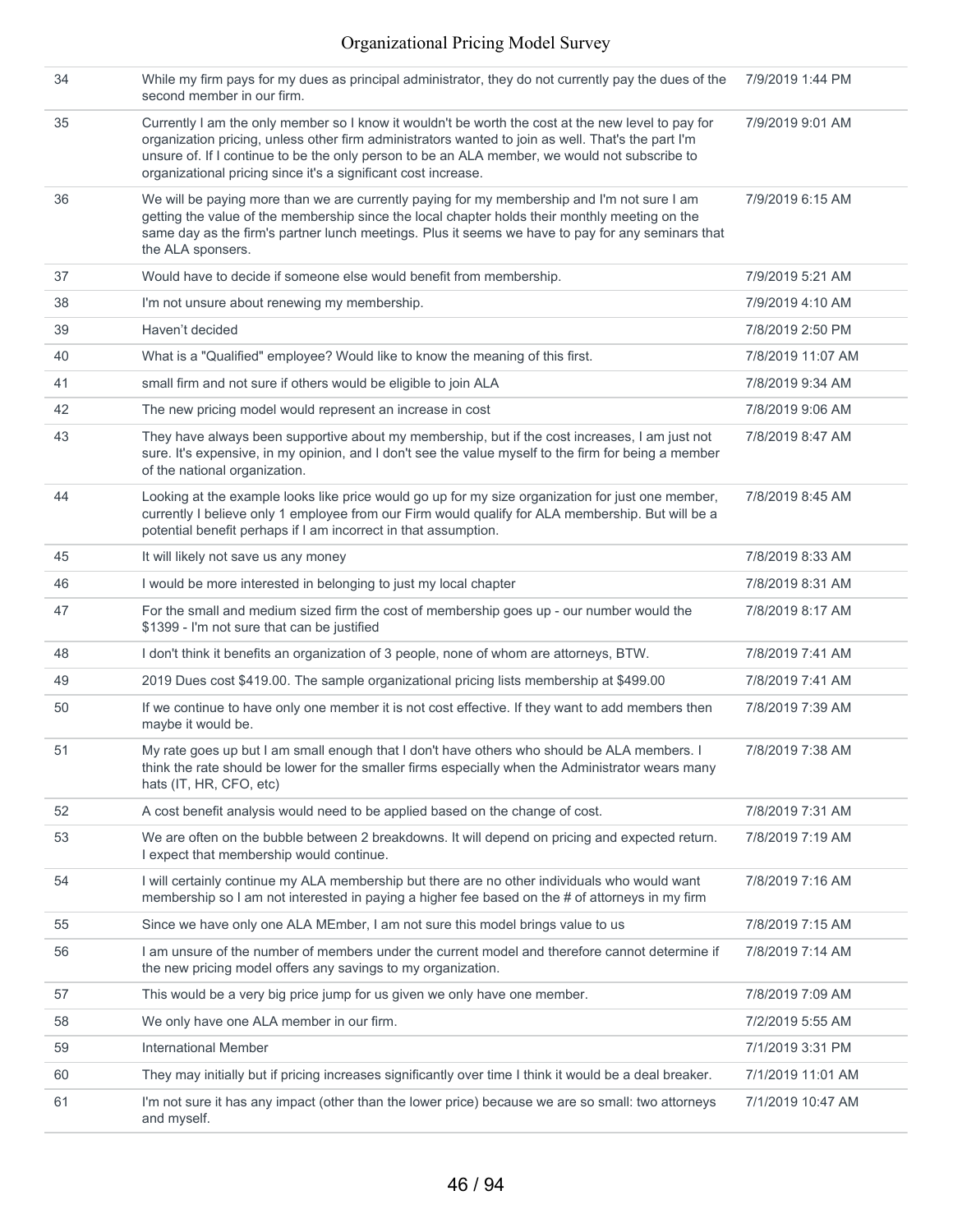| | | |
|---|---|---|
| 34 | While my firm pays for my dues as principal administrator, they do not currently pay the dues of the second member in our firm. | 7/9/2019 1:44 PM |
| 35 | Currently I am the only member so I know it wouldn't be worth the cost at the new level to pay for organization pricing, unless other firm administrators wanted to join as well. That's the part I'm unsure of. If I continue to be the only person to be an ALA member, we would not subscribe to organizational pricing since it's a significant cost increase. | 7/9/2019 9:01 AM |
| 36 | We will be paying more than we are currently paying for my membership and I'm not sure I am getting the value of the membership since the local chapter holds their monthly meeting on the same day as the firm's partner lunch meetings. Plus it seems we have to pay for any seminars that the ALA sponsers. | 7/9/2019 6:15 AM |
| 37 | Would have to decide if someone else would benefit from membership. | 7/9/2019 5:21 AM |
| 38 | I'm not unsure about renewing my membership. | 7/9/2019 4:10 AM |
| 39 | Haven't decided | 7/8/2019 2:50 PM |
| 40 | What is a "Qualified" employee? Would like to know the meaning of this first. | 7/8/2019 11:07 AM |
| 41 | small firm and not sure if others would be eligible to join ALA | 7/8/2019 9:34 AM |
| 42 | The new pricing model would represent an increase in cost | 7/8/2019 9:06 AM |
| 43 | They have always been supportive about my membership, but if the cost increases, I am just not sure. It's expensive, in my opinion, and I don't see the value myself to the firm for being a member of the national organization. | 7/8/2019 8:47 AM |
| 44 | Looking at the example looks like price would go up for my size organization for just one member, currently I believe only 1 employee from our Firm would qualify for ALA membership. But will be a potential benefit perhaps if I am incorrect in that assumption. | 7/8/2019 8:45 AM |
| 45 | It will likely not save us any money | 7/8/2019 8:33 AM |
| 46 | I would be more interested in belonging to just my local chapter | 7/8/2019 8:31 AM |
| 47 | For the small and medium sized firm the cost of membership goes up - our number would the $1399 - I'm not sure that can be justified | 7/8/2019 8:17 AM |
| 48 | I don't think it benefits an organization of 3 people, none of whom are attorneys, BTW. | 7/8/2019 7:41 AM |
| 49 | 2019 Dues cost $419.00. The sample organizational pricing lists membership at $499.00 | 7/8/2019 7:41 AM |
| 50 | If we continue to have only one member it is not cost effective. If they want to add members then maybe it would be. | 7/8/2019 7:39 AM |
| 51 | My rate goes up but I am small enough that I don't have others who should be ALA members. I think the rate should be lower for the smaller firms especially when the Administrator wears many hats (IT, HR, CFO, etc) | 7/8/2019 7:38 AM |
| 52 | A cost benefit analysis would need to be applied based on the change of cost. | 7/8/2019 7:31 AM |
| 53 | We are often on the bubble between 2 breakdowns. It will depend on pricing and expected return. I expect that membership would continue. | 7/8/2019 7:19 AM |
| 54 | I will certainly continue my ALA membership but there are no other individuals who would want membership so I am not interested in paying a higher fee based on the # of attorneys in my firm | 7/8/2019 7:16 AM |
| 55 | Since we have only one ALA MEmber, I am not sure this model brings value to us | 7/8/2019 7:15 AM |
| 56 | I am unsure of the number of members under the current model and therefore cannot determine if the new pricing model offers any savings to my organization. | 7/8/2019 7:14 AM |
| 57 | This would be a very big price jump for us given we only have one member. | 7/8/2019 7:09 AM |
| 58 | We only have one ALA member in our firm. | 7/2/2019 5:55 AM |
| 59 | International Member | 7/1/2019 3:31 PM |
| 60 | They may initially but if pricing increases significantly over time I think it would be a deal breaker. | 7/1/2019 11:01 AM |
| 61 | I'm not sure it has any impact (other than the lower price) because we are so small: two attorneys and myself. | 7/1/2019 10:47 AM |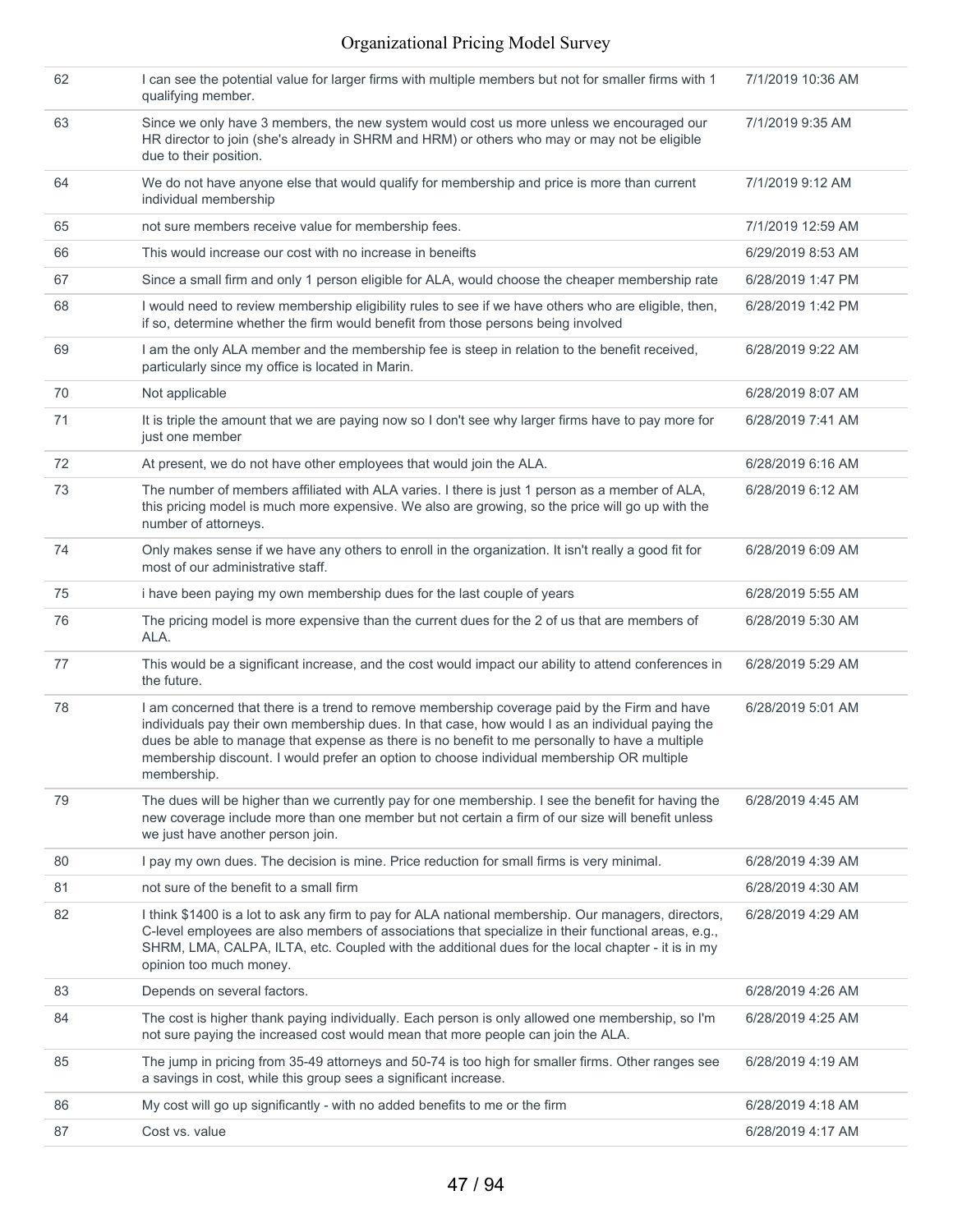| | | |
|---|---|---|
| 62 | I can see the potential value for larger firms with multiple members but not for smaller firms with 1 qualifying member. | 7/1/2019 10:36 AM |
| 63 | Since we only have 3 members, the new system would cost us more unless we encouraged our HR director to join (she's already in SHRM and HRM) or others who may or may not be eligible due to their position. | 7/1/2019 9:35 AM |
| 64 | We do not have anyone else that would qualify for membership and price is more than current individual membership | 7/1/2019 9:12 AM |
| 65 | not sure members receive value for membership fees. | 7/1/2019 12:59 AM |
| 66 | This would increase our cost with no increase in beneifts | 6/29/2019 8:53 AM |
| 67 | Since a small firm and only 1 person eligible for ALA, would choose the cheaper membership rate | 6/28/2019 1:47 PM |
| 68 | I would need to review membership eligibility rules to see if we have others who are eligible, then, if so, determine whether the firm would benefit from those persons being involved | 6/28/2019 1:42 PM |
| 69 | I am the only ALA member and the membership fee is steep in relation to the benefit received, particularly since my office is located in Marin. | 6/28/2019 9:22 AM |
| 70 | Not applicable | 6/28/2019 8:07 AM |
| 71 | It is triple the amount that we are paying now so I don't see why larger firms have to pay more for just one member | 6/28/2019 7:41 AM |
| 72 | At present, we do not have other employees that would join the ALA. | 6/28/2019 6:16 AM |
| 73 | The number of members affiliated with ALA varies. I there is just 1 person as a member of ALA, this pricing model is much more expensive. We also are growing, so the price will go up with the number of attorneys. | 6/28/2019 6:12 AM |
| 74 | Only makes sense if we have any others to enroll in the organization. It isn't really a good fit for most of our administrative staff. | 6/28/2019 6:09 AM |
| 75 | i have been paying my own membership dues for the last couple of years | 6/28/2019 5:55 AM |
| 76 | The pricing model is more expensive than the current dues for the 2 of us that are members of ALA. | 6/28/2019 5:30 AM |
| 77 | This would be a significant increase, and the cost would impact our ability to attend conferences in the future. | 6/28/2019 5:29 AM |
| 78 | I am concerned that there is a trend to remove membership coverage paid by the Firm and have individuals pay their own membership dues. In that case, how would I as an individual paying the dues be able to manage that expense as there is no benefit to me personally to have a multiple membership discount. I would prefer an option to choose individual membership OR multiple membership. | 6/28/2019 5:01 AM |
| 79 | The dues will be higher than we currently pay for one membership. I see the benefit for having the new coverage include more than one member but not certain a firm of our size will benefit unless we just have another person join. | 6/28/2019 4:45 AM |
| 80 | I pay my own dues. The decision is mine. Price reduction for small firms is very minimal. | 6/28/2019 4:39 AM |
| 81 | not sure of the benefit to a small firm | 6/28/2019 4:30 AM |
| 82 | I think $1400 is a lot to ask any firm to pay for ALA national membership. Our managers, directors, C-level employees are also members of associations that specialize in their functional areas, e.g., SHRM, LMA, CALPA, ILTA, etc. Coupled with the additional dues for the local chapter - it is in my opinion too much money. | 6/28/2019 4:29 AM |
| 83 | Depends on several factors. | 6/28/2019 4:26 AM |
| 84 | The cost is higher thank paying individually. Each person is only allowed one membership, so I'm not sure paying the increased cost would mean that more people can join the ALA. | 6/28/2019 4:25 AM |
| 85 | The jump in pricing from 35-49 attorneys and 50-74 is too high for smaller firms. Other ranges see a savings in cost, while this group sees a significant increase. | 6/28/2019 4:19 AM |
| 86 | My cost will go up significantly - with no added benefits to me or the firm | 6/28/2019 4:18 AM |
| 87 | Cost vs. value | 6/28/2019 4:17 AM |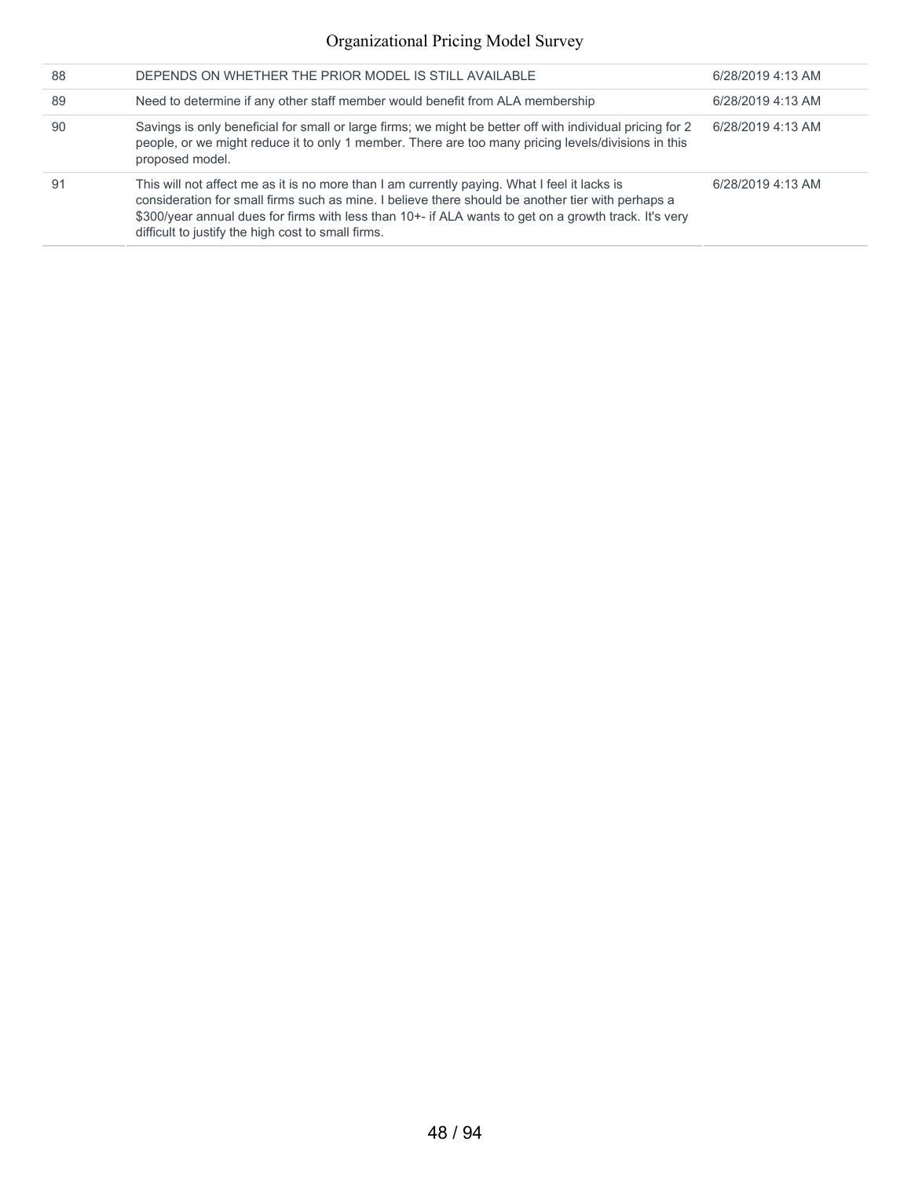| | | |
|---|---|---|
| 88 | DEPENDS ON WHETHER THE PRIOR MODEL IS STILL AVAILABLE | 6/28/2019 4:13 AM |
| 89 | Need to determine if any other staff member would benefit from ALA membership | 6/28/2019 4:13 AM |
| 90 | Savings is only beneficial for small or large firms; we might be better off with individual pricing for 2 people, or we might reduce it to only 1 member. There are too many pricing levels/divisions in this proposed model. | 6/28/2019 4:13 AM |
| 91 | This will not affect me as it is no more than I am currently paying. What I feel it lacks is consideration for small firms such as mine. I believe there should be another tier with perhaps a $300/year annual dues for firms with less than 10+- if ALA wants to get on a growth track. It's very difficult to justify the high cost to small firms. | 6/28/2019 4:13 AM |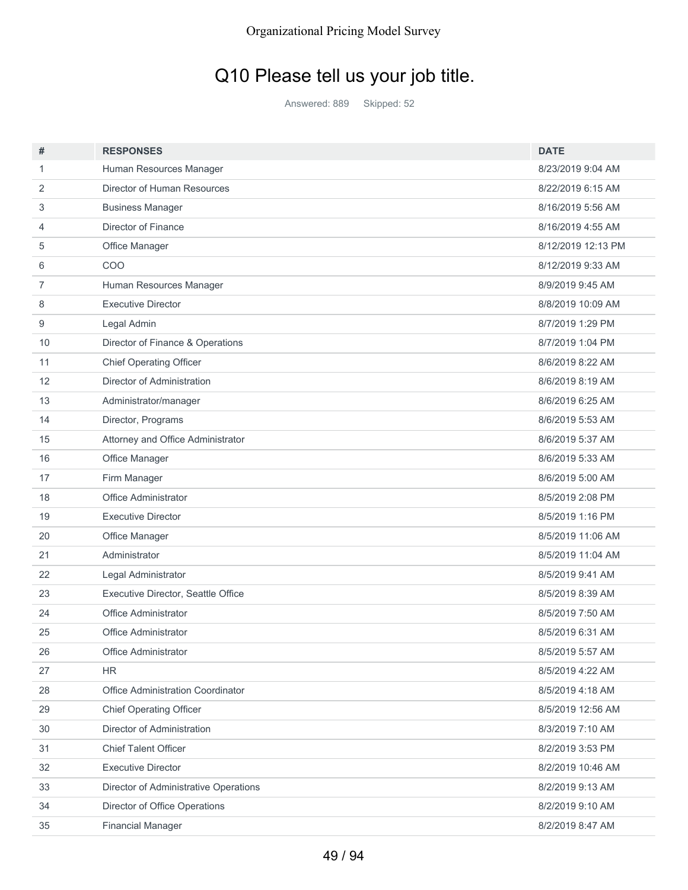# Q10 Please tell us your job title.

Answered: 889 Skipped: 52

| # | RESPONSES | DATE |
|---|---|---|
| 1 | Human Resources Manager | 8/23/2019 9:04 AM |
| 2 | Director of Human Resources | 8/22/2019 6:15 AM |
| 3 | Business Manager | 8/16/2019 5:56 AM |
| 4 | Director of Finance | 8/16/2019 4:55 AM |
| 5 | Office Manager | 8/12/2019 12:13 PM |
| 6 | COO | 8/12/2019 9:33 AM |
| 7 | Human Resources Manager | 8/9/2019 9:45 AM |
| 8 | Executive Director | 8/8/2019 10:09 AM |
| 9 | Legal Admin | 8/7/2019 1:29 PM |
| 10 | Director of Finance & Operations | 8/7/2019 1:04 PM |
| 11 | Chief Operating Officer | 8/6/2019 8:22 AM |
| 12 | Director of Administration | 8/6/2019 8:19 AM |
| 13 | Administrator/manager | 8/6/2019 6:25 AM |
| 14 | Director, Programs | 8/6/2019 5:53 AM |
| 15 | Attorney and Office Administrator | 8/6/2019 5:37 AM |
| 16 | Office Manager | 8/6/2019 5:33 AM |
| 17 | Firm Manager | 8/6/2019 5:00 AM |
| 18 | Office Administrator | 8/5/2019 2:08 PM |
| 19 | Executive Director | 8/5/2019 1:16 PM |
| 20 | Office Manager | 8/5/2019 11:06 AM |
| 21 | Administrator | 8/5/2019 11:04 AM |
| 22 | Legal Administrator | 8/5/2019 9:41 AM |
| 23 | Executive Director, Seattle Office | 8/5/2019 8:39 AM |
| 24 | Office Administrator | 8/5/2019 7:50 AM |
| 25 | Office Administrator | 8/5/2019 6:31 AM |
| 26 | Office Administrator | 8/5/2019 5:57 AM |
| 27 | HR | 8/5/2019 4:22 AM |
| 28 | Office Administration Coordinator | 8/5/2019 4:18 AM |
| 29 | Chief Operating Officer | 8/5/2019 12:56 AM |
| 30 | Director of Administration | 8/3/2019 7:10 AM |
| 31 | Chief Talent Officer | 8/2/2019 3:53 PM |
| 32 | Executive Director | 8/2/2019 10:46 AM |
| 33 | Director of Administrative Operations | 8/2/2019 9:13 AM |
| 34 | Director of Office Operations | 8/2/2019 9:10 AM |
| 35 | Financial Manager | 8/2/2019 8:47 AM |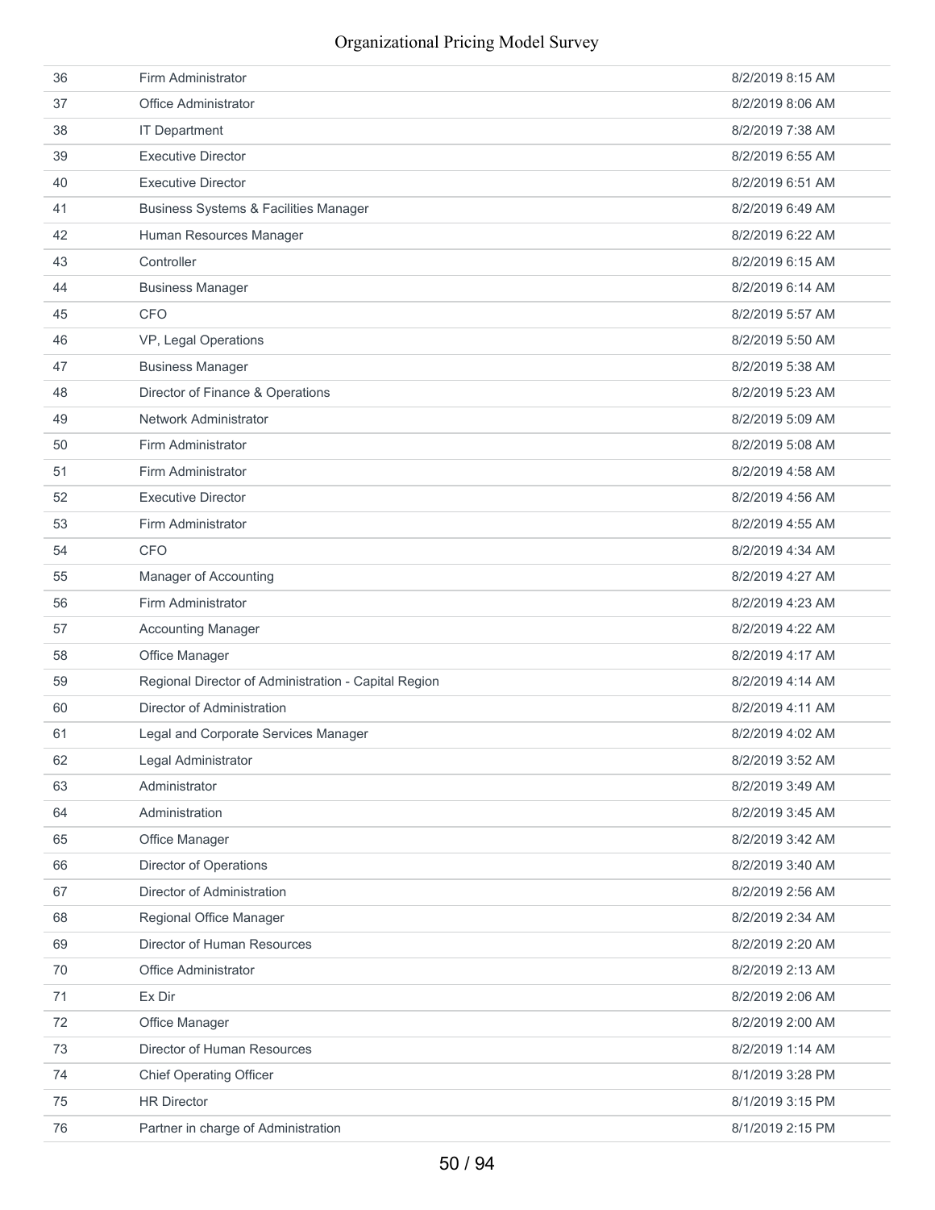| | | |
|---|---|---|
| 36 | Firm Administrator | 8/2/2019 8:15 AM |
| 37 | Office Administrator | 8/2/2019 8:06 AM |
| 38 | IT Department | 8/2/2019 7:38 AM |
| 39 | Executive Director | 8/2/2019 6:55 AM |
| 40 | Executive Director | 8/2/2019 6:51 AM |
| 41 | Business Systems & Facilities Manager | 8/2/2019 6:49 AM |
| 42 | Human Resources Manager | 8/2/2019 6:22 AM |
| 43 | Controller | 8/2/2019 6:15 AM |
| 44 | Business Manager | 8/2/2019 6:14 AM |
| 45 | CFO | 8/2/2019 5:57 AM |
| 46 | VP, Legal Operations | 8/2/2019 5:50 AM |
| 47 | Business Manager | 8/2/2019 5:38 AM |
| 48 | Director of Finance & Operations | 8/2/2019 5:23 AM |
| 49 | Network Administrator | 8/2/2019 5:09 AM |
| 50 | Firm Administrator | 8/2/2019 5:08 AM |
| 51 | Firm Administrator | 8/2/2019 4:58 AM |
| 52 | Executive Director | 8/2/2019 4:56 AM |
| 53 | Firm Administrator | 8/2/2019 4:55 AM |
| 54 | CFO | 8/2/2019 4:34 AM |
| 55 | Manager of Accounting | 8/2/2019 4:27 AM |
| 56 | Firm Administrator | 8/2/2019 4:23 AM |
| 57 | Accounting Manager | 8/2/2019 4:22 AM |
| 58 | Office Manager | 8/2/2019 4:17 AM |
| 59 | Regional Director of Administration - Capital Region | 8/2/2019 4:14 AM |
| 60 | Director of Administration | 8/2/2019 4:11 AM |
| 61 | Legal and Corporate Services Manager | 8/2/2019 4:02 AM |
| 62 | Legal Administrator | 8/2/2019 3:52 AM |
| 63 | Administrator | 8/2/2019 3:49 AM |
| 64 | Administration | 8/2/2019 3:45 AM |
| 65 | Office Manager | 8/2/2019 3:42 AM |
| 66 | Director of Operations | 8/2/2019 3:40 AM |
| 67 | Director of Administration | 8/2/2019 2:56 AM |
| 68 | Regional Office Manager | 8/2/2019 2:34 AM |
| 69 | Director of Human Resources | 8/2/2019 2:20 AM |
| 70 | Office Administrator | 8/2/2019 2:13 AM |
| 71 | Ex Dir | 8/2/2019 2:06 AM |
| 72 | Office Manager | 8/2/2019 2:00 AM |
| 73 | Director of Human Resources | 8/2/2019 1:14 AM |
| 74 | Chief Operating Officer | 8/1/2019 3:28 PM |
| 75 | HR Director | 8/1/2019 3:15 PM |
| 76 | Partner in charge of Administration | 8/1/2019 2:15 PM |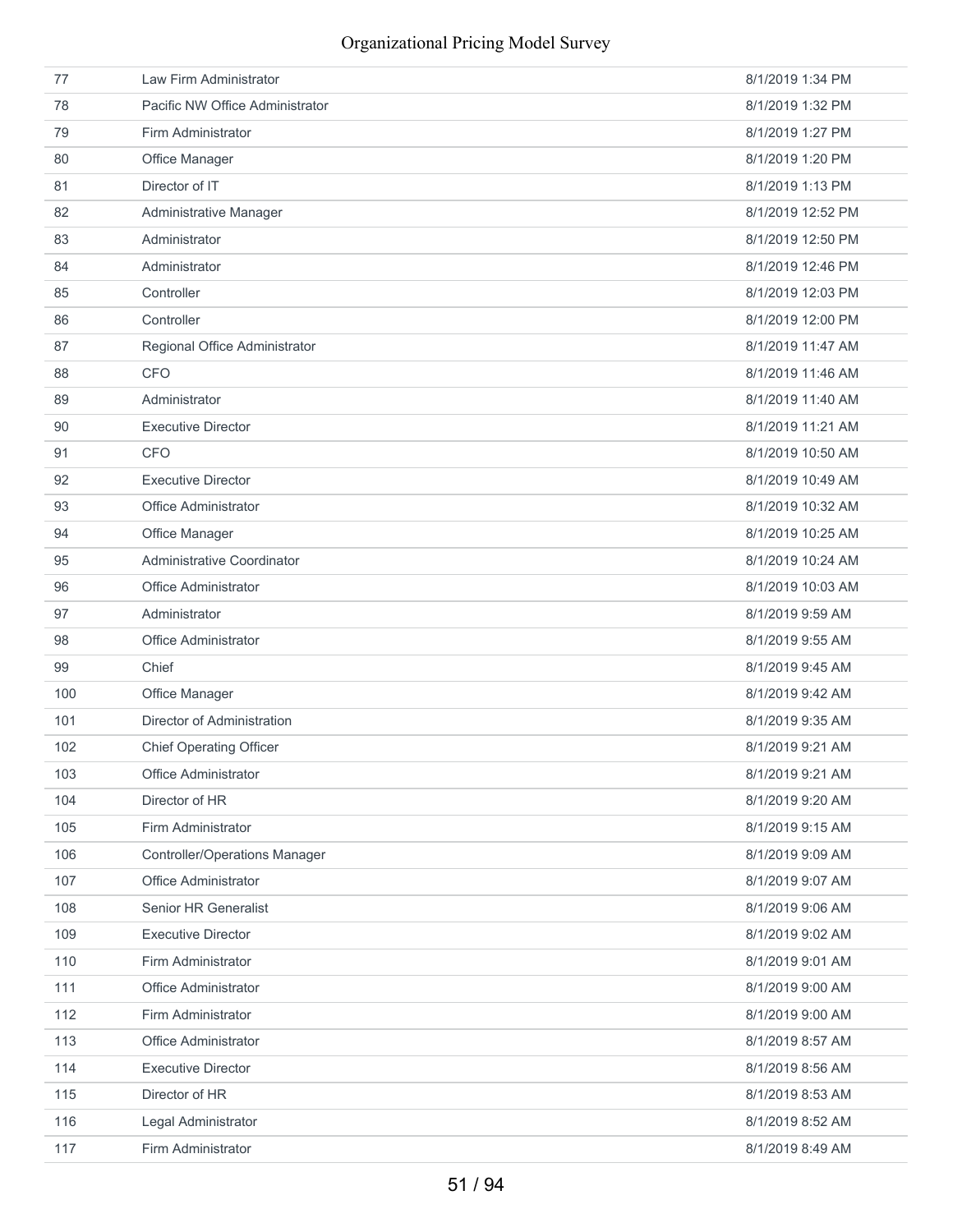| | | |
|---|---|---|
| 77 | Law Firm Administrator | 8/1/2019 1:34 PM |
| 78 | Pacific NW Office Administrator | 8/1/2019 1:32 PM |
| 79 | Firm Administrator | 8/1/2019 1:27 PM |
| 80 | Office Manager | 8/1/2019 1:20 PM |
| 81 | Director of IT | 8/1/2019 1:13 PM |
| 82 | Administrative Manager | 8/1/2019 12:52 PM |
| 83 | Administrator | 8/1/2019 12:50 PM |
| 84 | Administrator | 8/1/2019 12:46 PM |
| 85 | Controller | 8/1/2019 12:03 PM |
| 86 | Controller | 8/1/2019 12:00 PM |
| 87 | Regional Office Administrator | 8/1/2019 11:47 AM |
| 88 | CFO | 8/1/2019 11:46 AM |
| 89 | Administrator | 8/1/2019 11:40 AM |
| 90 | Executive Director | 8/1/2019 11:21 AM |
| 91 | CFO | 8/1/2019 10:50 AM |
| 92 | Executive Director | 8/1/2019 10:49 AM |
| 93 | Office Administrator | 8/1/2019 10:32 AM |
| 94 | Office Manager | 8/1/2019 10:25 AM |
| 95 | Administrative Coordinator | 8/1/2019 10:24 AM |
| 96 | Office Administrator | 8/1/2019 10:03 AM |
| 97 | Administrator | 8/1/2019 9:59 AM |
| 98 | Office Administrator | 8/1/2019 9:55 AM |
| 99 | Chief | 8/1/2019 9:45 AM |
| 100 | Office Manager | 8/1/2019 9:42 AM |
| 101 | Director of Administration | 8/1/2019 9:35 AM |
| 102 | Chief Operating Officer | 8/1/2019 9:21 AM |
| 103 | Office Administrator | 8/1/2019 9:21 AM |
| 104 | Director of HR | 8/1/2019 9:20 AM |
| 105 | Firm Administrator | 8/1/2019 9:15 AM |
| 106 | Controller/Operations Manager | 8/1/2019 9:09 AM |
| 107 | Office Administrator | 8/1/2019 9:07 AM |
| 108 | Senior HR Generalist | 8/1/2019 9:06 AM |
| 109 | Executive Director | 8/1/2019 9:02 AM |
| 110 | Firm Administrator | 8/1/2019 9:01 AM |
| 111 | Office Administrator | 8/1/2019 9:00 AM |
| 112 | Firm Administrator | 8/1/2019 9:00 AM |
| 113 | Office Administrator | 8/1/2019 8:57 AM |
| 114 | Executive Director | 8/1/2019 8:56 AM |
| 115 | Director of HR | 8/1/2019 8:53 AM |
| 116 | Legal Administrator | 8/1/2019 8:52 AM |
| 117 | Firm Administrator | 8/1/2019 8:49 AM |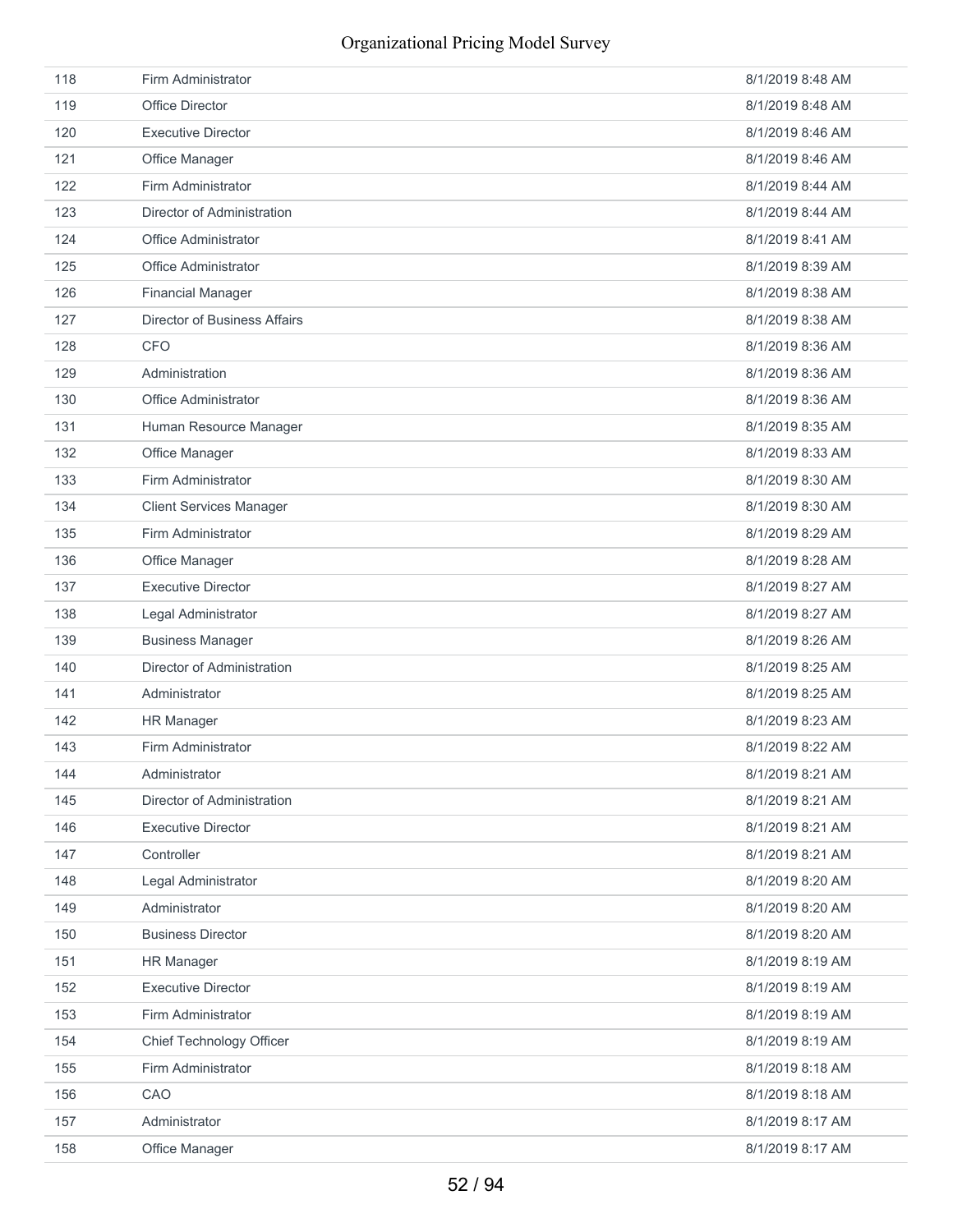| | | |
|---|---|---|
| 118 | Firm Administrator | 8/1/2019 8:48 AM |
| 119 | Office Director | 8/1/2019 8:48 AM |
| 120 | Executive Director | 8/1/2019 8:46 AM |
| 121 | Office Manager | 8/1/2019 8:46 AM |
| 122 | Firm Administrator | 8/1/2019 8:44 AM |
| 123 | Director of Administration | 8/1/2019 8:44 AM |
| 124 | Office Administrator | 8/1/2019 8:41 AM |
| 125 | Office Administrator | 8/1/2019 8:39 AM |
| 126 | Financial Manager | 8/1/2019 8:38 AM |
| 127 | Director of Business Affairs | 8/1/2019 8:38 AM |
| 128 | CFO | 8/1/2019 8:36 AM |
| 129 | Administration | 8/1/2019 8:36 AM |
| 130 | Office Administrator | 8/1/2019 8:36 AM |
| 131 | Human Resource Manager | 8/1/2019 8:35 AM |
| 132 | Office Manager | 8/1/2019 8:33 AM |
| 133 | Firm Administrator | 8/1/2019 8:30 AM |
| 134 | Client Services Manager | 8/1/2019 8:30 AM |
| 135 | Firm Administrator | 8/1/2019 8:29 AM |
| 136 | Office Manager | 8/1/2019 8:28 AM |
| 137 | Executive Director | 8/1/2019 8:27 AM |
| 138 | Legal Administrator | 8/1/2019 8:27 AM |
| 139 | Business Manager | 8/1/2019 8:26 AM |
| 140 | Director of Administration | 8/1/2019 8:25 AM |
| 141 | Administrator | 8/1/2019 8:25 AM |
| 142 | HR Manager | 8/1/2019 8:23 AM |
| 143 | Firm Administrator | 8/1/2019 8:22 AM |
| 144 | Administrator | 8/1/2019 8:21 AM |
| 145 | Director of Administration | 8/1/2019 8:21 AM |
| 146 | Executive Director | 8/1/2019 8:21 AM |
| 147 | Controller | 8/1/2019 8:21 AM |
| 148 | Legal Administrator | 8/1/2019 8:20 AM |
| 149 | Administrator | 8/1/2019 8:20 AM |
| 150 | Business Director | 8/1/2019 8:20 AM |
| 151 | HR Manager | 8/1/2019 8:19 AM |
| 152 | Executive Director | 8/1/2019 8:19 AM |
| 153 | Firm Administrator | 8/1/2019 8:19 AM |
| 154 | Chief Technology Officer | 8/1/2019 8:19 AM |
| 155 | Firm Administrator | 8/1/2019 8:18 AM |
| 156 | CAO | 8/1/2019 8:18 AM |
| 157 | Administrator | 8/1/2019 8:17 AM |
| 158 | Office Manager | 8/1/2019 8:17 AM |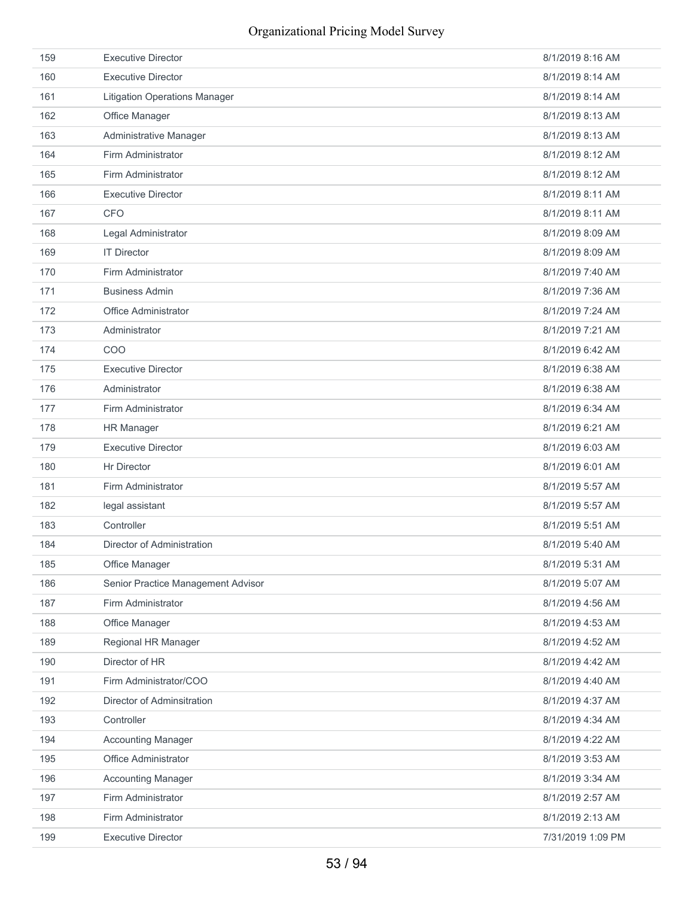| | | |
|---|---|---|
| 159 | Executive Director | 8/1/2019 8:16 AM |
| 160 | Executive Director | 8/1/2019 8:14 AM |
| 161 | Litigation Operations Manager | 8/1/2019 8:14 AM |
| 162 | Office Manager | 8/1/2019 8:13 AM |
| 163 | Administrative Manager | 8/1/2019 8:13 AM |
| 164 | Firm Administrator | 8/1/2019 8:12 AM |
| 165 | Firm Administrator | 8/1/2019 8:12 AM |
| 166 | Executive Director | 8/1/2019 8:11 AM |
| 167 | CFO | 8/1/2019 8:11 AM |
| 168 | Legal Administrator | 8/1/2019 8:09 AM |
| 169 | IT Director | 8/1/2019 8:09 AM |
| 170 | Firm Administrator | 8/1/2019 7:40 AM |
| 171 | Business Admin | 8/1/2019 7:36 AM |
| 172 | Office Administrator | 8/1/2019 7:24 AM |
| 173 | Administrator | 8/1/2019 7:21 AM |
| 174 | COO | 8/1/2019 6:42 AM |
| 175 | Executive Director | 8/1/2019 6:38 AM |
| 176 | Administrator | 8/1/2019 6:38 AM |
| 177 | Firm Administrator | 8/1/2019 6:34 AM |
| 178 | HR Manager | 8/1/2019 6:21 AM |
| 179 | Executive Director | 8/1/2019 6:03 AM |
| 180 | Hr Director | 8/1/2019 6:01 AM |
| 181 | Firm Administrator | 8/1/2019 5:57 AM |
| 182 | legal assistant | 8/1/2019 5:57 AM |
| 183 | Controller | 8/1/2019 5:51 AM |
| 184 | Director of Administration | 8/1/2019 5:40 AM |
| 185 | Office Manager | 8/1/2019 5:31 AM |
| 186 | Senior Practice Management Advisor | 8/1/2019 5:07 AM |
| 187 | Firm Administrator | 8/1/2019 4:56 AM |
| 188 | Office Manager | 8/1/2019 4:53 AM |
| 189 | Regional HR Manager | 8/1/2019 4:52 AM |
| 190 | Director of HR | 8/1/2019 4:42 AM |
| 191 | Firm Administrator/COO | 8/1/2019 4:40 AM |
| 192 | Director of Adminsitration | 8/1/2019 4:37 AM |
| 193 | Controller | 8/1/2019 4:34 AM |
| 194 | Accounting Manager | 8/1/2019 4:22 AM |
| 195 | Office Administrator | 8/1/2019 3:53 AM |
| 196 | Accounting Manager | 8/1/2019 3:34 AM |
| 197 | Firm Administrator | 8/1/2019 2:57 AM |
| 198 | Firm Administrator | 8/1/2019 2:13 AM |
| 199 | Executive Director | 7/31/2019 1:09 PM |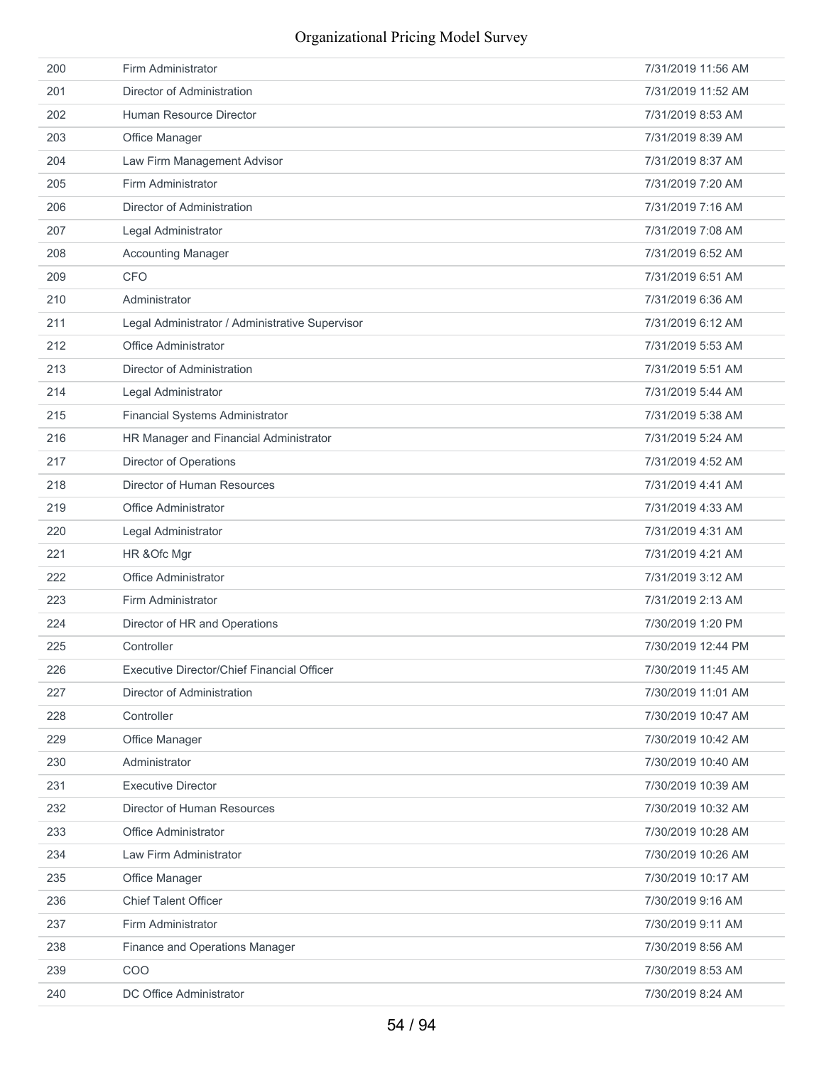| | | |
|---|---|---|
| 200 | Firm Administrator | 7/31/2019 11:56 AM |
| 201 | Director of Administration | 7/31/2019 11:52 AM |
| 202 | Human Resource Director | 7/31/2019 8:53 AM |
| 203 | Office Manager | 7/31/2019 8:39 AM |
| 204 | Law Firm Management Advisor | 7/31/2019 8:37 AM |
| 205 | Firm Administrator | 7/31/2019 7:20 AM |
| 206 | Director of Administration | 7/31/2019 7:16 AM |
| 207 | Legal Administrator | 7/31/2019 7:08 AM |
| 208 | Accounting Manager | 7/31/2019 6:52 AM |
| 209 | CFO | 7/31/2019 6:51 AM |
| 210 | Administrator | 7/31/2019 6:36 AM |
| 211 | Legal Administrator / Administrative Supervisor | 7/31/2019 6:12 AM |
| 212 | Office Administrator | 7/31/2019 5:53 AM |
| 213 | Director of Administration | 7/31/2019 5:51 AM |
| 214 | Legal Administrator | 7/31/2019 5:44 AM |
| 215 | Financial Systems Administrator | 7/31/2019 5:38 AM |
| 216 | HR Manager and Financial Administrator | 7/31/2019 5:24 AM |
| 217 | Director of Operations | 7/31/2019 4:52 AM |
| 218 | Director of Human Resources | 7/31/2019 4:41 AM |
| 219 | Office Administrator | 7/31/2019 4:33 AM |
| 220 | Legal Administrator | 7/31/2019 4:31 AM |
| 221 | HR &Ofc Mgr | 7/31/2019 4:21 AM |
| 222 | Office Administrator | 7/31/2019 3:12 AM |
| 223 | Firm Administrator | 7/31/2019 2:13 AM |
| 224 | Director of HR and Operations | 7/30/2019 1:20 PM |
| 225 | Controller | 7/30/2019 12:44 PM |
| 226 | Executive Director/Chief Financial Officer | 7/30/2019 11:45 AM |
| 227 | Director of Administration | 7/30/2019 11:01 AM |
| 228 | Controller | 7/30/2019 10:47 AM |
| 229 | Office Manager | 7/30/2019 10:42 AM |
| 230 | Administrator | 7/30/2019 10:40 AM |
| 231 | Executive Director | 7/30/2019 10:39 AM |
| 232 | Director of Human Resources | 7/30/2019 10:32 AM |
| 233 | Office Administrator | 7/30/2019 10:28 AM |
| 234 | Law Firm Administrator | 7/30/2019 10:26 AM |
| 235 | Office Manager | 7/30/2019 10:17 AM |
| 236 | Chief Talent Officer | 7/30/2019 9:16 AM |
| 237 | Firm Administrator | 7/30/2019 9:11 AM |
| 238 | Finance and Operations Manager | 7/30/2019 8:56 AM |
| 239 | COO | 7/30/2019 8:53 AM |
| 240 | DC Office Administrator | 7/30/2019 8:24 AM |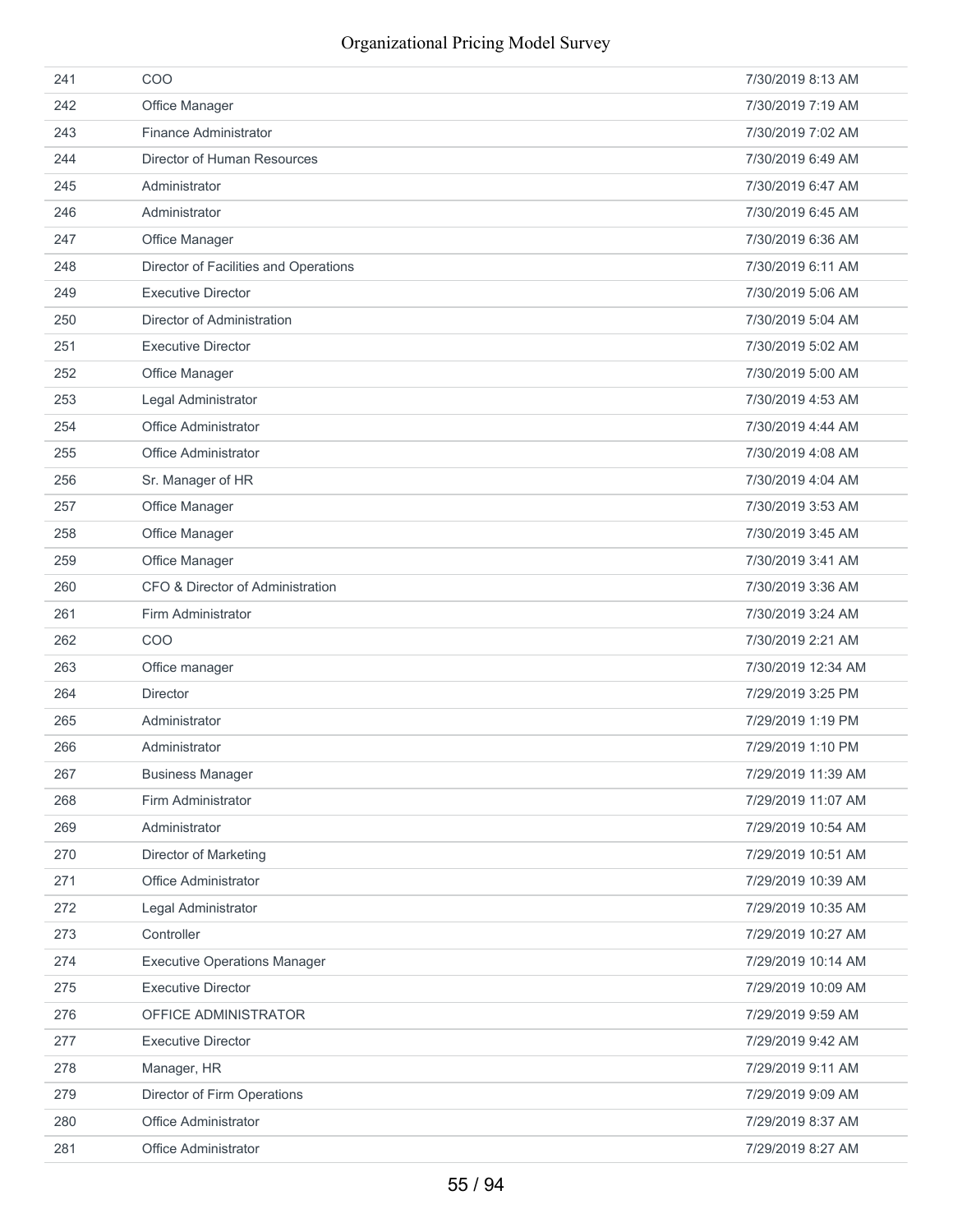| | | |
|---|---|---|
| 241 | COO | 7/30/2019 8:13 AM |
| 242 | Office Manager | 7/30/2019 7:19 AM |
| 243 | Finance Administrator | 7/30/2019 7:02 AM |
| 244 | Director of Human Resources | 7/30/2019 6:49 AM |
| 245 | Administrator | 7/30/2019 6:47 AM |
| 246 | Administrator | 7/30/2019 6:45 AM |
| 247 | Office Manager | 7/30/2019 6:36 AM |
| 248 | Director of Facilities and Operations | 7/30/2019 6:11 AM |
| 249 | Executive Director | 7/30/2019 5:06 AM |
| 250 | Director of Administration | 7/30/2019 5:04 AM |
| 251 | Executive Director | 7/30/2019 5:02 AM |
| 252 | Office Manager | 7/30/2019 5:00 AM |
| 253 | Legal Administrator | 7/30/2019 4:53 AM |
| 254 | Office Administrator | 7/30/2019 4:44 AM |
| 255 | Office Administrator | 7/30/2019 4:08 AM |
| 256 | Sr. Manager of HR | 7/30/2019 4:04 AM |
| 257 | Office Manager | 7/30/2019 3:53 AM |
| 258 | Office Manager | 7/30/2019 3:45 AM |
| 259 | Office Manager | 7/30/2019 3:41 AM |
| 260 | CFO & Director of Administration | 7/30/2019 3:36 AM |
| 261 | Firm Administrator | 7/30/2019 3:24 AM |
| 262 | COO | 7/30/2019 2:21 AM |
| 263 | Office manager | 7/30/2019 12:34 AM |
| 264 | Director | 7/29/2019 3:25 PM |
| 265 | Administrator | 7/29/2019 1:19 PM |
| 266 | Administrator | 7/29/2019 1:10 PM |
| 267 | Business Manager | 7/29/2019 11:39 AM |
| 268 | Firm Administrator | 7/29/2019 11:07 AM |
| 269 | Administrator | 7/29/2019 10:54 AM |
| 270 | Director of Marketing | 7/29/2019 10:51 AM |
| 271 | Office Administrator | 7/29/2019 10:39 AM |
| 272 | Legal Administrator | 7/29/2019 10:35 AM |
| 273 | Controller | 7/29/2019 10:27 AM |
| 274 | Executive Operations Manager | 7/29/2019 10:14 AM |
| 275 | Executive Director | 7/29/2019 10:09 AM |
| 276 | OFFICE ADMINISTRATOR | 7/29/2019 9:59 AM |
| 277 | Executive Director | 7/29/2019 9:42 AM |
| 278 | Manager, HR | 7/29/2019 9:11 AM |
| 279 | Director of Firm Operations | 7/29/2019 9:09 AM |
| 280 | Office Administrator | 7/29/2019 8:37 AM |
| 281 | Office Administrator | 7/29/2019 8:27 AM |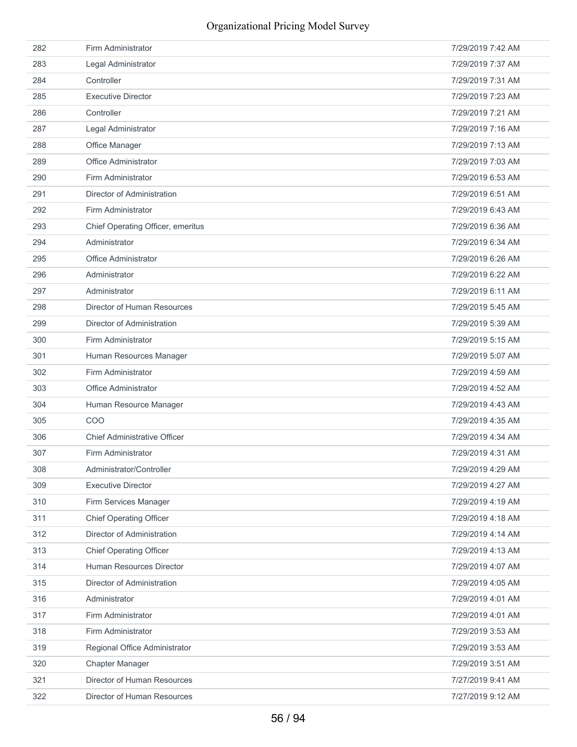| | | |
|---|---|---|
| 282 | Firm Administrator | 7/29/2019 7:42 AM |
| 283 | Legal Administrator | 7/29/2019 7:37 AM |
| 284 | Controller | 7/29/2019 7:31 AM |
| 285 | Executive Director | 7/29/2019 7:23 AM |
| 286 | Controller | 7/29/2019 7:21 AM |
| 287 | Legal Administrator | 7/29/2019 7:16 AM |
| 288 | Office Manager | 7/29/2019 7:13 AM |
| 289 | Office Administrator | 7/29/2019 7:03 AM |
| 290 | Firm Administrator | 7/29/2019 6:53 AM |
| 291 | Director of Administration | 7/29/2019 6:51 AM |
| 292 | Firm Administrator | 7/29/2019 6:43 AM |
| 293 | Chief Operating Officer, emeritus | 7/29/2019 6:36 AM |
| 294 | Administrator | 7/29/2019 6:34 AM |
| 295 | Office Administrator | 7/29/2019 6:26 AM |
| 296 | Administrator | 7/29/2019 6:22 AM |
| 297 | Administrator | 7/29/2019 6:11 AM |
| 298 | Director of Human Resources | 7/29/2019 5:45 AM |
| 299 | Director of Administration | 7/29/2019 5:39 AM |
| 300 | Firm Administrator | 7/29/2019 5:15 AM |
| 301 | Human Resources Manager | 7/29/2019 5:07 AM |
| 302 | Firm Administrator | 7/29/2019 4:59 AM |
| 303 | Office Administrator | 7/29/2019 4:52 AM |
| 304 | Human Resource Manager | 7/29/2019 4:43 AM |
| 305 | COO | 7/29/2019 4:35 AM |
| 306 | Chief Administrative Officer | 7/29/2019 4:34 AM |
| 307 | Firm Administrator | 7/29/2019 4:31 AM |
| 308 | Administrator/Controller | 7/29/2019 4:29 AM |
| 309 | Executive Director | 7/29/2019 4:27 AM |
| 310 | Firm Services Manager | 7/29/2019 4:19 AM |
| 311 | Chief Operating Officer | 7/29/2019 4:18 AM |
| 312 | Director of Administration | 7/29/2019 4:14 AM |
| 313 | Chief Operating Officer | 7/29/2019 4:13 AM |
| 314 | Human Resources Director | 7/29/2019 4:07 AM |
| 315 | Director of Administration | 7/29/2019 4:05 AM |
| 316 | Administrator | 7/29/2019 4:01 AM |
| 317 | Firm Administrator | 7/29/2019 4:01 AM |
| 318 | Firm Administrator | 7/29/2019 3:53 AM |
| 319 | Regional Office Administrator | 7/29/2019 3:53 AM |
| 320 | Chapter Manager | 7/29/2019 3:51 AM |
| 321 | Director of Human Resources | 7/27/2019 9:41 AM |
| 322 | Director of Human Resources | 7/27/2019 9:12 AM |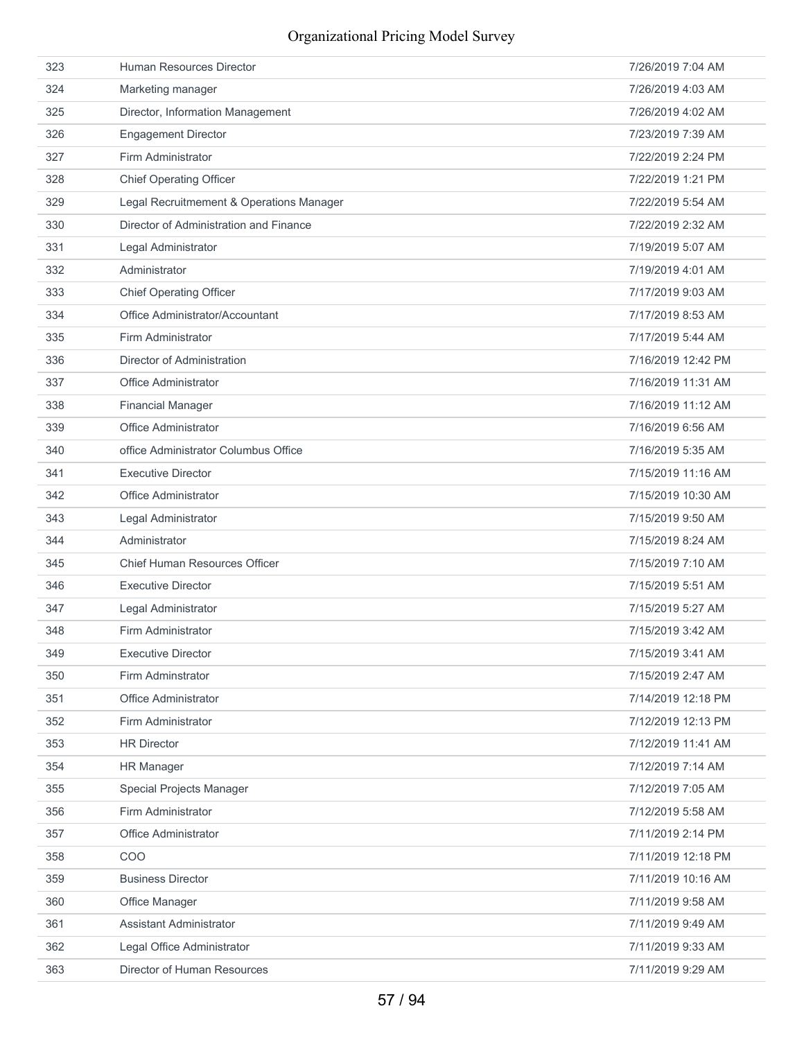| | | |
|---|---|---|
| 323 | Human Resources Director | 7/26/2019 7:04 AM |
| 324 | Marketing manager | 7/26/2019 4:03 AM |
| 325 | Director, Information Management | 7/26/2019 4:02 AM |
| 326 | Engagement Director | 7/23/2019 7:39 AM |
| 327 | Firm Administrator | 7/22/2019 2:24 PM |
| 328 | Chief Operating Officer | 7/22/2019 1:21 PM |
| 329 | Legal Recruitmement & Operations Manager | 7/22/2019 5:54 AM |
| 330 | Director of Administration and Finance | 7/22/2019 2:32 AM |
| 331 | Legal Administrator | 7/19/2019 5:07 AM |
| 332 | Administrator | 7/19/2019 4:01 AM |
| 333 | Chief Operating Officer | 7/17/2019 9:03 AM |
| 334 | Office Administrator/Accountant | 7/17/2019 8:53 AM |
| 335 | Firm Administrator | 7/17/2019 5:44 AM |
| 336 | Director of Administration | 7/16/2019 12:42 PM |
| 337 | Office Administrator | 7/16/2019 11:31 AM |
| 338 | Financial Manager | 7/16/2019 11:12 AM |
| 339 | Office Administrator | 7/16/2019 6:56 AM |
| 340 | office Administrator Columbus Office | 7/16/2019 5:35 AM |
| 341 | Executive Director | 7/15/2019 11:16 AM |
| 342 | Office Administrator | 7/15/2019 10:30 AM |
| 343 | Legal Administrator | 7/15/2019 9:50 AM |
| 344 | Administrator | 7/15/2019 8:24 AM |
| 345 | Chief Human Resources Officer | 7/15/2019 7:10 AM |
| 346 | Executive Director | 7/15/2019 5:51 AM |
| 347 | Legal Administrator | 7/15/2019 5:27 AM |
| 348 | Firm Administrator | 7/15/2019 3:42 AM |
| 349 | Executive Director | 7/15/2019 3:41 AM |
| 350 | Firm Adminstrator | 7/15/2019 2:47 AM |
| 351 | Office Administrator | 7/14/2019 12:18 PM |
| 352 | Firm Administrator | 7/12/2019 12:13 PM |
| 353 | HR Director | 7/12/2019 11:41 AM |
| 354 | HR Manager | 7/12/2019 7:14 AM |
| 355 | Special Projects Manager | 7/12/2019 7:05 AM |
| 356 | Firm Administrator | 7/12/2019 5:58 AM |
| 357 | Office Administrator | 7/11/2019 2:14 PM |
| 358 | COO | 7/11/2019 12:18 PM |
| 359 | Business Director | 7/11/2019 10:16 AM |
| 360 | Office Manager | 7/11/2019 9:58 AM |
| 361 | Assistant Administrator | 7/11/2019 9:49 AM |
| 362 | Legal Office Administrator | 7/11/2019 9:33 AM |
| 363 | Director of Human Resources | 7/11/2019 9:29 AM |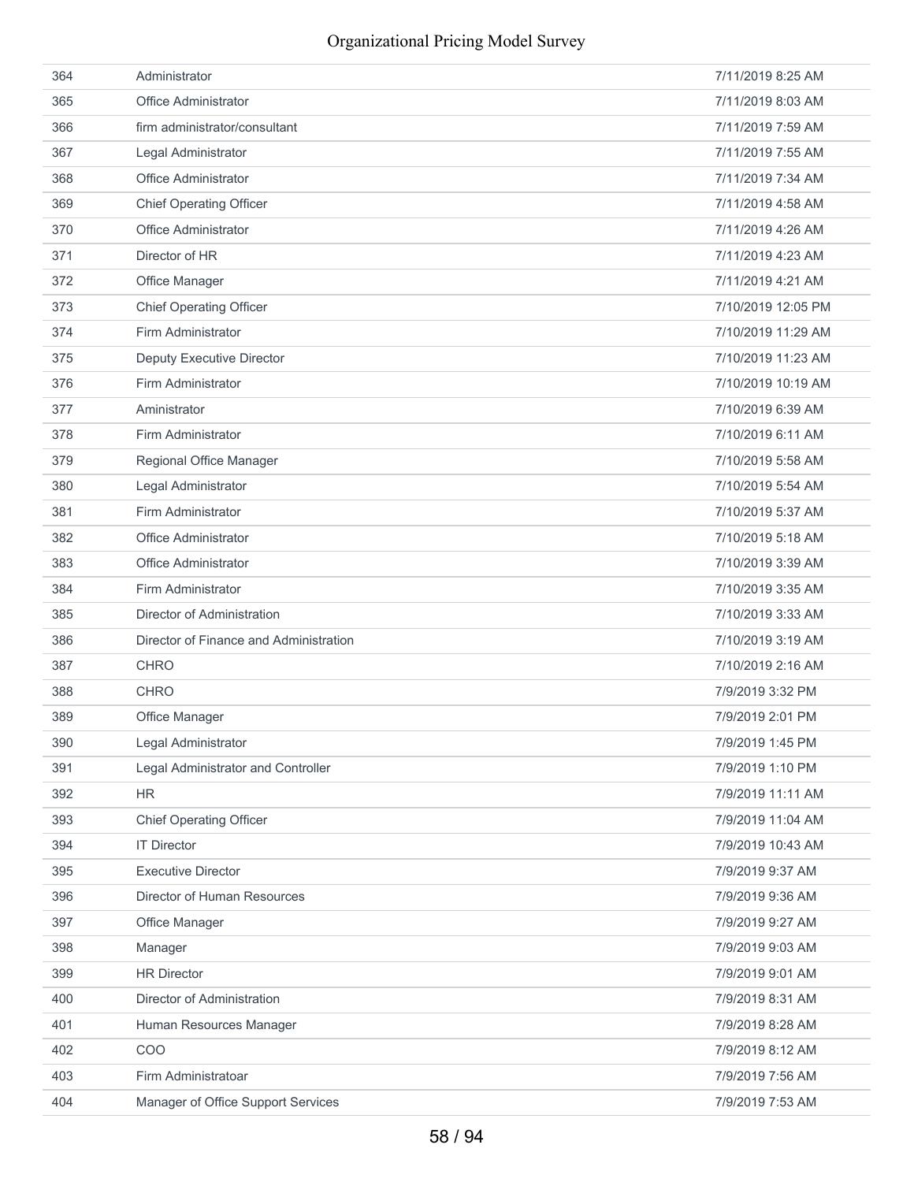| | | |
|---|---|---|
| 364 | Administrator | 7/11/2019 8:25 AM |
| 365 | Office Administrator | 7/11/2019 8:03 AM |
| 366 | firm administrator/consultant | 7/11/2019 7:59 AM |
| 367 | Legal Administrator | 7/11/2019 7:55 AM |
| 368 | Office Administrator | 7/11/2019 7:34 AM |
| 369 | Chief Operating Officer | 7/11/2019 4:58 AM |
| 370 | Office Administrator | 7/11/2019 4:26 AM |
| 371 | Director of HR | 7/11/2019 4:23 AM |
| 372 | Office Manager | 7/11/2019 4:21 AM |
| 373 | Chief Operating Officer | 7/10/2019 12:05 PM |
| 374 | Firm Administrator | 7/10/2019 11:29 AM |
| 375 | Deputy Executive Director | 7/10/2019 11:23 AM |
| 376 | Firm Administrator | 7/10/2019 10:19 AM |
| 377 | Aministrator | 7/10/2019 6:39 AM |
| 378 | Firm Administrator | 7/10/2019 6:11 AM |
| 379 | Regional Office Manager | 7/10/2019 5:58 AM |
| 380 | Legal Administrator | 7/10/2019 5:54 AM |
| 381 | Firm Administrator | 7/10/2019 5:37 AM |
| 382 | Office Administrator | 7/10/2019 5:18 AM |
| 383 | Office Administrator | 7/10/2019 3:39 AM |
| 384 | Firm Administrator | 7/10/2019 3:35 AM |
| 385 | Director of Administration | 7/10/2019 3:33 AM |
| 386 | Director of Finance and Administration | 7/10/2019 3:19 AM |
| 387 | CHRO | 7/10/2019 2:16 AM |
| 388 | CHRO | 7/9/2019 3:32 PM |
| 389 | Office Manager | 7/9/2019 2:01 PM |
| 390 | Legal Administrator | 7/9/2019 1:45 PM |
| 391 | Legal Administrator and Controller | 7/9/2019 1:10 PM |
| 392 | HR | 7/9/2019 11:11 AM |
| 393 | Chief Operating Officer | 7/9/2019 11:04 AM |
| 394 | IT Director | 7/9/2019 10:43 AM |
| 395 | Executive Director | 7/9/2019 9:37 AM |
| 396 | Director of Human Resources | 7/9/2019 9:36 AM |
| 397 | Office Manager | 7/9/2019 9:27 AM |
| 398 | Manager | 7/9/2019 9:03 AM |
| 399 | HR Director | 7/9/2019 9:01 AM |
| 400 | Director of Administration | 7/9/2019 8:31 AM |
| 401 | Human Resources Manager | 7/9/2019 8:28 AM |
| 402 | COO | 7/9/2019 8:12 AM |
| 403 | Firm Administratoar | 7/9/2019 7:56 AM |
| 404 | Manager of Office Support Services | 7/9/2019 7:53 AM |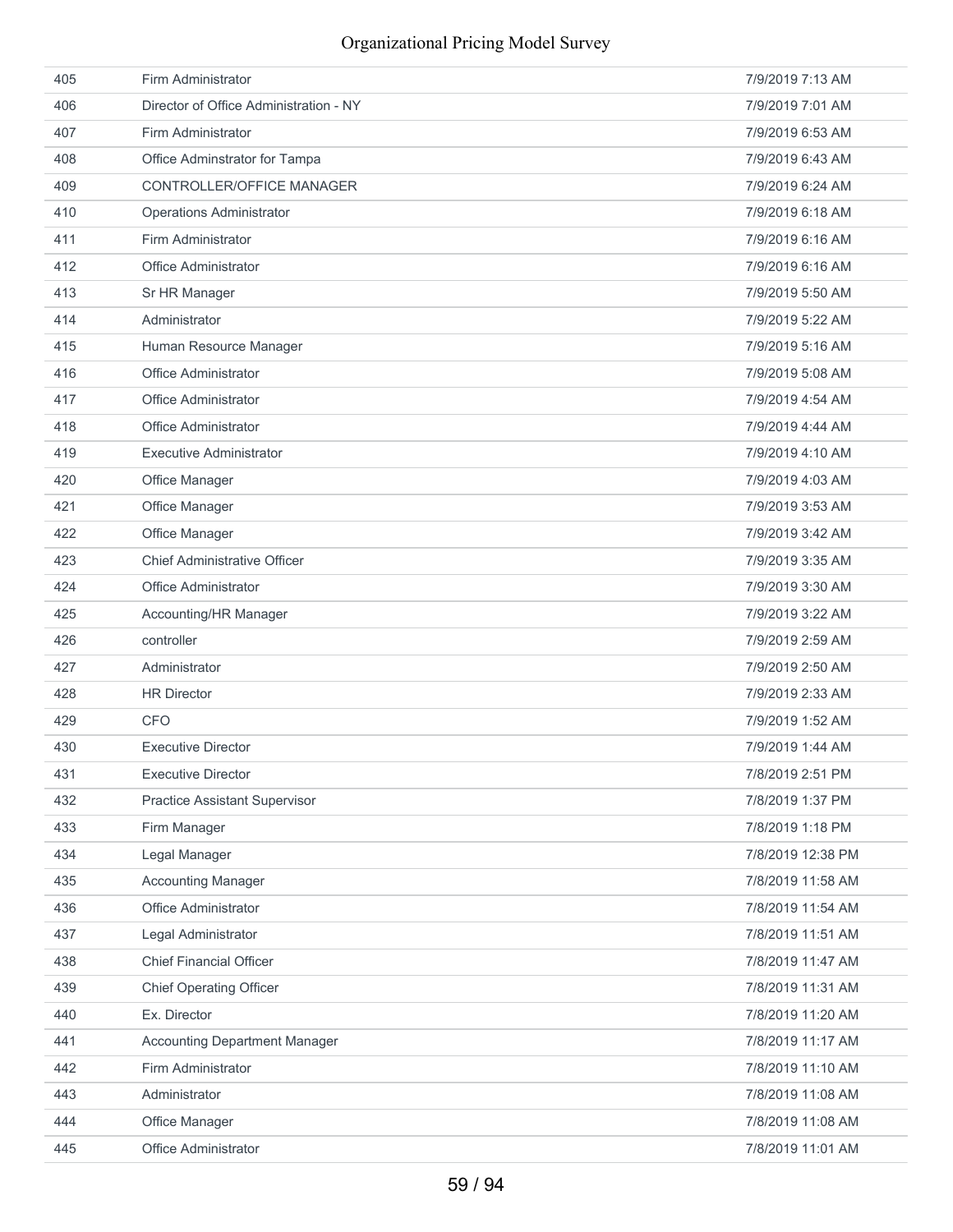| | | |
|---|---|---|
| 405 | Firm Administrator | 7/9/2019 7:13 AM |
| 406 | Director of Office Administration - NY | 7/9/2019 7:01 AM |
| 407 | Firm Administrator | 7/9/2019 6:53 AM |
| 408 | Office Adminstrator for Tampa | 7/9/2019 6:43 AM |
| 409 | CONTROLLER/OFFICE MANAGER | 7/9/2019 6:24 AM |
| 410 | Operations Administrator | 7/9/2019 6:18 AM |
| 411 | Firm Administrator | 7/9/2019 6:16 AM |
| 412 | Office Administrator | 7/9/2019 6:16 AM |
| 413 | Sr HR Manager | 7/9/2019 5:50 AM |
| 414 | Administrator | 7/9/2019 5:22 AM |
| 415 | Human Resource Manager | 7/9/2019 5:16 AM |
| 416 | Office Administrator | 7/9/2019 5:08 AM |
| 417 | Office Administrator | 7/9/2019 4:54 AM |
| 418 | Office Administrator | 7/9/2019 4:44 AM |
| 419 | Executive Administrator | 7/9/2019 4:10 AM |
| 420 | Office Manager | 7/9/2019 4:03 AM |
| 421 | Office Manager | 7/9/2019 3:53 AM |
| 422 | Office Manager | 7/9/2019 3:42 AM |
| 423 | Chief Administrative Officer | 7/9/2019 3:35 AM |
| 424 | Office Administrator | 7/9/2019 3:30 AM |
| 425 | Accounting/HR Manager | 7/9/2019 3:22 AM |
| 426 | controller | 7/9/2019 2:59 AM |
| 427 | Administrator | 7/9/2019 2:50 AM |
| 428 | HR Director | 7/9/2019 2:33 AM |
| 429 | CFO | 7/9/2019 1:52 AM |
| 430 | Executive Director | 7/9/2019 1:44 AM |
| 431 | Executive Director | 7/8/2019 2:51 PM |
| 432 | Practice Assistant Supervisor | 7/8/2019 1:37 PM |
| 433 | Firm Manager | 7/8/2019 1:18 PM |
| 434 | Legal Manager | 7/8/2019 12:38 PM |
| 435 | Accounting Manager | 7/8/2019 11:58 AM |
| 436 | Office Administrator | 7/8/2019 11:54 AM |
| 437 | Legal Administrator | 7/8/2019 11:51 AM |
| 438 | Chief Financial Officer | 7/8/2019 11:47 AM |
| 439 | Chief Operating Officer | 7/8/2019 11:31 AM |
| 440 | Ex. Director | 7/8/2019 11:20 AM |
| 441 | Accounting Department Manager | 7/8/2019 11:17 AM |
| 442 | Firm Administrator | 7/8/2019 11:10 AM |
| 443 | Administrator | 7/8/2019 11:08 AM |
| 444 | Office Manager | 7/8/2019 11:08 AM |
| 445 | Office Administrator | 7/8/2019 11:01 AM |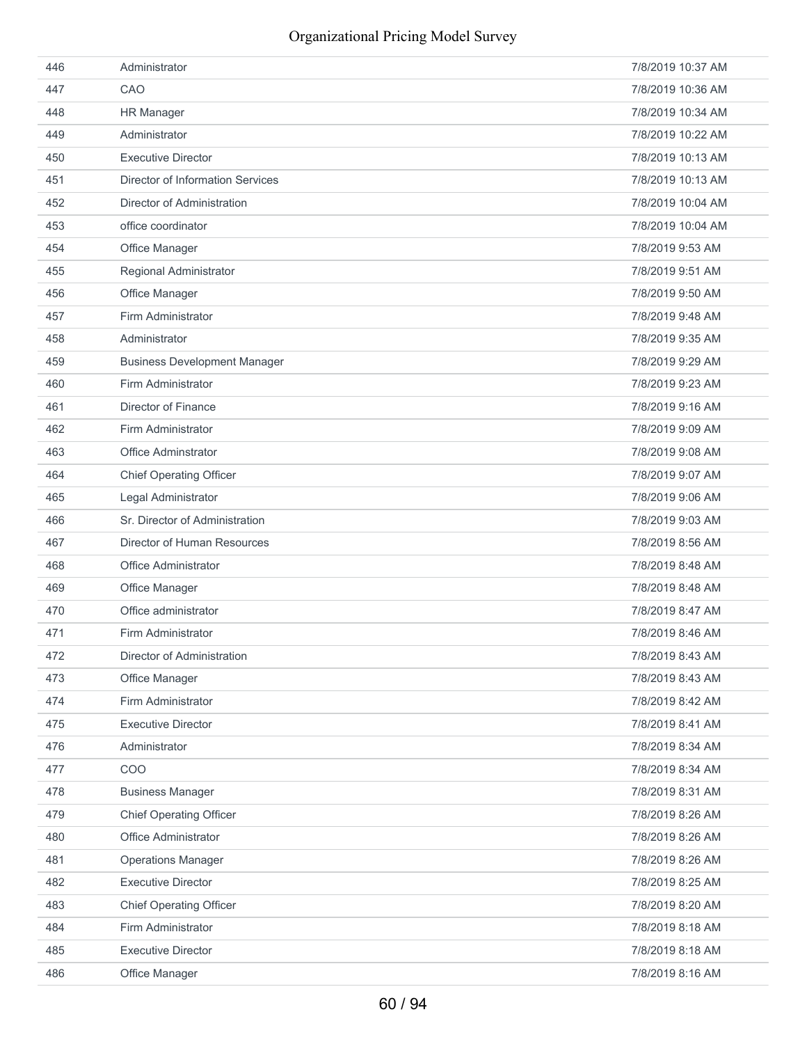| | | |
|---|---|---|
| 446 | Administrator | 7/8/2019 10:37 AM |
| 447 | CAO | 7/8/2019 10:36 AM |
| 448 | HR Manager | 7/8/2019 10:34 AM |
| 449 | Administrator | 7/8/2019 10:22 AM |
| 450 | Executive Director | 7/8/2019 10:13 AM |
| 451 | Director of Information Services | 7/8/2019 10:13 AM |
| 452 | Director of Administration | 7/8/2019 10:04 AM |
| 453 | office coordinator | 7/8/2019 10:04 AM |
| 454 | Office Manager | 7/8/2019 9:53 AM |
| 455 | Regional Administrator | 7/8/2019 9:51 AM |
| 456 | Office Manager | 7/8/2019 9:50 AM |
| 457 | Firm Administrator | 7/8/2019 9:48 AM |
| 458 | Administrator | 7/8/2019 9:35 AM |
| 459 | Business Development Manager | 7/8/2019 9:29 AM |
| 460 | Firm Administrator | 7/8/2019 9:23 AM |
| 461 | Director of Finance | 7/8/2019 9:16 AM |
| 462 | Firm Administrator | 7/8/2019 9:09 AM |
| 463 | Office Adminstrator | 7/8/2019 9:08 AM |
| 464 | Chief Operating Officer | 7/8/2019 9:07 AM |
| 465 | Legal Administrator | 7/8/2019 9:06 AM |
| 466 | Sr. Director of Administration | 7/8/2019 9:03 AM |
| 467 | Director of Human Resources | 7/8/2019 8:56 AM |
| 468 | Office Administrator | 7/8/2019 8:48 AM |
| 469 | Office Manager | 7/8/2019 8:48 AM |
| 470 | Office administrator | 7/8/2019 8:47 AM |
| 471 | Firm Administrator | 7/8/2019 8:46 AM |
| 472 | Director of Administration | 7/8/2019 8:43 AM |
| 473 | Office Manager | 7/8/2019 8:43 AM |
| 474 | Firm Administrator | 7/8/2019 8:42 AM |
| 475 | Executive Director | 7/8/2019 8:41 AM |
| 476 | Administrator | 7/8/2019 8:34 AM |
| 477 | COO | 7/8/2019 8:34 AM |
| 478 | Business Manager | 7/8/2019 8:31 AM |
| 479 | Chief Operating Officer | 7/8/2019 8:26 AM |
| 480 | Office Administrator | 7/8/2019 8:26 AM |
| 481 | Operations Manager | 7/8/2019 8:26 AM |
| 482 | Executive Director | 7/8/2019 8:25 AM |
| 483 | Chief Operating Officer | 7/8/2019 8:20 AM |
| 484 | Firm Administrator | 7/8/2019 8:18 AM |
| 485 | Executive Director | 7/8/2019 8:18 AM |
| 486 | Office Manager | 7/8/2019 8:16 AM |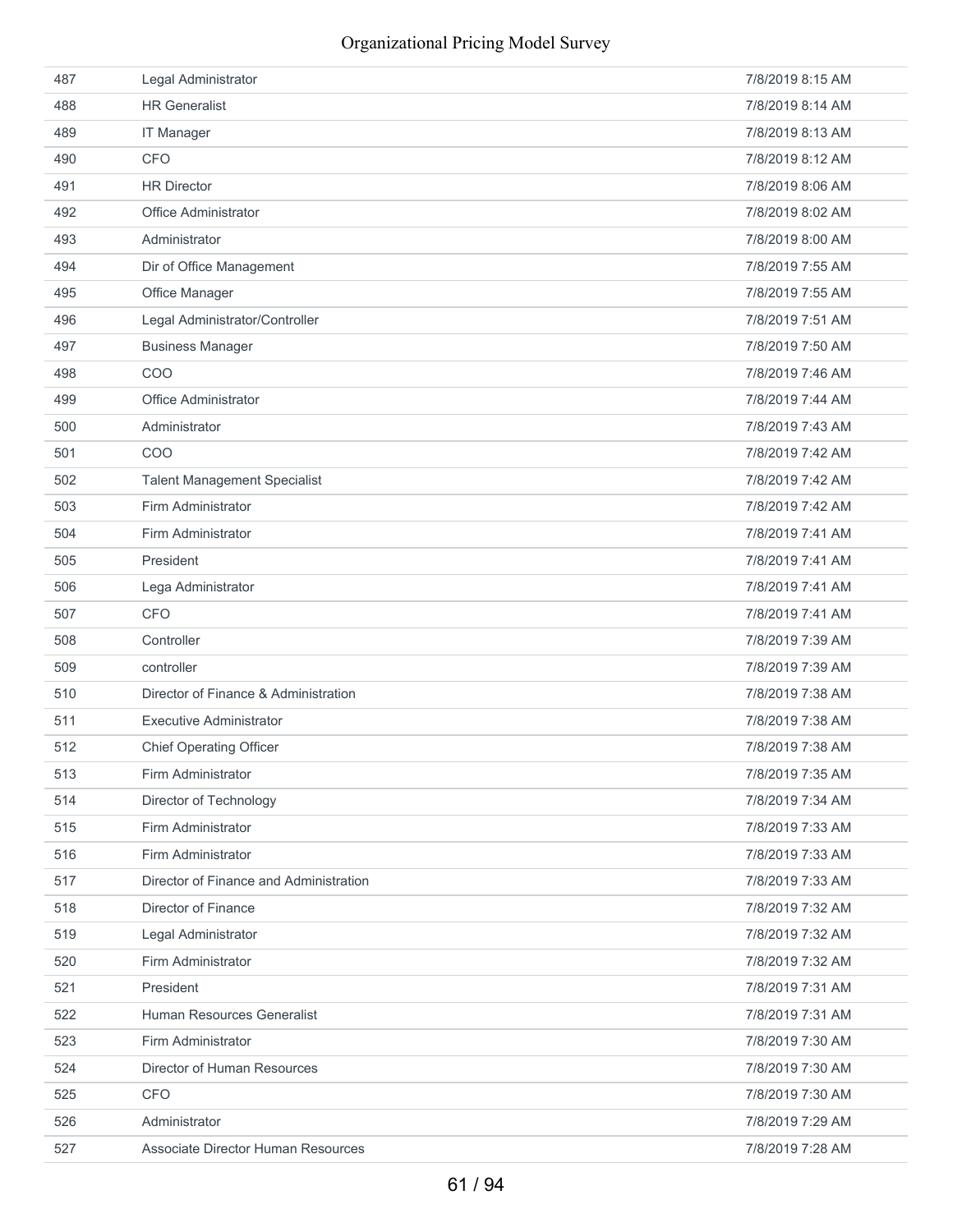| | | |
|---|---|---|
| 487 | Legal Administrator | 7/8/2019 8:15 AM |
| 488 | HR Generalist | 7/8/2019 8:14 AM |
| 489 | IT Manager | 7/8/2019 8:13 AM |
| 490 | CFO | 7/8/2019 8:12 AM |
| 491 | HR Director | 7/8/2019 8:06 AM |
| 492 | Office Administrator | 7/8/2019 8:02 AM |
| 493 | Administrator | 7/8/2019 8:00 AM |
| 494 | Dir of Office Management | 7/8/2019 7:55 AM |
| 495 | Office Manager | 7/8/2019 7:55 AM |
| 496 | Legal Administrator/Controller | 7/8/2019 7:51 AM |
| 497 | Business Manager | 7/8/2019 7:50 AM |
| 498 | COO | 7/8/2019 7:46 AM |
| 499 | Office Administrator | 7/8/2019 7:44 AM |
| 500 | Administrator | 7/8/2019 7:43 AM |
| 501 | COO | 7/8/2019 7:42 AM |
| 502 | Talent Management Specialist | 7/8/2019 7:42 AM |
| 503 | Firm Administrator | 7/8/2019 7:42 AM |
| 504 | Firm Administrator | 7/8/2019 7:41 AM |
| 505 | President | 7/8/2019 7:41 AM |
| 506 | Lega Administrator | 7/8/2019 7:41 AM |
| 507 | CFO | 7/8/2019 7:41 AM |
| 508 | Controller | 7/8/2019 7:39 AM |
| 509 | controller | 7/8/2019 7:39 AM |
| 510 | Director of Finance & Administration | 7/8/2019 7:38 AM |
| 511 | Executive Administrator | 7/8/2019 7:38 AM |
| 512 | Chief Operating Officer | 7/8/2019 7:38 AM |
| 513 | Firm Administrator | 7/8/2019 7:35 AM |
| 514 | Director of Technology | 7/8/2019 7:34 AM |
| 515 | Firm Administrator | 7/8/2019 7:33 AM |
| 516 | Firm Administrator | 7/8/2019 7:33 AM |
| 517 | Director of Finance and Administration | 7/8/2019 7:33 AM |
| 518 | Director of Finance | 7/8/2019 7:32 AM |
| 519 | Legal Administrator | 7/8/2019 7:32 AM |
| 520 | Firm Administrator | 7/8/2019 7:32 AM |
| 521 | President | 7/8/2019 7:31 AM |
| 522 | Human Resources Generalist | 7/8/2019 7:31 AM |
| 523 | Firm Administrator | 7/8/2019 7:30 AM |
| 524 | Director of Human Resources | 7/8/2019 7:30 AM |
| 525 | CFO | 7/8/2019 7:30 AM |
| 526 | Administrator | 7/8/2019 7:29 AM |
| 527 | Associate Director Human Resources | 7/8/2019 7:28 AM |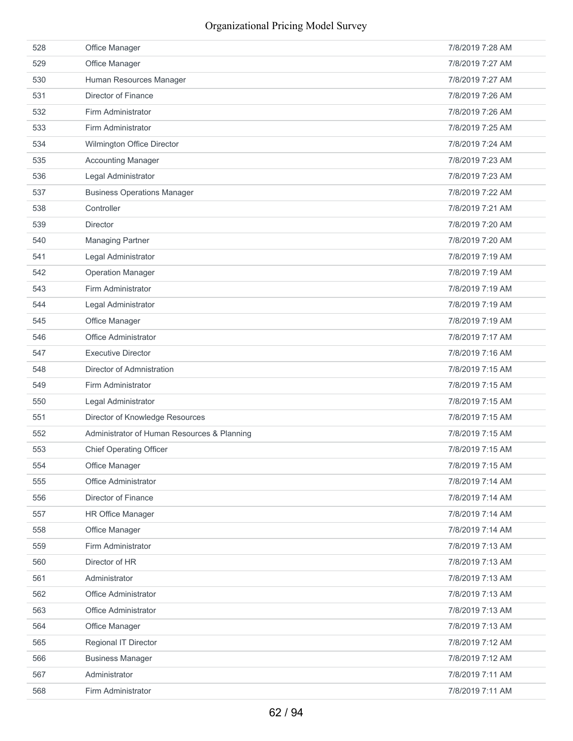| | | |
|---|---|---|
| 528 | Office Manager | 7/8/2019 7:28 AM |
| 529 | Office Manager | 7/8/2019 7:27 AM |
| 530 | Human Resources Manager | 7/8/2019 7:27 AM |
| 531 | Director of Finance | 7/8/2019 7:26 AM |
| 532 | Firm Administrator | 7/8/2019 7:26 AM |
| 533 | Firm Administrator | 7/8/2019 7:25 AM |
| 534 | Wilmington Office Director | 7/8/2019 7:24 AM |
| 535 | Accounting Manager | 7/8/2019 7:23 AM |
| 536 | Legal Administrator | 7/8/2019 7:23 AM |
| 537 | Business Operations Manager | 7/8/2019 7:22 AM |
| 538 | Controller | 7/8/2019 7:21 AM |
| 539 | Director | 7/8/2019 7:20 AM |
| 540 | Managing Partner | 7/8/2019 7:20 AM |
| 541 | Legal Administrator | 7/8/2019 7:19 AM |
| 542 | Operation Manager | 7/8/2019 7:19 AM |
| 543 | Firm Administrator | 7/8/2019 7:19 AM |
| 544 | Legal Administrator | 7/8/2019 7:19 AM |
| 545 | Office Manager | 7/8/2019 7:19 AM |
| 546 | Office Administrator | 7/8/2019 7:17 AM |
| 547 | Executive Director | 7/8/2019 7:16 AM |
| 548 | Director of Admnistration | 7/8/2019 7:15 AM |
| 549 | Firm Administrator | 7/8/2019 7:15 AM |
| 550 | Legal Administrator | 7/8/2019 7:15 AM |
| 551 | Director of Knowledge Resources | 7/8/2019 7:15 AM |
| 552 | Administrator of Human Resources & Planning | 7/8/2019 7:15 AM |
| 553 | Chief Operating Officer | 7/8/2019 7:15 AM |
| 554 | Office Manager | 7/8/2019 7:15 AM |
| 555 | Office Administrator | 7/8/2019 7:14 AM |
| 556 | Director of Finance | 7/8/2019 7:14 AM |
| 557 | HR Office Manager | 7/8/2019 7:14 AM |
| 558 | Office Manager | 7/8/2019 7:14 AM |
| 559 | Firm Administrator | 7/8/2019 7:13 AM |
| 560 | Director of HR | 7/8/2019 7:13 AM |
| 561 | Administrator | 7/8/2019 7:13 AM |
| 562 | Office Administrator | 7/8/2019 7:13 AM |
| 563 | Office Administrator | 7/8/2019 7:13 AM |
| 564 | Office Manager | 7/8/2019 7:13 AM |
| 565 | Regional IT Director | 7/8/2019 7:12 AM |
| 566 | Business Manager | 7/8/2019 7:12 AM |
| 567 | Administrator | 7/8/2019 7:11 AM |
| 568 | Firm Administrator | 7/8/2019 7:11 AM |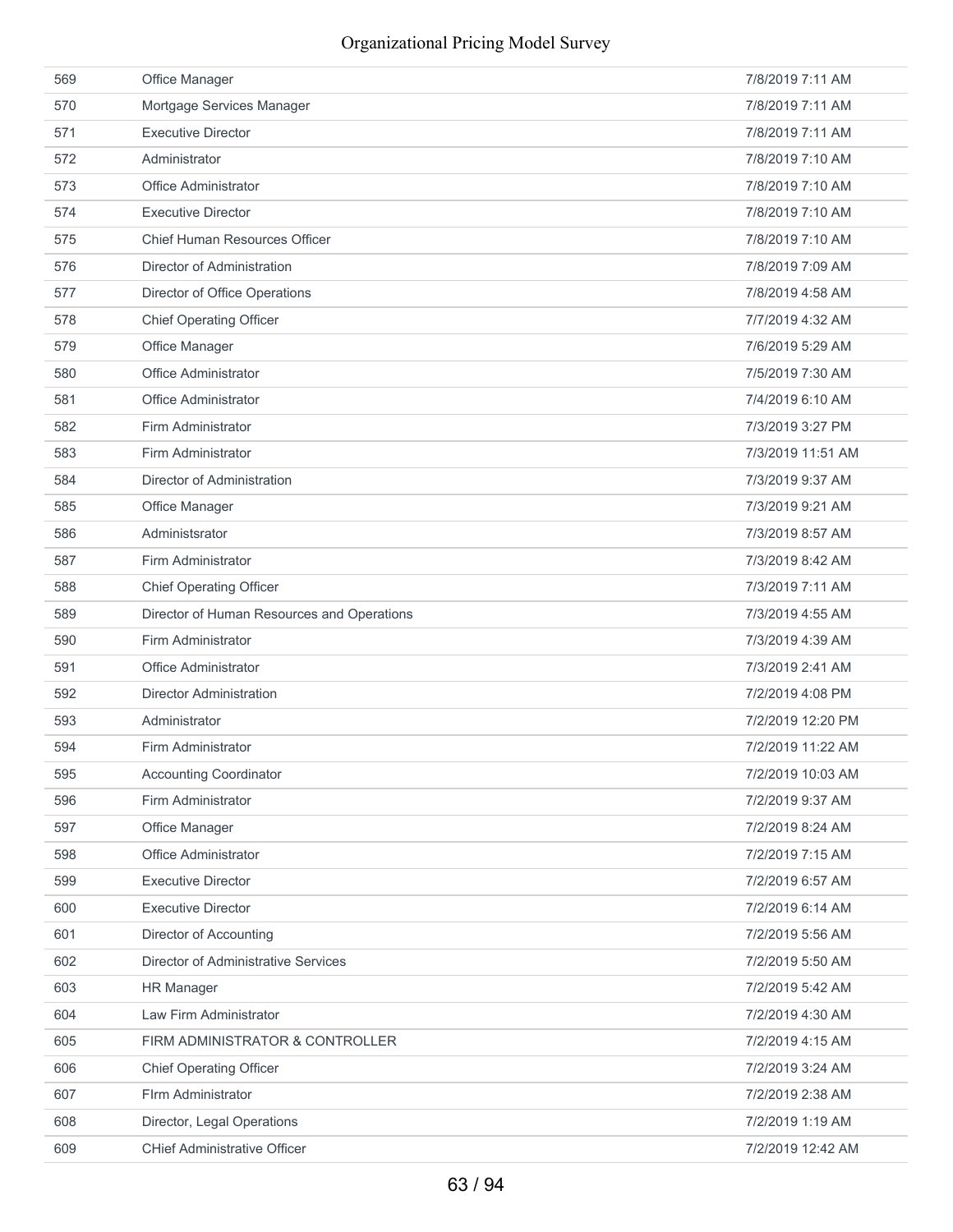| | | |
|---|---|---|
| 569 | Office Manager | 7/8/2019 7:11 AM |
| 570 | Mortgage Services Manager | 7/8/2019 7:11 AM |
| 571 | Executive Director | 7/8/2019 7:11 AM |
| 572 | Administrator | 7/8/2019 7:10 AM |
| 573 | Office Administrator | 7/8/2019 7:10 AM |
| 574 | Executive Director | 7/8/2019 7:10 AM |
| 575 | Chief Human Resources Officer | 7/8/2019 7:10 AM |
| 576 | Director of Administration | 7/8/2019 7:09 AM |
| 577 | Director of Office Operations | 7/8/2019 4:58 AM |
| 578 | Chief Operating Officer | 7/7/2019 4:32 AM |
| 579 | Office Manager | 7/6/2019 5:29 AM |
| 580 | Office Administrator | 7/5/2019 7:30 AM |
| 581 | Office Administrator | 7/4/2019 6:10 AM |
| 582 | Firm Administrator | 7/3/2019 3:27 PM |
| 583 | Firm Administrator | 7/3/2019 11:51 AM |
| 584 | Director of Administration | 7/3/2019 9:37 AM |
| 585 | Office Manager | 7/3/2019 9:21 AM |
| 586 | Administsrator | 7/3/2019 8:57 AM |
| 587 | Firm Administrator | 7/3/2019 8:42 AM |
| 588 | Chief Operating Officer | 7/3/2019 7:11 AM |
| 589 | Director of Human Resources and Operations | 7/3/2019 4:55 AM |
| 590 | Firm Administrator | 7/3/2019 4:39 AM |
| 591 | Office Administrator | 7/3/2019 2:41 AM |
| 592 | Director Administration | 7/2/2019 4:08 PM |
| 593 | Administrator | 7/2/2019 12:20 PM |
| 594 | Firm Administrator | 7/2/2019 11:22 AM |
| 595 | Accounting Coordinator | 7/2/2019 10:03 AM |
| 596 | Firm Administrator | 7/2/2019 9:37 AM |
| 597 | Office Manager | 7/2/2019 8:24 AM |
| 598 | Office Administrator | 7/2/2019 7:15 AM |
| 599 | Executive Director | 7/2/2019 6:57 AM |
| 600 | Executive Director | 7/2/2019 6:14 AM |
| 601 | Director of Accounting | 7/2/2019 5:56 AM |
| 602 | Director of Administrative Services | 7/2/2019 5:50 AM |
| 603 | HR Manager | 7/2/2019 5:42 AM |
| 604 | Law Firm Administrator | 7/2/2019 4:30 AM |
| 605 | FIRM ADMINISTRATOR & CONTROLLER | 7/2/2019 4:15 AM |
| 606 | Chief Operating Officer | 7/2/2019 3:24 AM |
| 607 | FIrm Administrator | 7/2/2019 2:38 AM |
| 608 | Director, Legal Operations | 7/2/2019 1:19 AM |
| 609 | CHief Administrative Officer | 7/2/2019 12:42 AM |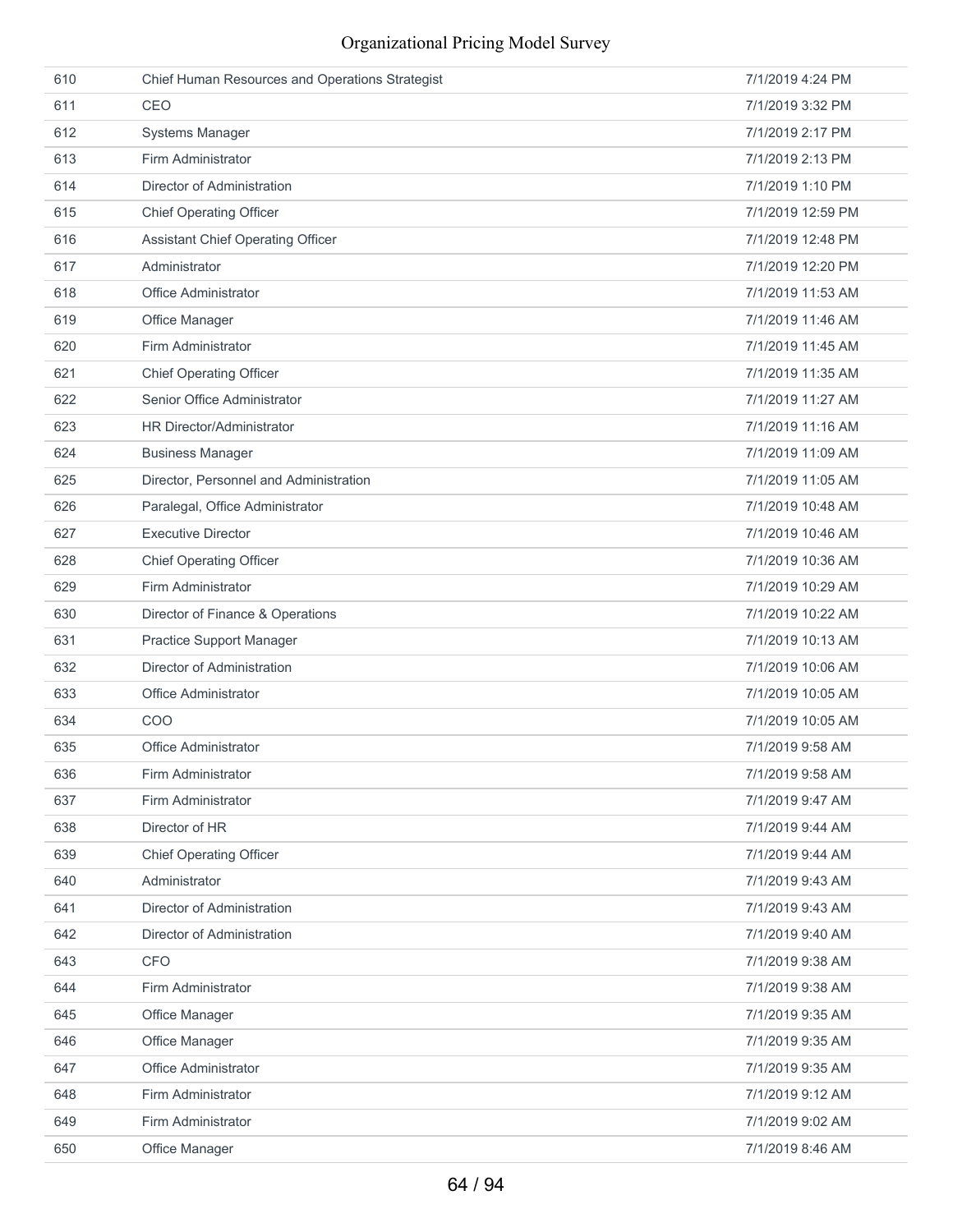| | | |
|---|---|---|
| 610 | Chief Human Resources and Operations Strategist | 7/1/2019 4:24 PM |
| 611 | CEO | 7/1/2019 3:32 PM |
| 612 | Systems Manager | 7/1/2019 2:17 PM |
| 613 | Firm Administrator | 7/1/2019 2:13 PM |
| 614 | Director of Administration | 7/1/2019 1:10 PM |
| 615 | Chief Operating Officer | 7/1/2019 12:59 PM |
| 616 | Assistant Chief Operating Officer | 7/1/2019 12:48 PM |
| 617 | Administrator | 7/1/2019 12:20 PM |
| 618 | Office Administrator | 7/1/2019 11:53 AM |
| 619 | Office Manager | 7/1/2019 11:46 AM |
| 620 | Firm Administrator | 7/1/2019 11:45 AM |
| 621 | Chief Operating Officer | 7/1/2019 11:35 AM |
| 622 | Senior Office Administrator | 7/1/2019 11:27 AM |
| 623 | HR Director/Administrator | 7/1/2019 11:16 AM |
| 624 | Business Manager | 7/1/2019 11:09 AM |
| 625 | Director, Personnel and Administration | 7/1/2019 11:05 AM |
| 626 | Paralegal, Office Administrator | 7/1/2019 10:48 AM |
| 627 | Executive Director | 7/1/2019 10:46 AM |
| 628 | Chief Operating Officer | 7/1/2019 10:36 AM |
| 629 | Firm Administrator | 7/1/2019 10:29 AM |
| 630 | Director of Finance & Operations | 7/1/2019 10:22 AM |
| 631 | Practice Support Manager | 7/1/2019 10:13 AM |
| 632 | Director of Administration | 7/1/2019 10:06 AM |
| 633 | Office Administrator | 7/1/2019 10:05 AM |
| 634 | COO | 7/1/2019 10:05 AM |
| 635 | Office Administrator | 7/1/2019 9:58 AM |
| 636 | Firm Administrator | 7/1/2019 9:58 AM |
| 637 | Firm Administrator | 7/1/2019 9:47 AM |
| 638 | Director of HR | 7/1/2019 9:44 AM |
| 639 | Chief Operating Officer | 7/1/2019 9:44 AM |
| 640 | Administrator | 7/1/2019 9:43 AM |
| 641 | Director of Administration | 7/1/2019 9:43 AM |
| 642 | Director of Administration | 7/1/2019 9:40 AM |
| 643 | CFO | 7/1/2019 9:38 AM |
| 644 | Firm Administrator | 7/1/2019 9:38 AM |
| 645 | Office Manager | 7/1/2019 9:35 AM |
| 646 | Office Manager | 7/1/2019 9:35 AM |
| 647 | Office Administrator | 7/1/2019 9:35 AM |
| 648 | Firm Administrator | 7/1/2019 9:12 AM |
| 649 | Firm Administrator | 7/1/2019 9:02 AM |
| 650 | Office Manager | 7/1/2019 8:46 AM |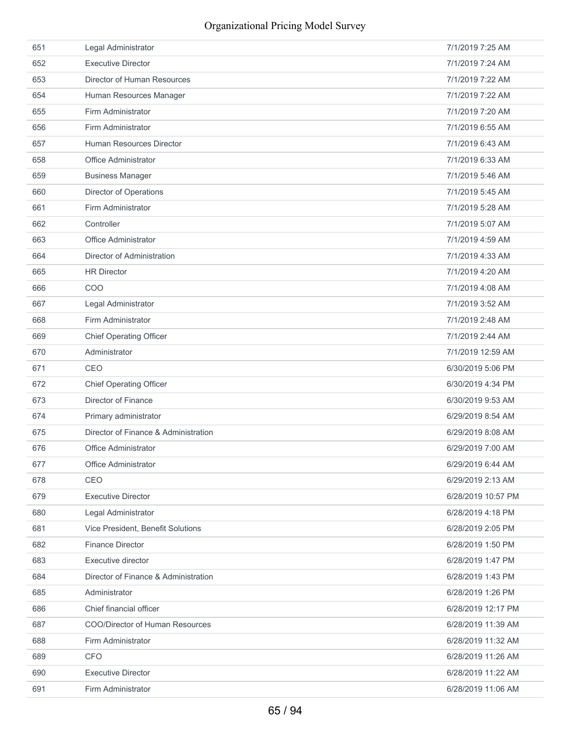| | | |
|---|---|---|
| 651 | Legal Administrator | 7/1/2019 7:25 AM |
| 652 | Executive Director | 7/1/2019 7:24 AM |
| 653 | Director of Human Resources | 7/1/2019 7:22 AM |
| 654 | Human Resources Manager | 7/1/2019 7:22 AM |
| 655 | Firm Administrator | 7/1/2019 7:20 AM |
| 656 | Firm Administrator | 7/1/2019 6:55 AM |
| 657 | Human Resources Director | 7/1/2019 6:43 AM |
| 658 | Office Administrator | 7/1/2019 6:33 AM |
| 659 | Business Manager | 7/1/2019 5:46 AM |
| 660 | Director of Operations | 7/1/2019 5:45 AM |
| 661 | Firm Administrator | 7/1/2019 5:28 AM |
| 662 | Controller | 7/1/2019 5:07 AM |
| 663 | Office Administrator | 7/1/2019 4:59 AM |
| 664 | Director of Administration | 7/1/2019 4:33 AM |
| 665 | HR Director | 7/1/2019 4:20 AM |
| 666 | COO | 7/1/2019 4:08 AM |
| 667 | Legal Administrator | 7/1/2019 3:52 AM |
| 668 | Firm Administrator | 7/1/2019 2:48 AM |
| 669 | Chief Operating Officer | 7/1/2019 2:44 AM |
| 670 | Administrator | 7/1/2019 12:59 AM |
| 671 | CEO | 6/30/2019 5:06 PM |
| 672 | Chief Operating Officer | 6/30/2019 4:34 PM |
| 673 | Director of Finance | 6/30/2019 9:53 AM |
| 674 | Primary administrator | 6/29/2019 8:54 AM |
| 675 | Director of Finance & Administration | 6/29/2019 8:08 AM |
| 676 | Office Administrator | 6/29/2019 7:00 AM |
| 677 | Office Administrator | 6/29/2019 6:44 AM |
| 678 | CEO | 6/29/2019 2:13 AM |
| 679 | Executive Director | 6/28/2019 10:57 PM |
| 680 | Legal Administrator | 6/28/2019 4:18 PM |
| 681 | Vice President, Benefit Solutions | 6/28/2019 2:05 PM |
| 682 | Finance Director | 6/28/2019 1:50 PM |
| 683 | Executive director | 6/28/2019 1:47 PM |
| 684 | Director of Finance & Administration | 6/28/2019 1:43 PM |
| 685 | Administrator | 6/28/2019 1:26 PM |
| 686 | Chief financial officer | 6/28/2019 12:17 PM |
| 687 | COO/Director of Human Resources | 6/28/2019 11:39 AM |
| 688 | Firm Administrator | 6/28/2019 11:32 AM |
| 689 | CFO | 6/28/2019 11:26 AM |
| 690 | Executive Director | 6/28/2019 11:22 AM |
| 691 | Firm Administrator | 6/28/2019 11:06 AM |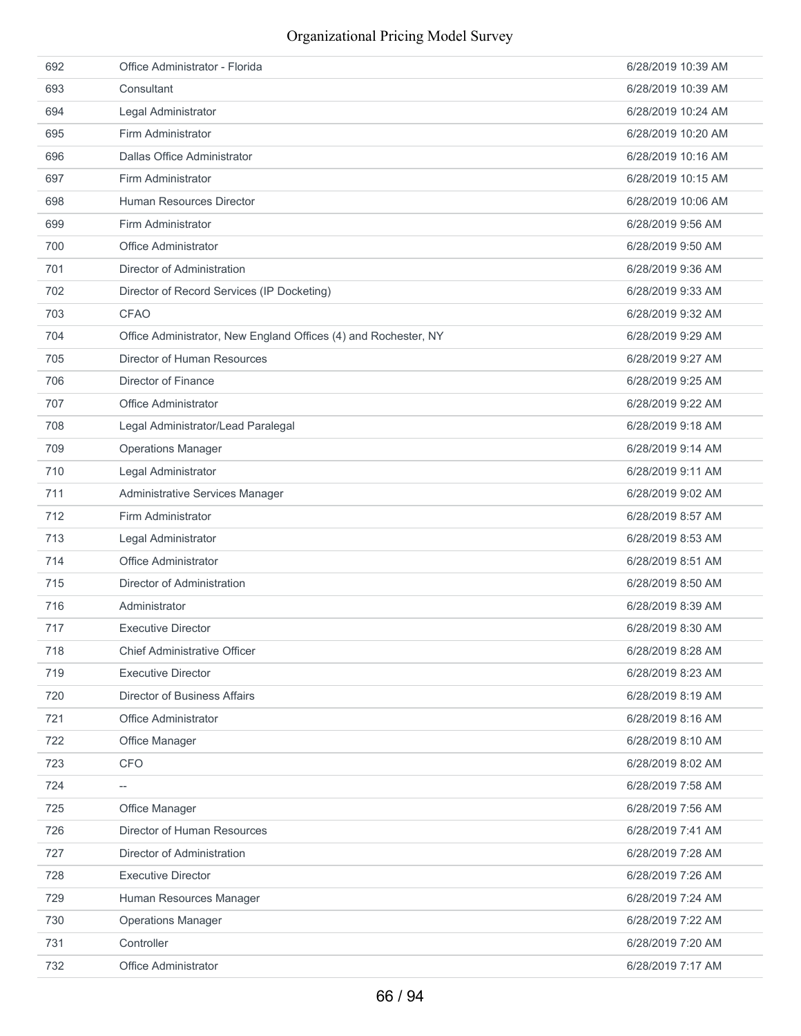| | | |
|---|---|---|
| 692 | Office Administrator - Florida | 6/28/2019 10:39 AM |
| 693 | Consultant | 6/28/2019 10:39 AM |
| 694 | Legal Administrator | 6/28/2019 10:24 AM |
| 695 | Firm Administrator | 6/28/2019 10:20 AM |
| 696 | Dallas Office Administrator | 6/28/2019 10:16 AM |
| 697 | Firm Administrator | 6/28/2019 10:15 AM |
| 698 | Human Resources Director | 6/28/2019 10:06 AM |
| 699 | Firm Administrator | 6/28/2019 9:56 AM |
| 700 | Office Administrator | 6/28/2019 9:50 AM |
| 701 | Director of Administration | 6/28/2019 9:36 AM |
| 702 | Director of Record Services (IP Docketing) | 6/28/2019 9:33 AM |
| 703 | CFAO | 6/28/2019 9:32 AM |
| 704 | Office Administrator, New England Offices (4) and Rochester, NY | 6/28/2019 9:29 AM |
| 705 | Director of Human Resources | 6/28/2019 9:27 AM |
| 706 | Director of Finance | 6/28/2019 9:25 AM |
| 707 | Office Administrator | 6/28/2019 9:22 AM |
| 708 | Legal Administrator/Lead Paralegal | 6/28/2019 9:18 AM |
| 709 | Operations Manager | 6/28/2019 9:14 AM |
| 710 | Legal Administrator | 6/28/2019 9:11 AM |
| 711 | Administrative Services Manager | 6/28/2019 9:02 AM |
| 712 | Firm Administrator | 6/28/2019 8:57 AM |
| 713 | Legal Administrator | 6/28/2019 8:53 AM |
| 714 | Office Administrator | 6/28/2019 8:51 AM |
| 715 | Director of Administration | 6/28/2019 8:50 AM |
| 716 | Administrator | 6/28/2019 8:39 AM |
| 717 | Executive Director | 6/28/2019 8:30 AM |
| 718 | Chief Administrative Officer | 6/28/2019 8:28 AM |
| 719 | Executive Director | 6/28/2019 8:23 AM |
| 720 | Director of Business Affairs | 6/28/2019 8:19 AM |
| 721 | Office Administrator | 6/28/2019 8:16 AM |
| 722 | Office Manager | 6/28/2019 8:10 AM |
| 723 | CFO | 6/28/2019 8:02 AM |
| 724 | -- | 6/28/2019 7:58 AM |
| 725 | Office Manager | 6/28/2019 7:56 AM |
| 726 | Director of Human Resources | 6/28/2019 7:41 AM |
| 727 | Director of Administration | 6/28/2019 7:28 AM |
| 728 | Executive Director | 6/28/2019 7:26 AM |
| 729 | Human Resources Manager | 6/28/2019 7:24 AM |
| 730 | Operations Manager | 6/28/2019 7:22 AM |
| 731 | Controller | 6/28/2019 7:20 AM |
| 732 | Office Administrator | 6/28/2019 7:17 AM |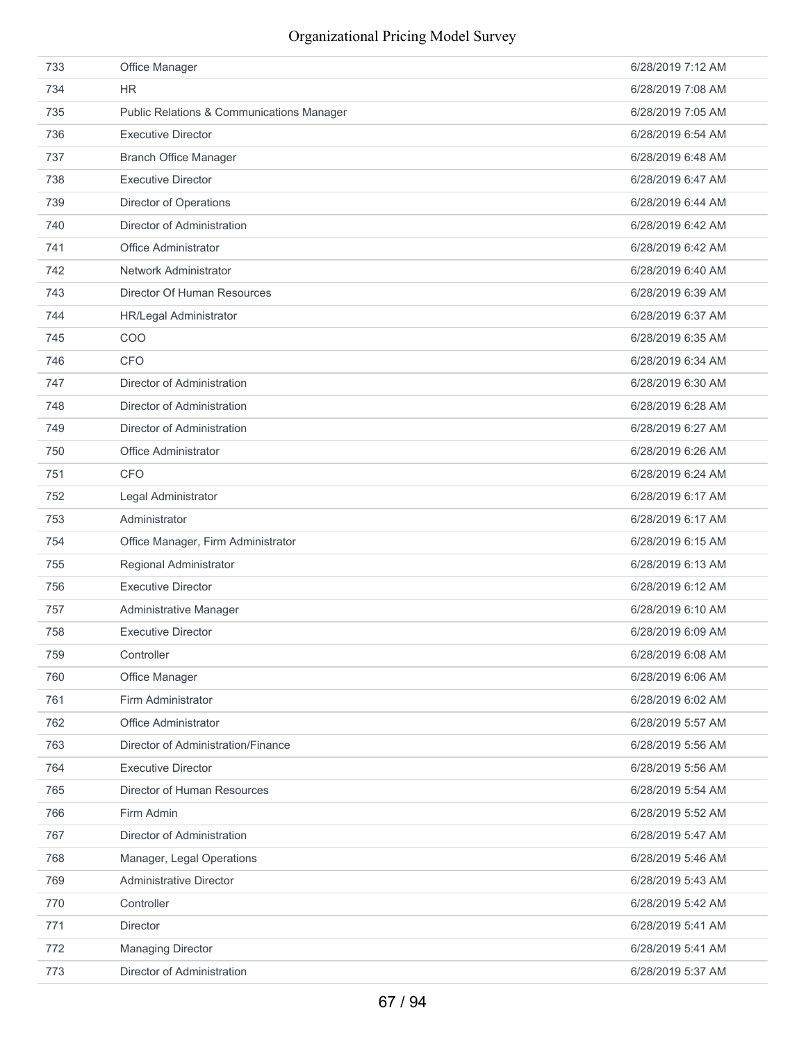| | | |
|---|---|---|
| 733 | Office Manager | 6/28/2019 7:12 AM |
| 734 | HR | 6/28/2019 7:08 AM |
| 735 | Public Relations & Communications Manager | 6/28/2019 7:05 AM |
| 736 | Executive Director | 6/28/2019 6:54 AM |
| 737 | Branch Office Manager | 6/28/2019 6:48 AM |
| 738 | Executive Director | 6/28/2019 6:47 AM |
| 739 | Director of Operations | 6/28/2019 6:44 AM |
| 740 | Director of Administration | 6/28/2019 6:42 AM |
| 741 | Office Administrator | 6/28/2019 6:42 AM |
| 742 | Network Administrator | 6/28/2019 6:40 AM |
| 743 | Director Of Human Resources | 6/28/2019 6:39 AM |
| 744 | HR/Legal Administrator | 6/28/2019 6:37 AM |
| 745 | COO | 6/28/2019 6:35 AM |
| 746 | CFO | 6/28/2019 6:34 AM |
| 747 | Director of Administration | 6/28/2019 6:30 AM |
| 748 | Director of Administration | 6/28/2019 6:28 AM |
| 749 | Director of Administration | 6/28/2019 6:27 AM |
| 750 | Office Administrator | 6/28/2019 6:26 AM |
| 751 | CFO | 6/28/2019 6:24 AM |
| 752 | Legal Administrator | 6/28/2019 6:17 AM |
| 753 | Administrator | 6/28/2019 6:17 AM |
| 754 | Office Manager, Firm Administrator | 6/28/2019 6:15 AM |
| 755 | Regional Administrator | 6/28/2019 6:13 AM |
| 756 | Executive Director | 6/28/2019 6:12 AM |
| 757 | Administrative Manager | 6/28/2019 6:10 AM |
| 758 | Executive Director | 6/28/2019 6:09 AM |
| 759 | Controller | 6/28/2019 6:08 AM |
| 760 | Office Manager | 6/28/2019 6:06 AM |
| 761 | Firm Administrator | 6/28/2019 6:02 AM |
| 762 | Office Administrator | 6/28/2019 5:57 AM |
| 763 | Director of Administration/Finance | 6/28/2019 5:56 AM |
| 764 | Executive Director | 6/28/2019 5:56 AM |
| 765 | Director of Human Resources | 6/28/2019 5:54 AM |
| 766 | Firm Admin | 6/28/2019 5:52 AM |
| 767 | Director of Administration | 6/28/2019 5:47 AM |
| 768 | Manager, Legal Operations | 6/28/2019 5:46 AM |
| 769 | Administrative Director | 6/28/2019 5:43 AM |
| 770 | Controller | 6/28/2019 5:42 AM |
| 771 | Director | 6/28/2019 5:41 AM |
| 772 | Managing Director | 6/28/2019 5:41 AM |
| 773 | Director of Administration | 6/28/2019 5:37 AM |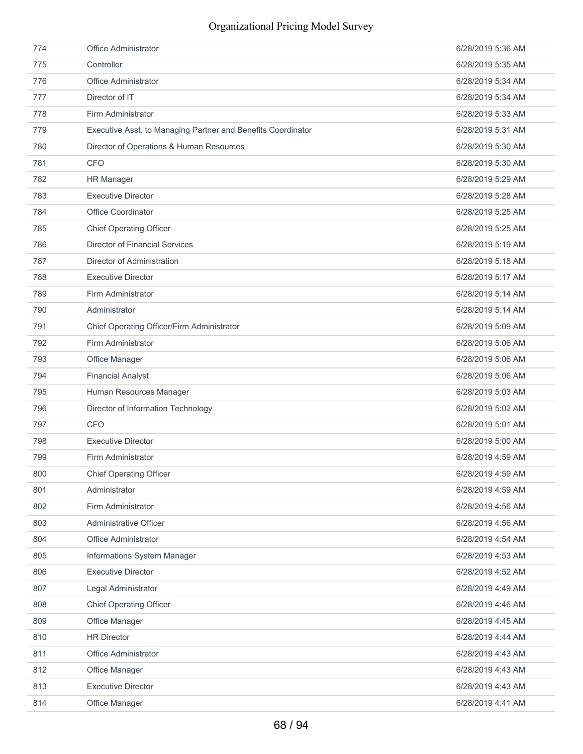| | | |
|---|---|---|
| 774 | Office Administrator | 6/28/2019 5:36 AM |
| 775 | Controller | 6/28/2019 5:35 AM |
| 776 | Office Administrator | 6/28/2019 5:34 AM |
| 777 | Director of IT | 6/28/2019 5:34 AM |
| 778 | Firm Administrator | 6/28/2019 5:33 AM |
| 779 | Executive Asst. to Managing Partner and Benefits Coordinator | 6/28/2019 5:31 AM |
| 780 | Director of Operations & Human Resources | 6/28/2019 5:30 AM |
| 781 | CFO | 6/28/2019 5:30 AM |
| 782 | HR Manager | 6/28/2019 5:29 AM |
| 783 | Executive Director | 6/28/2019 5:28 AM |
| 784 | Office Coordinator | 6/28/2019 5:25 AM |
| 785 | Chief Operating Officer | 6/28/2019 5:25 AM |
| 786 | Director of Financial Services | 6/28/2019 5:19 AM |
| 787 | Director of Administration | 6/28/2019 5:18 AM |
| 788 | Executive Director | 6/28/2019 5:17 AM |
| 789 | Firm Administrator | 6/28/2019 5:14 AM |
| 790 | Administrator | 6/28/2019 5:14 AM |
| 791 | Chief Operating Officer/Firm Administrator | 6/28/2019 5:09 AM |
| 792 | Firm Administrator | 6/28/2019 5:06 AM |
| 793 | Office Manager | 6/28/2019 5:06 AM |
| 794 | Financial Analyst | 6/28/2019 5:06 AM |
| 795 | Human Resources Manager | 6/28/2019 5:03 AM |
| 796 | Director of Information Technology | 6/28/2019 5:02 AM |
| 797 | CFO | 6/28/2019 5:01 AM |
| 798 | Executive Director | 6/28/2019 5:00 AM |
| 799 | Firm Administrator | 6/28/2019 4:59 AM |
| 800 | Chief Operating Officer | 6/28/2019 4:59 AM |
| 801 | Administrator | 6/28/2019 4:59 AM |
| 802 | Firm Administrator | 6/28/2019 4:56 AM |
| 803 | Administrative Officer | 6/28/2019 4:56 AM |
| 804 | Office Administrator | 6/28/2019 4:54 AM |
| 805 | Informations System Manager | 6/28/2019 4:53 AM |
| 806 | Executive Director | 6/28/2019 4:52 AM |
| 807 | Legal Administrator | 6/28/2019 4:49 AM |
| 808 | Chief Operating Officer | 6/28/2019 4:46 AM |
| 809 | Office Manager | 6/28/2019 4:45 AM |
| 810 | HR Director | 6/28/2019 4:44 AM |
| 811 | Office Administrator | 6/28/2019 4:43 AM |
| 812 | Office Manager | 6/28/2019 4:43 AM |
| 813 | Executive Director | 6/28/2019 4:43 AM |
| 814 | Office Manager | 6/28/2019 4:41 AM |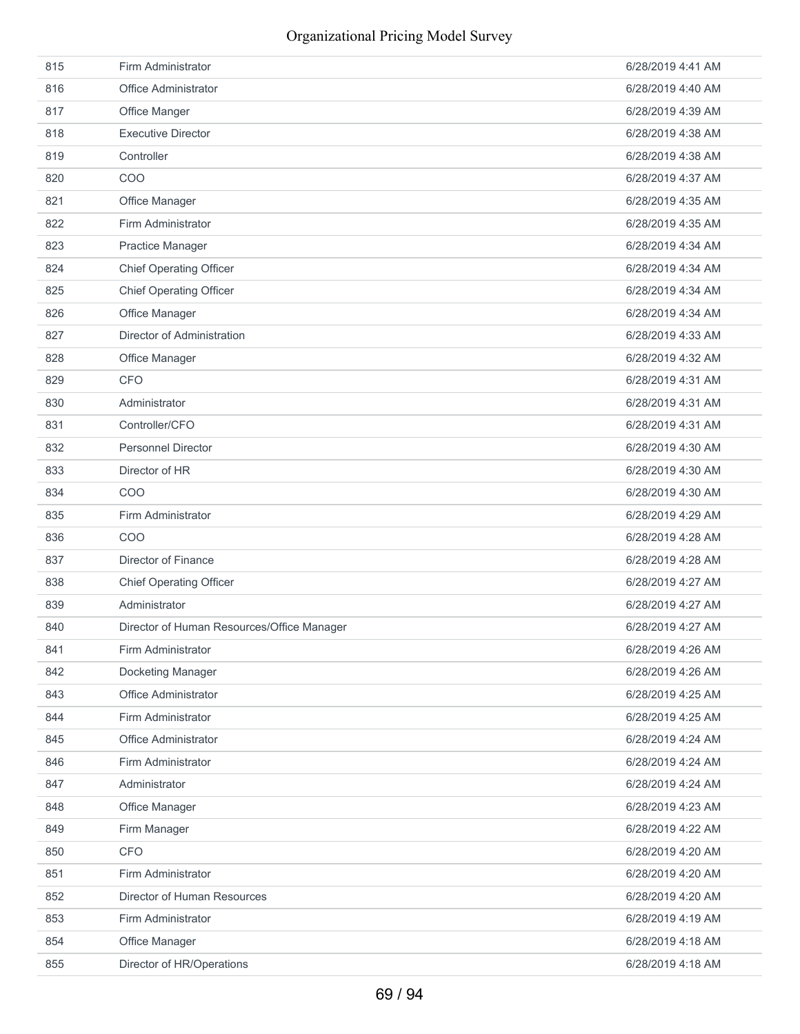| | | |
|---|---|---|
| 815 | Firm Administrator | 6/28/2019 4:41 AM |
| 816 | Office Administrator | 6/28/2019 4:40 AM |
| 817 | Office Manger | 6/28/2019 4:39 AM |
| 818 | Executive Director | 6/28/2019 4:38 AM |
| 819 | Controller | 6/28/2019 4:38 AM |
| 820 | COO | 6/28/2019 4:37 AM |
| 821 | Office Manager | 6/28/2019 4:35 AM |
| 822 | Firm Administrator | 6/28/2019 4:35 AM |
| 823 | Practice Manager | 6/28/2019 4:34 AM |
| 824 | Chief Operating Officer | 6/28/2019 4:34 AM |
| 825 | Chief Operating Officer | 6/28/2019 4:34 AM |
| 826 | Office Manager | 6/28/2019 4:34 AM |
| 827 | Director of Administration | 6/28/2019 4:33 AM |
| 828 | Office Manager | 6/28/2019 4:32 AM |
| 829 | CFO | 6/28/2019 4:31 AM |
| 830 | Administrator | 6/28/2019 4:31 AM |
| 831 | Controller/CFO | 6/28/2019 4:31 AM |
| 832 | Personnel Director | 6/28/2019 4:30 AM |
| 833 | Director of HR | 6/28/2019 4:30 AM |
| 834 | COO | 6/28/2019 4:30 AM |
| 835 | Firm Administrator | 6/28/2019 4:29 AM |
| 836 | COO | 6/28/2019 4:28 AM |
| 837 | Director of Finance | 6/28/2019 4:28 AM |
| 838 | Chief Operating Officer | 6/28/2019 4:27 AM |
| 839 | Administrator | 6/28/2019 4:27 AM |
| 840 | Director of Human Resources/Office Manager | 6/28/2019 4:27 AM |
| 841 | Firm Administrator | 6/28/2019 4:26 AM |
| 842 | Docketing Manager | 6/28/2019 4:26 AM |
| 843 | Office Administrator | 6/28/2019 4:25 AM |
| 844 | Firm Administrator | 6/28/2019 4:25 AM |
| 845 | Office Administrator | 6/28/2019 4:24 AM |
| 846 | Firm Administrator | 6/28/2019 4:24 AM |
| 847 | Administrator | 6/28/2019 4:24 AM |
| 848 | Office Manager | 6/28/2019 4:23 AM |
| 849 | Firm Manager | 6/28/2019 4:22 AM |
| 850 | CFO | 6/28/2019 4:20 AM |
| 851 | Firm Administrator | 6/28/2019 4:20 AM |
| 852 | Director of Human Resources | 6/28/2019 4:20 AM |
| 853 | Firm Administrator | 6/28/2019 4:19 AM |
| 854 | Office Manager | 6/28/2019 4:18 AM |
| 855 | Director of HR/Operations | 6/28/2019 4:18 AM |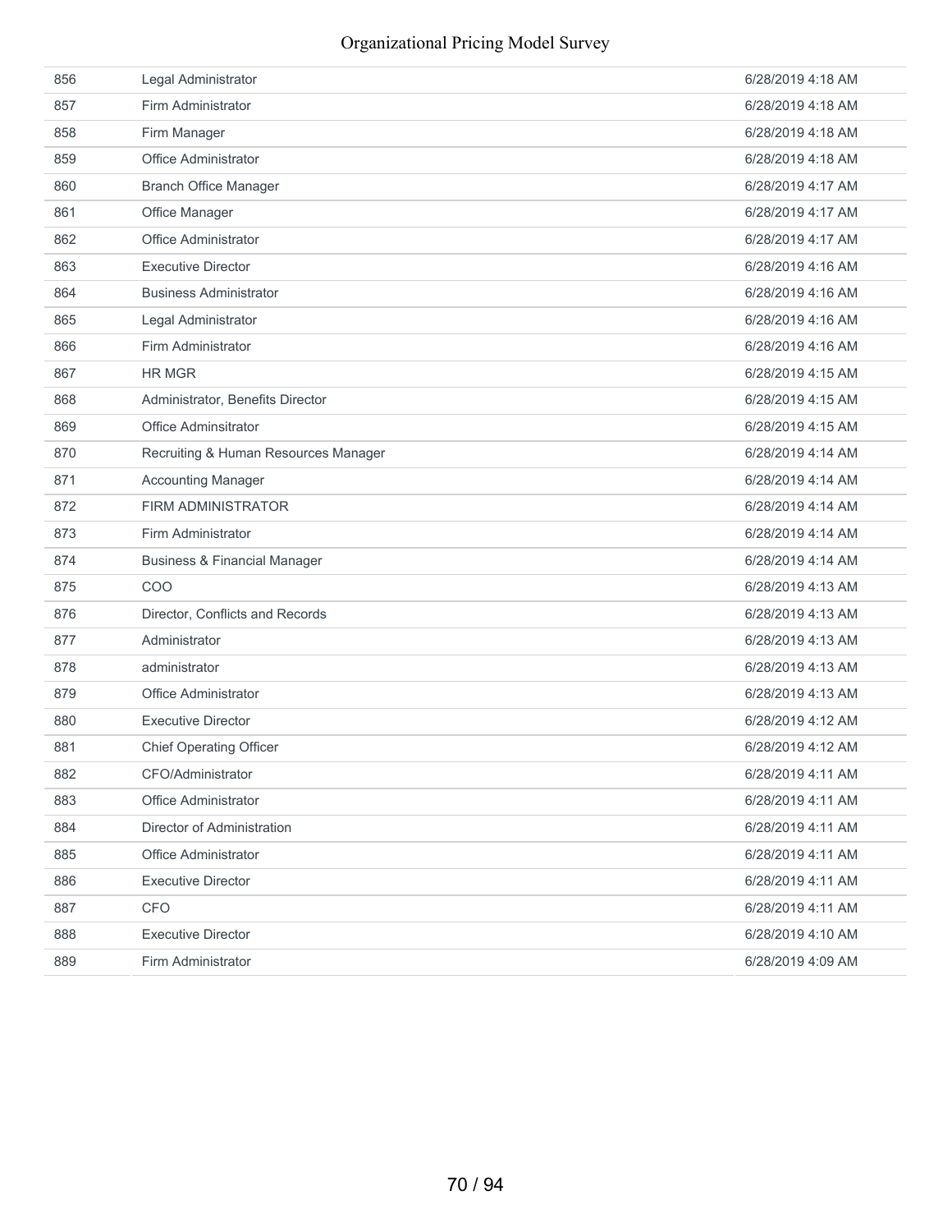| | | |
|---|---|---|
| 856 | Legal Administrator | 6/28/2019 4:18 AM |
| 857 | Firm Administrator | 6/28/2019 4:18 AM |
| 858 | Firm Manager | 6/28/2019 4:18 AM |
| 859 | Office Administrator | 6/28/2019 4:18 AM |
| 860 | Branch Office Manager | 6/28/2019 4:17 AM |
| 861 | Office Manager | 6/28/2019 4:17 AM |
| 862 | Office Administrator | 6/28/2019 4:17 AM |
| 863 | Executive Director | 6/28/2019 4:16 AM |
| 864 | Business Administrator | 6/28/2019 4:16 AM |
| 865 | Legal Administrator | 6/28/2019 4:16 AM |
| 866 | Firm Administrator | 6/28/2019 4:16 AM |
| 867 | HR MGR | 6/28/2019 4:15 AM |
| 868 | Administrator, Benefits Director | 6/28/2019 4:15 AM |
| 869 | Office Adminsitrator | 6/28/2019 4:15 AM |
| 870 | Recruiting & Human Resources Manager | 6/28/2019 4:14 AM |
| 871 | Accounting Manager | 6/28/2019 4:14 AM |
| 872 | FIRM ADMINISTRATOR | 6/28/2019 4:14 AM |
| 873 | Firm Administrator | 6/28/2019 4:14 AM |
| 874 | Business & Financial Manager | 6/28/2019 4:14 AM |
| 875 | COO | 6/28/2019 4:13 AM |
| 876 | Director, Conflicts and Records | 6/28/2019 4:13 AM |
| 877 | Administrator | 6/28/2019 4:13 AM |
| 878 | administrator | 6/28/2019 4:13 AM |
| 879 | Office Administrator | 6/28/2019 4:13 AM |
| 880 | Executive Director | 6/28/2019 4:12 AM |
| 881 | Chief Operating Officer | 6/28/2019 4:12 AM |
| 882 | CFO/Administrator | 6/28/2019 4:11 AM |
| 883 | Office Administrator | 6/28/2019 4:11 AM |
| 884 | Director of Administration | 6/28/2019 4:11 AM |
| 885 | Office Administrator | 6/28/2019 4:11 AM |
| 886 | Executive Director | 6/28/2019 4:11 AM |
| 887 | CFO | 6/28/2019 4:11 AM |
| 888 | Executive Director | 6/28/2019 4:10 AM |
| 889 | Firm Administrator | 6/28/2019 4:09 AM |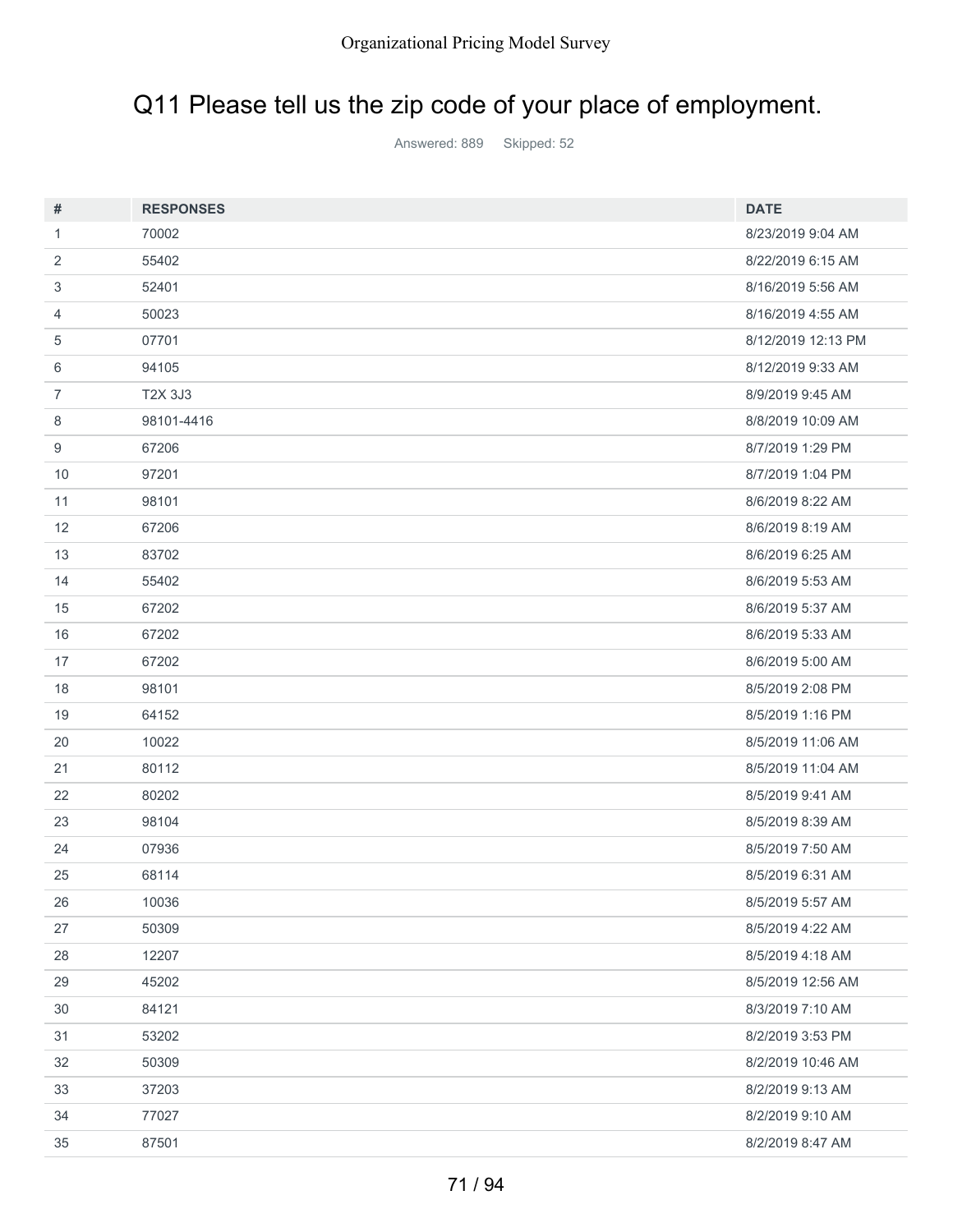## Q11 Please tell us the zip code of your place of employment.

Answered: 889 Skipped: 52

| # | RESPONSES | DATE |
|---|---|---|
| 1 | 70002 | 8/23/2019 9:04 AM |
| 2 | 55402 | 8/22/2019 6:15 AM |
| 3 | 52401 | 8/16/2019 5:56 AM |
| 4 | 50023 | 8/16/2019 4:55 AM |
| 5 | 07701 | 8/12/2019 12:13 PM |
| 6 | 94105 | 8/12/2019 9:33 AM |
| 7 | T2X 3J3 | 8/9/2019 9:45 AM |
| 8 | 98101-4416 | 8/8/2019 10:09 AM |
| 9 | 67206 | 8/7/2019 1:29 PM |
| 10 | 97201 | 8/7/2019 1:04 PM |
| 11 | 98101 | 8/6/2019 8:22 AM |
| 12 | 67206 | 8/6/2019 8:19 AM |
| 13 | 83702 | 8/6/2019 6:25 AM |
| 14 | 55402 | 8/6/2019 5:53 AM |
| 15 | 67202 | 8/6/2019 5:37 AM |
| 16 | 67202 | 8/6/2019 5:33 AM |
| 17 | 67202 | 8/6/2019 5:00 AM |
| 18 | 98101 | 8/5/2019 2:08 PM |
| 19 | 64152 | 8/5/2019 1:16 PM |
| 20 | 10022 | 8/5/2019 11:06 AM |
| 21 | 80112 | 8/5/2019 11:04 AM |
| 22 | 80202 | 8/5/2019 9:41 AM |
| 23 | 98104 | 8/5/2019 8:39 AM |
| 24 | 07936 | 8/5/2019 7:50 AM |
| 25 | 68114 | 8/5/2019 6:31 AM |
| 26 | 10036 | 8/5/2019 5:57 AM |
| 27 | 50309 | 8/5/2019 4:22 AM |
| 28 | 12207 | 8/5/2019 4:18 AM |
| 29 | 45202 | 8/5/2019 12:56 AM |
| 30 | 84121 | 8/3/2019 7:10 AM |
| 31 | 53202 | 8/2/2019 3:53 PM |
| 32 | 50309 | 8/2/2019 10:46 AM |
| 33 | 37203 | 8/2/2019 9:13 AM |
| 34 | 77027 | 8/2/2019 9:10 AM |
| 35 | 87501 | 8/2/2019 8:47 AM |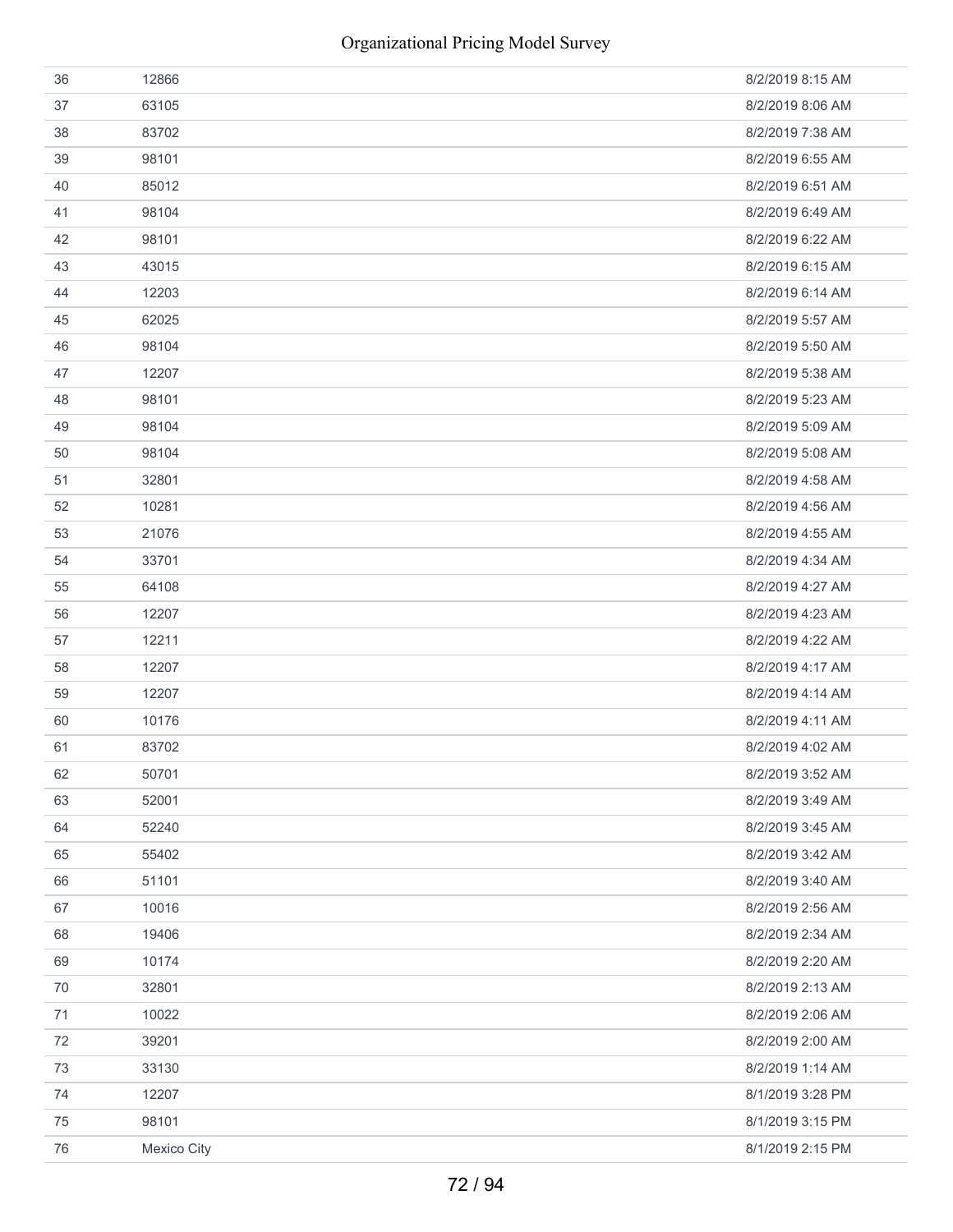| | | |
|---|---|---|
| 36 | 12866 | 8/2/2019 8:15 AM |
| 37 | 63105 | 8/2/2019 8:06 AM |
| 38 | 83702 | 8/2/2019 7:38 AM |
| 39 | 98101 | 8/2/2019 6:55 AM |
| 40 | 85012 | 8/2/2019 6:51 AM |
| 41 | 98104 | 8/2/2019 6:49 AM |
| 42 | 98101 | 8/2/2019 6:22 AM |
| 43 | 43015 | 8/2/2019 6:15 AM |
| 44 | 12203 | 8/2/2019 6:14 AM |
| 45 | 62025 | 8/2/2019 5:57 AM |
| 46 | 98104 | 8/2/2019 5:50 AM |
| 47 | 12207 | 8/2/2019 5:38 AM |
| 48 | 98101 | 8/2/2019 5:23 AM |
| 49 | 98104 | 8/2/2019 5:09 AM |
| 50 | 98104 | 8/2/2019 5:08 AM |
| 51 | 32801 | 8/2/2019 4:58 AM |
| 52 | 10281 | 8/2/2019 4:56 AM |
| 53 | 21076 | 8/2/2019 4:55 AM |
| 54 | 33701 | 8/2/2019 4:34 AM |
| 55 | 64108 | 8/2/2019 4:27 AM |
| 56 | 12207 | 8/2/2019 4:23 AM |
| 57 | 12211 | 8/2/2019 4:22 AM |
| 58 | 12207 | 8/2/2019 4:17 AM |
| 59 | 12207 | 8/2/2019 4:14 AM |
| 60 | 10176 | 8/2/2019 4:11 AM |
| 61 | 83702 | 8/2/2019 4:02 AM |
| 62 | 50701 | 8/2/2019 3:52 AM |
| 63 | 52001 | 8/2/2019 3:49 AM |
| 64 | 52240 | 8/2/2019 3:45 AM |
| 65 | 55402 | 8/2/2019 3:42 AM |
| 66 | 51101 | 8/2/2019 3:40 AM |
| 67 | 10016 | 8/2/2019 2:56 AM |
| 68 | 19406 | 8/2/2019 2:34 AM |
| 69 | 10174 | 8/2/2019 2:20 AM |
| 70 | 32801 | 8/2/2019 2:13 AM |
| 71 | 10022 | 8/2/2019 2:06 AM |
| 72 | 39201 | 8/2/2019 2:00 AM |
| 73 | 33130 | 8/2/2019 1:14 AM |
| 74 | 12207 | 8/1/2019 3:28 PM |
| 75 | 98101 | 8/1/2019 3:15 PM |
| 76 | Mexico City | 8/1/2019 2:15 PM |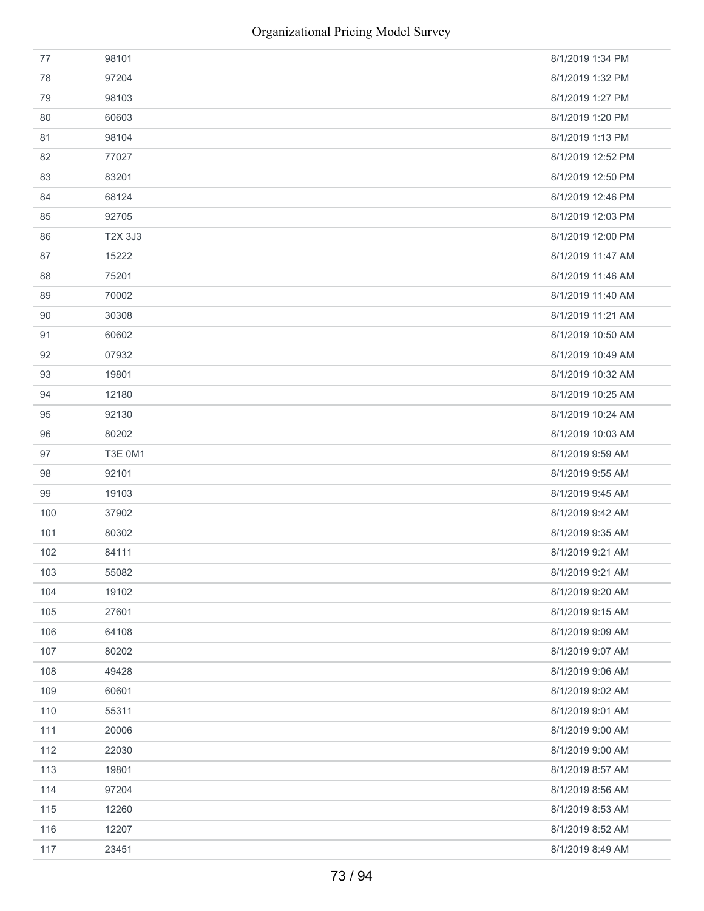| | | |
|---|---|---|
| 77 | 98101 | 8/1/2019 1:34 PM |
| 78 | 97204 | 8/1/2019 1:32 PM |
| 79 | 98103 | 8/1/2019 1:27 PM |
| 80 | 60603 | 8/1/2019 1:20 PM |
| 81 | 98104 | 8/1/2019 1:13 PM |
| 82 | 77027 | 8/1/2019 12:52 PM |
| 83 | 83201 | 8/1/2019 12:50 PM |
| 84 | 68124 | 8/1/2019 12:46 PM |
| 85 | 92705 | 8/1/2019 12:03 PM |
| 86 | T2X 3J3 | 8/1/2019 12:00 PM |
| 87 | 15222 | 8/1/2019 11:47 AM |
| 88 | 75201 | 8/1/2019 11:46 AM |
| 89 | 70002 | 8/1/2019 11:40 AM |
| 90 | 30308 | 8/1/2019 11:21 AM |
| 91 | 60602 | 8/1/2019 10:50 AM |
| 92 | 07932 | 8/1/2019 10:49 AM |
| 93 | 19801 | 8/1/2019 10:32 AM |
| 94 | 12180 | 8/1/2019 10:25 AM |
| 95 | 92130 | 8/1/2019 10:24 AM |
| 96 | 80202 | 8/1/2019 10:03 AM |
| 97 | T3E 0M1 | 8/1/2019 9:59 AM |
| 98 | 92101 | 8/1/2019 9:55 AM |
| 99 | 19103 | 8/1/2019 9:45 AM |
| 100 | 37902 | 8/1/2019 9:42 AM |
| 101 | 80302 | 8/1/2019 9:35 AM |
| 102 | 84111 | 8/1/2019 9:21 AM |
| 103 | 55082 | 8/1/2019 9:21 AM |
| 104 | 19102 | 8/1/2019 9:20 AM |
| 105 | 27601 | 8/1/2019 9:15 AM |
| 106 | 64108 | 8/1/2019 9:09 AM |
| 107 | 80202 | 8/1/2019 9:07 AM |
| 108 | 49428 | 8/1/2019 9:06 AM |
| 109 | 60601 | 8/1/2019 9:02 AM |
| 110 | 55311 | 8/1/2019 9:01 AM |
| 111 | 20006 | 8/1/2019 9:00 AM |
| 112 | 22030 | 8/1/2019 9:00 AM |
| 113 | 19801 | 8/1/2019 8:57 AM |
| 114 | 97204 | 8/1/2019 8:56 AM |
| 115 | 12260 | 8/1/2019 8:53 AM |
| 116 | 12207 | 8/1/2019 8:52 AM |
| 117 | 23451 | 8/1/2019 8:49 AM |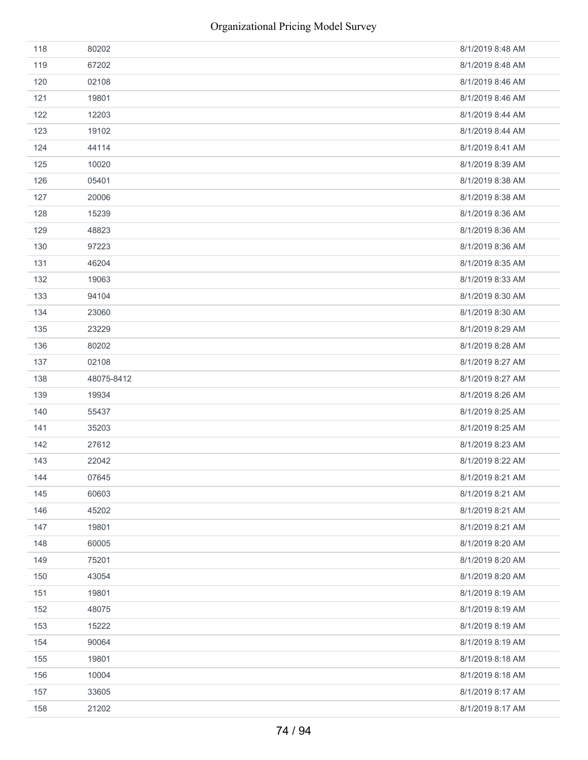| | | |
|---|---|---|
| 118 | 80202 | 8/1/2019 8:48 AM |
| 119 | 67202 | 8/1/2019 8:48 AM |
| 120 | 02108 | 8/1/2019 8:46 AM |
| 121 | 19801 | 8/1/2019 8:46 AM |
| 122 | 12203 | 8/1/2019 8:44 AM |
| 123 | 19102 | 8/1/2019 8:44 AM |
| 124 | 44114 | 8/1/2019 8:41 AM |
| 125 | 10020 | 8/1/2019 8:39 AM |
| 126 | 05401 | 8/1/2019 8:38 AM |
| 127 | 20006 | 8/1/2019 8:38 AM |
| 128 | 15239 | 8/1/2019 8:36 AM |
| 129 | 48823 | 8/1/2019 8:36 AM |
| 130 | 97223 | 8/1/2019 8:36 AM |
| 131 | 46204 | 8/1/2019 8:35 AM |
| 132 | 19063 | 8/1/2019 8:33 AM |
| 133 | 94104 | 8/1/2019 8:30 AM |
| 134 | 23060 | 8/1/2019 8:30 AM |
| 135 | 23229 | 8/1/2019 8:29 AM |
| 136 | 80202 | 8/1/2019 8:28 AM |
| 137 | 02108 | 8/1/2019 8:27 AM |
| 138 | 48075-8412 | 8/1/2019 8:27 AM |
| 139 | 19934 | 8/1/2019 8:26 AM |
| 140 | 55437 | 8/1/2019 8:25 AM |
| 141 | 35203 | 8/1/2019 8:25 AM |
| 142 | 27612 | 8/1/2019 8:23 AM |
| 143 | 22042 | 8/1/2019 8:22 AM |
| 144 | 07645 | 8/1/2019 8:21 AM |
| 145 | 60603 | 8/1/2019 8:21 AM |
| 146 | 45202 | 8/1/2019 8:21 AM |
| 147 | 19801 | 8/1/2019 8:21 AM |
| 148 | 60005 | 8/1/2019 8:20 AM |
| 149 | 75201 | 8/1/2019 8:20 AM |
| 150 | 43054 | 8/1/2019 8:20 AM |
| 151 | 19801 | 8/1/2019 8:19 AM |
| 152 | 48075 | 8/1/2019 8:19 AM |
| 153 | 15222 | 8/1/2019 8:19 AM |
| 154 | 90064 | 8/1/2019 8:19 AM |
| 155 | 19801 | 8/1/2019 8:18 AM |
| 156 | 10004 | 8/1/2019 8:18 AM |
| 157 | 33605 | 8/1/2019 8:17 AM |
| 158 | 21202 | 8/1/2019 8:17 AM |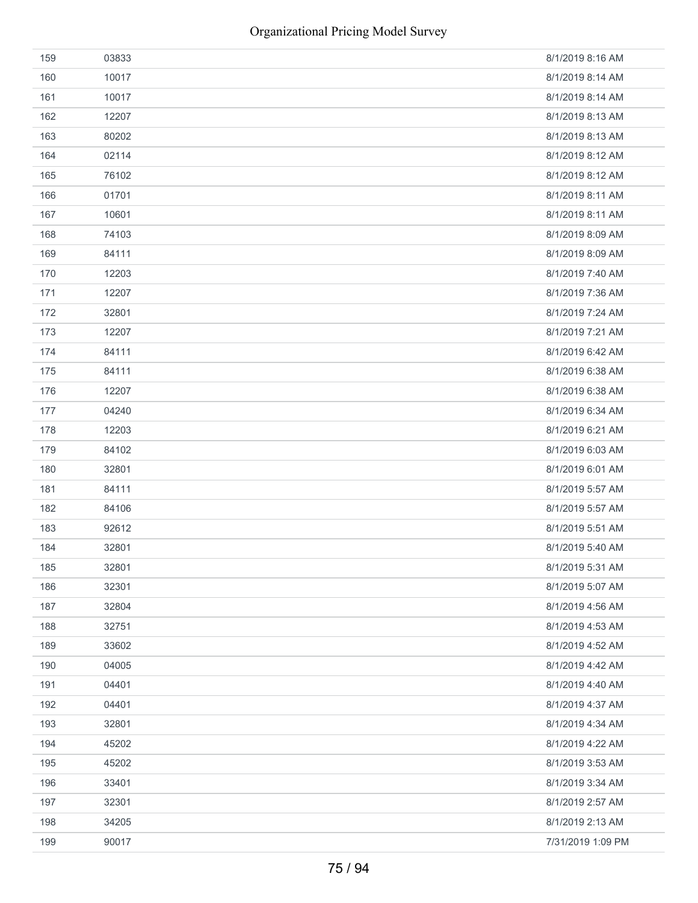| | | |
|---|---|---|
| 159 | 03833 | 8/1/2019 8:16 AM |
| 160 | 10017 | 8/1/2019 8:14 AM |
| 161 | 10017 | 8/1/2019 8:14 AM |
| 162 | 12207 | 8/1/2019 8:13 AM |
| 163 | 80202 | 8/1/2019 8:13 AM |
| 164 | 02114 | 8/1/2019 8:12 AM |
| 165 | 76102 | 8/1/2019 8:12 AM |
| 166 | 01701 | 8/1/2019 8:11 AM |
| 167 | 10601 | 8/1/2019 8:11 AM |
| 168 | 74103 | 8/1/2019 8:09 AM |
| 169 | 84111 | 8/1/2019 8:09 AM |
| 170 | 12203 | 8/1/2019 7:40 AM |
| 171 | 12207 | 8/1/2019 7:36 AM |
| 172 | 32801 | 8/1/2019 7:24 AM |
| 173 | 12207 | 8/1/2019 7:21 AM |
| 174 | 84111 | 8/1/2019 6:42 AM |
| 175 | 84111 | 8/1/2019 6:38 AM |
| 176 | 12207 | 8/1/2019 6:38 AM |
| 177 | 04240 | 8/1/2019 6:34 AM |
| 178 | 12203 | 8/1/2019 6:21 AM |
| 179 | 84102 | 8/1/2019 6:03 AM |
| 180 | 32801 | 8/1/2019 6:01 AM |
| 181 | 84111 | 8/1/2019 5:57 AM |
| 182 | 84106 | 8/1/2019 5:57 AM |
| 183 | 92612 | 8/1/2019 5:51 AM |
| 184 | 32801 | 8/1/2019 5:40 AM |
| 185 | 32801 | 8/1/2019 5:31 AM |
| 186 | 32301 | 8/1/2019 5:07 AM |
| 187 | 32804 | 8/1/2019 4:56 AM |
| 188 | 32751 | 8/1/2019 4:53 AM |
| 189 | 33602 | 8/1/2019 4:52 AM |
| 190 | 04005 | 8/1/2019 4:42 AM |
| 191 | 04401 | 8/1/2019 4:40 AM |
| 192 | 04401 | 8/1/2019 4:37 AM |
| 193 | 32801 | 8/1/2019 4:34 AM |
| 194 | 45202 | 8/1/2019 4:22 AM |
| 195 | 45202 | 8/1/2019 3:53 AM |
| 196 | 33401 | 8/1/2019 3:34 AM |
| 197 | 32301 | 8/1/2019 2:57 AM |
| 198 | 34205 | 8/1/2019 2:13 AM |
| 199 | 90017 | 7/31/2019 1:09 PM |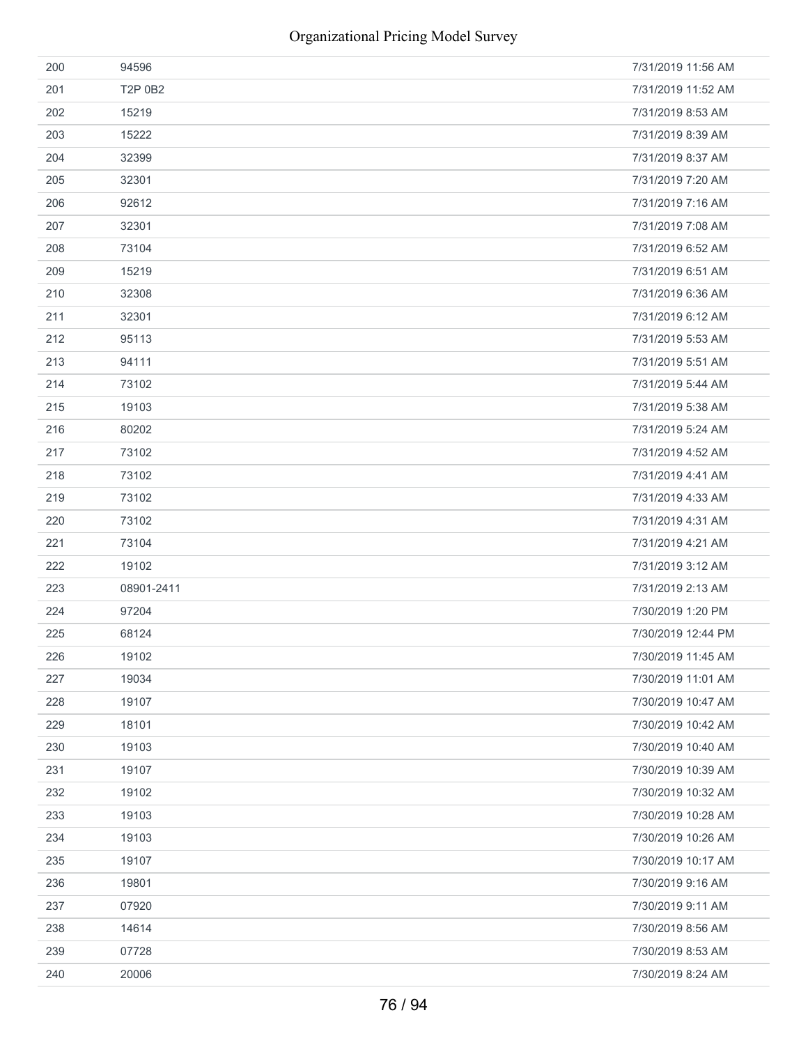| | | |
|---|---|---|
| 200 | 94596 | 7/31/2019 11:56 AM |
| 201 | T2P 0B2 | 7/31/2019 11:52 AM |
| 202 | 15219 | 7/31/2019 8:53 AM |
| 203 | 15222 | 7/31/2019 8:39 AM |
| 204 | 32399 | 7/31/2019 8:37 AM |
| 205 | 32301 | 7/31/2019 7:20 AM |
| 206 | 92612 | 7/31/2019 7:16 AM |
| 207 | 32301 | 7/31/2019 7:08 AM |
| 208 | 73104 | 7/31/2019 6:52 AM |
| 209 | 15219 | 7/31/2019 6:51 AM |
| 210 | 32308 | 7/31/2019 6:36 AM |
| 211 | 32301 | 7/31/2019 6:12 AM |
| 212 | 95113 | 7/31/2019 5:53 AM |
| 213 | 94111 | 7/31/2019 5:51 AM |
| 214 | 73102 | 7/31/2019 5:44 AM |
| 215 | 19103 | 7/31/2019 5:38 AM |
| 216 | 80202 | 7/31/2019 5:24 AM |
| 217 | 73102 | 7/31/2019 4:52 AM |
| 218 | 73102 | 7/31/2019 4:41 AM |
| 219 | 73102 | 7/31/2019 4:33 AM |
| 220 | 73102 | 7/31/2019 4:31 AM |
| 221 | 73104 | 7/31/2019 4:21 AM |
| 222 | 19102 | 7/31/2019 3:12 AM |
| 223 | 08901-2411 | 7/31/2019 2:13 AM |
| 224 | 97204 | 7/30/2019 1:20 PM |
| 225 | 68124 | 7/30/2019 12:44 PM |
| 226 | 19102 | 7/30/2019 11:45 AM |
| 227 | 19034 | 7/30/2019 11:01 AM |
| 228 | 19107 | 7/30/2019 10:47 AM |
| 229 | 18101 | 7/30/2019 10:42 AM |
| 230 | 19103 | 7/30/2019 10:40 AM |
| 231 | 19107 | 7/30/2019 10:39 AM |
| 232 | 19102 | 7/30/2019 10:32 AM |
| 233 | 19103 | 7/30/2019 10:28 AM |
| 234 | 19103 | 7/30/2019 10:26 AM |
| 235 | 19107 | 7/30/2019 10:17 AM |
| 236 | 19801 | 7/30/2019 9:16 AM |
| 237 | 07920 | 7/30/2019 9:11 AM |
| 238 | 14614 | 7/30/2019 8:56 AM |
| 239 | 07728 | 7/30/2019 8:53 AM |
| 240 | 20006 | 7/30/2019 8:24 AM |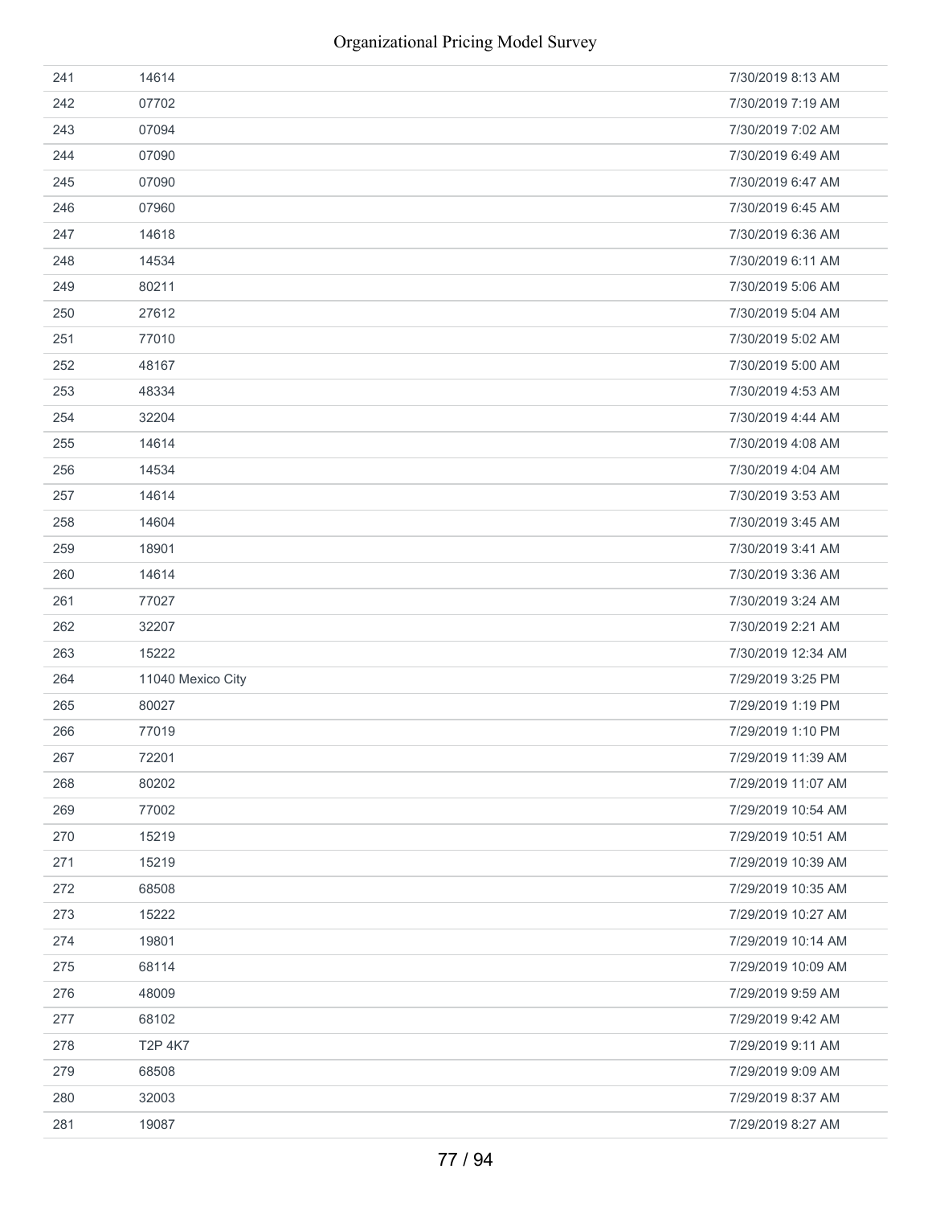| | | |
|---|---|---|
| 241 | 14614 | 7/30/2019 8:13 AM |
| 242 | 07702 | 7/30/2019 7:19 AM |
| 243 | 07094 | 7/30/2019 7:02 AM |
| 244 | 07090 | 7/30/2019 6:49 AM |
| 245 | 07090 | 7/30/2019 6:47 AM |
| 246 | 07960 | 7/30/2019 6:45 AM |
| 247 | 14618 | 7/30/2019 6:36 AM |
| 248 | 14534 | 7/30/2019 6:11 AM |
| 249 | 80211 | 7/30/2019 5:06 AM |
| 250 | 27612 | 7/30/2019 5:04 AM |
| 251 | 77010 | 7/30/2019 5:02 AM |
| 252 | 48167 | 7/30/2019 5:00 AM |
| 253 | 48334 | 7/30/2019 4:53 AM |
| 254 | 32204 | 7/30/2019 4:44 AM |
| 255 | 14614 | 7/30/2019 4:08 AM |
| 256 | 14534 | 7/30/2019 4:04 AM |
| 257 | 14614 | 7/30/2019 3:53 AM |
| 258 | 14604 | 7/30/2019 3:45 AM |
| 259 | 18901 | 7/30/2019 3:41 AM |
| 260 | 14614 | 7/30/2019 3:36 AM |
| 261 | 77027 | 7/30/2019 3:24 AM |
| 262 | 32207 | 7/30/2019 2:21 AM |
| 263 | 15222 | 7/30/2019 12:34 AM |
| 264 | 11040 Mexico City | 7/29/2019 3:25 PM |
| 265 | 80027 | 7/29/2019 1:19 PM |
| 266 | 77019 | 7/29/2019 1:10 PM |
| 267 | 72201 | 7/29/2019 11:39 AM |
| 268 | 80202 | 7/29/2019 11:07 AM |
| 269 | 77002 | 7/29/2019 10:54 AM |
| 270 | 15219 | 7/29/2019 10:51 AM |
| 271 | 15219 | 7/29/2019 10:39 AM |
| 272 | 68508 | 7/29/2019 10:35 AM |
| 273 | 15222 | 7/29/2019 10:27 AM |
| 274 | 19801 | 7/29/2019 10:14 AM |
| 275 | 68114 | 7/29/2019 10:09 AM |
| 276 | 48009 | 7/29/2019 9:59 AM |
| 277 | 68102 | 7/29/2019 9:42 AM |
| 278 | T2P 4K7 | 7/29/2019 9:11 AM |
| 279 | 68508 | 7/29/2019 9:09 AM |
| 280 | 32003 | 7/29/2019 8:37 AM |
| 281 | 19087 | 7/29/2019 8:27 AM |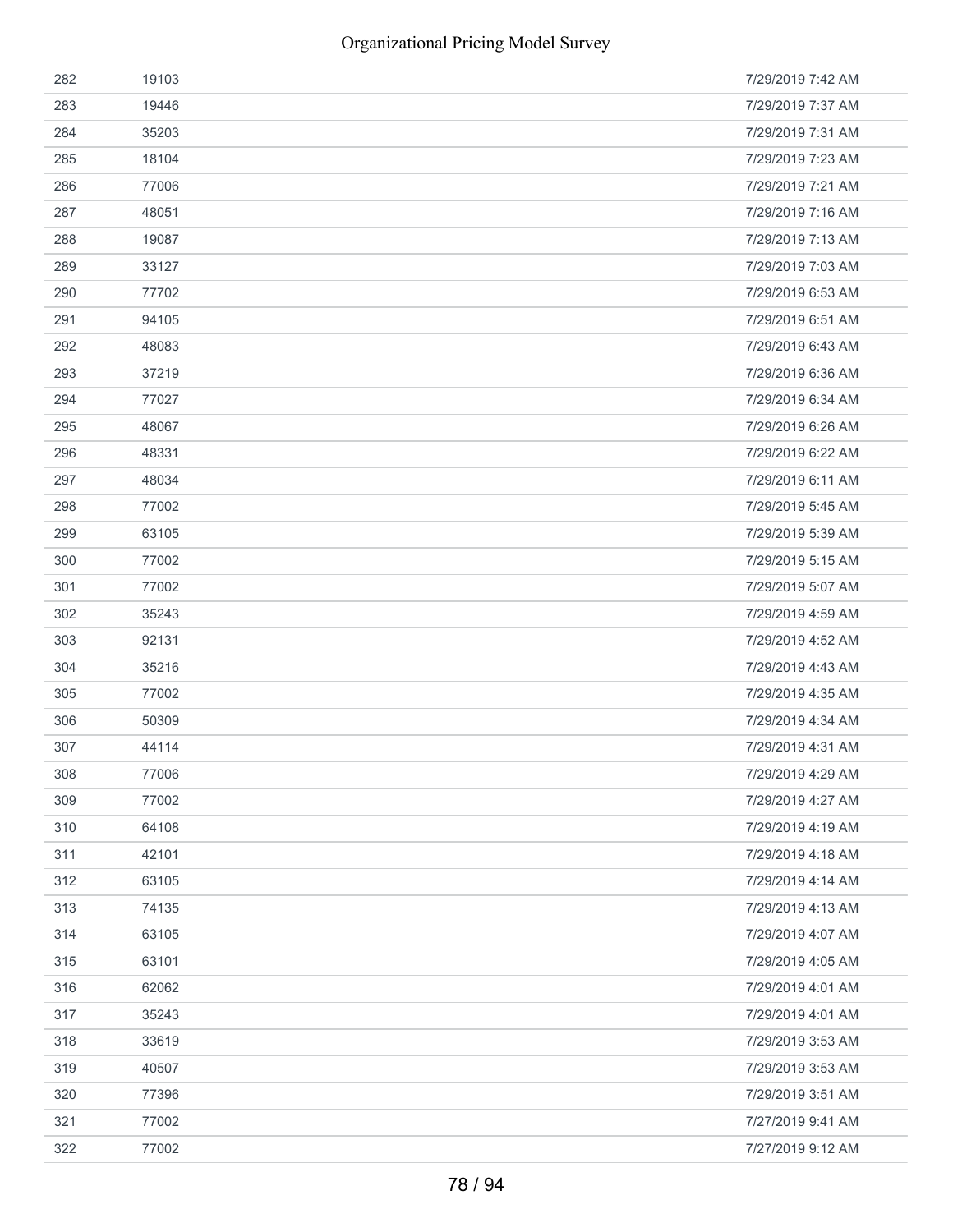| | | |
|---|---|---|
| 282 | 19103 | 7/29/2019 7:42 AM |
| 283 | 19446 | 7/29/2019 7:37 AM |
| 284 | 35203 | 7/29/2019 7:31 AM |
| 285 | 18104 | 7/29/2019 7:23 AM |
| 286 | 77006 | 7/29/2019 7:21 AM |
| 287 | 48051 | 7/29/2019 7:16 AM |
| 288 | 19087 | 7/29/2019 7:13 AM |
| 289 | 33127 | 7/29/2019 7:03 AM |
| 290 | 77702 | 7/29/2019 6:53 AM |
| 291 | 94105 | 7/29/2019 6:51 AM |
| 292 | 48083 | 7/29/2019 6:43 AM |
| 293 | 37219 | 7/29/2019 6:36 AM |
| 294 | 77027 | 7/29/2019 6:34 AM |
| 295 | 48067 | 7/29/2019 6:26 AM |
| 296 | 48331 | 7/29/2019 6:22 AM |
| 297 | 48034 | 7/29/2019 6:11 AM |
| 298 | 77002 | 7/29/2019 5:45 AM |
| 299 | 63105 | 7/29/2019 5:39 AM |
| 300 | 77002 | 7/29/2019 5:15 AM |
| 301 | 77002 | 7/29/2019 5:07 AM |
| 302 | 35243 | 7/29/2019 4:59 AM |
| 303 | 92131 | 7/29/2019 4:52 AM |
| 304 | 35216 | 7/29/2019 4:43 AM |
| 305 | 77002 | 7/29/2019 4:35 AM |
| 306 | 50309 | 7/29/2019 4:34 AM |
| 307 | 44114 | 7/29/2019 4:31 AM |
| 308 | 77006 | 7/29/2019 4:29 AM |
| 309 | 77002 | 7/29/2019 4:27 AM |
| 310 | 64108 | 7/29/2019 4:19 AM |
| 311 | 42101 | 7/29/2019 4:18 AM |
| 312 | 63105 | 7/29/2019 4:14 AM |
| 313 | 74135 | 7/29/2019 4:13 AM |
| 314 | 63105 | 7/29/2019 4:07 AM |
| 315 | 63101 | 7/29/2019 4:05 AM |
| 316 | 62062 | 7/29/2019 4:01 AM |
| 317 | 35243 | 7/29/2019 4:01 AM |
| 318 | 33619 | 7/29/2019 3:53 AM |
| 319 | 40507 | 7/29/2019 3:53 AM |
| 320 | 77396 | 7/29/2019 3:51 AM |
| 321 | 77002 | 7/27/2019 9:41 AM |
| 322 | 77002 | 7/27/2019 9:12 AM |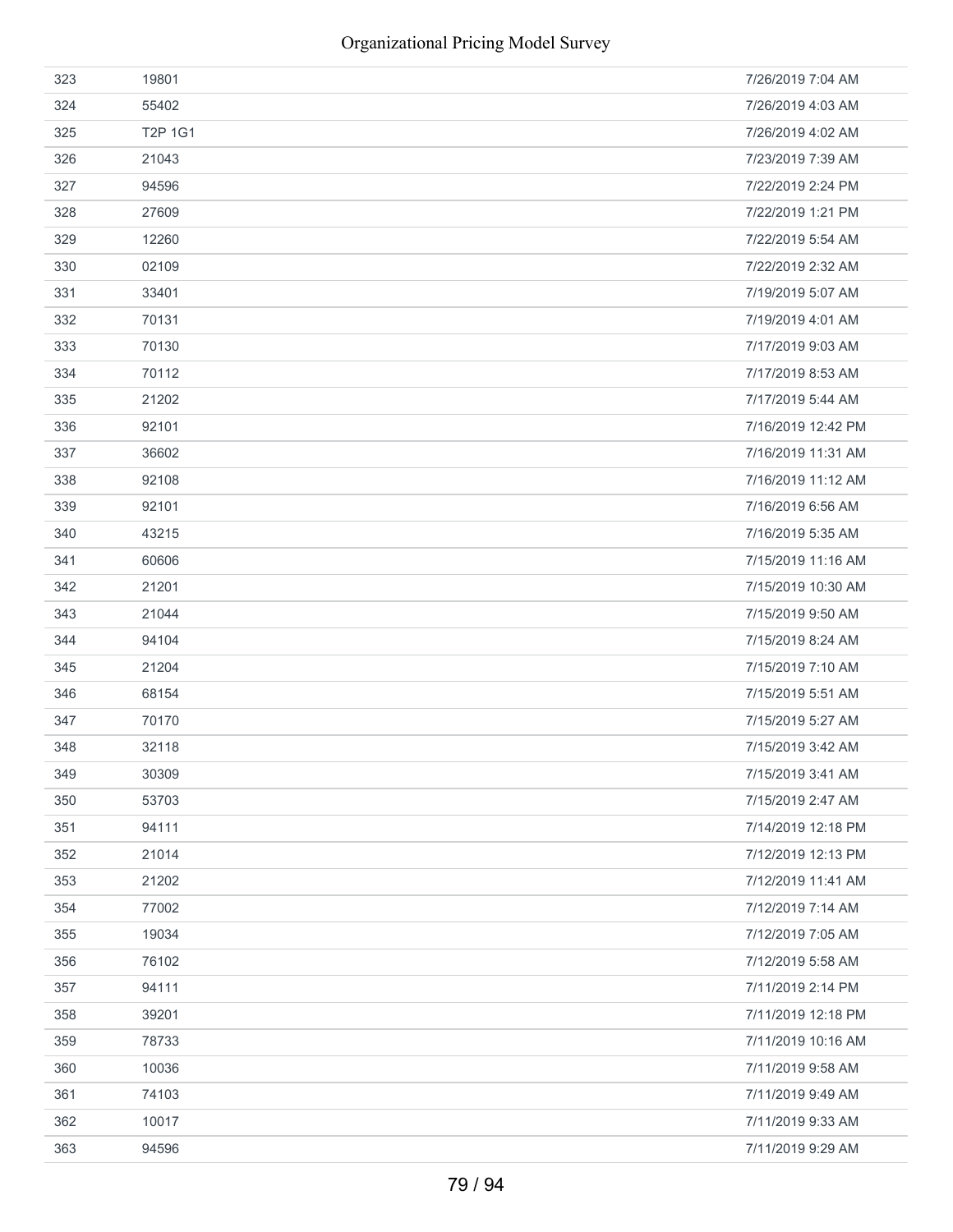| | | |
|---|---|---|
| 323 | 19801 | 7/26/2019 7:04 AM |
| 324 | 55402 | 7/26/2019 4:03 AM |
| 325 | T2P 1G1 | 7/26/2019 4:02 AM |
| 326 | 21043 | 7/23/2019 7:39 AM |
| 327 | 94596 | 7/22/2019 2:24 PM |
| 328 | 27609 | 7/22/2019 1:21 PM |
| 329 | 12260 | 7/22/2019 5:54 AM |
| 330 | 02109 | 7/22/2019 2:32 AM |
| 331 | 33401 | 7/19/2019 5:07 AM |
| 332 | 70131 | 7/19/2019 4:01 AM |
| 333 | 70130 | 7/17/2019 9:03 AM |
| 334 | 70112 | 7/17/2019 8:53 AM |
| 335 | 21202 | 7/17/2019 5:44 AM |
| 336 | 92101 | 7/16/2019 12:42 PM |
| 337 | 36602 | 7/16/2019 11:31 AM |
| 338 | 92108 | 7/16/2019 11:12 AM |
| 339 | 92101 | 7/16/2019 6:56 AM |
| 340 | 43215 | 7/16/2019 5:35 AM |
| 341 | 60606 | 7/15/2019 11:16 AM |
| 342 | 21201 | 7/15/2019 10:30 AM |
| 343 | 21044 | 7/15/2019 9:50 AM |
| 344 | 94104 | 7/15/2019 8:24 AM |
| 345 | 21204 | 7/15/2019 7:10 AM |
| 346 | 68154 | 7/15/2019 5:51 AM |
| 347 | 70170 | 7/15/2019 5:27 AM |
| 348 | 32118 | 7/15/2019 3:42 AM |
| 349 | 30309 | 7/15/2019 3:41 AM |
| 350 | 53703 | 7/15/2019 2:47 AM |
| 351 | 94111 | 7/14/2019 12:18 PM |
| 352 | 21014 | 7/12/2019 12:13 PM |
| 353 | 21202 | 7/12/2019 11:41 AM |
| 354 | 77002 | 7/12/2019 7:14 AM |
| 355 | 19034 | 7/12/2019 7:05 AM |
| 356 | 76102 | 7/12/2019 5:58 AM |
| 357 | 94111 | 7/11/2019 2:14 PM |
| 358 | 39201 | 7/11/2019 12:18 PM |
| 359 | 78733 | 7/11/2019 10:16 AM |
| 360 | 10036 | 7/11/2019 9:58 AM |
| 361 | 74103 | 7/11/2019 9:49 AM |
| 362 | 10017 | 7/11/2019 9:33 AM |
| 363 | 94596 | 7/11/2019 9:29 AM |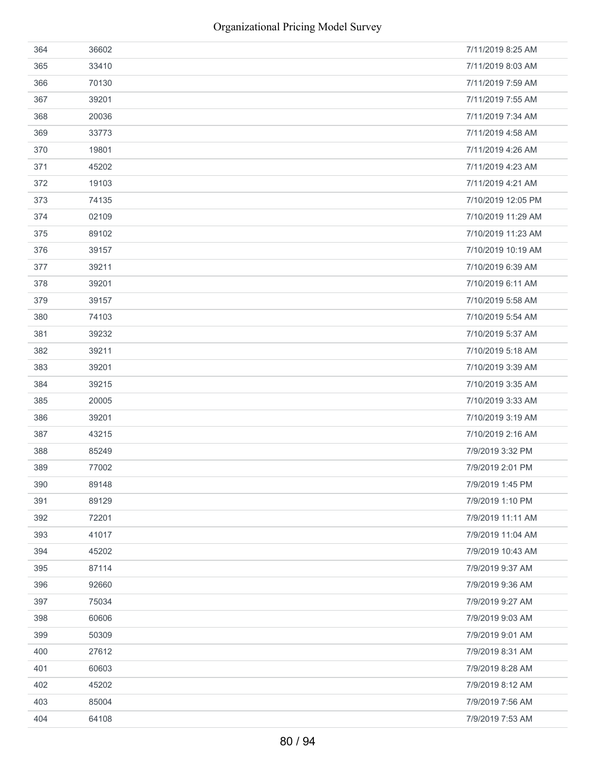| | | |
|---|---|---|
| 364 | 36602 | 7/11/2019 8:25 AM |
| 365 | 33410 | 7/11/2019 8:03 AM |
| 366 | 70130 | 7/11/2019 7:59 AM |
| 367 | 39201 | 7/11/2019 7:55 AM |
| 368 | 20036 | 7/11/2019 7:34 AM |
| 369 | 33773 | 7/11/2019 4:58 AM |
| 370 | 19801 | 7/11/2019 4:26 AM |
| 371 | 45202 | 7/11/2019 4:23 AM |
| 372 | 19103 | 7/11/2019 4:21 AM |
| 373 | 74135 | 7/10/2019 12:05 PM |
| 374 | 02109 | 7/10/2019 11:29 AM |
| 375 | 89102 | 7/10/2019 11:23 AM |
| 376 | 39157 | 7/10/2019 10:19 AM |
| 377 | 39211 | 7/10/2019 6:39 AM |
| 378 | 39201 | 7/10/2019 6:11 AM |
| 379 | 39157 | 7/10/2019 5:58 AM |
| 380 | 74103 | 7/10/2019 5:54 AM |
| 381 | 39232 | 7/10/2019 5:37 AM |
| 382 | 39211 | 7/10/2019 5:18 AM |
| 383 | 39201 | 7/10/2019 3:39 AM |
| 384 | 39215 | 7/10/2019 3:35 AM |
| 385 | 20005 | 7/10/2019 3:33 AM |
| 386 | 39201 | 7/10/2019 3:19 AM |
| 387 | 43215 | 7/10/2019 2:16 AM |
| 388 | 85249 | 7/9/2019 3:32 PM |
| 389 | 77002 | 7/9/2019 2:01 PM |
| 390 | 89148 | 7/9/2019 1:45 PM |
| 391 | 89129 | 7/9/2019 1:10 PM |
| 392 | 72201 | 7/9/2019 11:11 AM |
| 393 | 41017 | 7/9/2019 11:04 AM |
| 394 | 45202 | 7/9/2019 10:43 AM |
| 395 | 87114 | 7/9/2019 9:37 AM |
| 396 | 92660 | 7/9/2019 9:36 AM |
| 397 | 75034 | 7/9/2019 9:27 AM |
| 398 | 60606 | 7/9/2019 9:03 AM |
| 399 | 50309 | 7/9/2019 9:01 AM |
| 400 | 27612 | 7/9/2019 8:31 AM |
| 401 | 60603 | 7/9/2019 8:28 AM |
| 402 | 45202 | 7/9/2019 8:12 AM |
| 403 | 85004 | 7/9/2019 7:56 AM |
| 404 | 64108 | 7/9/2019 7:53 AM |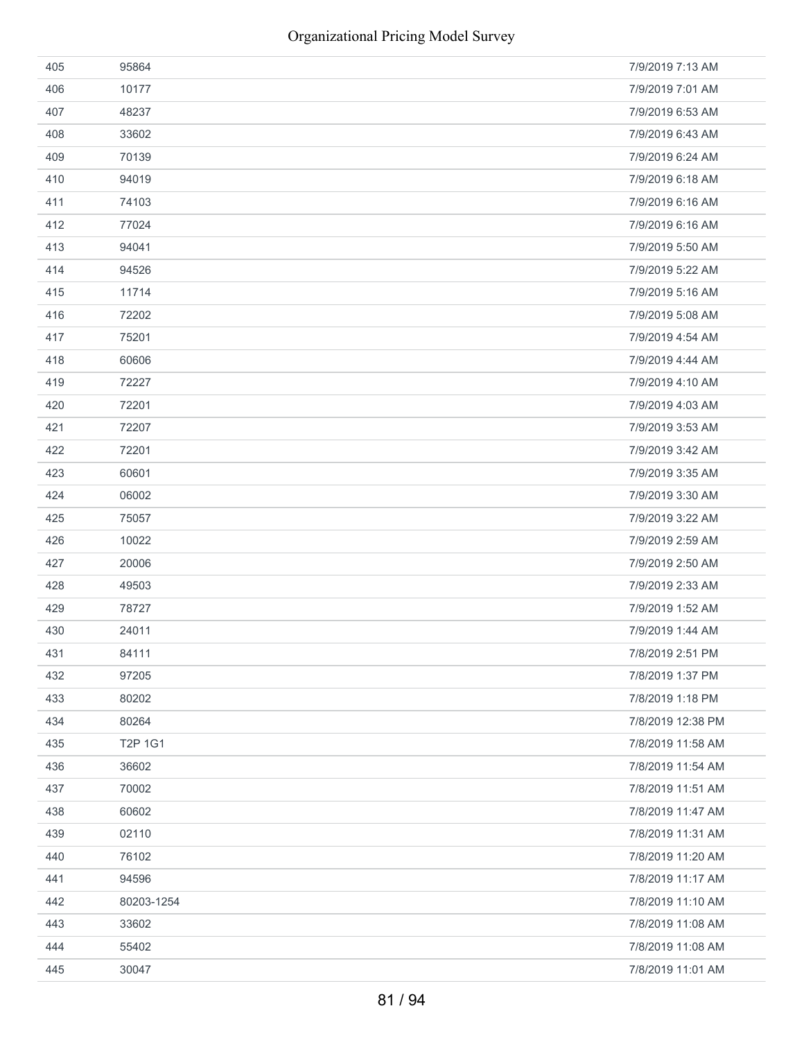| | | |
|---|---|---|
| 405 | 95864 | 7/9/2019 7:13 AM |
| 406 | 10177 | 7/9/2019 7:01 AM |
| 407 | 48237 | 7/9/2019 6:53 AM |
| 408 | 33602 | 7/9/2019 6:43 AM |
| 409 | 70139 | 7/9/2019 6:24 AM |
| 410 | 94019 | 7/9/2019 6:18 AM |
| 411 | 74103 | 7/9/2019 6:16 AM |
| 412 | 77024 | 7/9/2019 6:16 AM |
| 413 | 94041 | 7/9/2019 5:50 AM |
| 414 | 94526 | 7/9/2019 5:22 AM |
| 415 | 11714 | 7/9/2019 5:16 AM |
| 416 | 72202 | 7/9/2019 5:08 AM |
| 417 | 75201 | 7/9/2019 4:54 AM |
| 418 | 60606 | 7/9/2019 4:44 AM |
| 419 | 72227 | 7/9/2019 4:10 AM |
| 420 | 72201 | 7/9/2019 4:03 AM |
| 421 | 72207 | 7/9/2019 3:53 AM |
| 422 | 72201 | 7/9/2019 3:42 AM |
| 423 | 60601 | 7/9/2019 3:35 AM |
| 424 | 06002 | 7/9/2019 3:30 AM |
| 425 | 75057 | 7/9/2019 3:22 AM |
| 426 | 10022 | 7/9/2019 2:59 AM |
| 427 | 20006 | 7/9/2019 2:50 AM |
| 428 | 49503 | 7/9/2019 2:33 AM |
| 429 | 78727 | 7/9/2019 1:52 AM |
| 430 | 24011 | 7/9/2019 1:44 AM |
| 431 | 84111 | 7/8/2019 2:51 PM |
| 432 | 97205 | 7/8/2019 1:37 PM |
| 433 | 80202 | 7/8/2019 1:18 PM |
| 434 | 80264 | 7/8/2019 12:38 PM |
| 435 | T2P 1G1 | 7/8/2019 11:58 AM |
| 436 | 36602 | 7/8/2019 11:54 AM |
| 437 | 70002 | 7/8/2019 11:51 AM |
| 438 | 60602 | 7/8/2019 11:47 AM |
| 439 | 02110 | 7/8/2019 11:31 AM |
| 440 | 76102 | 7/8/2019 11:20 AM |
| 441 | 94596 | 7/8/2019 11:17 AM |
| 442 | 80203-1254 | 7/8/2019 11:10 AM |
| 443 | 33602 | 7/8/2019 11:08 AM |
| 444 | 55402 | 7/8/2019 11:08 AM |
| 445 | 30047 | 7/8/2019 11:01 AM |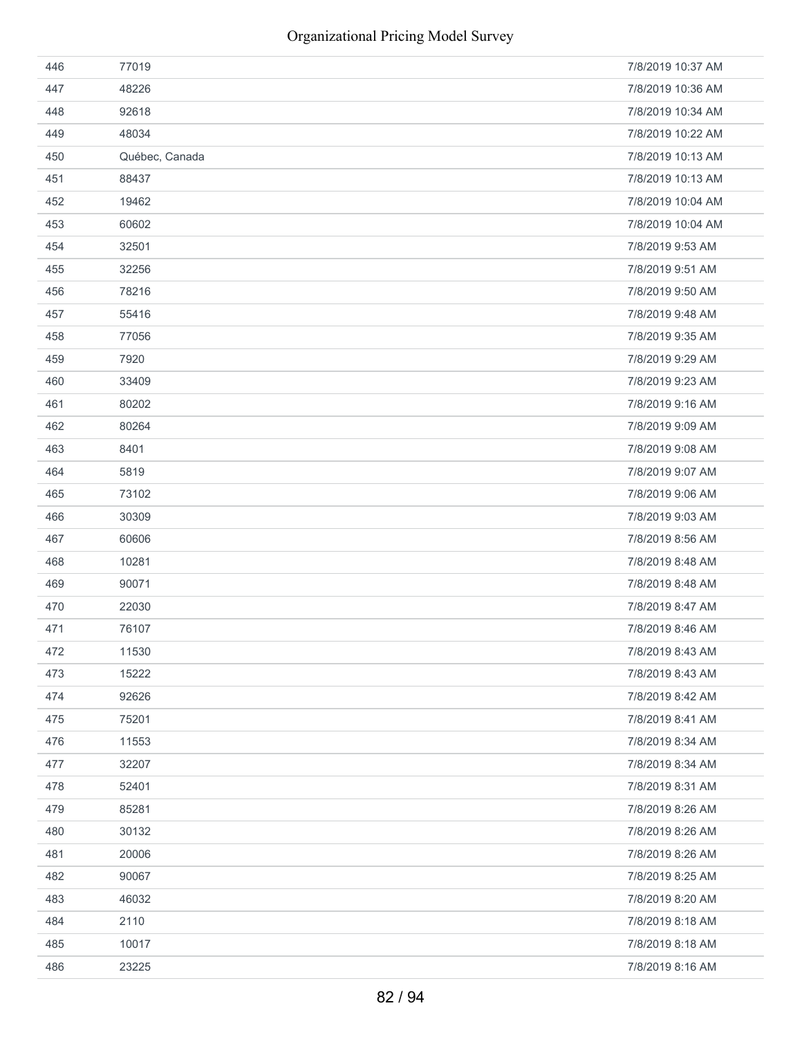| | | |
|---|---|---|
| 446 | 77019 | 7/8/2019 10:37 AM |
| 447 | 48226 | 7/8/2019 10:36 AM |
| 448 | 92618 | 7/8/2019 10:34 AM |
| 449 | 48034 | 7/8/2019 10:22 AM |
| 450 | Québec, Canada | 7/8/2019 10:13 AM |
| 451 | 88437 | 7/8/2019 10:13 AM |
| 452 | 19462 | 7/8/2019 10:04 AM |
| 453 | 60602 | 7/8/2019 10:04 AM |
| 454 | 32501 | 7/8/2019 9:53 AM |
| 455 | 32256 | 7/8/2019 9:51 AM |
| 456 | 78216 | 7/8/2019 9:50 AM |
| 457 | 55416 | 7/8/2019 9:48 AM |
| 458 | 77056 | 7/8/2019 9:35 AM |
| 459 | 7920 | 7/8/2019 9:29 AM |
| 460 | 33409 | 7/8/2019 9:23 AM |
| 461 | 80202 | 7/8/2019 9:16 AM |
| 462 | 80264 | 7/8/2019 9:09 AM |
| 463 | 8401 | 7/8/2019 9:08 AM |
| 464 | 5819 | 7/8/2019 9:07 AM |
| 465 | 73102 | 7/8/2019 9:06 AM |
| 466 | 30309 | 7/8/2019 9:03 AM |
| 467 | 60606 | 7/8/2019 8:56 AM |
| 468 | 10281 | 7/8/2019 8:48 AM |
| 469 | 90071 | 7/8/2019 8:48 AM |
| 470 | 22030 | 7/8/2019 8:47 AM |
| 471 | 76107 | 7/8/2019 8:46 AM |
| 472 | 11530 | 7/8/2019 8:43 AM |
| 473 | 15222 | 7/8/2019 8:43 AM |
| 474 | 92626 | 7/8/2019 8:42 AM |
| 475 | 75201 | 7/8/2019 8:41 AM |
| 476 | 11553 | 7/8/2019 8:34 AM |
| 477 | 32207 | 7/8/2019 8:34 AM |
| 478 | 52401 | 7/8/2019 8:31 AM |
| 479 | 85281 | 7/8/2019 8:26 AM |
| 480 | 30132 | 7/8/2019 8:26 AM |
| 481 | 20006 | 7/8/2019 8:26 AM |
| 482 | 90067 | 7/8/2019 8:25 AM |
| 483 | 46032 | 7/8/2019 8:20 AM |
| 484 | 2110 | 7/8/2019 8:18 AM |
| 485 | 10017 | 7/8/2019 8:18 AM |
| 486 | 23225 | 7/8/2019 8:16 AM |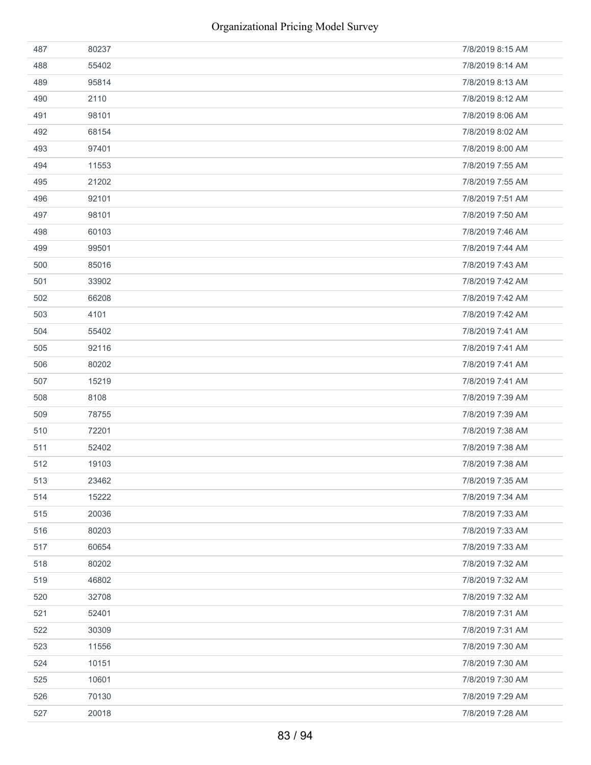| | | |
|---|---|---|
| 487 | 80237 | 7/8/2019 8:15 AM |
| 488 | 55402 | 7/8/2019 8:14 AM |
| 489 | 95814 | 7/8/2019 8:13 AM |
| 490 | 2110 | 7/8/2019 8:12 AM |
| 491 | 98101 | 7/8/2019 8:06 AM |
| 492 | 68154 | 7/8/2019 8:02 AM |
| 493 | 97401 | 7/8/2019 8:00 AM |
| 494 | 11553 | 7/8/2019 7:55 AM |
| 495 | 21202 | 7/8/2019 7:55 AM |
| 496 | 92101 | 7/8/2019 7:51 AM |
| 497 | 98101 | 7/8/2019 7:50 AM |
| 498 | 60103 | 7/8/2019 7:46 AM |
| 499 | 99501 | 7/8/2019 7:44 AM |
| 500 | 85016 | 7/8/2019 7:43 AM |
| 501 | 33902 | 7/8/2019 7:42 AM |
| 502 | 66208 | 7/8/2019 7:42 AM |
| 503 | 4101 | 7/8/2019 7:42 AM |
| 504 | 55402 | 7/8/2019 7:41 AM |
| 505 | 92116 | 7/8/2019 7:41 AM |
| 506 | 80202 | 7/8/2019 7:41 AM |
| 507 | 15219 | 7/8/2019 7:41 AM |
| 508 | 8108 | 7/8/2019 7:39 AM |
| 509 | 78755 | 7/8/2019 7:39 AM |
| 510 | 72201 | 7/8/2019 7:38 AM |
| 511 | 52402 | 7/8/2019 7:38 AM |
| 512 | 19103 | 7/8/2019 7:38 AM |
| 513 | 23462 | 7/8/2019 7:35 AM |
| 514 | 15222 | 7/8/2019 7:34 AM |
| 515 | 20036 | 7/8/2019 7:33 AM |
| 516 | 80203 | 7/8/2019 7:33 AM |
| 517 | 60654 | 7/8/2019 7:33 AM |
| 518 | 80202 | 7/8/2019 7:32 AM |
| 519 | 46802 | 7/8/2019 7:32 AM |
| 520 | 32708 | 7/8/2019 7:32 AM |
| 521 | 52401 | 7/8/2019 7:31 AM |
| 522 | 30309 | 7/8/2019 7:31 AM |
| 523 | 11556 | 7/8/2019 7:30 AM |
| 524 | 10151 | 7/8/2019 7:30 AM |
| 525 | 10601 | 7/8/2019 7:30 AM |
| 526 | 70130 | 7/8/2019 7:29 AM |
| 527 | 20018 | 7/8/2019 7:28 AM |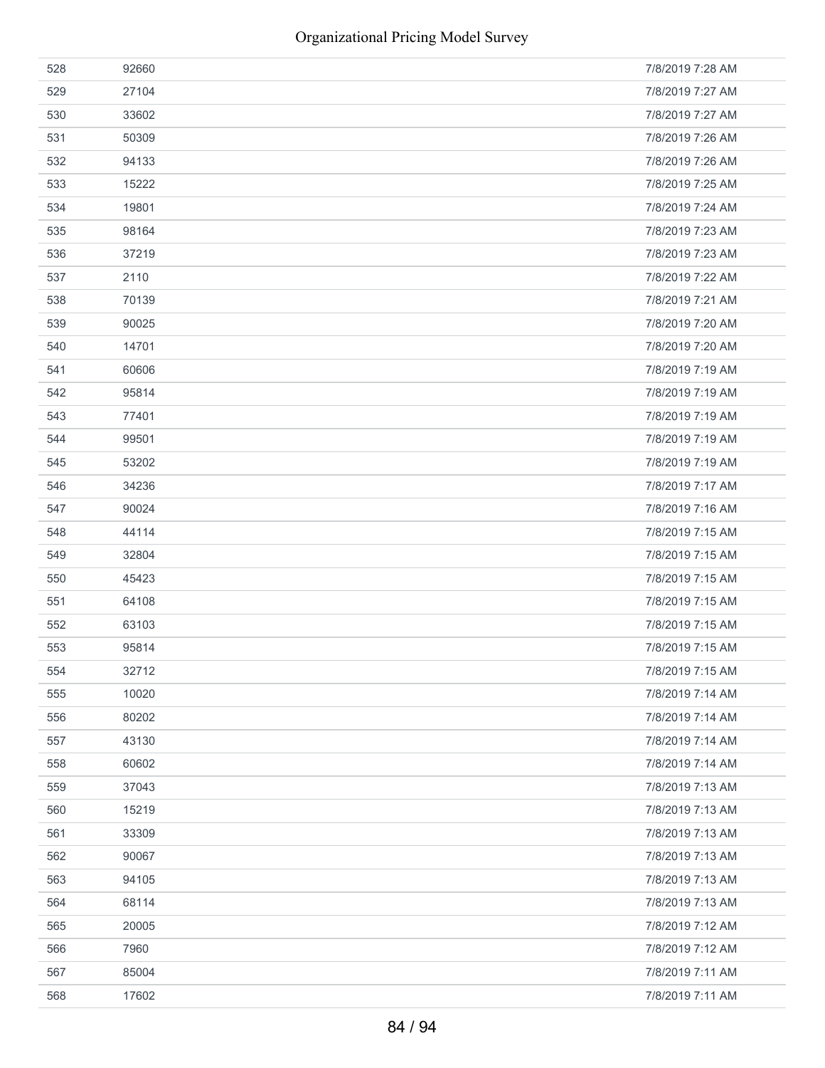| | | |
|---|---|---|
| 528 | 92660 | 7/8/2019 7:28 AM |
| 529 | 27104 | 7/8/2019 7:27 AM |
| 530 | 33602 | 7/8/2019 7:27 AM |
| 531 | 50309 | 7/8/2019 7:26 AM |
| 532 | 94133 | 7/8/2019 7:26 AM |
| 533 | 15222 | 7/8/2019 7:25 AM |
| 534 | 19801 | 7/8/2019 7:24 AM |
| 535 | 98164 | 7/8/2019 7:23 AM |
| 536 | 37219 | 7/8/2019 7:23 AM |
| 537 | 2110 | 7/8/2019 7:22 AM |
| 538 | 70139 | 7/8/2019 7:21 AM |
| 539 | 90025 | 7/8/2019 7:20 AM |
| 540 | 14701 | 7/8/2019 7:20 AM |
| 541 | 60606 | 7/8/2019 7:19 AM |
| 542 | 95814 | 7/8/2019 7:19 AM |
| 543 | 77401 | 7/8/2019 7:19 AM |
| 544 | 99501 | 7/8/2019 7:19 AM |
| 545 | 53202 | 7/8/2019 7:19 AM |
| 546 | 34236 | 7/8/2019 7:17 AM |
| 547 | 90024 | 7/8/2019 7:16 AM |
| 548 | 44114 | 7/8/2019 7:15 AM |
| 549 | 32804 | 7/8/2019 7:15 AM |
| 550 | 45423 | 7/8/2019 7:15 AM |
| 551 | 64108 | 7/8/2019 7:15 AM |
| 552 | 63103 | 7/8/2019 7:15 AM |
| 553 | 95814 | 7/8/2019 7:15 AM |
| 554 | 32712 | 7/8/2019 7:15 AM |
| 555 | 10020 | 7/8/2019 7:14 AM |
| 556 | 80202 | 7/8/2019 7:14 AM |
| 557 | 43130 | 7/8/2019 7:14 AM |
| 558 | 60602 | 7/8/2019 7:14 AM |
| 559 | 37043 | 7/8/2019 7:13 AM |
| 560 | 15219 | 7/8/2019 7:13 AM |
| 561 | 33309 | 7/8/2019 7:13 AM |
| 562 | 90067 | 7/8/2019 7:13 AM |
| 563 | 94105 | 7/8/2019 7:13 AM |
| 564 | 68114 | 7/8/2019 7:13 AM |
| 565 | 20005 | 7/8/2019 7:12 AM |
| 566 | 7960 | 7/8/2019 7:12 AM |
| 567 | 85004 | 7/8/2019 7:11 AM |
| 568 | 17602 | 7/8/2019 7:11 AM |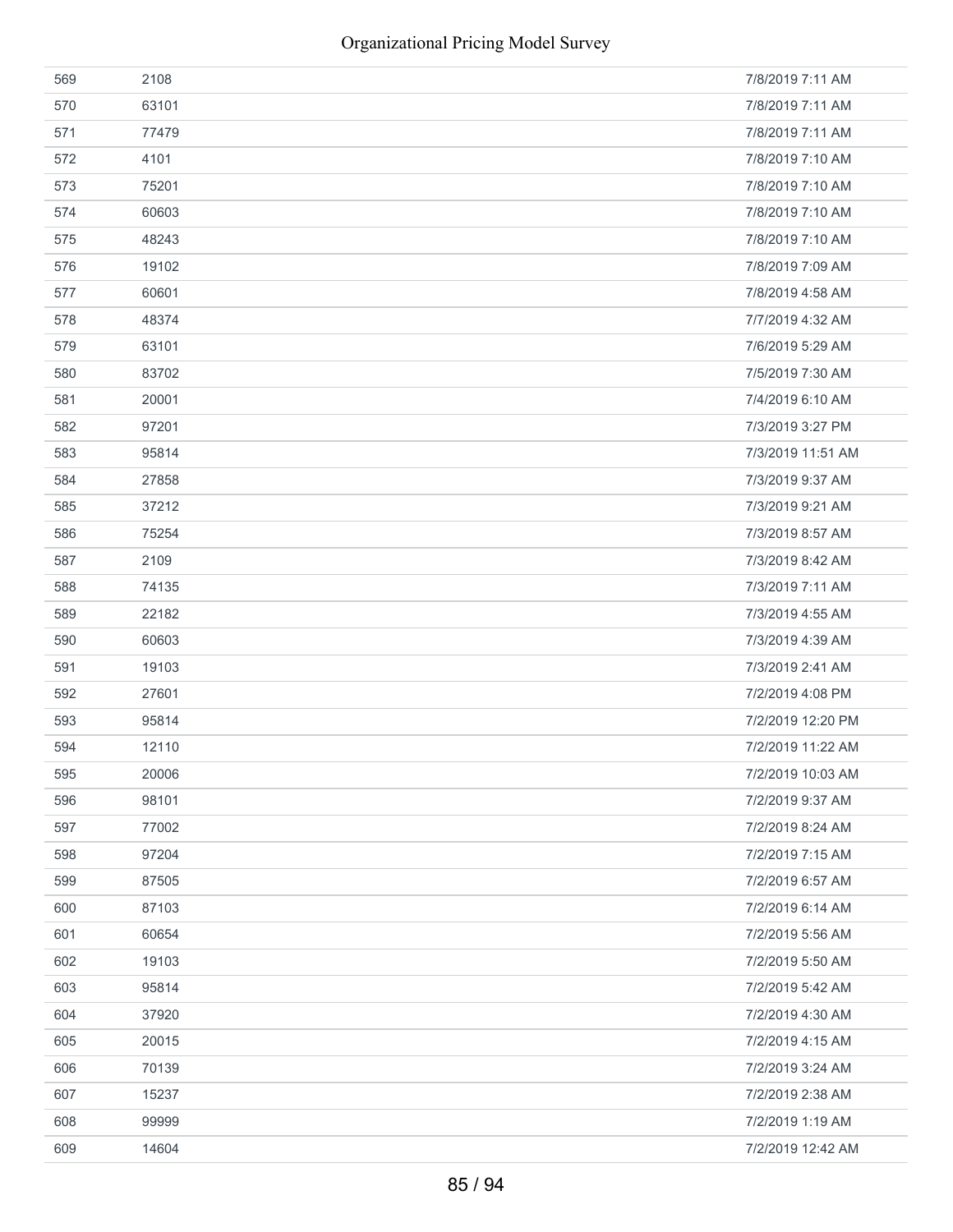| | | |
|---|---|---|
| 569 | 2108 | 7/8/2019 7:11 AM |
| 570 | 63101 | 7/8/2019 7:11 AM |
| 571 | 77479 | 7/8/2019 7:11 AM |
| 572 | 4101 | 7/8/2019 7:10 AM |
| 573 | 75201 | 7/8/2019 7:10 AM |
| 574 | 60603 | 7/8/2019 7:10 AM |
| 575 | 48243 | 7/8/2019 7:10 AM |
| 576 | 19102 | 7/8/2019 7:09 AM |
| 577 | 60601 | 7/8/2019 4:58 AM |
| 578 | 48374 | 7/7/2019 4:32 AM |
| 579 | 63101 | 7/6/2019 5:29 AM |
| 580 | 83702 | 7/5/2019 7:30 AM |
| 581 | 20001 | 7/4/2019 6:10 AM |
| 582 | 97201 | 7/3/2019 3:27 PM |
| 583 | 95814 | 7/3/2019 11:51 AM |
| 584 | 27858 | 7/3/2019 9:37 AM |
| 585 | 37212 | 7/3/2019 9:21 AM |
| 586 | 75254 | 7/3/2019 8:57 AM |
| 587 | 2109 | 7/3/2019 8:42 AM |
| 588 | 74135 | 7/3/2019 7:11 AM |
| 589 | 22182 | 7/3/2019 4:55 AM |
| 590 | 60603 | 7/3/2019 4:39 AM |
| 591 | 19103 | 7/3/2019 2:41 AM |
| 592 | 27601 | 7/2/2019 4:08 PM |
| 593 | 95814 | 7/2/2019 12:20 PM |
| 594 | 12110 | 7/2/2019 11:22 AM |
| 595 | 20006 | 7/2/2019 10:03 AM |
| 596 | 98101 | 7/2/2019 9:37 AM |
| 597 | 77002 | 7/2/2019 8:24 AM |
| 598 | 97204 | 7/2/2019 7:15 AM |
| 599 | 87505 | 7/2/2019 6:57 AM |
| 600 | 87103 | 7/2/2019 6:14 AM |
| 601 | 60654 | 7/2/2019 5:56 AM |
| 602 | 19103 | 7/2/2019 5:50 AM |
| 603 | 95814 | 7/2/2019 5:42 AM |
| 604 | 37920 | 7/2/2019 4:30 AM |
| 605 | 20015 | 7/2/2019 4:15 AM |
| 606 | 70139 | 7/2/2019 3:24 AM |
| 607 | 15237 | 7/2/2019 2:38 AM |
| 608 | 99999 | 7/2/2019 1:19 AM |
| 609 | 14604 | 7/2/2019 12:42 AM |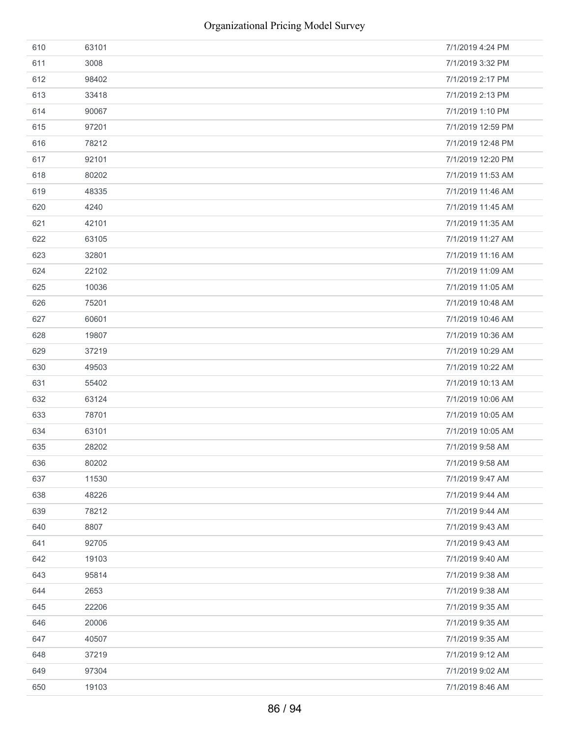| | | |
|---|---|---|
| 610 | 63101 | 7/1/2019 4:24 PM |
| 611 | 3008 | 7/1/2019 3:32 PM |
| 612 | 98402 | 7/1/2019 2:17 PM |
| 613 | 33418 | 7/1/2019 2:13 PM |
| 614 | 90067 | 7/1/2019 1:10 PM |
| 615 | 97201 | 7/1/2019 12:59 PM |
| 616 | 78212 | 7/1/2019 12:48 PM |
| 617 | 92101 | 7/1/2019 12:20 PM |
| 618 | 80202 | 7/1/2019 11:53 AM |
| 619 | 48335 | 7/1/2019 11:46 AM |
| 620 | 4240 | 7/1/2019 11:45 AM |
| 621 | 42101 | 7/1/2019 11:35 AM |
| 622 | 63105 | 7/1/2019 11:27 AM |
| 623 | 32801 | 7/1/2019 11:16 AM |
| 624 | 22102 | 7/1/2019 11:09 AM |
| 625 | 10036 | 7/1/2019 11:05 AM |
| 626 | 75201 | 7/1/2019 10:48 AM |
| 627 | 60601 | 7/1/2019 10:46 AM |
| 628 | 19807 | 7/1/2019 10:36 AM |
| 629 | 37219 | 7/1/2019 10:29 AM |
| 630 | 49503 | 7/1/2019 10:22 AM |
| 631 | 55402 | 7/1/2019 10:13 AM |
| 632 | 63124 | 7/1/2019 10:06 AM |
| 633 | 78701 | 7/1/2019 10:05 AM |
| 634 | 63101 | 7/1/2019 10:05 AM |
| 635 | 28202 | 7/1/2019 9:58 AM |
| 636 | 80202 | 7/1/2019 9:58 AM |
| 637 | 11530 | 7/1/2019 9:47 AM |
| 638 | 48226 | 7/1/2019 9:44 AM |
| 639 | 78212 | 7/1/2019 9:44 AM |
| 640 | 8807 | 7/1/2019 9:43 AM |
| 641 | 92705 | 7/1/2019 9:43 AM |
| 642 | 19103 | 7/1/2019 9:40 AM |
| 643 | 95814 | 7/1/2019 9:38 AM |
| 644 | 2653 | 7/1/2019 9:38 AM |
| 645 | 22206 | 7/1/2019 9:35 AM |
| 646 | 20006 | 7/1/2019 9:35 AM |
| 647 | 40507 | 7/1/2019 9:35 AM |
| 648 | 37219 | 7/1/2019 9:12 AM |
| 649 | 97304 | 7/1/2019 9:02 AM |
| 650 | 19103 | 7/1/2019 8:46 AM |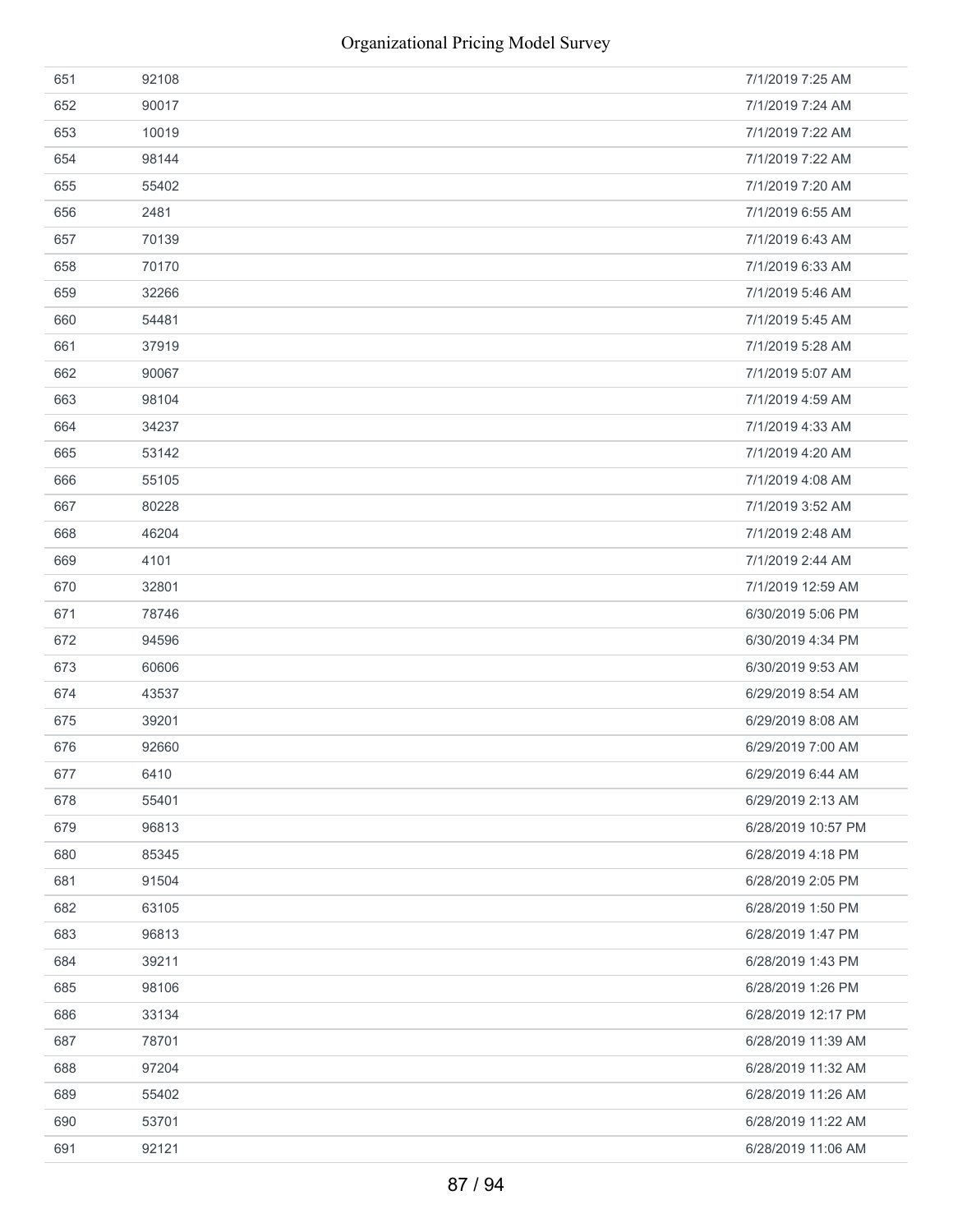| | | |
|---|---|---|
| 651 | 92108 | 7/1/2019 7:25 AM |
| 652 | 90017 | 7/1/2019 7:24 AM |
| 653 | 10019 | 7/1/2019 7:22 AM |
| 654 | 98144 | 7/1/2019 7:22 AM |
| 655 | 55402 | 7/1/2019 7:20 AM |
| 656 | 2481 | 7/1/2019 6:55 AM |
| 657 | 70139 | 7/1/2019 6:43 AM |
| 658 | 70170 | 7/1/2019 6:33 AM |
| 659 | 32266 | 7/1/2019 5:46 AM |
| 660 | 54481 | 7/1/2019 5:45 AM |
| 661 | 37919 | 7/1/2019 5:28 AM |
| 662 | 90067 | 7/1/2019 5:07 AM |
| 663 | 98104 | 7/1/2019 4:59 AM |
| 664 | 34237 | 7/1/2019 4:33 AM |
| 665 | 53142 | 7/1/2019 4:20 AM |
| 666 | 55105 | 7/1/2019 4:08 AM |
| 667 | 80228 | 7/1/2019 3:52 AM |
| 668 | 46204 | 7/1/2019 2:48 AM |
| 669 | 4101 | 7/1/2019 2:44 AM |
| 670 | 32801 | 7/1/2019 12:59 AM |
| 671 | 78746 | 6/30/2019 5:06 PM |
| 672 | 94596 | 6/30/2019 4:34 PM |
| 673 | 60606 | 6/30/2019 9:53 AM |
| 674 | 43537 | 6/29/2019 8:54 AM |
| 675 | 39201 | 6/29/2019 8:08 AM |
| 676 | 92660 | 6/29/2019 7:00 AM |
| 677 | 6410 | 6/29/2019 6:44 AM |
| 678 | 55401 | 6/29/2019 2:13 AM |
| 679 | 96813 | 6/28/2019 10:57 PM |
| 680 | 85345 | 6/28/2019 4:18 PM |
| 681 | 91504 | 6/28/2019 2:05 PM |
| 682 | 63105 | 6/28/2019 1:50 PM |
| 683 | 96813 | 6/28/2019 1:47 PM |
| 684 | 39211 | 6/28/2019 1:43 PM |
| 685 | 98106 | 6/28/2019 1:26 PM |
| 686 | 33134 | 6/28/2019 12:17 PM |
| 687 | 78701 | 6/28/2019 11:39 AM |
| 688 | 97204 | 6/28/2019 11:32 AM |
| 689 | 55402 | 6/28/2019 11:26 AM |
| 690 | 53701 | 6/28/2019 11:22 AM |
| 691 | 92121 | 6/28/2019 11:06 AM |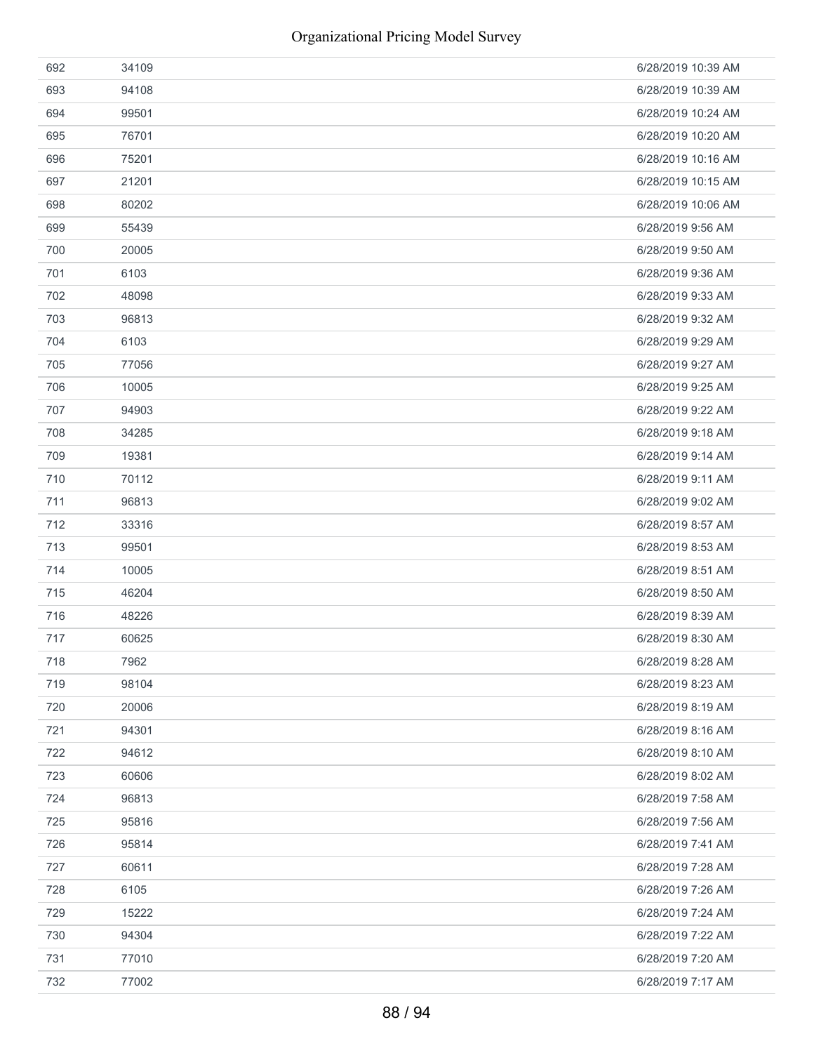| | | |
|---|---|---|
| 692 | 34109 | 6/28/2019 10:39 AM |
| 693 | 94108 | 6/28/2019 10:39 AM |
| 694 | 99501 | 6/28/2019 10:24 AM |
| 695 | 76701 | 6/28/2019 10:20 AM |
| 696 | 75201 | 6/28/2019 10:16 AM |
| 697 | 21201 | 6/28/2019 10:15 AM |
| 698 | 80202 | 6/28/2019 10:06 AM |
| 699 | 55439 | 6/28/2019 9:56 AM |
| 700 | 20005 | 6/28/2019 9:50 AM |
| 701 | 6103 | 6/28/2019 9:36 AM |
| 702 | 48098 | 6/28/2019 9:33 AM |
| 703 | 96813 | 6/28/2019 9:32 AM |
| 704 | 6103 | 6/28/2019 9:29 AM |
| 705 | 77056 | 6/28/2019 9:27 AM |
| 706 | 10005 | 6/28/2019 9:25 AM |
| 707 | 94903 | 6/28/2019 9:22 AM |
| 708 | 34285 | 6/28/2019 9:18 AM |
| 709 | 19381 | 6/28/2019 9:14 AM |
| 710 | 70112 | 6/28/2019 9:11 AM |
| 711 | 96813 | 6/28/2019 9:02 AM |
| 712 | 33316 | 6/28/2019 8:57 AM |
| 713 | 99501 | 6/28/2019 8:53 AM |
| 714 | 10005 | 6/28/2019 8:51 AM |
| 715 | 46204 | 6/28/2019 8:50 AM |
| 716 | 48226 | 6/28/2019 8:39 AM |
| 717 | 60625 | 6/28/2019 8:30 AM |
| 718 | 7962 | 6/28/2019 8:28 AM |
| 719 | 98104 | 6/28/2019 8:23 AM |
| 720 | 20006 | 6/28/2019 8:19 AM |
| 721 | 94301 | 6/28/2019 8:16 AM |
| 722 | 94612 | 6/28/2019 8:10 AM |
| 723 | 60606 | 6/28/2019 8:02 AM |
| 724 | 96813 | 6/28/2019 7:58 AM |
| 725 | 95816 | 6/28/2019 7:56 AM |
| 726 | 95814 | 6/28/2019 7:41 AM |
| 727 | 60611 | 6/28/2019 7:28 AM |
| 728 | 6105 | 6/28/2019 7:26 AM |
| 729 | 15222 | 6/28/2019 7:24 AM |
| 730 | 94304 | 6/28/2019 7:22 AM |
| 731 | 77010 | 6/28/2019 7:20 AM |
| 732 | 77002 | 6/28/2019 7:17 AM |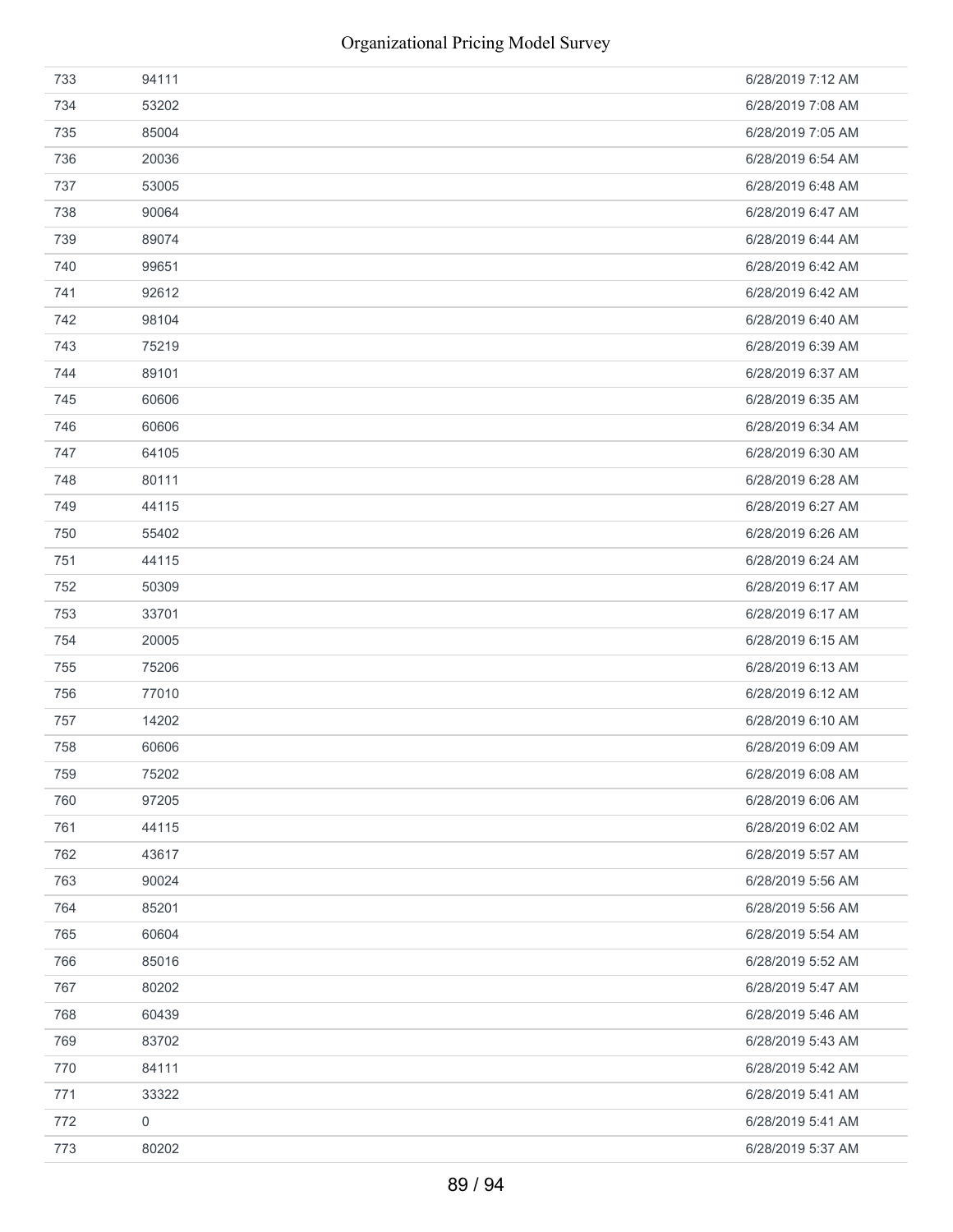| | | |
|---|---|---|
| 733 | 94111 | 6/28/2019 7:12 AM |
| 734 | 53202 | 6/28/2019 7:08 AM |
| 735 | 85004 | 6/28/2019 7:05 AM |
| 736 | 20036 | 6/28/2019 6:54 AM |
| 737 | 53005 | 6/28/2019 6:48 AM |
| 738 | 90064 | 6/28/2019 6:47 AM |
| 739 | 89074 | 6/28/2019 6:44 AM |
| 740 | 99651 | 6/28/2019 6:42 AM |
| 741 | 92612 | 6/28/2019 6:42 AM |
| 742 | 98104 | 6/28/2019 6:40 AM |
| 743 | 75219 | 6/28/2019 6:39 AM |
| 744 | 89101 | 6/28/2019 6:37 AM |
| 745 | 60606 | 6/28/2019 6:35 AM |
| 746 | 60606 | 6/28/2019 6:34 AM |
| 747 | 64105 | 6/28/2019 6:30 AM |
| 748 | 80111 | 6/28/2019 6:28 AM |
| 749 | 44115 | 6/28/2019 6:27 AM |
| 750 | 55402 | 6/28/2019 6:26 AM |
| 751 | 44115 | 6/28/2019 6:24 AM |
| 752 | 50309 | 6/28/2019 6:17 AM |
| 753 | 33701 | 6/28/2019 6:17 AM |
| 754 | 20005 | 6/28/2019 6:15 AM |
| 755 | 75206 | 6/28/2019 6:13 AM |
| 756 | 77010 | 6/28/2019 6:12 AM |
| 757 | 14202 | 6/28/2019 6:10 AM |
| 758 | 60606 | 6/28/2019 6:09 AM |
| 759 | 75202 | 6/28/2019 6:08 AM |
| 760 | 97205 | 6/28/2019 6:06 AM |
| 761 | 44115 | 6/28/2019 6:02 AM |
| 762 | 43617 | 6/28/2019 5:57 AM |
| 763 | 90024 | 6/28/2019 5:56 AM |
| 764 | 85201 | 6/28/2019 5:56 AM |
| 765 | 60604 | 6/28/2019 5:54 AM |
| 766 | 85016 | 6/28/2019 5:52 AM |
| 767 | 80202 | 6/28/2019 5:47 AM |
| 768 | 60439 | 6/28/2019 5:46 AM |
| 769 | 83702 | 6/28/2019 5:43 AM |
| 770 | 84111 | 6/28/2019 5:42 AM |
| 771 | 33322 | 6/28/2019 5:41 AM |
| 772 | 0 | 6/28/2019 5:41 AM |
| 773 | 80202 | 6/28/2019 5:37 AM |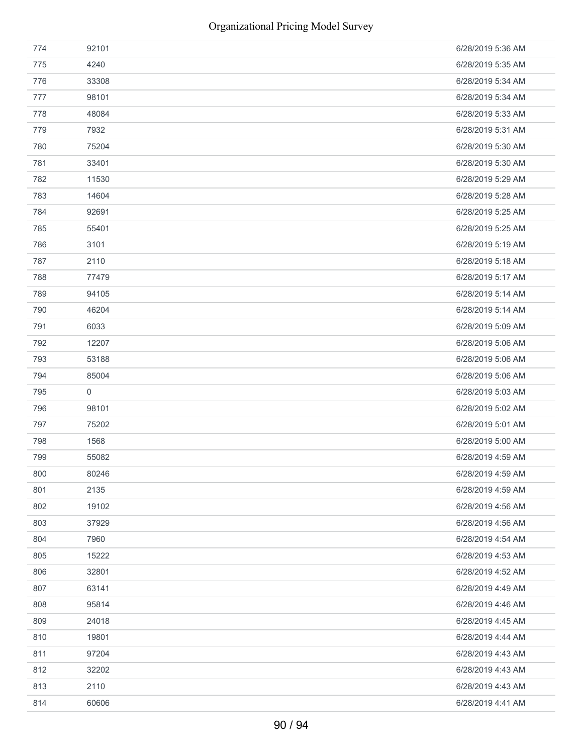| | | |
|---|---|---|
| 774 | 92101 | 6/28/2019 5:36 AM |
| 775 | 4240 | 6/28/2019 5:35 AM |
| 776 | 33308 | 6/28/2019 5:34 AM |
| 777 | 98101 | 6/28/2019 5:34 AM |
| 778 | 48084 | 6/28/2019 5:33 AM |
| 779 | 7932 | 6/28/2019 5:31 AM |
| 780 | 75204 | 6/28/2019 5:30 AM |
| 781 | 33401 | 6/28/2019 5:30 AM |
| 782 | 11530 | 6/28/2019 5:29 AM |
| 783 | 14604 | 6/28/2019 5:28 AM |
| 784 | 92691 | 6/28/2019 5:25 AM |
| 785 | 55401 | 6/28/2019 5:25 AM |
| 786 | 3101 | 6/28/2019 5:19 AM |
| 787 | 2110 | 6/28/2019 5:18 AM |
| 788 | 77479 | 6/28/2019 5:17 AM |
| 789 | 94105 | 6/28/2019 5:14 AM |
| 790 | 46204 | 6/28/2019 5:14 AM |
| 791 | 6033 | 6/28/2019 5:09 AM |
| 792 | 12207 | 6/28/2019 5:06 AM |
| 793 | 53188 | 6/28/2019 5:06 AM |
| 794 | 85004 | 6/28/2019 5:06 AM |
| 795 | 0 | 6/28/2019 5:03 AM |
| 796 | 98101 | 6/28/2019 5:02 AM |
| 797 | 75202 | 6/28/2019 5:01 AM |
| 798 | 1568 | 6/28/2019 5:00 AM |
| 799 | 55082 | 6/28/2019 4:59 AM |
| 800 | 80246 | 6/28/2019 4:59 AM |
| 801 | 2135 | 6/28/2019 4:59 AM |
| 802 | 19102 | 6/28/2019 4:56 AM |
| 803 | 37929 | 6/28/2019 4:56 AM |
| 804 | 7960 | 6/28/2019 4:54 AM |
| 805 | 15222 | 6/28/2019 4:53 AM |
| 806 | 32801 | 6/28/2019 4:52 AM |
| 807 | 63141 | 6/28/2019 4:49 AM |
| 808 | 95814 | 6/28/2019 4:46 AM |
| 809 | 24018 | 6/28/2019 4:45 AM |
| 810 | 19801 | 6/28/2019 4:44 AM |
| 811 | 97204 | 6/28/2019 4:43 AM |
| 812 | 32202 | 6/28/2019 4:43 AM |
| 813 | 2110 | 6/28/2019 4:43 AM |
| 814 | 60606 | 6/28/2019 4:41 AM |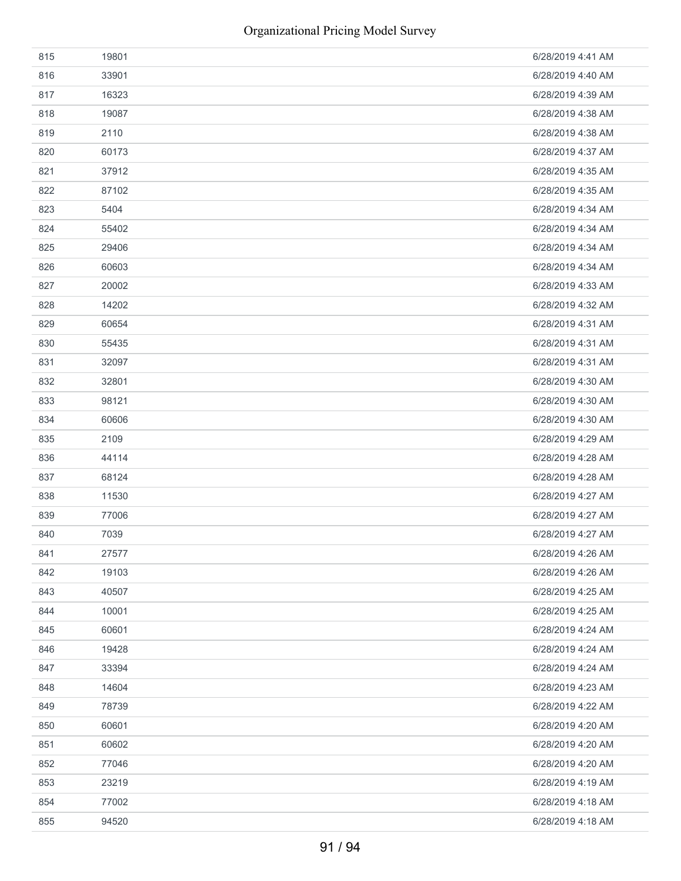| | | |
|---|---|---|
| 815 | 19801 | 6/28/2019 4:41 AM |
| 816 | 33901 | 6/28/2019 4:40 AM |
| 817 | 16323 | 6/28/2019 4:39 AM |
| 818 | 19087 | 6/28/2019 4:38 AM |
| 819 | 2110 | 6/28/2019 4:38 AM |
| 820 | 60173 | 6/28/2019 4:37 AM |
| 821 | 37912 | 6/28/2019 4:35 AM |
| 822 | 87102 | 6/28/2019 4:35 AM |
| 823 | 5404 | 6/28/2019 4:34 AM |
| 824 | 55402 | 6/28/2019 4:34 AM |
| 825 | 29406 | 6/28/2019 4:34 AM |
| 826 | 60603 | 6/28/2019 4:34 AM |
| 827 | 20002 | 6/28/2019 4:33 AM |
| 828 | 14202 | 6/28/2019 4:32 AM |
| 829 | 60654 | 6/28/2019 4:31 AM |
| 830 | 55435 | 6/28/2019 4:31 AM |
| 831 | 32097 | 6/28/2019 4:31 AM |
| 832 | 32801 | 6/28/2019 4:30 AM |
| 833 | 98121 | 6/28/2019 4:30 AM |
| 834 | 60606 | 6/28/2019 4:30 AM |
| 835 | 2109 | 6/28/2019 4:29 AM |
| 836 | 44114 | 6/28/2019 4:28 AM |
| 837 | 68124 | 6/28/2019 4:28 AM |
| 838 | 11530 | 6/28/2019 4:27 AM |
| 839 | 77006 | 6/28/2019 4:27 AM |
| 840 | 7039 | 6/28/2019 4:27 AM |
| 841 | 27577 | 6/28/2019 4:26 AM |
| 842 | 19103 | 6/28/2019 4:26 AM |
| 843 | 40507 | 6/28/2019 4:25 AM |
| 844 | 10001 | 6/28/2019 4:25 AM |
| 845 | 60601 | 6/28/2019 4:24 AM |
| 846 | 19428 | 6/28/2019 4:24 AM |
| 847 | 33394 | 6/28/2019 4:24 AM |
| 848 | 14604 | 6/28/2019 4:23 AM |
| 849 | 78739 | 6/28/2019 4:22 AM |
| 850 | 60601 | 6/28/2019 4:20 AM |
| 851 | 60602 | 6/28/2019 4:20 AM |
| 852 | 77046 | 6/28/2019 4:20 AM |
| 853 | 23219 | 6/28/2019 4:19 AM |
| 854 | 77002 | 6/28/2019 4:18 AM |
| 855 | 94520 | 6/28/2019 4:18 AM |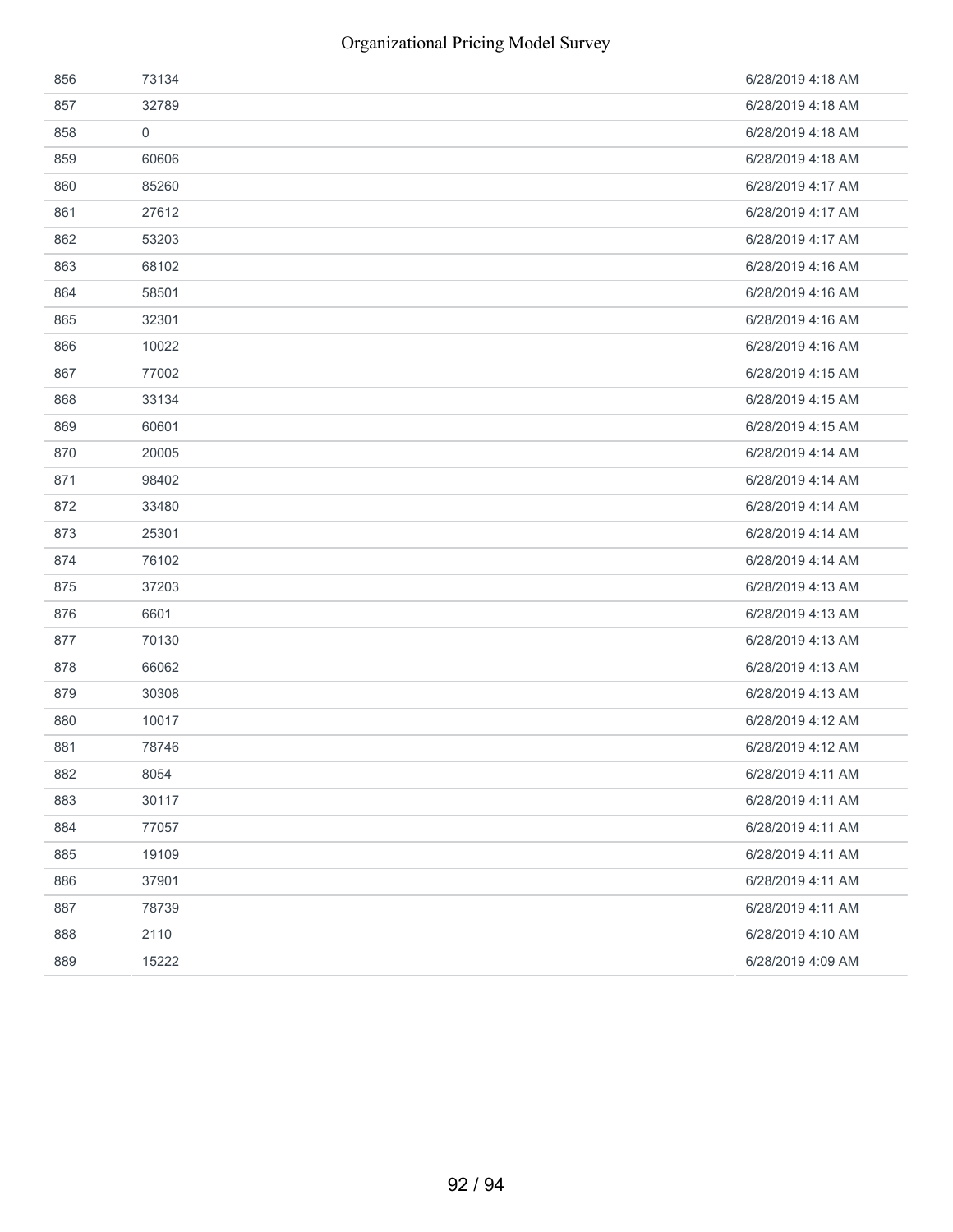| | | |
|---|---|---|
| 856 | 73134 | 6/28/2019 4:18 AM |
| 857 | 32789 | 6/28/2019 4:18 AM |
| 858 | 0 | 6/28/2019 4:18 AM |
| 859 | 60606 | 6/28/2019 4:18 AM |
| 860 | 85260 | 6/28/2019 4:17 AM |
| 861 | 27612 | 6/28/2019 4:17 AM |
| 862 | 53203 | 6/28/2019 4:17 AM |
| 863 | 68102 | 6/28/2019 4:16 AM |
| 864 | 58501 | 6/28/2019 4:16 AM |
| 865 | 32301 | 6/28/2019 4:16 AM |
| 866 | 10022 | 6/28/2019 4:16 AM |
| 867 | 77002 | 6/28/2019 4:15 AM |
| 868 | 33134 | 6/28/2019 4:15 AM |
| 869 | 60601 | 6/28/2019 4:15 AM |
| 870 | 20005 | 6/28/2019 4:14 AM |
| 871 | 98402 | 6/28/2019 4:14 AM |
| 872 | 33480 | 6/28/2019 4:14 AM |
| 873 | 25301 | 6/28/2019 4:14 AM |
| 874 | 76102 | 6/28/2019 4:14 AM |
| 875 | 37203 | 6/28/2019 4:13 AM |
| 876 | 6601 | 6/28/2019 4:13 AM |
| 877 | 70130 | 6/28/2019 4:13 AM |
| 878 | 66062 | 6/28/2019 4:13 AM |
| 879 | 30308 | 6/28/2019 4:13 AM |
| 880 | 10017 | 6/28/2019 4:12 AM |
| 881 | 78746 | 6/28/2019 4:12 AM |
| 882 | 8054 | 6/28/2019 4:11 AM |
| 883 | 30117 | 6/28/2019 4:11 AM |
| 884 | 77057 | 6/28/2019 4:11 AM |
| 885 | 19109 | 6/28/2019 4:11 AM |
| 886 | 37901 | 6/28/2019 4:11 AM |
| 887 | 78739 | 6/28/2019 4:11 AM |
| 888 | 2110 | 6/28/2019 4:10 AM |
| 889 | 15222 | 6/28/2019 4:09 AM |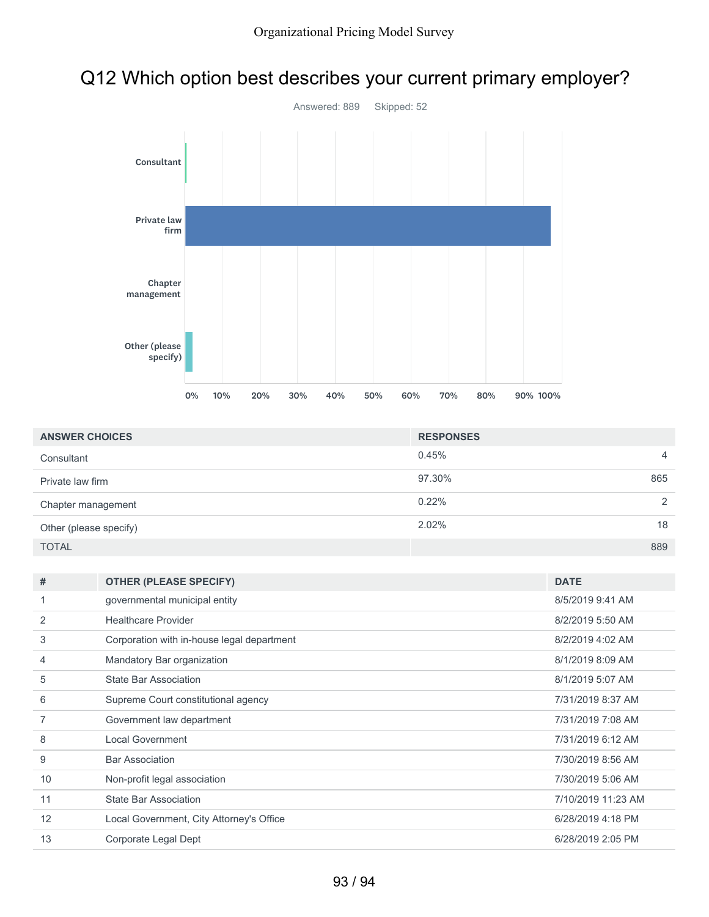# Q12 Which option best describes your current primary employer?

Answered: 889 Skipped: 52

| ANSWER CHOICES | RESPONSES | |
|---|---|---|
| Consultant | 0.45% | 4 |
| Private law firm | 97.30% | 865 |
| Chapter management | 0.22% | 2 |
| Other (please specify) | 2.02% | 18 |
| TOTAL | | 889 |

| # | OTHER (PLEASE SPECIFY) | DATE |
|---|---|---|
| 1 | governmental municipal entity | 8/5/2019 9:41 AM |
| 2 | Healthcare Provider | 8/2/2019 5:50 AM |
| 3 | Corporation with in-house legal department | 8/2/2019 4:02 AM |
| 4 | Mandatory Bar organization | 8/1/2019 8:09 AM |
| 5 | State Bar Association | 8/1/2019 5:07 AM |
| 6 | Supreme Court constitutional agency | 7/31/2019 8:37 AM |
| 7 | Government law department | 7/31/2019 7:08 AM |
| 8 | Local Government | 7/31/2019 6:12 AM |
| 9 | Bar Association | 7/30/2019 8:56 AM |
| 10 | Non-profit legal association | 7/30/2019 5:06 AM |
| 11 | State Bar Association | 7/10/2019 11:23 AM |
| 12 | Local Government, City Attorney's Office | 6/28/2019 4:18 PM |
| 13 | Corporate Legal Dept | 6/28/2019 2:05 PM |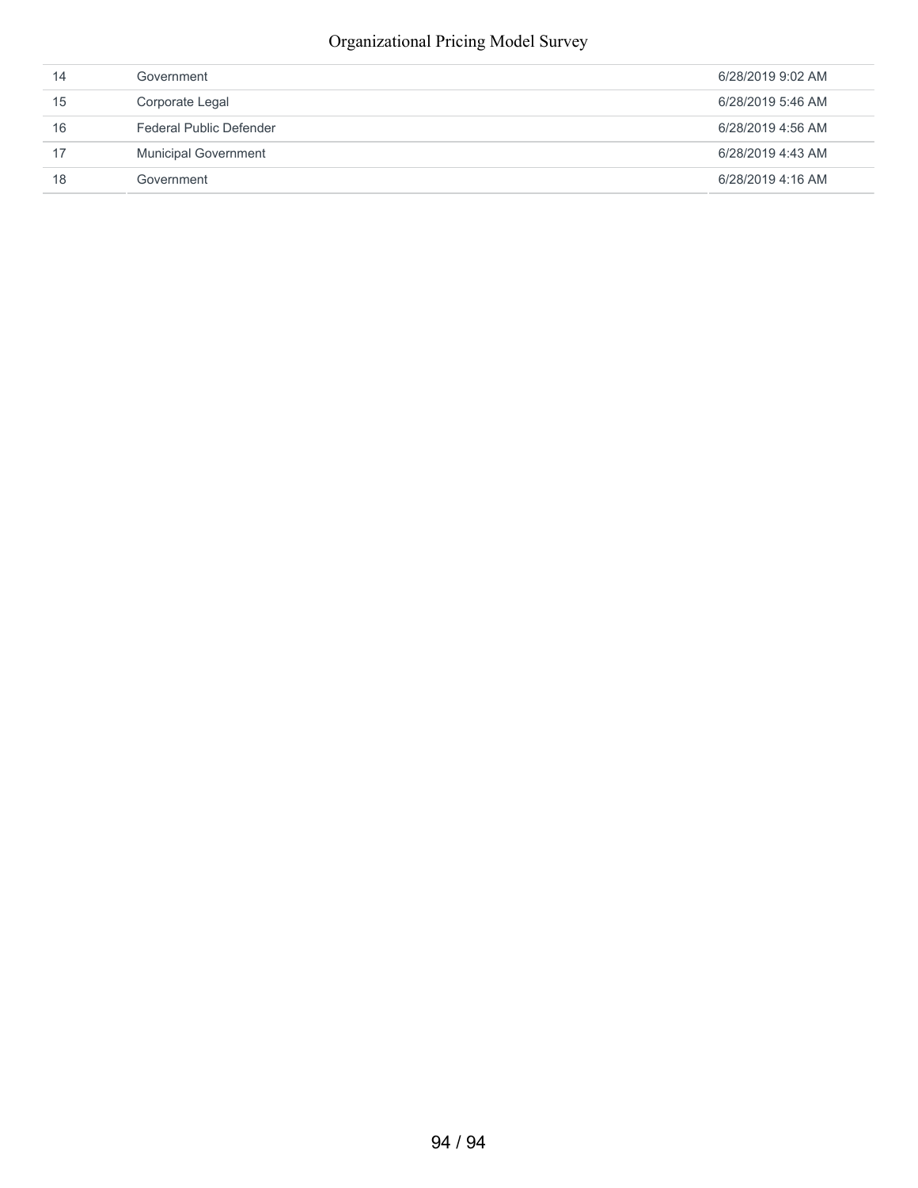| | | |
|---|---|---|
| 14 | Government | 6/28/2019 9:02 AM |
| 15 | Corporate Legal | 6/28/2019 5:46 AM |
| 16 | Federal Public Defender | 6/28/2019 4:56 AM |
| 17 | Municipal Government | 6/28/2019 4:43 AM |
| 18 | Government | 6/28/2019 4:16 AM |